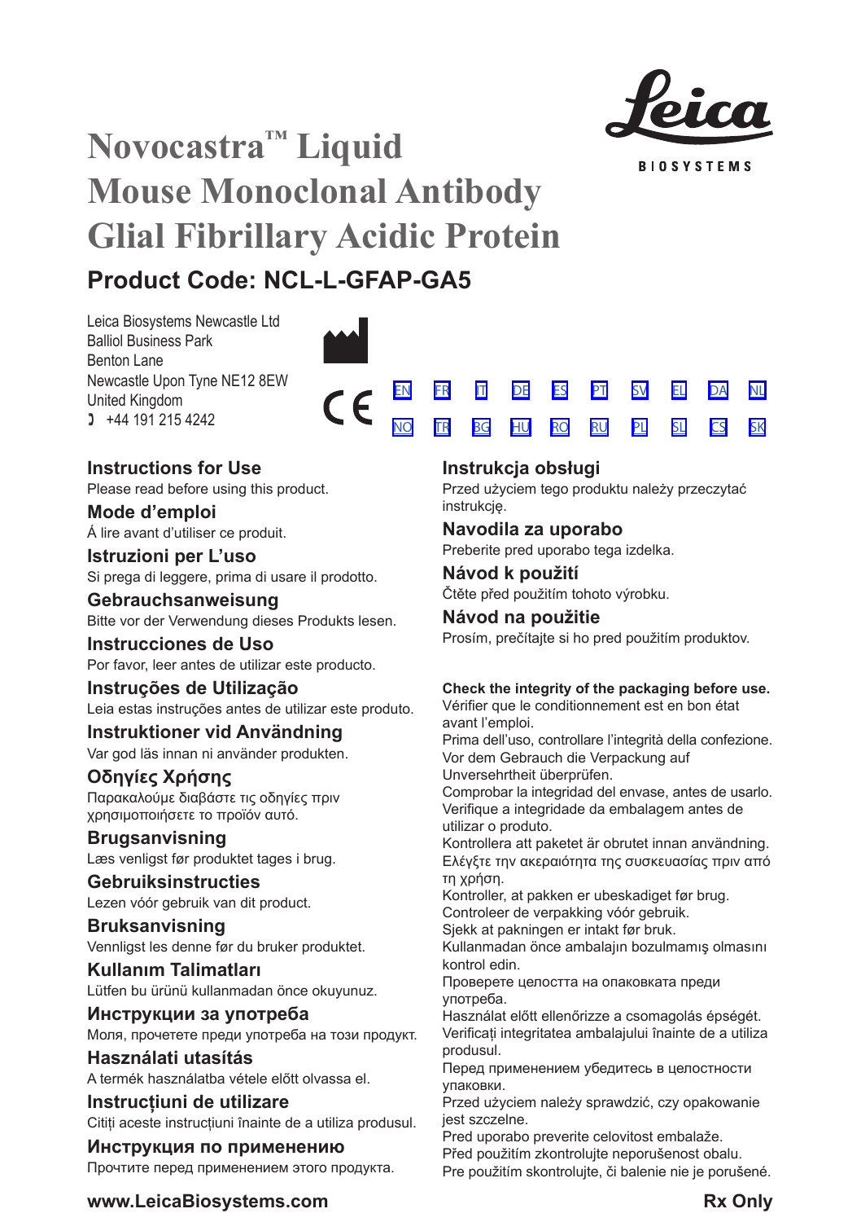# Novocastra™ Liquid Mouse Monoclonal Antibody Glial Fibrillary Acidic Protein

## Product Code: NCL-L-GFAP-GA5

Leica Biosystems Newcastle Ltd
Balliol Business Park
Benton Lane
Newcastle Upon Tyne NE12 8EW
United Kingdom
+44 191 215 4242

EN FR IT DE ES PT SV EL DA NL
NO TR BG HU RO RU PL SL CS SK

### Instructions for Use
Please read before using this product.

### Mode d'emploi
Á lire avant d'utiliser ce produit.

### Istruzioni per L'uso
Si prega di leggere, prima di usare il prodotto.

### Gebrauchsanweisung
Bitte vor der Verwendung dieses Produkts lesen.

### Instrucciones de Uso
Por favor, leer antes de utilizar este producto.

### Instruções de Utilização
Leia estas instruções antes de utilizar este produto.

### Instruktioner vid Användning
Var god läs innan ni använder produkten.

### Οδηγίες Χρήσης
Παρακαλούμε διαβάστε τις οδηγίες πριν χρησιμοποιήσετε το προϊόν αυτό.

### Brugsanvisning
Læs venligst før produktet tages i brug.

### Gebruiksinstructies
Lezen vóór gebruik van dit product.

### Bruksanvisning
Vennligst les denne før du bruker produktet.

### Kullanım Talimatları
Lütfen bu ürünü kullanmadan önce okuyunuz.

### Инструкции за употреба
Моля, прочетете преди употреба на този продукт.

### Használati utasítás
A termék használatba vétele előtt olvassa el.

### Instrucțiuni de utilizare
Citiți aceste instrucțiuni înainte de a utiliza produsul.

### Инструкция по применению
Прочтите перед применением этого продукта.

### Instrukcja obsługi
Przed użyciem tego produktu należy przeczytać instrukcję.

### Navodila za uporabo
Preberite pred uporabo tega izdelka.

### Návod k použití
Čtěte před použitím tohoto výrobku.

### Návod na použitie
Prosím, prečítajte si ho pred použitím produktov.

**Check the integrity of the packaging before use.**
Vérifier que le conditionnement est en bon état avant l'emploi.
Prima dell'uso, controllare l'integrità della confezione.
Vor dem Gebrauch die Verpackung auf Unversehrtheit überprüfen.
Comprobar la integridad del envase, antes de usarlo.
Verifique a integridade da embalagem antes de utilizar o produto.
Kontrollera att paketet är obrutet innan användning.
Ελέγξτε την ακεραιότητα της συσκευασίας πριν από τη χρήση.
Kontroller, at pakken er ubeskadiget før brug.
Controleer de verpakking vóór gebruik.
Sjekk at pakningen er intakt før bruk.
Kullanmadan önce ambalajın bozulmamış olmasını kontrol edin.
Проверете целостта на опаковката преди употреба.
Használat előtt ellenőrizze a csomagolás épségét.
Verificați integritatea ambalajului înainte de a utiliza produsul.
Перед применением убедитесь в целостности упаковки.
Przed użyciem należy sprawdzić, czy opakowanie jest szczelne.
Pred uporabo preverite celovitost embalaže.
Před použitím zkontrolujte neporušenost obalu.
Pre použitím skontrolujte, či balenie nie je porušené.

www.LeicaBiosystems.com

Rx Only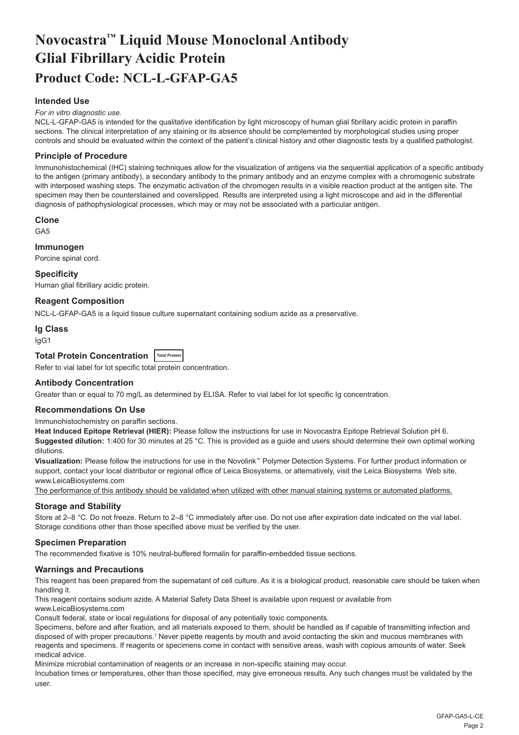# Novocastra™ Liquid Mouse Monoclonal Antibody Glial Fibrillary Acidic Protein

# Product Code: NCL-L-GFAP-GA5

### Intended Use

*For in vitro diagnostic use.*

NCL-L-GFAP-GA5 is intended for the qualitative identification by light microscopy of human glial fibrillary acidic protein in paraffin sections. The clinical interpretation of any staining or its absence should be complemented by morphological studies using proper controls and should be evaluated within the context of the patient's clinical history and other diagnostic tests by a qualified pathologist.

### Principle of Procedure

Immunohistochemical (IHC) staining techniques allow for the visualization of antigens via the sequential application of a specific antibody to the antigen (primary antibody), a secondary antibody to the primary antibody and an enzyme complex with a chromogenic substrate with interposed washing steps. The enzymatic activation of the chromogen results in a visible reaction product at the antigen site. The specimen may then be counterstained and coverslipped. Results are interpreted using a light microscope and aid in the differential diagnosis of pathophysiological processes, which may or may not be associated with a particular antigen.

### Clone

GA5

### Immunogen

Porcine spinal cord.

### Specificity

Human glial fibrillary acidic protein.

### Reagent Composition

NCL-L-GFAP-GA5 is a liquid tissue culture supernatant containing sodium azide as a preservative.

### Ig Class

IgG1

### Total Protein Concentration Total Protein

Refer to vial label for lot specific total protein concentration.

### Antibody Concentration

Greater than or equal to 70 mg/L as determined by ELISA. Refer to vial label for lot specific Ig concentration.

### Recommendations On Use

Immunohistochemistry on paraffin sections.

**Heat Induced Epitope Retrieval (HIER):** Please follow the instructions for use in Novocastra Epitope Retrieval Solution pH 6.

**Suggested dilution:** 1:400 for 30 minutes at 25 °C. This is provided as a guide and users should determine their own optimal working dilutions.

**Visualization:** Please follow the instructions for use in the Novolink™ Polymer Detection Systems. For further product information or support, contact your local distributor or regional office of Leica Biosystems, or alternatively, visit the Leica Biosystems Web site, www.LeicaBiosystems.com

The performance of this antibody should be validated when utilized with other manual staining systems or automated platforms.

### Storage and Stability

Store at 2–8 °C. Do not freeze. Return to 2–8 °C immediately after use. Do not use after expiration date indicated on the vial label. Storage conditions other than those specified above must be verified by the user.

### Specimen Preparation

The recommended fixative is 10% neutral-buffered formalin for paraffin-embedded tissue sections.

### Warnings and Precautions

This reagent has been prepared from the supernatant of cell culture. As it is a biological product, reasonable care should be taken when handling it.

This reagent contains sodium azide. A Material Safety Data Sheet is available upon request or available from www.LeicaBiosystems.com

Consult federal, state or local regulations for disposal of any potentially toxic components.

Specimens, before and after fixation, and all materials exposed to them, should be handled as if capable of transmitting infection and disposed of with proper precautions.[1] Never pipette reagents by mouth and avoid contacting the skin and mucous membranes with reagents and specimens. If reagents or specimens come in contact with sensitive areas, wash with copious amounts of water. Seek medical advice.

Minimize microbial contamination of reagents or an increase in non-specific staining may occur.

Incubation times or temperatures, other than those specified, may give erroneous results. Any such changes must be validated by the user.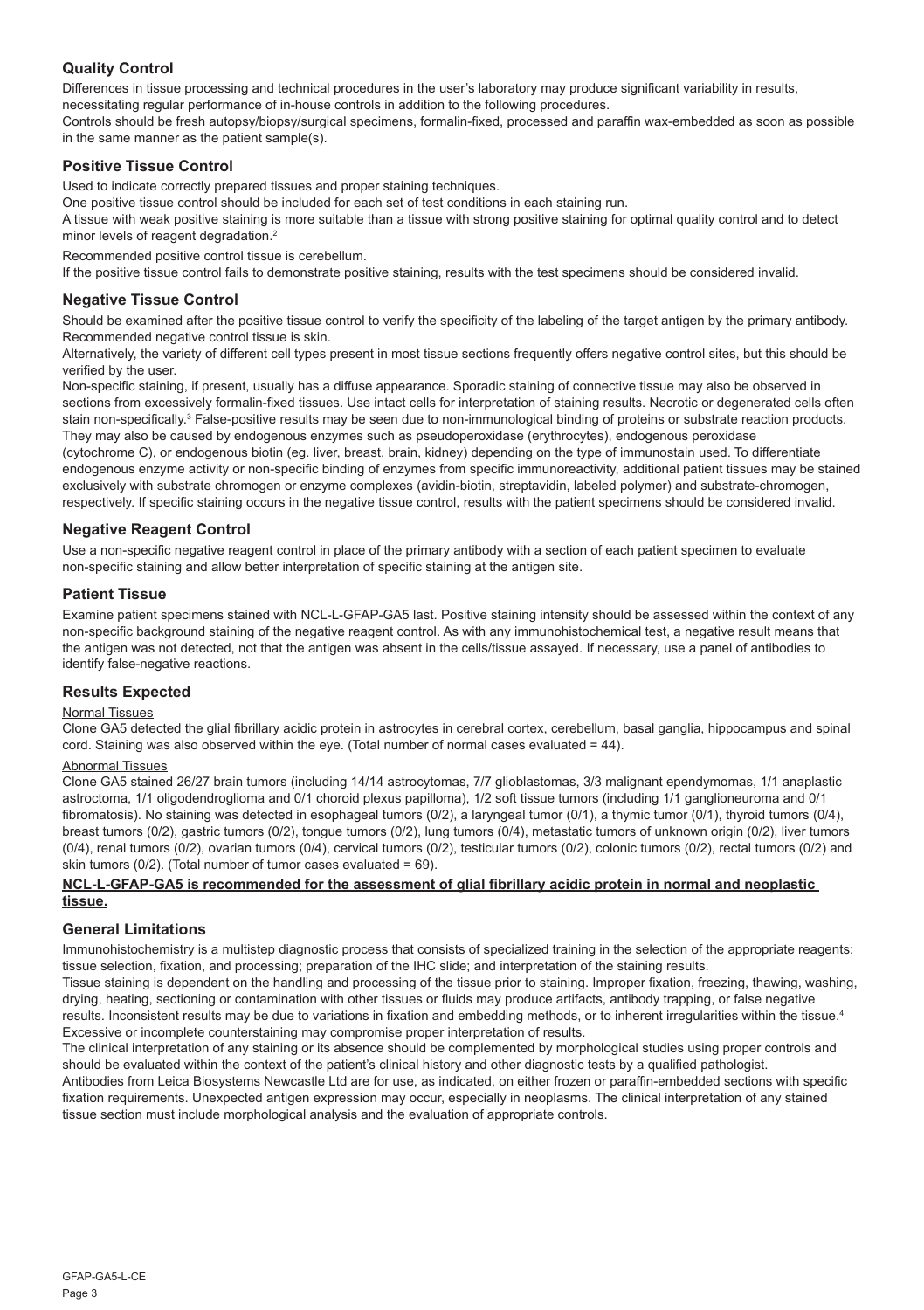## Quality Control

Differences in tissue processing and technical procedures in the user's laboratory may produce significant variability in results, necessitating regular performance of in-house controls in addition to the following procedures.

Controls should be fresh autopsy/biopsy/surgical specimens, formalin-fixed, processed and paraffin wax-embedded as soon as possible in the same manner as the patient sample(s).

## Positive Tissue Control

Used to indicate correctly prepared tissues and proper staining techniques.

One positive tissue control should be included for each set of test conditions in each staining run.

A tissue with weak positive staining is more suitable than a tissue with strong positive staining for optimal quality control and to detect minor levels of reagent degradation.[2]

Recommended positive control tissue is cerebellum.

If the positive tissue control fails to demonstrate positive staining, results with the test specimens should be considered invalid.

## Negative Tissue Control

Should be examined after the positive tissue control to verify the specificity of the labeling of the target antigen by the primary antibody.

Recommended negative control tissue is skin.

Alternatively, the variety of different cell types present in most tissue sections frequently offers negative control sites, but this should be verified by the user.

Non-specific staining, if present, usually has a diffuse appearance. Sporadic staining of connective tissue may also be observed in sections from excessively formalin-fixed tissues. Use intact cells for interpretation of staining results. Necrotic or degenerated cells often stain non-specifically.[3] False-positive results may be seen due to non-immunological binding of proteins or substrate reaction products. They may also be caused by endogenous enzymes such as pseudoperoxidase (erythrocytes), endogenous peroxidase (cytochrome C), or endogenous biotin (eg. liver, breast, brain, kidney) depending on the type of immunostain used. To differentiate endogenous enzyme activity or non-specific binding of enzymes from specific immunoreactivity, additional patient tissues may be stained exclusively with substrate chromogen or enzyme complexes (avidin-biotin, streptavidin, labeled polymer) and substrate-chromogen, respectively. If specific staining occurs in the negative tissue control, results with the patient specimens should be considered invalid.

## Negative Reagent Control

Use a non-specific negative reagent control in place of the primary antibody with a section of each patient specimen to evaluate non-specific staining and allow better interpretation of specific staining at the antigen site.

## Patient Tissue

Examine patient specimens stained with NCL-L-GFAP-GA5 last. Positive staining intensity should be assessed within the context of any non-specific background staining of the negative reagent control. As with any immunohistochemical test, a negative result means that the antigen was not detected, not that the antigen was absent in the cells/tissue assayed. If necessary, use a panel of antibodies to identify false-negative reactions.

## Results Expected

Normal Tissues

Clone GA5 detected the glial fibrillary acidic protein in astrocytes in cerebral cortex, cerebellum, basal ganglia, hippocampus and spinal cord. Staining was also observed within the eye. (Total number of normal cases evaluated = 44).

Abnormal Tissues

Clone GA5 stained 26/27 brain tumors (including 14/14 astrocytomas, 7/7 glioblastomas, 3/3 malignant ependymomas, 1/1 anaplastic astroctoma, 1/1 oligodendroglioma and 0/1 choroid plexus papilloma), 1/2 soft tissue tumors (including 1/1 ganglioneuroma and 0/1 fibromatosis). No staining was detected in esophageal tumors (0/2), a laryngeal tumor (0/1), a thymic tumor (0/1), thyroid tumors (0/4), breast tumors (0/2), gastric tumors (0/2), tongue tumors (0/2), lung tumors (0/4), metastatic tumors of unknown origin (0/2), liver tumors (0/4), renal tumors (0/2), ovarian tumors (0/4), cervical tumors (0/2), testicular tumors (0/2), colonic tumors (0/2), rectal tumors (0/2) and skin tumors (0/2). (Total number of tumor cases evaluated = 69).

**NCL-L-GFAP-GA5 is recommended for the assessment of glial fibrillary acidic protein in normal and neoplastic tissue.**

## General Limitations

Immunohistochemistry is a multistep diagnostic process that consists of specialized training in the selection of the appropriate reagents; tissue selection, fixation, and processing; preparation of the IHC slide; and interpretation of the staining results.

Tissue staining is dependent on the handling and processing of the tissue prior to staining. Improper fixation, freezing, thawing, washing, drying, heating, sectioning or contamination with other tissues or fluids may produce artifacts, antibody trapping, or false negative results. Inconsistent results may be due to variations in fixation and embedding methods, or to inherent irregularities within the tissue.[4] Excessive or incomplete counterstaining may compromise proper interpretation of results.

The clinical interpretation of any staining or its absence should be complemented by morphological studies using proper controls and should be evaluated within the context of the patient's clinical history and other diagnostic tests by a qualified pathologist.

Antibodies from Leica Biosystems Newcastle Ltd are for use, as indicated, on either frozen or paraffin-embedded sections with specific fixation requirements. Unexpected antigen expression may occur, especially in neoplasms. The clinical interpretation of any stained tissue section must include morphological analysis and the evaluation of appropriate controls.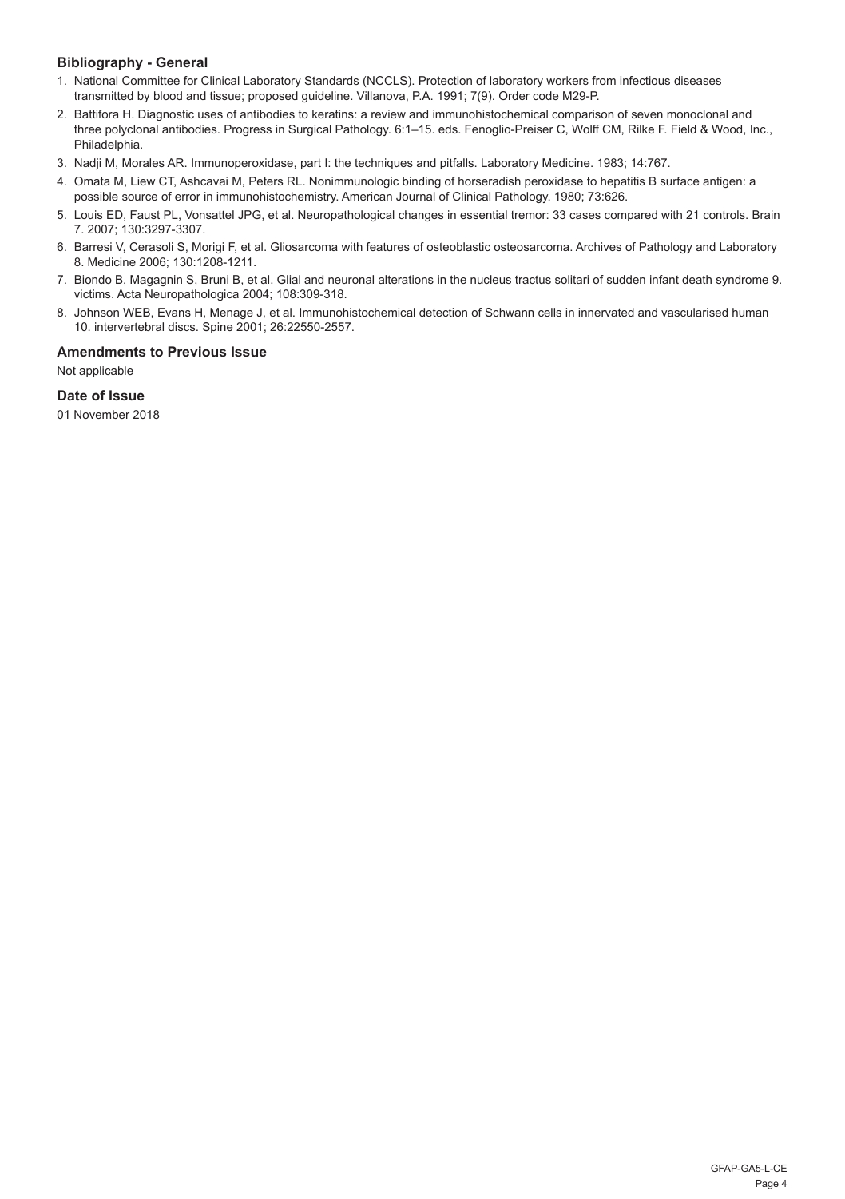### Bibliography - General

1. National Committee for Clinical Laboratory Standards (NCCLS). Protection of laboratory workers from infectious diseases transmitted by blood and tissue; proposed guideline. Villanova, P.A. 1991; 7(9). Order code M29-P.
2. Battifora H. Diagnostic uses of antibodies to keratins: a review and immunohistochemical comparison of seven monoclonal and three polyclonal antibodies. Progress in Surgical Pathology. 6:1–15. eds. Fenoglio-Preiser C, Wolff CM, Rilke F. Field & Wood, Inc., Philadelphia.
3. Nadji M, Morales AR. Immunoperoxidase, part I: the techniques and pitfalls. Laboratory Medicine. 1983; 14:767.
4. Omata M, Liew CT, Ashcavai M, Peters RL. Nonimmunologic binding of horseradish peroxidase to hepatitis B surface antigen: a possible source of error in immunohistochemistry. American Journal of Clinical Pathology. 1980; 73:626.
5. Louis ED, Faust PL, Vonsattel JPG, et al. Neuropathological changes in essential tremor: 33 cases compared with 21 controls. Brain 7. 2007; 130:3297-3307.
6. Barresi V, Cerasoli S, Morigi F, et al. Gliosarcoma with features of osteoblastic osteosarcoma. Archives of Pathology and Laboratory 8. Medicine 2006; 130:1208-1211.
7. Biondo B, Magagnin S, Bruni B, et al. Glial and neuronal alterations in the nucleus tractus solitari of sudden infant death syndrome 9. victims. Acta Neuropathologica 2004; 108:309-318.
8. Johnson WEB, Evans H, Menage J, et al. Immunohistochemical detection of Schwann cells in innervated and vascularised human 10. intervertebral discs. Spine 2001; 26:22550-2557.

### Amendments to Previous Issue

Not applicable

### Date of Issue

01 November 2018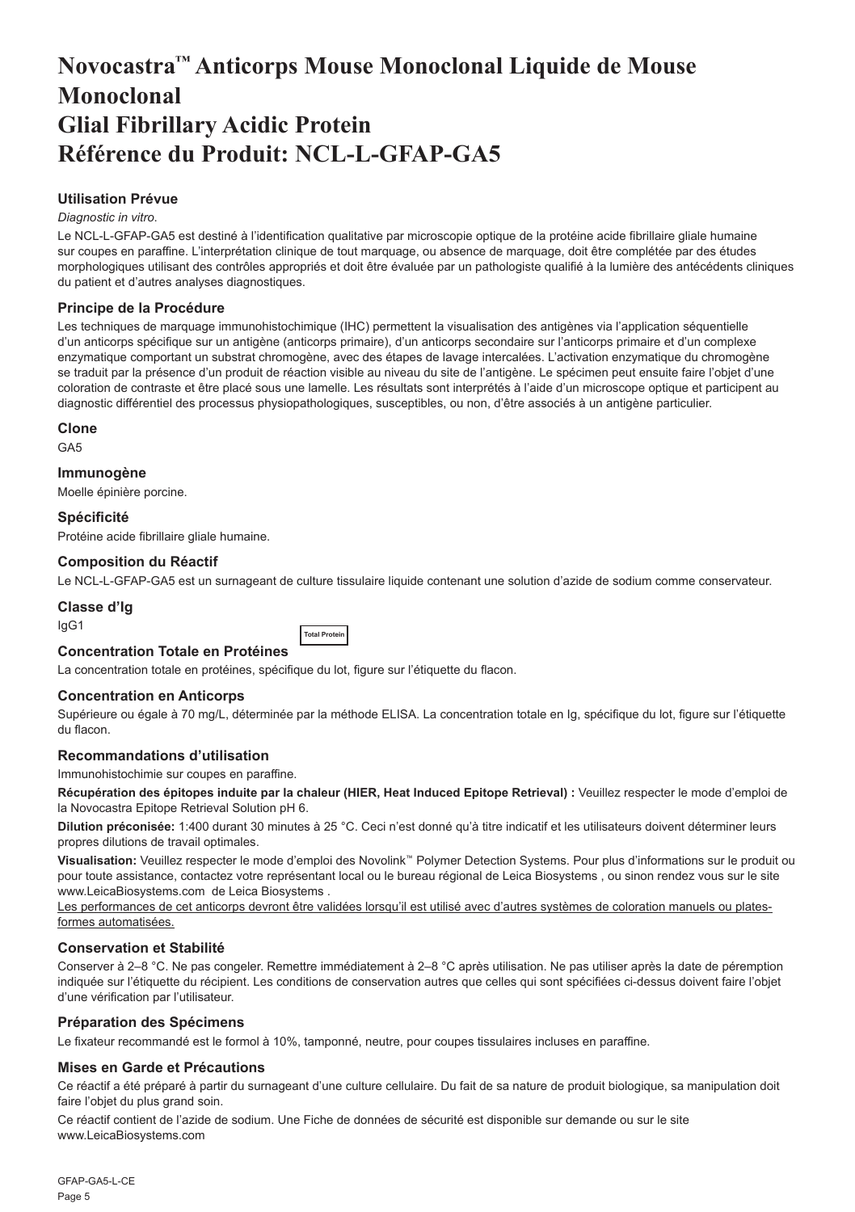# Novocastra™ Anticorps Mouse Monoclonal Liquide de Mouse Monoclonal
# Glial Fibrillary Acidic Protein
# Référence du Produit: NCL-L-GFAP-GA5

### Utilisation Prévue

*Diagnostic in vitro.*

Le NCL-L-GFAP-GA5 est destiné à l'identification qualitative par microscopie optique de la protéine acide fibrillaire gliale humaine sur coupes en paraffine. L'interprétation clinique de tout marquage, ou absence de marquage, doit être complétée par des études morphologiques utilisant des contrôles appropriés et doit être évaluée par un pathologiste qualifié à la lumière des antécédents cliniques du patient et d'autres analyses diagnostiques.

### Principe de la Procédure

Les techniques de marquage immunohistochimique (IHC) permettent la visualisation des antigènes via l'application séquentielle d'un anticorps spécifique sur un antigène (anticorps primaire), d'un anticorps secondaire sur l'anticorps primaire et d'un complexe enzymatique comportant un substrat chromogène, avec des étapes de lavage intercalées. L'activation enzymatique du chromogène se traduit par la présence d'un produit de réaction visible au niveau du site de l'antigène. Le spécimen peut ensuite faire l'objet d'une coloration de contraste et être placé sous une lamelle. Les résultats sont interprétés à l'aide d'un microscope optique et participent au diagnostic différentiel des processus physiopathologiques, susceptibles, ou non, d'être associés à un antigène particulier.

### Clone

GA5

### Immunogène

Moelle épinière porcine.

### Spécificité

Protéine acide fibrillaire gliale humaine.

### Composition du Réactif

Le NCL-L-GFAP-GA5 est un surnageant de culture tissulaire liquide contenant une solution d'azide de sodium comme conservateur.

### Classe d'Ig

IgG1

Total Protein

### Concentration Totale en Protéines

La concentration totale en protéines, spécifique du lot, figure sur l'étiquette du flacon.

### Concentration en Anticorps

Supérieure ou égale à 70 mg/L, déterminée par la méthode ELISA. La concentration totale en Ig, spécifique du lot, figure sur l'étiquette du flacon.

### Recommandations d'utilisation

Immunohistochimie sur coupes en paraffine.

**Récupération des épitopes induite par la chaleur (HIER, Heat Induced Epitope Retrieval) :** Veuillez respecter le mode d'emploi de la Novocastra Epitope Retrieval Solution pH 6.

**Dilution préconisée:** 1:400 durant 30 minutes à 25 °C. Ceci n'est donné qu'à titre indicatif et les utilisateurs doivent déterminer leurs propres dilutions de travail optimales.

**Visualisation:** Veuillez respecter le mode d'emploi des Novolink™ Polymer Detection Systems. Pour plus d'informations sur le produit ou pour toute assistance, contactez votre représentant local ou le bureau régional de Leica Biosystems , ou sinon rendez vous sur le site www.LeicaBiosystems.com de Leica Biosystems .

Les performances de cet anticorps devront être validées lorsqu'il est utilisé avec d'autres systèmes de coloration manuels ou plates-formes automatisées.

### Conservation et Stabilité

Conserver à 2–8 °C. Ne pas congeler. Remettre immédiatement à 2–8 °C après utilisation. Ne pas utiliser après la date de péremption indiquée sur l'étiquette du récipient. Les conditions de conservation autres que celles qui sont spécifiées ci-dessus doivent faire l'objet d'une vérification par l'utilisateur.

### Préparation des Spécimens

Le fixateur recommandé est le formol à 10%, tamponné, neutre, pour coupes tissulaires incluses en paraffine.

### Mises en Garde et Précautions

Ce réactif a été préparé à partir du surnageant d'une culture cellulaire. Du fait de sa nature de produit biologique, sa manipulation doit faire l'objet du plus grand soin.

Ce réactif contient de l'azide de sodium. Une Fiche de données de sécurité est disponible sur demande ou sur le site www.LeicaBiosystems.com

GFAP-GA5-L-CE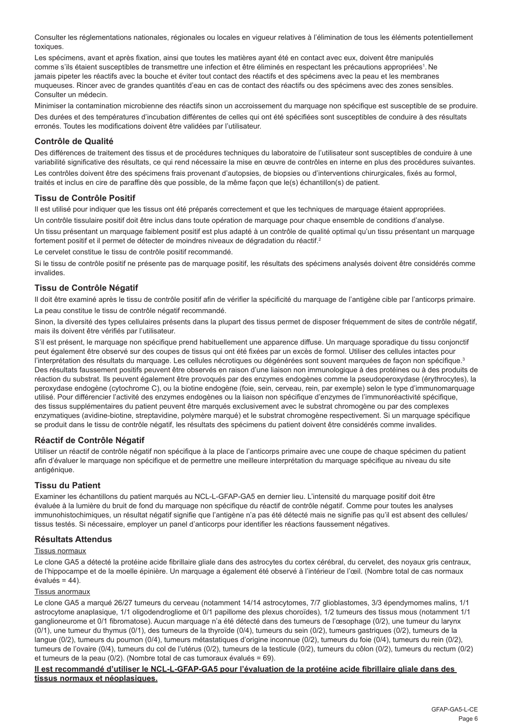Consulter les réglementations nationales, régionales ou locales en vigueur relatives à l'élimination de tous les éléments potentiellement toxiques.

Les spécimens, avant et après fixation, ainsi que toutes les matières ayant été en contact avec eux, doivent être manipulés comme s'ils étaient susceptibles de transmettre une infection et être éliminés en respectant les précautions appropriées[1]. Ne jamais pipeter les réactifs avec la bouche et éviter tout contact des réactifs et des spécimens avec la peau et les membranes muqueuses. Rincer avec de grandes quantités d'eau en cas de contact des réactifs ou des spécimens avec des zones sensibles. Consulter un médecin.

Minimiser la contamination microbienne des réactifs sinon un accroissement du marquage non spécifique est susceptible de se produire.

Des durées et des températures d'incubation différentes de celles qui ont été spécifiées sont susceptibles de conduire à des résultats erronés. Toutes les modifications doivent être validées par l'utilisateur.

## Contrôle de Qualité

Des différences de traitement des tissus et de procédures techniques du laboratoire de l'utilisateur sont susceptibles de conduire à une variabilité significative des résultats, ce qui rend nécessaire la mise en œuvre de contrôles en interne en plus des procédures suivantes.

Les contrôles doivent être des spécimens frais provenant d'autopsies, de biopsies ou d'interventions chirurgicales, fixés au formol, traités et inclus en cire de paraffine dès que possible, de la même façon que le(s) échantillon(s) de patient.

## Tissu de Contrôle Positif

Il est utilisé pour indiquer que les tissus ont été préparés correctement et que les techniques de marquage étaient appropriées.

Un contrôle tissulaire positif doit être inclus dans toute opération de marquage pour chaque ensemble de conditions d'analyse.

Un tissu présentant un marquage faiblement positif est plus adapté à un contrôle de qualité optimal qu'un tissu présentant un marquage fortement positif et il permet de détecter de moindres niveaux de dégradation du réactif.[2]

Le cervelet constitue le tissu de contrôle positif recommandé.

Si le tissu de contrôle positif ne présente pas de marquage positif, les résultats des spécimens analysés doivent être considérés comme invalides.

## Tissu de Contrôle Négatif

Il doit être examiné après le tissu de contrôle positif afin de vérifier la spécificité du marquage de l'antigène cible par l'anticorps primaire.

La peau constitue le tissu de contrôle négatif recommandé.

Sinon, la diversité des types cellulaires présents dans la plupart des tissus permet de disposer fréquemment de sites de contrôle négatif, mais ils doivent être vérifiés par l'utilisateur.

S'il est présent, le marquage non spécifique prend habituellement une apparence diffuse. Un marquage sporadique du tissu conjonctif peut également être observé sur des coupes de tissus qui ont été fixées par un excès de formol. Utiliser des cellules intactes pour l'interprétation des résultats du marquage. Les cellules nécrotiques ou dégénérées sont souvent marquées de façon non spécifique.[3] Des résultats faussement positifs peuvent être observés en raison d'une liaison non immunologique à des protéines ou à des produits de réaction du substrat. Ils peuvent également être provoqués par des enzymes endogènes comme la pseudoperoxydase (érythrocytes), la peroxydase endogène (cytochrome C), ou la biotine endogène (foie, sein, cerveau, rein, par exemple) selon le type d'immunomarquage utilisé. Pour différencier l'activité des enzymes endogènes ou la liaison non spécifique d'enzymes de l'immunoréactivité spécifique, des tissus supplémentaires du patient peuvent être marqués exclusivement avec le substrat chromogène ou par des complexes enzymatiques (avidine-biotine, streptavidine, polymère marqué) et le substrat chromogène respectivement. Si un marquage spécifique se produit dans le tissu de contrôle négatif, les résultats des spécimens du patient doivent être considérés comme invalides.

## Réactif de Contrôle Négatif

Utiliser un réactif de contrôle négatif non spécifique à la place de l'anticorps primaire avec une coupe de chaque spécimen du patient afin d'évaluer le marquage non spécifique et de permettre une meilleure interprétation du marquage spécifique au niveau du site antigénique.

## Tissu du Patient

Examiner les échantillons du patient marqués au NCL-L-GFAP-GA5 en dernier lieu. L'intensité du marquage positif doit être évaluée à la lumière du bruit de fond du marquage non spécifique du réactif de contrôle négatif. Comme pour toutes les analyses immunohistochimiques, un résultat négatif signifie que l'antigène n'a pas été détecté mais ne signifie pas qu'il est absent des cellules/ tissus testés. Si nécessaire, employer un panel d'anticorps pour identifier les réactions faussement négatives.

## Résultats Attendus

Tissus normaux

Le clone GA5 a détecté la protéine acide fibrillaire gliale dans des astrocytes du cortex cérébral, du cervelet, des noyaux gris centraux, de l'hippocampe et de la moelle épinière. Un marquage a également été observé à l'intérieur de l'œil. (Nombre total de cas normaux évalués = 44).

Tissus anormaux

Le clone GA5 a marqué 26/27 tumeurs du cerveau (notamment 14/14 astrocytomes, 7/7 glioblastomes, 3/3 épendymomes malins, 1/1 astrocytome anaplasique, 1/1 oligodendrogliome et 0/1 papillome des plexus choroïdes), 1/2 tumeurs des tissus mous (notamment 1/1 ganglioneurome et 0/1 fibromatose). Aucun marquage n'a été détecté dans des tumeurs de l'œsophage (0/2), une tumeur du larynx (0/1), une tumeur du thymus (0/1), des tumeurs de la thyroïde (0/4), tumeurs du sein (0/2), tumeurs gastriques (0/2), tumeurs de la langue (0/2), tumeurs du poumon (0/4), tumeurs métastatiques d'origine inconnue (0/2), tumeurs du foie (0/4), tumeurs du rein (0/2), tumeurs de l'ovaire (0/4), tumeurs du col de l'utérus (0/2), tumeurs de la testicule (0/2), tumeurs du côlon (0/2), tumeurs du rectum (0/2) et tumeurs de la peau (0/2). (Nombre total de cas tumoraux évalués = 69).

**Il est recommandé d'utiliser le NCL-L-GFAP-GA5 pour l'évaluation de la protéine acide fibrillaire gliale dans des tissus normaux et néoplasiques.**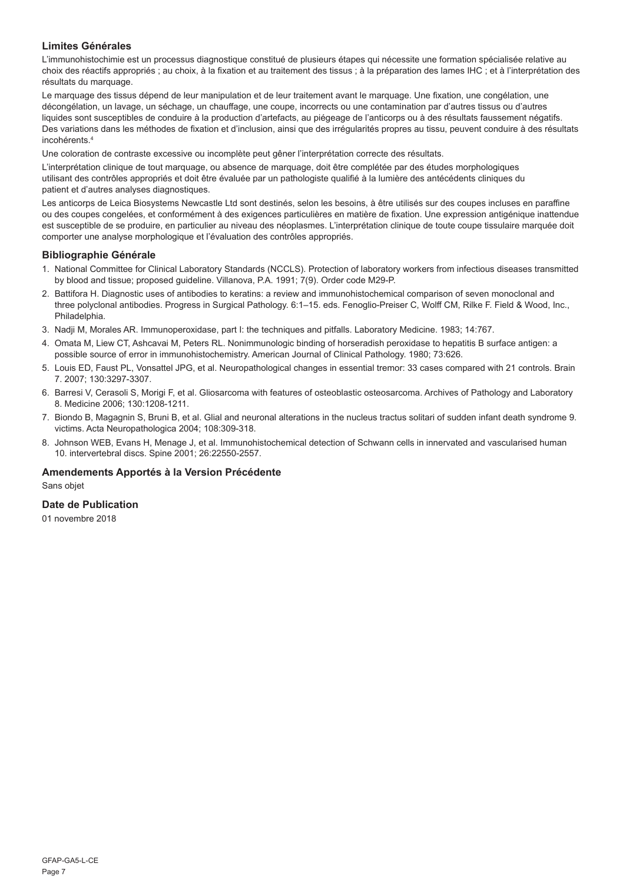## Limites Générales

L'immunohistochimie est un processus diagnostique constitué de plusieurs étapes qui nécessite une formation spécialisée relative au choix des réactifs appropriés ; au choix, à la fixation et au traitement des tissus ; à la préparation des lames IHC ; et à l'interprétation des résultats du marquage.

Le marquage des tissus dépend de leur manipulation et de leur traitement avant le marquage. Une fixation, une congélation, une décongélation, un lavage, un séchage, un chauffage, une coupe, incorrects ou une contamination par d'autres tissus ou d'autres liquides sont susceptibles de conduire à la production d'artefacts, au piégeage de l'anticorps ou à des résultats faussement négatifs. Des variations dans les méthodes de fixation et d'inclusion, ainsi que des irrégularités propres au tissu, peuvent conduire à des résultats incohérents.[4]

Une coloration de contraste excessive ou incomplète peut gêner l'interprétation correcte des résultats.

L'interprétation clinique de tout marquage, ou absence de marquage, doit être complétée par des études morphologiques utilisant des contrôles appropriés et doit être évaluée par un pathologiste qualifié à la lumière des antécédents cliniques du patient et d'autres analyses diagnostiques.

Les anticorps de Leica Biosystems Newcastle Ltd sont destinés, selon les besoins, à être utilisés sur des coupes incluses en paraffine ou des coupes congelées, et conformément à des exigences particulières en matière de fixation. Une expression antigénique inattendue est susceptible de se produire, en particulier au niveau des néoplasmes. L'interprétation clinique de toute coupe tissulaire marquée doit comporter une analyse morphologique et l'évaluation des contrôles appropriés.

## Bibliographie Générale

1. National Committee for Clinical Laboratory Standards (NCCLS). Protection of laboratory workers from infectious diseases transmitted by blood and tissue; proposed guideline. Villanova, P.A. 1991; 7(9). Order code M29-P.
2. Battifora H. Diagnostic uses of antibodies to keratins: a review and immunohistochemical comparison of seven monoclonal and three polyclonal antibodies. Progress in Surgical Pathology. 6:1–15. eds. Fenoglio-Preiser C, Wolff CM, Rilke F. Field & Wood, Inc., Philadelphia.
3. Nadji M, Morales AR. Immunoperoxidase, part I: the techniques and pitfalls. Laboratory Medicine. 1983; 14:767.
4. Omata M, Liew CT, Ashcavai M, Peters RL. Nonimmunologic binding of horseradish peroxidase to hepatitis B surface antigen: a possible source of error in immunohistochemistry. American Journal of Clinical Pathology. 1980; 73:626.
5. Louis ED, Faust PL, Vonsattel JPG, et al. Neuropathological changes in essential tremor: 33 cases compared with 21 controls. Brain 7. 2007; 130:3297-3307.
6. Barresi V, Cerasoli S, Morigi F, et al. Gliosarcoma with features of osteoblastic osteosarcoma. Archives of Pathology and Laboratory 8. Medicine 2006; 130:1208-1211.
7. Biondo B, Magagnin S, Bruni B, et al. Glial and neuronal alterations in the nucleus tractus solitari of sudden infant death syndrome 9. victims. Acta Neuropathologica 2004; 108:309-318.
8. Johnson WEB, Evans H, Menage J, et al. Immunohistochemical detection of Schwann cells in innervated and vascularised human 10. intervertebral discs. Spine 2001; 26:22550-2557.

## Amendements Apportés à la Version Précédente

Sans objet

## Date de Publication

01 novembre 2018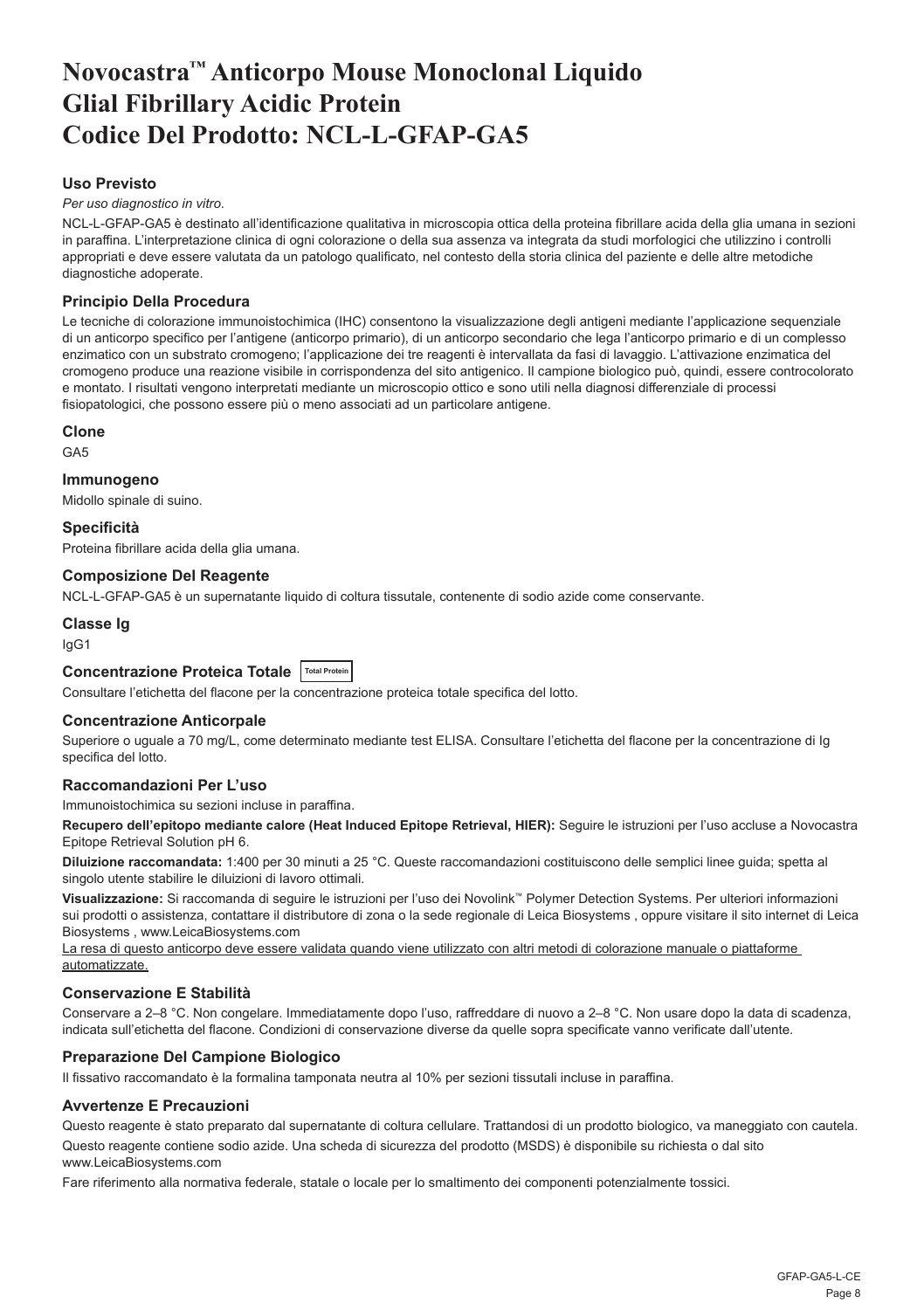# Novocastra™ Anticorpo Mouse Monoclonal Liquido Glial Fibrillary Acidic Protein Codice Del Prodotto: NCL-L-GFAP-GA5

## Uso Previsto

*Per uso diagnostico in vitro*.

NCL-L-GFAP-GA5 è destinato all'identificazione qualitativa in microscopia ottica della proteina fibrillare acida della glia umana in sezioni in paraffina. L'interpretazione clinica di ogni colorazione o della sua assenza va integrata da studi morfologici che utilizzino i controlli appropriati e deve essere valutata da un patologo qualificato, nel contesto della storia clinica del paziente e delle altre metodiche diagnostiche adoperate.

## Principio Della Procedura

Le tecniche di colorazione immunoistochimica (IHC) consentono la visualizzazione degli antigeni mediante l'applicazione sequenziale di un anticorpo specifico per l'antigene (anticorpo primario), di un anticorpo secondario che lega l'anticorpo primario e di un complesso enzimatico con un substrato cromogeno; l'applicazione dei tre reagenti è intervallata da fasi di lavaggio. L'attivazione enzimatica del cromogeno produce una reazione visibile in corrispondenza del sito antigenico. Il campione biologico può, quindi, essere controcolorato e montato. I risultati vengono interpretati mediante un microscopio ottico e sono utili nella diagnosi differenziale di processi fisiopatologici, che possono essere più o meno associati ad un particolare antigene.

## Clone

GA5

## Immunogeno

Midollo spinale di suino.

## Specificità

Proteina fibrillare acida della glia umana.

## Composizione Del Reagente

NCL-L-GFAP-GA5 è un supernatante liquido di coltura tissutale, contenente di sodio azide come conservante.

## Classe Ig

IgG1

## Concentrazione Proteica Totale Total Protein

Consultare l'etichetta del flacone per la concentrazione proteica totale specifica del lotto.

## Concentrazione Anticorpale

Superiore o uguale a 70 mg/L, come determinato mediante test ELISA. Consultare l'etichetta del flacone per la concentrazione di Ig specifica del lotto.

## Raccomandazioni Per L'uso

Immunoistochimica su sezioni incluse in paraffina.

**Recupero dell'epitopo mediante calore (Heat Induced Epitope Retrieval, HIER):** Seguire le istruzioni per l'uso accluse a Novocastra Epitope Retrieval Solution pH 6.

**Diluizione raccomandata:** 1:400 per 30 minuti a 25 °C. Queste raccomandazioni costituiscono delle semplici linee guida; spetta al singolo utente stabilire le diluizioni di lavoro ottimali.

**Visualizzazione:** Si raccomanda di seguire le istruzioni per l'uso dei Novolink™ Polymer Detection Systems. Per ulteriori informazioni sui prodotti o assistenza, contattare il distributore di zona o la sede regionale di Leica Biosystems , oppure visitare il sito internet di Leica Biosystems , www.LeicaBiosystems.com

La resa di questo anticorpo deve essere validata quando viene utilizzato con altri metodi di colorazione manuale o piattaforme automatizzate.

## Conservazione E Stabilità

Conservare a 2–8 °C. Non congelare. Immediatamente dopo l'uso, raffreddare di nuovo a 2–8 °C. Non usare dopo la data di scadenza, indicata sull'etichetta del flacone. Condizioni di conservazione diverse da quelle sopra specificate vanno verificate dall'utente.

## Preparazione Del Campione Biologico

Il fissativo raccomandato è la formalina tamponata neutra al 10% per sezioni tissutali incluse in paraffina.

## Avvertenze E Precauzioni

Questo reagente è stato preparato dal supernatante di coltura cellulare. Trattandosi di un prodotto biologico, va maneggiato con cautela.

Questo reagente contiene sodio azide. Una scheda di sicurezza del prodotto (MSDS) è disponibile su richiesta o dal sito www.LeicaBiosystems.com

Fare riferimento alla normativa federale, statale o locale per lo smaltimento dei componenti potenzialmente tossici.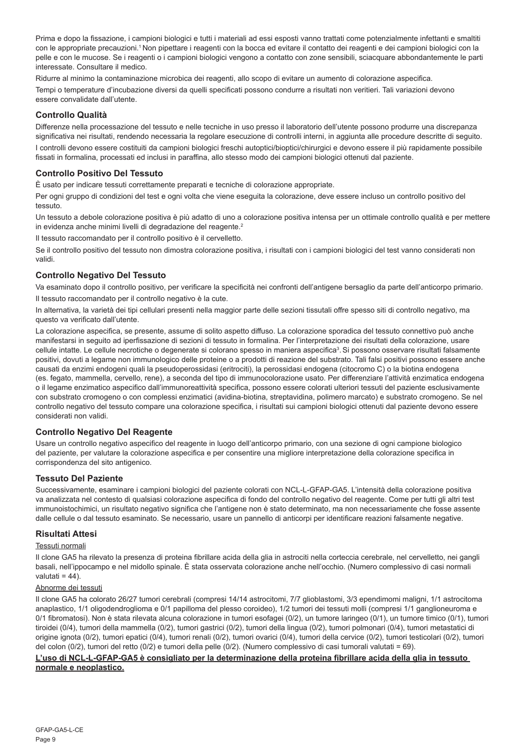Prima e dopo la fissazione, i campioni biologici e tutti i materiali ad essi esposti vanno trattati come potenzialmente infettanti e smaltiti con le appropriate precauzioni.[1] Non pipettare i reagenti con la bocca ed evitare il contatto dei reagenti e dei campioni biologici con la pelle e con le mucose. Se i reagenti o i campioni biologici vengono a contatto con zone sensibili, sciacquare abbondantemente le parti interessate. Consultare il medico.

Ridurre al minimo la contaminazione microbica dei reagenti, allo scopo di evitare un aumento di colorazione aspecifica.

Tempi o temperature d'incubazione diversi da quelli specificati possono condurre a risultati non veritieri. Tali variazioni devono essere convalidate dall'utente.

### Controllo Qualità

Differenze nella processazione del tessuto e nelle tecniche in uso presso il laboratorio dell'utente possono produrre una discrepanza significativa nei risultati, rendendo necessaria la regolare esecuzione di controlli interni, in aggiunta alle procedure descritte di seguito.

I controlli devono essere costituiti da campioni biologici freschi autoptici/bioptici/chirurgici e devono essere il più rapidamente possibile fissati in formalina, processati ed inclusi in paraffina, allo stesso modo dei campioni biologici ottenuti dal paziente.

### Controllo Positivo Del Tessuto

È usato per indicare tessuti correttamente preparati e tecniche di colorazione appropriate.

Per ogni gruppo di condizioni del test e ogni volta che viene eseguita la colorazione, deve essere incluso un controllo positivo del tessuto.

Un tessuto a debole colorazione positiva è più adatto di uno a colorazione positiva intensa per un ottimale controllo qualità e per mettere in evidenza anche minimi livelli di degradazione del reagente.[2]

Il tessuto raccomandato per il controllo positivo è il cervelletto.

Se il controllo positivo del tessuto non dimostra colorazione positiva, i risultati con i campioni biologici del test vanno considerati non validi.

### Controllo Negativo Del Tessuto

Va esaminato dopo il controllo positivo, per verificare la specificità nei confronti dell'antigene bersaglio da parte dell'anticorpo primario.

Il tessuto raccomandato per il controllo negativo è la cute.

In alternativa, la varietà dei tipi cellulari presenti nella maggior parte delle sezioni tissutali offre spesso siti di controllo negativo, ma questo va verificato dall'utente.

La colorazione aspecifica, se presente, assume di solito aspetto diffuso. La colorazione sporadica del tessuto connettivo può anche manifestarsi in seguito ad iperfissazione di sezioni di tessuto in formalina. Per l'interpretazione dei risultati della colorazione, usare cellule intatte. Le cellule necrotiche o degenerate si colorano spesso in maniera aspecifica[3]. Si possono osservare risultati falsamente positivi, dovuti a legame non immunologico delle proteine o a prodotti di reazione del substrato. Tali falsi positivi possono essere anche causati da enzimi endogeni quali la pseudoperossidasi (eritrociti), la perossidasi endogena (citocromo C) o la biotina endogena (es. fegato, mammella, cervello, rene), a seconda del tipo di immunocolorazione usato. Per differenziare l'attività enzimatica endogena o il legame enzimatico aspecifico dall'immunoreattività specifica, possono essere colorati ulteriori tessuti del paziente esclusivamente con substrato cromogeno o con complessi enzimatici (avidina-biotina, streptavidina, polimero marcato) e substrato cromogeno. Se nel controllo negativo del tessuto compare una colorazione specifica, i risultati sui campioni biologici ottenuti dal paziente devono essere considerati non validi.

### Controllo Negativo Del Reagente

Usare un controllo negativo aspecifico del reagente in luogo dell'anticorpo primario, con una sezione di ogni campione biologico del paziente, per valutare la colorazione aspecifica e per consentire una migliore interpretazione della colorazione specifica in corrispondenza del sito antigenico.

### Tessuto Del Paziente

Successivamente, esaminare i campioni biologici del paziente colorati con NCL-L-GFAP-GA5. L'intensità della colorazione positiva va analizzata nel contesto di qualsiasi colorazione aspecifica di fondo del controllo negativo del reagente. Come per tutti gli altri test immunoistochimici, un risultato negativo significa che l'antigene non è stato determinato, ma non necessariamente che fosse assente dalle cellule o dal tessuto esaminato. Se necessario, usare un pannello di anticorpi per identificare reazioni falsamente negative.

### Risultati Attesi

Tessuti normali

Il clone GA5 ha rilevato la presenza di proteina fibrillare acida della glia in astrociti nella corteccia cerebrale, nel cervelletto, nei gangli basali, nell'ippocampo e nel midollo spinale. È stata osservata colorazione anche nell'occhio. (Numero complessivo di casi normali valutati = 44).

Abnorme dei tessuti

Il clone GA5 ha colorato 26/27 tumori cerebrali (compresi 14/14 astrocitomi, 7/7 glioblastomi, 3/3 ependimomi maligni, 1/1 astrocitoma anaplastico, 1/1 oligodendroglioma e 0/1 papilloma del plesso coroideo), 1/2 tumori dei tessuti molli (compresi 1/1 ganglioneuroma e 0/1 fibromatosi). Non è stata rilevata alcuna colorazione in tumori esofagei (0/2), un tumore laringeo (0/1), un tumore timico (0/1), tumori tiroidei (0/4), tumori della mammella (0/2), tumori gastrici (0/2), tumori della lingua (0/2), tumori polmonari (0/4), tumori metastatici di origine ignota (0/2), tumori epatici (0/4), tumori renali (0/2), tumori ovarici (0/4), tumori della cervice (0/2), tumori testicolari (0/2), tumori del colon (0/2), tumori del retto (0/2) e tumori della pelle (0/2). (Numero complessivo di casi tumorali valutati = 69).

**L'uso di NCL-L-GFAP-GA5 è consigliato per la determinazione della proteina fibrillare acida della glia in tessuto normale e neoplastico.**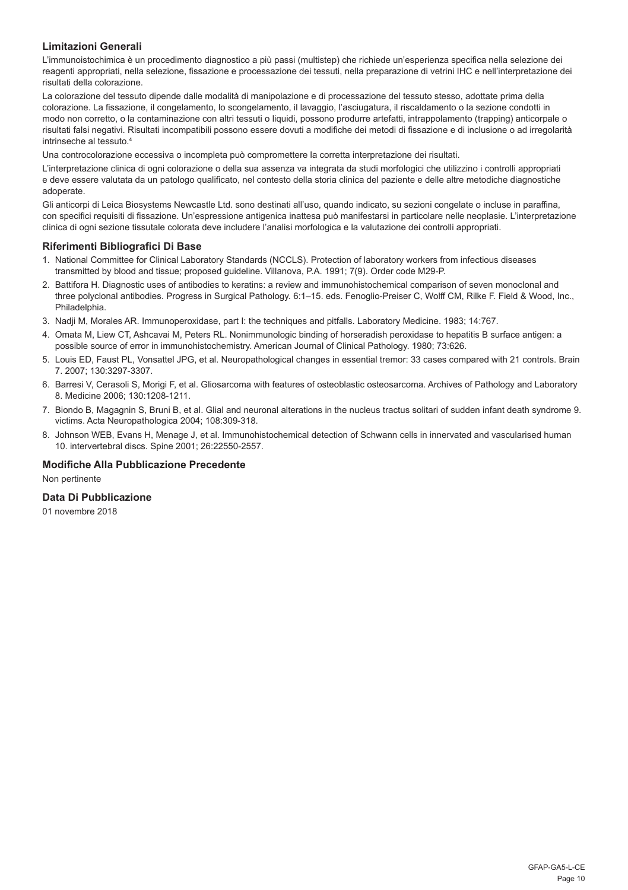### Limitazioni Generali

L'immunoistochimica è un procedimento diagnostico a più passi (multistep) che richiede un'esperienza specifica nella selezione dei reagenti appropriati, nella selezione, fissazione e processazione dei tessuti, nella preparazione di vetrini IHC e nell'interpretazione dei risultati della colorazione.

La colorazione del tessuto dipende dalle modalità di manipolazione e di processazione del tessuto stesso, adottate prima della colorazione. La fissazione, il congelamento, lo scongelamento, il lavaggio, l'asciugatura, il riscaldamento o la sezione condotti in modo non corretto, o la contaminazione con altri tessuti o liquidi, possono produrre artefatti, intrappolamento (trapping) anticorpale o risultati falsi negativi. Risultati incompatibili possono essere dovuti a modifiche dei metodi di fissazione e di inclusione o ad irregolarità intrinseche al tessuto.[4]

Una controcolorazione eccessiva o incompleta può compromettere la corretta interpretazione dei risultati.

L'interpretazione clinica di ogni colorazione o della sua assenza va integrata da studi morfologici che utilizzino i controlli appropriati e deve essere valutata da un patologo qualificato, nel contesto della storia clinica del paziente e delle altre metodiche diagnostiche adoperate.

Gli anticorpi di Leica Biosystems Newcastle Ltd. sono destinati all'uso, quando indicato, su sezioni congelate o incluse in paraffina, con specifici requisiti di fissazione. Un'espressione antigenica inattesa può manifestarsi in particolare nelle neoplasie. L'interpretazione clinica di ogni sezione tissutale colorata deve includere l'analisi morfologica e la valutazione dei controlli appropriati.

### Riferimenti Bibliografici Di Base

1. National Committee for Clinical Laboratory Standards (NCCLS). Protection of laboratory workers from infectious diseases transmitted by blood and tissue; proposed guideline. Villanova, P.A. 1991; 7(9). Order code M29-P.
2. Battifora H. Diagnostic uses of antibodies to keratins: a review and immunohistochemical comparison of seven monoclonal and three polyclonal antibodies. Progress in Surgical Pathology. 6:1–15. eds. Fenoglio-Preiser C, Wolff CM, Rilke F. Field & Wood, Inc., Philadelphia.
3. Nadji M, Morales AR. Immunoperoxidase, part I: the techniques and pitfalls. Laboratory Medicine. 1983; 14:767.
4. Omata M, Liew CT, Ashcavai M, Peters RL. Nonimmunologic binding of horseradish peroxidase to hepatitis B surface antigen: a possible source of error in immunohistochemistry. American Journal of Clinical Pathology. 1980; 73:626.
5. Louis ED, Faust PL, Vonsattel JPG, et al. Neuropathological changes in essential tremor: 33 cases compared with 21 controls. Brain 7. 2007; 130:3297-3307.
6. Barresi V, Cerasoli S, Morigi F, et al. Gliosarcoma with features of osteoblastic osteosarcoma. Archives of Pathology and Laboratory 8. Medicine 2006; 130:1208-1211.
7. Biondo B, Magagnin S, Bruni B, et al. Glial and neuronal alterations in the nucleus tractus solitari of sudden infant death syndrome 9. victims. Acta Neuropathologica 2004; 108:309-318.
8. Johnson WEB, Evans H, Menage J, et al. Immunohistochemical detection of Schwann cells in innervated and vascularised human 10. intervertebral discs. Spine 2001; 26:22550-2557.

### Modifiche Alla Pubblicazione Precedente

Non pertinente

### Data Di Pubblicazione

01 novembre 2018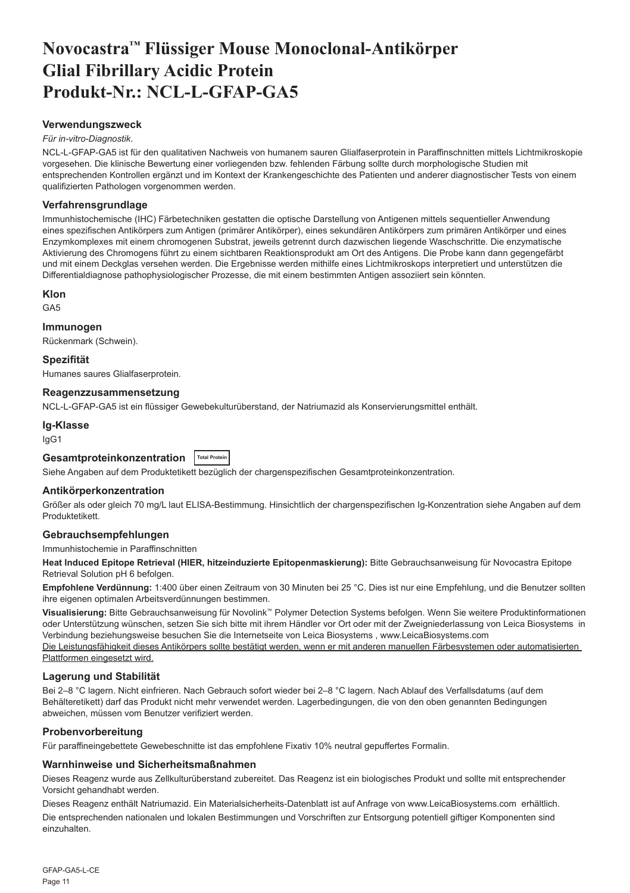# Novocastra™ Flüssiger Mouse Monoclonal-Antikörper Glial Fibrillary Acidic Protein Produkt-Nr.: NCL-L-GFAP-GA5

### Verwendungszweck

*Für in-vitro-Diagnostik*.

NCL-L-GFAP-GA5 ist für den qualitativen Nachweis von humanem sauren Glialfaserprotein in Paraffinschnitten mittels Lichtmikroskopie vorgesehen. Die klinische Bewertung einer vorliegenden bzw. fehlenden Färbung sollte durch morphologische Studien mit entsprechenden Kontrollen ergänzt und im Kontext der Krankengeschichte des Patienten und anderer diagnostischer Tests von einem qualifizierten Pathologen vorgenommen werden.

### Verfahrensgrundlage

Immunhistochemische (IHC) Färbetechniken gestatten die optische Darstellung von Antigenen mittels sequentieller Anwendung eines spezifischen Antikörpers zum Antigen (primärer Antikörper), eines sekundären Antikörpers zum primären Antikörper und eines Enzymkomplexes mit einem chromogenen Substrat, jeweils getrennt durch dazwischen liegende Waschschritte. Die enzymatische Aktivierung des Chromogens führt zu einem sichtbaren Reaktionsprodukt am Ort des Antigens. Die Probe kann dann gegengefärbt und mit einem Deckglas versehen werden. Die Ergebnisse werden mithilfe eines Lichtmikroskops interpretiert und unterstützen die Differentialdiagnose pathophysiologischer Prozesse, die mit einem bestimmten Antigen assoziiert sein könnten.

### Klon

GA5

### Immunogen

Rückenmark (Schwein).

### Spezifität

Humanes saures Glialfaserprotein.

### Reagenzzusammensetzung

NCL-L-GFAP-GA5 ist ein flüssiger Gewebekulturüberstand, der Natriumazid als Konservierungsmittel enthält.

### Ig-Klasse

IgG1

### Gesamtproteinkonzentration Total Protein

Siehe Angaben auf dem Produktetikett bezüglich der chargenspezifischen Gesamtproteinkonzentration.

### Antikörperkonzentration

Größer als oder gleich 70 mg/L laut ELISA-Bestimmung. Hinsichtlich der chargenspezifischen Ig-Konzentration siehe Angaben auf dem Produktetikett.

### Gebrauchsempfehlungen

Immunhistochemie in Paraffinschnitten

**Heat Induced Epitope Retrieval (HIER, hitzeinduzierte Epitopenmaskierung):** Bitte Gebrauchsanweisung für Novocastra Epitope Retrieval Solution pH 6 befolgen.

**Empfohlene Verdünnung:** 1:400 über einen Zeitraum von 30 Minuten bei 25 °C. Dies ist nur eine Empfehlung, und die Benutzer sollten ihre eigenen optimalen Arbeitsverdünnungen bestimmen.

**Visualisierung:** Bitte Gebrauchsanweisung für Novolink™ Polymer Detection Systems befolgen. Wenn Sie weitere Produktinformationen oder Unterstützung wünschen, setzen Sie sich bitte mit ihrem Händler vor Ort oder mit der Zweigniederlassung von Leica Biosystems in Verbindung beziehungsweise besuchen Sie die Internetseite von Leica Biosystems , www.LeicaBiosystems.com

Die Leistungsfähigkeit dieses Antikörpers sollte bestätigt werden, wenn er mit anderen manuellen Färbesystemen oder automatisierten Plattformen eingesetzt wird.

### Lagerung und Stabilität

Bei 2–8 °C lagern. Nicht einfrieren. Nach Gebrauch sofort wieder bei 2–8 °C lagern. Nach Ablauf des Verfallsdatums (auf dem Behälteretikett) darf das Produkt nicht mehr verwendet werden. Lagerbedingungen, die von den oben genannten Bedingungen abweichen, müssen vom Benutzer verifiziert werden.

### Probenvorbereitung

Für paraffineingebettete Gewebeschnitte ist das empfohlene Fixativ 10% neutral gepuffertes Formalin.

### Warnhinweise und Sicherheitsmaßnahmen

Dieses Reagenz wurde aus Zellkulturüberstand zubereitet. Das Reagenz ist ein biologisches Produkt und sollte mit entsprechender Vorsicht gehandhabt werden.

Dieses Reagenz enthält Natriumazid. Ein Materialsicherheits-Datenblatt ist auf Anfrage von www.LeicaBiosystems.com erhältlich.

Die entsprechenden nationalen und lokalen Bestimmungen und Vorschriften zur Entsorgung potentiell giftiger Komponenten sind einzuhalten.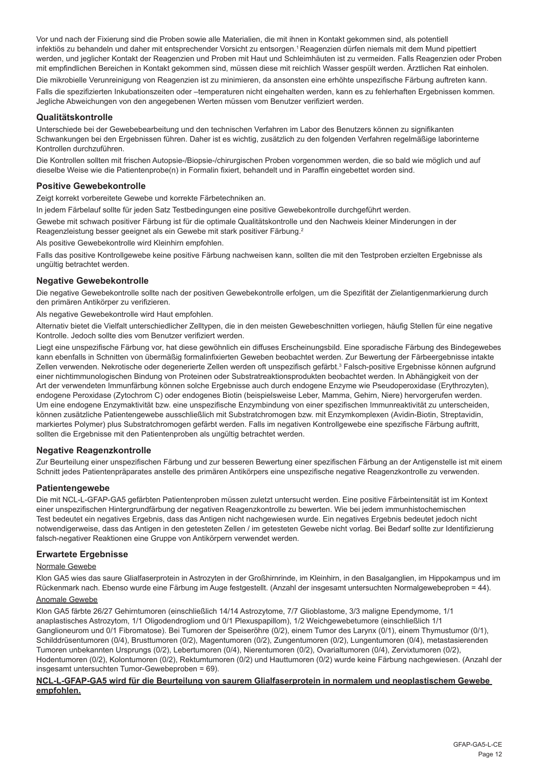Vor und nach der Fixierung sind die Proben sowie alle Materialien, die mit ihnen in Kontakt gekommen sind, als potentiell infektiös zu behandeln und daher mit entsprechender Vorsicht zu entsorgen.[1] Reagenzien dürfen niemals mit dem Mund pipettiert werden, und jeglicher Kontakt der Reagenzien und Proben mit Haut und Schleimhäuten ist zu vermeiden. Falls Reagenzien oder Proben mit empfindlichen Bereichen in Kontakt gekommen sind, müssen diese mit reichlich Wasser gespült werden. Ärztlichen Rat einholen.

Die mikrobielle Verunreinigung von Reagenzien ist zu minimieren, da ansonsten eine erhöhte unspezifische Färbung auftreten kann.

Falls die spezifizierten Inkubationszeiten oder –temperaturen nicht eingehalten werden, kann es zu fehlerhaften Ergebnissen kommen. Jegliche Abweichungen von den angegebenen Werten müssen vom Benutzer verifiziert werden.

## Qualitätskontrolle

Unterschiede bei der Gewebebearbeitung und den technischen Verfahren im Labor des Benutzers können zu signifikanten Schwankungen bei den Ergebnissen führen. Daher ist es wichtig, zusätzlich zu den folgenden Verfahren regelmäßige laborinterne Kontrollen durchzuführen.

Die Kontrollen sollten mit frischen Autopsie-/Biopsie-/chirurgischen Proben vorgenommen werden, die so bald wie möglich und auf dieselbe Weise wie die Patientenprobe(n) in Formalin fixiert, behandelt und in Paraffin eingebettet worden sind.

## Positive Gewebekontrolle

Zeigt korrekt vorbereitete Gewebe und korrekte Färbetechniken an.

In jedem Färbelauf sollte für jeden Satz Testbedingungen eine positive Gewebekontrolle durchgeführt werden.

Gewebe mit schwach positiver Färbung ist für die optimale Qualitätskontrolle und den Nachweis kleiner Minderungen in der Reagenzleistung besser geeignet als ein Gewebe mit stark positiver Färbung.[2]

Als positive Gewebekontrolle wird Kleinhirn empfohlen.

Falls das positive Kontrollgewebe keine positive Färbung nachweisen kann, sollten die mit den Testproben erzielten Ergebnisse als ungültig betrachtet werden.

## Negative Gewebekontrolle

Die negative Gewebekontrolle sollte nach der positiven Gewebekontrolle erfolgen, um die Spezifität der Zielantigenmarkierung durch den primären Antikörper zu verifizieren.

Als negative Gewebekontrolle wird Haut empfohlen.

Alternativ bietet die Vielfalt unterschiedlicher Zelltypen, die in den meisten Gewebeschnitten vorliegen, häufig Stellen für eine negative Kontrolle. Jedoch sollte dies vom Benutzer verifiziert werden.

Liegt eine unspezifische Färbung vor, hat diese gewöhnlich ein diffuses Erscheinungsbild. Eine sporadische Färbung des Bindegewebes kann ebenfalls in Schnitten von übermäßig formalinfixierten Geweben beobachtet werden. Zur Bewertung der Färbeergebnisse intakte Zellen verwenden. Nekrotische oder degenerierte Zellen werden oft unspezifisch gefärbt.[3] Falsch-positive Ergebnisse können aufgrund einer nichtimmunologischen Bindung von Proteinen oder Substratreaktionsprodukten beobachtet werden. In Abhängigkeit von der Art der verwendeten Immunfärbung können solche Ergebnisse auch durch endogene Enzyme wie Pseudoperoxidase (Erythrozyten), endogene Peroxidase (Zytochrom C) oder endogenes Biotin (beispielsweise Leber, Mamma, Gehirn, Niere) hervorgerufen werden. Um eine endogene Enzymaktivität bzw. eine unspezifische Enzymbindung von einer spezifischen Immunreaktivität zu unterscheiden, können zusätzliche Patientengewebe ausschließlich mit Substratchromogen bzw. mit Enzymkomplexen (Avidin-Biotin, Streptavidin, markiertes Polymer) plus Substratchromogen gefärbt werden. Falls im negativen Kontrollgewebe eine spezifische Färbung auftritt, sollten die Ergebnisse mit den Patientenproben als ungültig betrachtet werden.

## Negative Reagenzkontrolle

Zur Beurteilung einer unspezifischen Färbung und zur besseren Bewertung einer spezifischen Färbung an der Antigenstelle ist mit einem Schnitt jedes Patientenpräparates anstelle des primären Antikörpers eine unspezifische negative Reagenzkontrolle zu verwenden.

## Patientengewebe

Die mit NCL-L-GFAP-GA5 gefärbten Patientenproben müssen zuletzt untersucht werden. Eine positive Färbeintensität ist im Kontext einer unspezifischen Hintergrundfärbung der negativen Reagenzkontrolle zu bewerten. Wie bei jedem immunhistochemischen Test bedeutet ein negatives Ergebnis, dass das Antigen nicht nachgewiesen wurde. Ein negatives Ergebnis bedeutet jedoch nicht notwendigerweise, dass das Antigen in den getesteten Zellen / im getesteten Gewebe nicht vorlag. Bei Bedarf sollte zur Identifizierung falsch-negativer Reaktionen eine Gruppe von Antikörpern verwendet werden.

## Erwartete Ergebnisse

Normale Gewebe

Klon GA5 wies das saure Glialfaserprotein in Astrozyten in der Großhirnrinde, im Kleinhirn, in den Basalganglien, im Hippokampus und im Rückenmark nach. Ebenso wurde eine Färbung im Auge festgestellt. (Anzahl der insgesamt untersuchten Normalgewebeproben = 44).

Anomale Gewebe

Klon GA5 färbte 26/27 Gehirntumoren (einschließlich 14/14 Astrozytome, 7/7 Glioblastome, 3/3 maligne Ependymome, 1/1 anaplastisches Astrozytom, 1/1 Oligodendrogliom und 0/1 Plexuspapillom), 1/2 Weichgewebetumore (einschließlich 1/1 Ganglioneurom und 0/1 Fibromatose). Bei Tumoren der Speiseröhre (0/2), einem Tumor des Larynx (0/1), einem Thymustumor (0/1), Schilddrüsentumoren (0/4), Brusttumoren (0/2), Magentumoren (0/2), Zungentumoren (0/2), Lungentumoren (0/4), metastasierenden Tumoren unbekannten Ursprungs (0/2), Lebertumoren (0/4), Nierentumoren (0/2), Ovarialtumoren (0/4), Zervixtumoren (0/2), Hodentumoren (0/2), Kolontumoren (0/2), Rektumtumoren (0/2) und Hauttumoren (0/2) wurde keine Färbung nachgewiesen. (Anzahl der insgesamt untersuchten Tumor-Gewebeproben = 69).

**NCL-L-GFAP-GA5 wird für die Beurteilung von saurem Glialfaserprotein in normalem und neoplastischem Gewebe empfohlen.**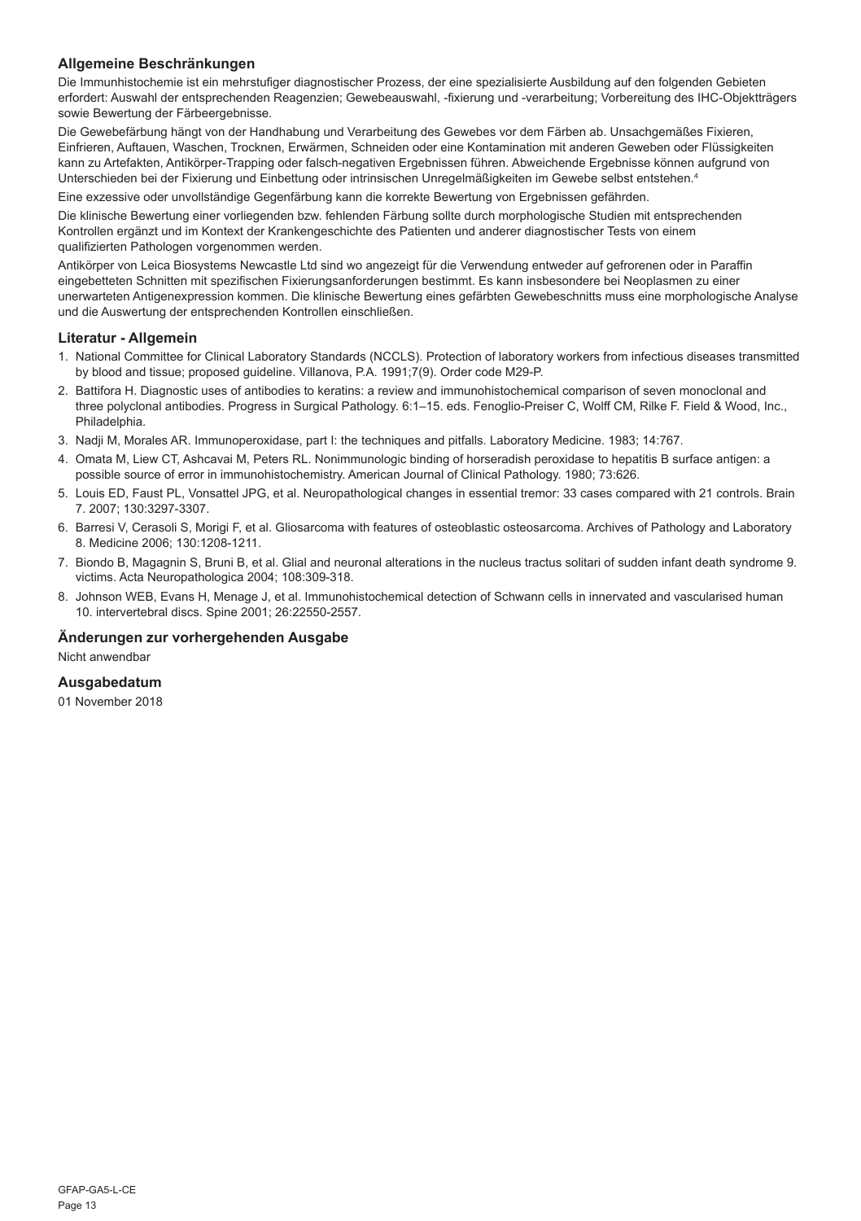## Allgemeine Beschränkungen

Die Immunhistochemie ist ein mehrstufiger diagnostischer Prozess, der eine spezialisierte Ausbildung auf den folgenden Gebieten erfordert: Auswahl der entsprechenden Reagenzien; Gewebeauswahl, -fixierung und -verarbeitung; Vorbereitung des IHC-Objektträgers sowie Bewertung der Färbeergebnisse.

Die Gewebefärbung hängt von der Handhabung und Verarbeitung des Gewebes vor dem Färben ab. Unsachgemäßes Fixieren, Einfrieren, Auftauen, Waschen, Trocknen, Erwärmen, Schneiden oder eine Kontamination mit anderen Geweben oder Flüssigkeiten kann zu Artefakten, Antikörper-Trapping oder falsch-negativen Ergebnissen führen. Abweichende Ergebnisse können aufgrund von Unterschieden bei der Fixierung und Einbettung oder intrinsischen Unregelmäßigkeiten im Gewebe selbst entstehen.[4]

Eine exzessive oder unvollständige Gegenfärbung kann die korrekte Bewertung von Ergebnissen gefährden.

Die klinische Bewertung einer vorliegenden bzw. fehlenden Färbung sollte durch morphologische Studien mit entsprechenden Kontrollen ergänzt und im Kontext der Krankengeschichte des Patienten und anderer diagnostischer Tests von einem qualifizierten Pathologen vorgenommen werden.

Antikörper von Leica Biosystems Newcastle Ltd sind wo angezeigt für die Verwendung entweder auf gefrorenen oder in Paraffin eingebetteten Schnitten mit spezifischen Fixierungsanforderungen bestimmt. Es kann insbesondere bei Neoplasmen zu einer unerwarteten Antigenexpression kommen. Die klinische Bewertung eines gefärbten Gewebeschnitts muss eine morphologische Analyse und die Auswertung der entsprechenden Kontrollen einschließen.

## Literatur - Allgemein

1. National Committee for Clinical Laboratory Standards (NCCLS). Protection of laboratory workers from infectious diseases transmitted by blood and tissue; proposed guideline. Villanova, P.A. 1991;7(9). Order code M29-P.
2. Battifora H. Diagnostic uses of antibodies to keratins: a review and immunohistochemical comparison of seven monoclonal and three polyclonal antibodies. Progress in Surgical Pathology. 6:1–15. eds. Fenoglio-Preiser C, Wolff CM, Rilke F. Field & Wood, Inc., Philadelphia.
3. Nadji M, Morales AR. Immunoperoxidase, part I: the techniques and pitfalls. Laboratory Medicine. 1983; 14:767.
4. Omata M, Liew CT, Ashcavai M, Peters RL. Nonimmunologic binding of horseradish peroxidase to hepatitis B surface antigen: a possible source of error in immunohistochemistry. American Journal of Clinical Pathology. 1980; 73:626.
5. Louis ED, Faust PL, Vonsattel JPG, et al. Neuropathological changes in essential tremor: 33 cases compared with 21 controls. Brain 7. 2007; 130:3297-3307.
6. Barresi V, Cerasoli S, Morigi F, et al. Gliosarcoma with features of osteoblastic osteosarcoma. Archives of Pathology and Laboratory 8. Medicine 2006; 130:1208-1211.
7. Biondo B, Magagnin S, Bruni B, et al. Glial and neuronal alterations in the nucleus tractus solitari of sudden infant death syndrome 9. victims. Acta Neuropathologica 2004; 108:309-318.
8. Johnson WEB, Evans H, Menage J, et al. Immunohistochemical detection of Schwann cells in innervated and vascularised human 10. intervertebral discs. Spine 2001; 26:22550-2557.

## Änderungen zur vorhergehenden Ausgabe

Nicht anwendbar

## Ausgabedatum

01 November 2018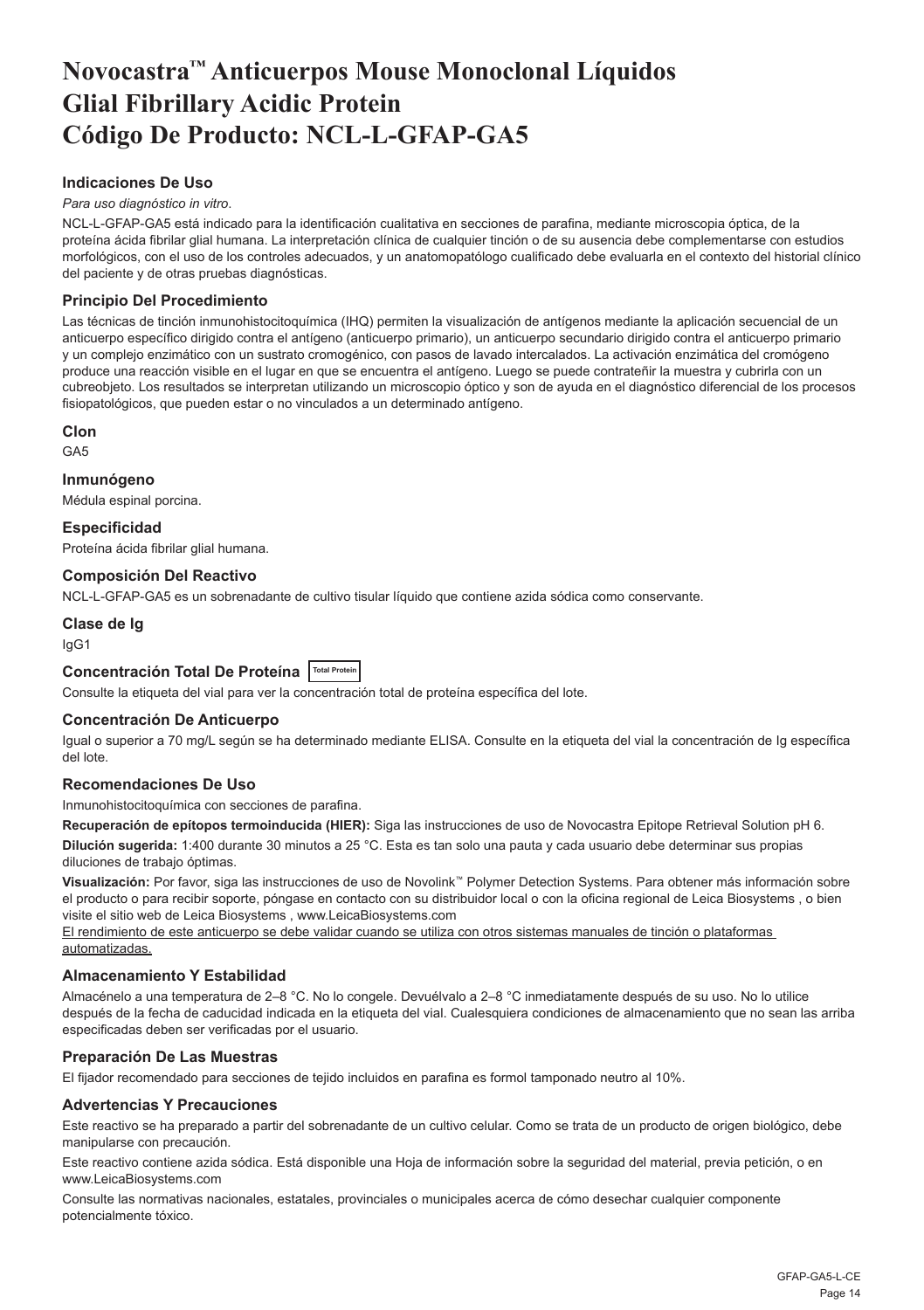# Novocastra™ Anticuerpos Mouse Monoclonal Líquidos
# Glial Fibrillary Acidic Protein
# Código De Producto: NCL-L-GFAP-GA5

### Indicaciones De Uso

*Para uso diagnóstico in vitro*.

NCL-L-GFAP-GA5 está indicado para la identificación cualitativa en secciones de parafina, mediante microscopia óptica, de la proteína ácida fibrilar glial humana. La interpretación clínica de cualquier tinción o de su ausencia debe complementarse con estudios morfológicos, con el uso de los controles adecuados, y un anatomopatólogo cualificado debe evaluarla en el contexto del historial clínico del paciente y de otras pruebas diagnósticas.

### Principio Del Procedimiento

Las técnicas de tinción inmunohistocitoquímica (IHQ) permiten la visualización de antígenos mediante la aplicación secuencial de un anticuerpo específico dirigido contra el antígeno (anticuerpo primario), un anticuerpo secundario dirigido contra el anticuerpo primario y un complejo enzimático con un sustrato cromogénico, con pasos de lavado intercalados. La activación enzimática del cromógeno produce una reacción visible en el lugar en que se encuentra el antígeno. Luego se puede contrateñir la muestra y cubrirla con un cubreobjeto. Los resultados se interpretan utilizando un microscopio óptico y son de ayuda en el diagnóstico diferencial de los procesos fisiopatológicos, que pueden estar o no vinculados a un determinado antígeno.

### Clon

GA5

### Inmunógeno

Médula espinal porcina.

### Especificidad

Proteína ácida fibrilar glial humana.

### Composición Del Reactivo

NCL-L-GFAP-GA5 es un sobrenadante de cultivo tisular líquido que contiene azida sódica como conservante.

### Clase de Ig

IgG1

### Concentración Total De Proteína Total Protein

Consulte la etiqueta del vial para ver la concentración total de proteína específica del lote.

### Concentración De Anticuerpo

Igual o superior a 70 mg/L según se ha determinado mediante ELISA. Consulte en la etiqueta del vial la concentración de Ig específica del lote.

### Recomendaciones De Uso

Inmunohistocitoquímica con secciones de parafina.

**Recuperación de epítopos termoinducida (HIER):** Siga las instrucciones de uso de Novocastra Epitope Retrieval Solution pH 6.

**Dilución sugerida:** 1:400 durante 30 minutos a 25 °C. Esta es tan solo una pauta y cada usuario debe determinar sus propias diluciones de trabajo óptimas.

**Visualización:** Por favor, siga las instrucciones de uso de Novolink™ Polymer Detection Systems. Para obtener más información sobre el producto o para recibir soporte, póngase en contacto con su distribuidor local o con la oficina regional de Leica Biosystems , o bien visite el sitio web de Leica Biosystems , www.LeicaBiosystems.com

<u>El rendimiento de este anticuerpo se debe validar cuando se utiliza con otros sistemas manuales de tinción o plataformas automatizadas.</u>

### Almacenamiento Y Estabilidad

Almacénelo a una temperatura de 2–8 °C. No lo congele. Devuélvalo a 2–8 °C inmediatamente después de su uso. No lo utilice después de la fecha de caducidad indicada en la etiqueta del vial. Cualesquiera condiciones de almacenamiento que no sean las arriba especificadas deben ser verificadas por el usuario.

### Preparación De Las Muestras

El fijador recomendado para secciones de tejido incluidos en parafina es formol tamponado neutro al 10%.

### Advertencias Y Precauciones

Este reactivo se ha preparado a partir del sobrenadante de un cultivo celular. Como se trata de un producto de origen biológico, debe manipularse con precaución.

Este reactivo contiene azida sódica. Está disponible una Hoja de información sobre la seguridad del material, previa petición, o en www.LeicaBiosystems.com

Consulte las normativas nacionales, estatales, provinciales o municipales acerca de cómo desechar cualquier componente potencialmente tóxico.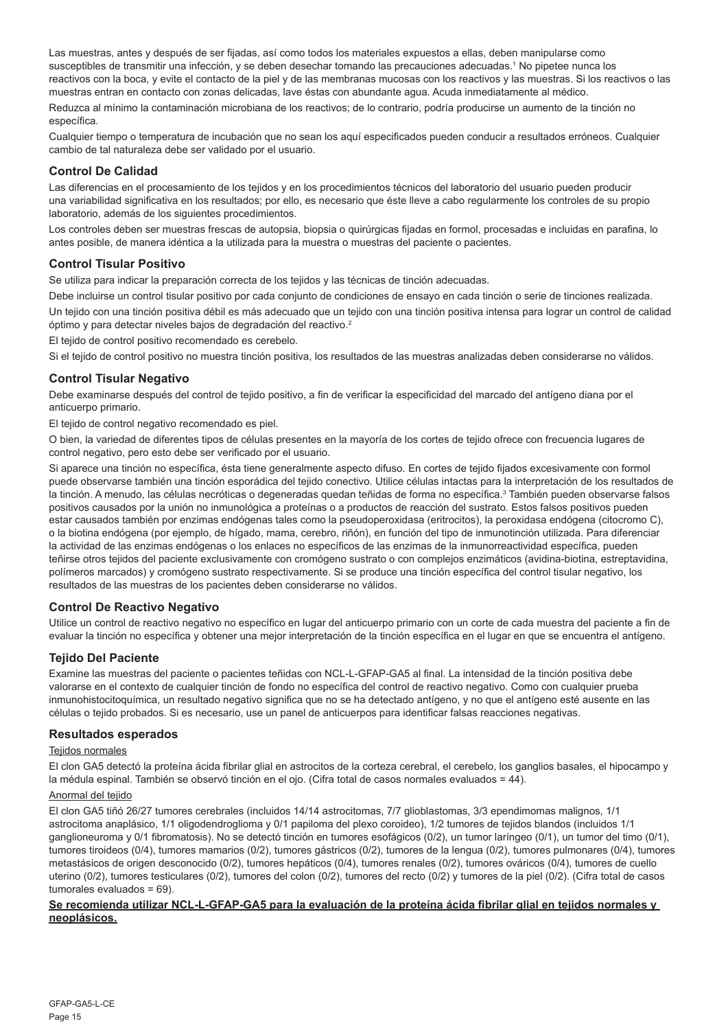Las muestras, antes y después de ser fijadas, así como todos los materiales expuestos a ellas, deben manipularse como susceptibles de transmitir una infección, y se deben desechar tomando las precauciones adecuadas.[1] No pipetee nunca los reactivos con la boca, y evite el contacto de la piel y de las membranas mucosas con los reactivos y las muestras. Si los reactivos o las muestras entran en contacto con zonas delicadas, lave éstas con abundante agua. Acuda inmediatamente al médico.

Reduzca al mínimo la contaminación microbiana de los reactivos; de lo contrario, podría producirse un aumento de la tinción no específica.

Cualquier tiempo o temperatura de incubación que no sean los aquí especificados pueden conducir a resultados erróneos. Cualquier cambio de tal naturaleza debe ser validado por el usuario.

## Control De Calidad

Las diferencias en el procesamiento de los tejidos y en los procedimientos técnicos del laboratorio del usuario pueden producir una variabilidad significativa en los resultados; por ello, es necesario que éste lleve a cabo regularmente los controles de su propio laboratorio, además de los siguientes procedimientos.

Los controles deben ser muestras frescas de autopsia, biopsia o quirúrgicas fijadas en formol, procesadas e incluidas en parafina, lo antes posible, de manera idéntica a la utilizada para la muestra o muestras del paciente o pacientes.

## Control Tisular Positivo

Se utiliza para indicar la preparación correcta de los tejidos y las técnicas de tinción adecuadas.

Debe incluirse un control tisular positivo por cada conjunto de condiciones de ensayo en cada tinción o serie de tinciones realizada.

Un tejido con una tinción positiva débil es más adecuado que un tejido con una tinción positiva intensa para lograr un control de calidad óptimo y para detectar niveles bajos de degradación del reactivo.[2]

El tejido de control positivo recomendado es cerebelo.

Si el tejido de control positivo no muestra tinción positiva, los resultados de las muestras analizadas deben considerarse no válidos.

## Control Tisular Negativo

Debe examinarse después del control de tejido positivo, a fin de verificar la especificidad del marcado del antígeno diana por el anticuerpo primario.

El tejido de control negativo recomendado es piel.

O bien, la variedad de diferentes tipos de células presentes en la mayoría de los cortes de tejido ofrece con frecuencia lugares de control negativo, pero esto debe ser verificado por el usuario.

Si aparece una tinción no específica, ésta tiene generalmente aspecto difuso. En cortes de tejido fijados excesivamente con formol puede observarse también una tinción esporádica del tejido conectivo. Utilice células intactas para la interpretación de los resultados de la tinción. A menudo, las células necróticas o degeneradas quedan teñidas de forma no específica.[3] También pueden observarse falsos positivos causados por la unión no inmunológica a proteínas o a productos de reacción del sustrato. Estos falsos positivos pueden estar causados también por enzimas endógenas tales como la pseudoperoxidasa (eritrocitos), la peroxidasa endógena (citocromo C), o la biotina endógena (por ejemplo, de hígado, mama, cerebro, riñón), en función del tipo de inmunotinción utilizada. Para diferenciar la actividad de las enzimas endógenas o los enlaces no específicos de las enzimas de la inmunorreactividad específica, pueden teñirse otros tejidos del paciente exclusivamente con cromógeno sustrato o con complejos enzimáticos (avidina-biotina, estreptavidina, polímeros marcados) y cromógeno sustrato respectivamente. Si se produce una tinción específica del control tisular negativo, los resultados de las muestras de los pacientes deben considerarse no válidos.

## Control De Reactivo Negativo

Utilice un control de reactivo negativo no específico en lugar del anticuerpo primario con un corte de cada muestra del paciente a fin de evaluar la tinción no específica y obtener una mejor interpretación de la tinción específica en el lugar en que se encuentra el antígeno.

## Tejido Del Paciente

Examine las muestras del paciente o pacientes teñidas con NCL-L-GFAP-GA5 al final. La intensidad de la tinción positiva debe valorarse en el contexto de cualquier tinción de fondo no específica del control de reactivo negativo. Como con cualquier prueba inmunohistocitoquímica, un resultado negativo significa que no se ha detectado antígeno, y no que el antígeno esté ausente en las células o tejido probados. Si es necesario, use un panel de anticuerpos para identificar falsas reacciones negativas.

## Resultados esperados

Tejidos normales

El clon GA5 detectó la proteína ácida fibrilar glial en astrocitos de la corteza cerebral, el cerebelo, los ganglios basales, el hipocampo y la médula espinal. También se observó tinción en el ojo. (Cifra total de casos normales evaluados = 44).

Anormal del tejido

El clon GA5 tiñó 26/27 tumores cerebrales (incluidos 14/14 astrocitomas, 7/7 glioblastomas, 3/3 ependimomas malignos, 1/1 astrocitoma anaplásico, 1/1 oligodendroglioma y 0/1 papiloma del plexo coroideo), 1/2 tumores de tejidos blandos (incluidos 1/1 ganglioneuroma y 0/1 fibromatosis). No se detectó tinción en tumores esofágicos (0/2), un tumor laríngeo (0/1), un tumor del timo (0/1), tumores tiroideos (0/4), tumores mamarios (0/2), tumores gástricos (0/2), tumores de la lengua (0/2), tumores pulmonares (0/4), tumores metastásicos de origen desconocido (0/2), tumores hepáticos (0/4), tumores renales (0/2), tumores ováricos (0/4), tumores de cuello uterino (0/2), tumores testiculares (0/2), tumores del colon (0/2), tumores del recto (0/2) y tumores de la piel (0/2). (Cifra total de casos tumorales evaluados = 69).

**Se recomienda utilizar NCL-L-GFAP-GA5 para la evaluación de la proteína ácida fibrilar glial en tejidos normales y neoplásicos.**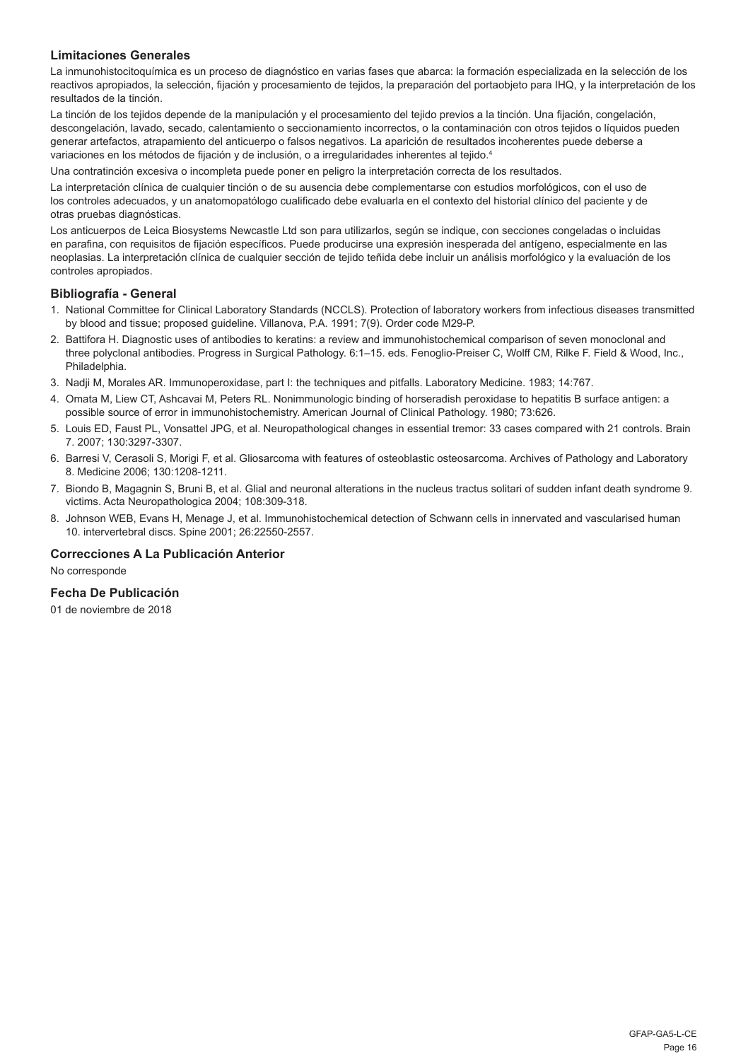### Limitaciones Generales

La inmunohistocitoquímica es un proceso de diagnóstico en varias fases que abarca: la formación especializada en la selección de los reactivos apropiados, la selección, fijación y procesamiento de tejidos, la preparación del portaobjeto para IHQ, y la interpretación de los resultados de la tinción.

La tinción de los tejidos depende de la manipulación y el procesamiento del tejido previos a la tinción. Una fijación, congelación, descongelación, lavado, secado, calentamiento o seccionamiento incorrectos, o la contaminación con otros tejidos o líquidos pueden generar artefactos, atrapamiento del anticuerpo o falsos negativos. La aparición de resultados incoherentes puede deberse a variaciones en los métodos de fijación y de inclusión, o a irregularidades inherentes al tejido.[4]

Una contratinción excesiva o incompleta puede poner en peligro la interpretación correcta de los resultados.

La interpretación clínica de cualquier tinción o de su ausencia debe complementarse con estudios morfológicos, con el uso de los controles adecuados, y un anatomopatólogo cualificado debe evaluarla en el contexto del historial clínico del paciente y de otras pruebas diagnósticas.

Los anticuerpos de Leica Biosystems Newcastle Ltd son para utilizarlos, según se indique, con secciones congeladas o incluidas en parafina, con requisitos de fijación específicos. Puede producirse una expresión inesperada del antígeno, especialmente en las neoplasias. La interpretación clínica de cualquier sección de tejido teñida debe incluir un análisis morfológico y la evaluación de los controles apropiados.

### Bibliografía - General

1. National Committee for Clinical Laboratory Standards (NCCLS). Protection of laboratory workers from infectious diseases transmitted by blood and tissue; proposed guideline. Villanova, P.A. 1991; 7(9). Order code M29-P.
2. Battifora H. Diagnostic uses of antibodies to keratins: a review and immunohistochemical comparison of seven monoclonal and three polyclonal antibodies. Progress in Surgical Pathology. 6:1–15. eds. Fenoglio-Preiser C, Wolff CM, Rilke F. Field & Wood, Inc., Philadelphia.
3. Nadji M, Morales AR. Immunoperoxidase, part I: the techniques and pitfalls. Laboratory Medicine. 1983; 14:767.
4. Omata M, Liew CT, Ashcavai M, Peters RL. Nonimmunologic binding of horseradish peroxidase to hepatitis B surface antigen: a possible source of error in immunohistochemistry. American Journal of Clinical Pathology. 1980; 73:626.
5. Louis ED, Faust PL, Vonsattel JPG, et al. Neuropathological changes in essential tremor: 33 cases compared with 21 controls. Brain 7. 2007; 130:3297-3307.
6. Barresi V, Cerasoli S, Morigi F, et al. Gliosarcoma with features of osteoblastic osteosarcoma. Archives of Pathology and Laboratory 8. Medicine 2006; 130:1208-1211.
7. Biondo B, Magagnin S, Bruni B, et al. Glial and neuronal alterations in the nucleus tractus solitari of sudden infant death syndrome 9. victims. Acta Neuropathologica 2004; 108:309-318.
8. Johnson WEB, Evans H, Menage J, et al. Immunohistochemical detection of Schwann cells in innervated and vascularised human 10. intervertebral discs. Spine 2001; 26:22550-2557.

### Correcciones A La Publicación Anterior

No corresponde

### Fecha De Publicación

01 de noviembre de 2018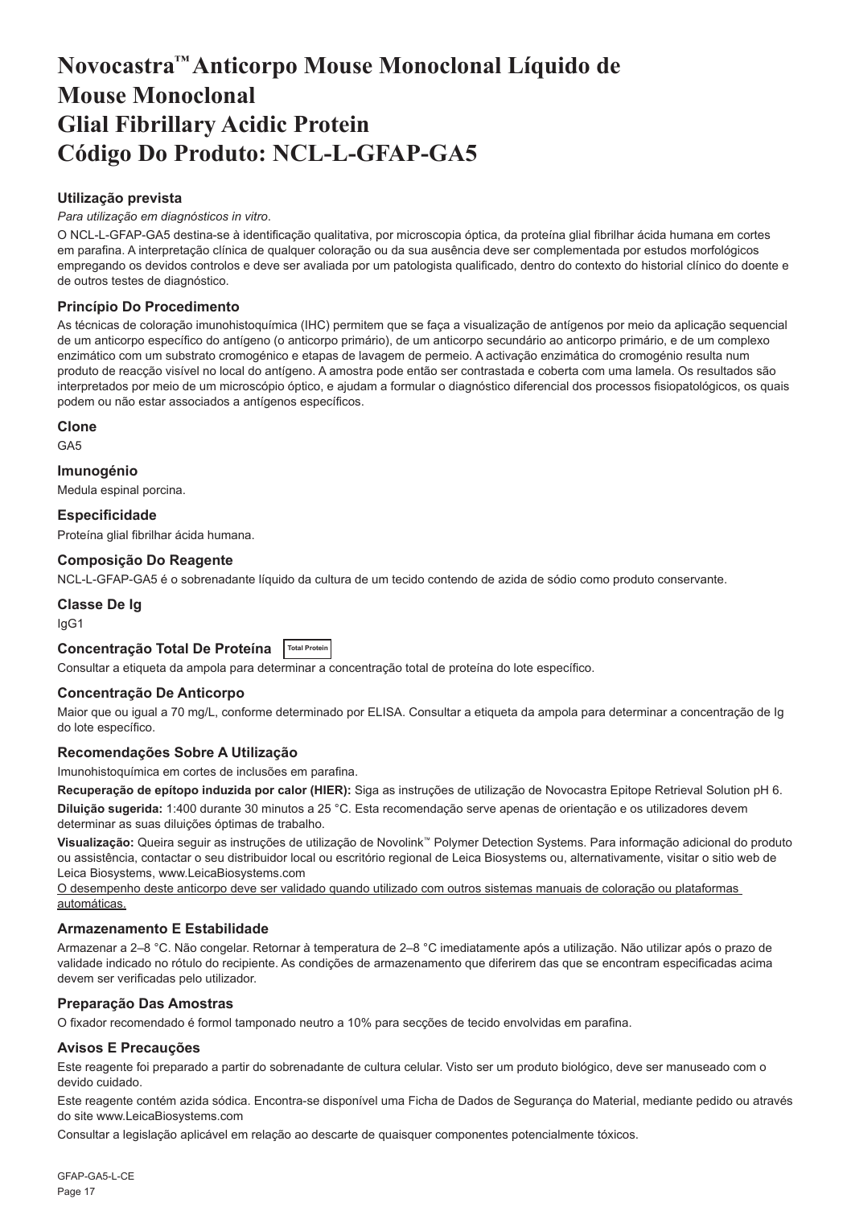# Novocastra™ Anticorpo Mouse Monoclonal Líquido de Mouse Monoclonal Glial Fibrillary Acidic Protein Código Do Produto: NCL-L-GFAP-GA5

## Utilização prevista

*Para utilização em diagnósticos in vitro*.

O NCL-L-GFAP-GA5 destina-se à identificação qualitativa, por microscopia óptica, da proteína glial fibrilhar ácida humana em cortes em parafina. A interpretação clínica de qualquer coloração ou da sua ausência deve ser complementada por estudos morfológicos empregando os devidos controlos e deve ser avaliada por um patologista qualificado, dentro do contexto do historial clínico do doente e de outros testes de diagnóstico.

## Princípio Do Procedimento

As técnicas de coloração imunohistoquímica (IHC) permitem que se faça a visualização de antígenos por meio da aplicação sequencial de um anticorpo específico do antígeno (o anticorpo primário), de um anticorpo secundário ao anticorpo primário, e de um complexo enzimático com um substrato cromogénico e etapas de lavagem de permeio. A activação enzimática do cromogénio resulta num produto de reacção visível no local do antígeno. A amostra pode então ser contrastada e coberta com uma lamela. Os resultados são interpretados por meio de um microscópio óptico, e ajudam a formular o diagnóstico diferencial dos processos fisiopatológicos, os quais podem ou não estar associados a antígenos específicos.

## Clone

GA5

## Imunogénio

Medula espinal porcina.

## Especificidade

Proteína glial fibrilhar ácida humana.

## Composição Do Reagente

NCL-L-GFAP-GA5 é o sobrenadante líquido da cultura de um tecido contendo de azida de sódio como produto conservante.

## Classe De Ig

IgG1

## Concentração Total De Proteína

Total Protein

Consultar a etiqueta da ampola para determinar a concentração total de proteína do lote específico.

## Concentração De Anticorpo

Maior que ou igual a 70 mg/L, conforme determinado por ELISA. Consultar a etiqueta da ampola para determinar a concentração de Ig do lote específico.

## Recomendações Sobre A Utilização

Imunohistoquímica em cortes de inclusões em parafina.

**Recuperação de epítopo induzida por calor (HIER):** Siga as instruções de utilização de Novocastra Epitope Retrieval Solution pH 6.

**Diluição sugerida:** 1:400 durante 30 minutos a 25 °C. Esta recomendação serve apenas de orientação e os utilizadores devem determinar as suas diluições óptimas de trabalho.

**Visualização:** Queira seguir as instruções de utilização de Novolink™ Polymer Detection Systems. Para informação adicional do produto ou assistência, contactar o seu distribuidor local ou escritório regional de Leica Biosystems ou, alternativamente, visitar o sitio web de Leica Biosystems, www.LeicaBiosystems.com

<u>O desempenho deste anticorpo deve ser validado quando utilizado com outros sistemas manuais de coloração ou plataformas automáticas.</u>

## Armazenamento E Estabilidade

Armazenar a 2–8 °C. Não congelar. Retornar à temperatura de 2–8 °C imediatamente após a utilização. Não utilizar após o prazo de validade indicado no rótulo do recipiente. As condições de armazenamento que diferirem das que se encontram especificadas acima devem ser verificadas pelo utilizador.

## Preparação Das Amostras

O fixador recomendado é formol tamponado neutro a 10% para secções de tecido envolvidas em parafina.

## Avisos E Precauções

Este reagente foi preparado a partir do sobrenadante de cultura celular. Visto ser um produto biológico, deve ser manuseado com o devido cuidado.

Este reagente contém azida sódica. Encontra-se disponível uma Ficha de Dados de Segurança do Material, mediante pedido ou através do site www.LeicaBiosystems.com

Consultar a legislação aplicável em relação ao descarte de quaisquer componentes potencialmente tóxicos.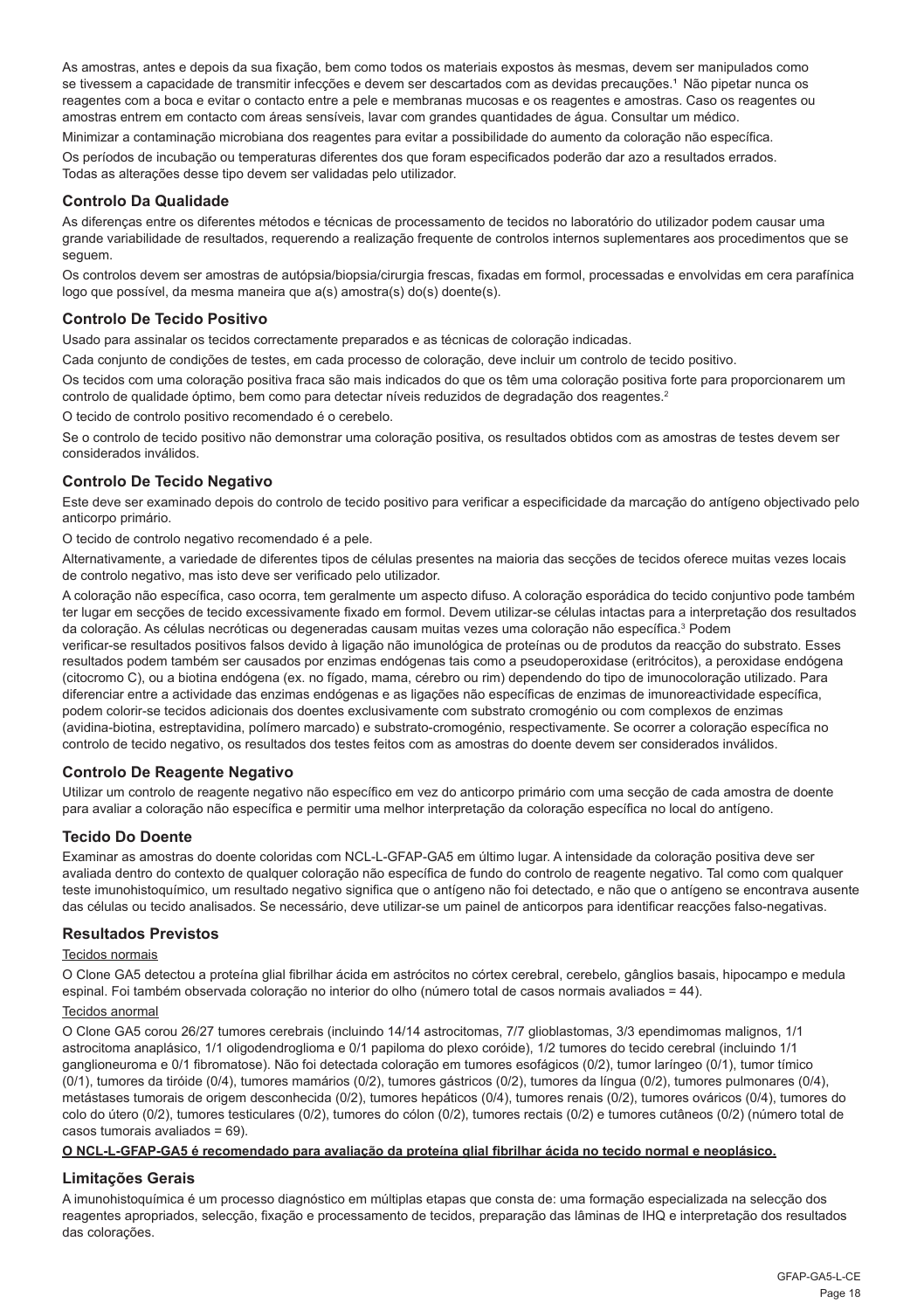As amostras, antes e depois da sua fixação, bem como todos os materiais expostos às mesmas, devem ser manipulados como se tivessem a capacidade de transmitir infecções e devem ser descartados com as devidas precauções.[1] Não pipetar nunca os reagentes com a boca e evitar o contacto entre a pele e membranas mucosas e os reagentes e amostras. Caso os reagentes ou amostras entrem em contacto com áreas sensíveis, lavar com grandes quantidades de água. Consultar um médico.

Minimizar a contaminação microbiana dos reagentes para evitar a possibilidade do aumento da coloração não específica.

Os períodos de incubação ou temperaturas diferentes dos que foram especificados poderão dar azo a resultados errados. Todas as alterações desse tipo devem ser validadas pelo utilizador.

## Controlo Da Qualidade

As diferenças entre os diferentes métodos e técnicas de processamento de tecidos no laboratório do utilizador podem causar uma grande variabilidade de resultados, requerendo a realização frequente de controlos internos suplementares aos procedimentos que se seguem.

Os controlos devem ser amostras de autópsia/biopsia/cirurgia frescas, fixadas em formol, processadas e envolvidas em cera parafínica logo que possível, da mesma maneira que a(s) amostra(s) do(s) doente(s).

## Controlo De Tecido Positivo

Usado para assinalar os tecidos correctamente preparados e as técnicas de coloração indicadas.

Cada conjunto de condições de testes, em cada processo de coloração, deve incluir um controlo de tecido positivo.

Os tecidos com uma coloração positiva fraca são mais indicados do que os têm uma coloração positiva forte para proporcionarem um controlo de qualidade óptimo, bem como para detectar níveis reduzidos de degradação dos reagentes.[2]

O tecido de controlo positivo recomendado é o cerebelo.

Se o controlo de tecido positivo não demonstrar uma coloração positiva, os resultados obtidos com as amostras de testes devem ser considerados inválidos.

## Controlo De Tecido Negativo

Este deve ser examinado depois do controlo de tecido positivo para verificar a especificidade da marcação do antígeno objectivado pelo anticorpo primário.

O tecido de controlo negativo recomendado é a pele.

Alternativamente, a variedade de diferentes tipos de células presentes na maioria das secções de tecidos oferece muitas vezes locais de controlo negativo, mas isto deve ser verificado pelo utilizador.

A coloração não específica, caso ocorra, tem geralmente um aspecto difuso. A coloração esporádica do tecido conjuntivo pode também ter lugar em secções de tecido excessivamente fixado em formol. Devem utilizar-se células intactas para a interpretação dos resultados da coloração. As células necróticas ou degeneradas causam muitas vezes uma coloração não específica.[3] Podem verificar-se resultados positivos falsos devido à ligação não imunológica de proteínas ou de produtos da reacção do substrato. Esses resultados podem também ser causados por enzimas endógenas tais como a pseudoperoxidase (eritrócitos), a peroxidase endógena (citocromo C), ou a biotina endógena (ex. no fígado, mama, cérebro ou rim) dependendo do tipo de imunocoloração utilizado. Para diferenciar entre a actividade das enzimas endógenas e as ligações não específicas de enzimas de imunoreactividade específica, podem colorir-se tecidos adicionais dos doentes exclusivamente com substrato cromogénio ou com complexos de enzimas (avidina-biotina, estreptavidina, polímero marcado) e substrato-cromogénio, respectivamente. Se ocorrer a coloração específica no controlo de tecido negativo, os resultados dos testes feitos com as amostras do doente devem ser considerados inválidos.

## Controlo De Reagente Negativo

Utilizar um controlo de reagente negativo não específico em vez do anticorpo primário com uma secção de cada amostra de doente para avaliar a coloração não específica e permitir uma melhor interpretação da coloração específica no local do antígeno.

## Tecido Do Doente

Examinar as amostras do doente coloridas com NCL-L-GFAP-GA5 em último lugar. A intensidade da coloração positiva deve ser avaliada dentro do contexto de qualquer coloração não específica de fundo do controlo de reagente negativo. Tal como com qualquer teste imunohistoquímico, um resultado negativo significa que o antígeno não foi detectado, e não que o antígeno se encontrava ausente das células ou tecido analisados. Se necessário, deve utilizar-se um painel de anticorpos para identificar reacções falso-negativas.

## Resultados Previstos

Tecidos normais

O Clone GA5 detectou a proteína glial fibrilhar ácida em astrócitos no córtex cerebral, cerebelo, gânglios basais, hipocampo e medula espinal. Foi também observada coloração no interior do olho (número total de casos normais avaliados = 44).

Tecidos anormal

O Clone GA5 corou 26/27 tumores cerebrais (incluindo 14/14 astrocitomas, 7/7 glioblastomas, 3/3 ependimomas malignos, 1/1 astrocitoma anaplásico, 1/1 oligodendroglioma e 0/1 papiloma do plexo coróide), 1/2 tumores do tecido cerebral (incluindo 1/1 ganglioneuroma e 0/1 fibromatose). Não foi detectada coloração em tumores esofágicos (0/2), tumor laríngeo (0/1), tumor tímico (0/1), tumores da tiróide (0/4), tumores mamários (0/2), tumores gástricos (0/2), tumores da língua (0/2), tumores pulmonares (0/4), metástases tumorais de origem desconhecida (0/2), tumores hepáticos (0/4), tumores renais (0/2), tumores ováricos (0/4), tumores do colo do útero (0/2), tumores testiculares (0/2), tumores do cólon (0/2), tumores rectais (0/2) e tumores cutâneos (0/2) (número total de casos tumorais avaliados = 69).

**O NCL-L-GFAP-GA5 é recomendado para avaliação da proteína glial fibrilhar ácida no tecido normal e neoplásico.**

## Limitações Gerais

A imunohistoquímica é um processo diagnóstico em múltiplas etapas que consta de: uma formação especializada na selecção dos reagentes apropriados, selecção, fixação e processamento de tecidos, preparação das lâminas de IHQ e interpretação dos resultados das colorações.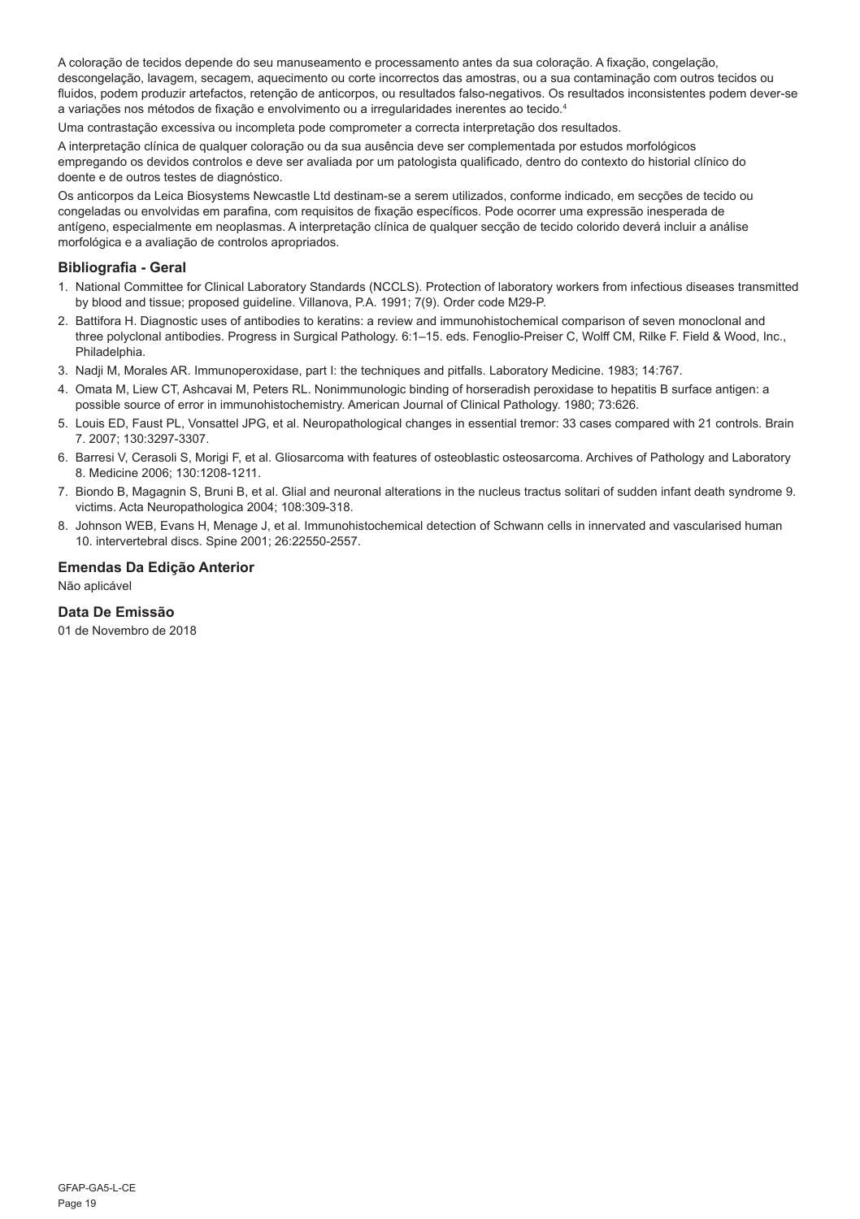A coloração de tecidos depende do seu manuseamento e processamento antes da sua coloração. A fixação, congelação, descongelação, lavagem, secagem, aquecimento ou corte incorrectos das amostras, ou a sua contaminação com outros tecidos ou fluidos, podem produzir artefactos, retenção de anticorpos, ou resultados falso-negativos. Os resultados inconsistentes podem dever-se a variações nos métodos de fixação e envolvimento ou a irregularidades inerentes ao tecido.[4]

Uma contrastação excessiva ou incompleta pode comprometer a correcta interpretação dos resultados.

A interpretação clínica de qualquer coloração ou da sua ausência deve ser complementada por estudos morfológicos empregando os devidos controlos e deve ser avaliada por um patologista qualificado, dentro do contexto do historial clínico do doente e de outros testes de diagnóstico.

Os anticorpos da Leica Biosystems Newcastle Ltd destinam-se a serem utilizados, conforme indicado, em secções de tecido ou congeladas ou envolvidas em parafina, com requisitos de fixação específicos. Pode ocorrer uma expressão inesperada de antígeno, especialmente em neoplasmas. A interpretação clínica de qualquer secção de tecido colorido deverá incluir a análise morfológica e a avaliação de controlos apropriados.

## Bibliografia - Geral

1. National Committee for Clinical Laboratory Standards (NCCLS). Protection of laboratory workers from infectious diseases transmitted by blood and tissue; proposed guideline. Villanova, P.A. 1991; 7(9). Order code M29-P.
2. Battifora H. Diagnostic uses of antibodies to keratins: a review and immunohistochemical comparison of seven monoclonal and three polyclonal antibodies. Progress in Surgical Pathology. 6:1–15. eds. Fenoglio-Preiser C, Wolff CM, Rilke F. Field & Wood, Inc., Philadelphia.
3. Nadji M, Morales AR. Immunoperoxidase, part I: the techniques and pitfalls. Laboratory Medicine. 1983; 14:767.
4. Omata M, Liew CT, Ashcavai M, Peters RL. Nonimmunologic binding of horseradish peroxidase to hepatitis B surface antigen: a possible source of error in immunohistochemistry. American Journal of Clinical Pathology. 1980; 73:626.
5. Louis ED, Faust PL, Vonsattel JPG, et al. Neuropathological changes in essential tremor: 33 cases compared with 21 controls. Brain 7. 2007; 130:3297-3307.
6. Barresi V, Cerasoli S, Morigi F, et al. Gliosarcoma with features of osteoblastic osteosarcoma. Archives of Pathology and Laboratory 8. Medicine 2006; 130:1208-1211.
7. Biondo B, Magagnin S, Bruni B, et al. Glial and neuronal alterations in the nucleus tractus solitari of sudden infant death syndrome 9. victims. Acta Neuropathologica 2004; 108:309-318.
8. Johnson WEB, Evans H, Menage J, et al. Immunohistochemical detection of Schwann cells in innervated and vascularised human 10. intervertebral discs. Spine 2001; 26:22550-2557.

## Emendas Da Edição Anterior

Não aplicável

## Data De Emissão

01 de Novembro de 2018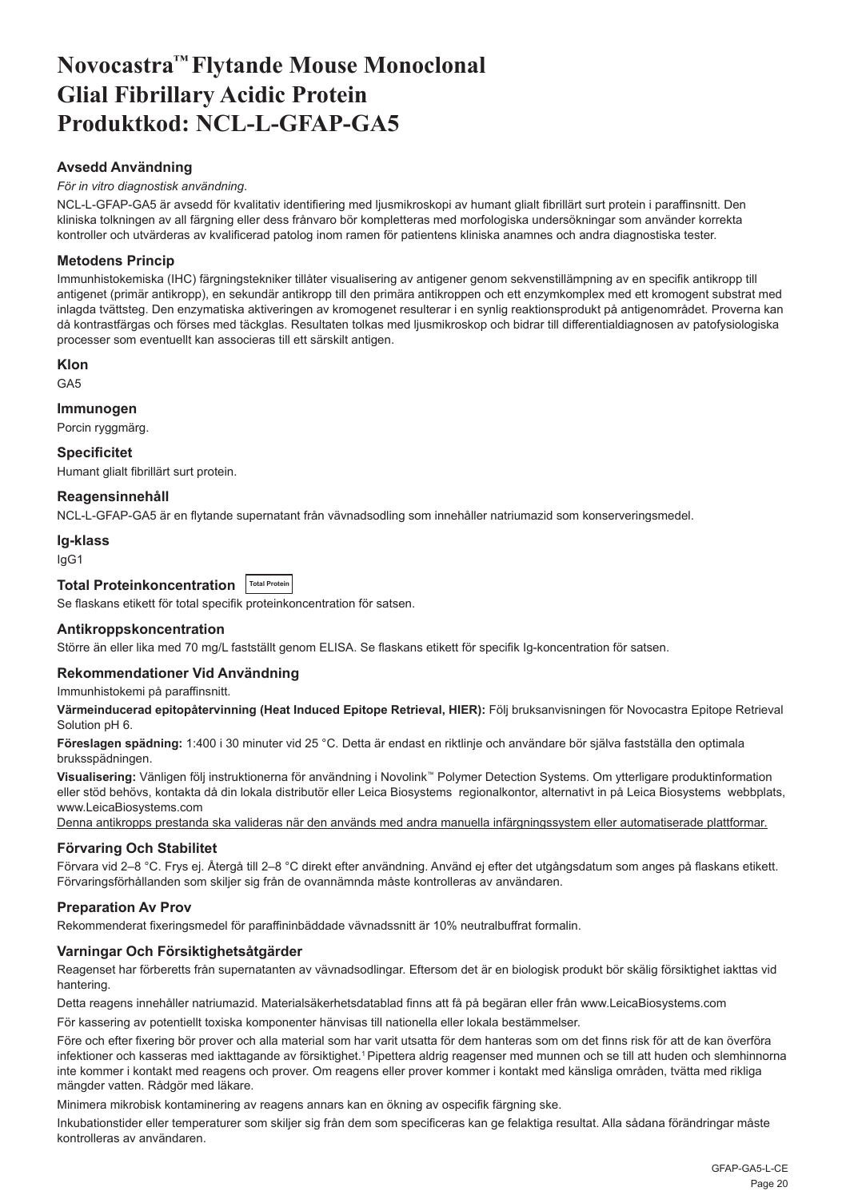# Novocastra™ Flytande Mouse Monoclonal Glial Fibrillary Acidic Protein Produktkod: NCL-L-GFAP-GA5

## Avsedd Användning

*För in vitro diagnostisk användning.*

NCL-L-GFAP-GA5 är avsedd för kvalitativ identifiering med ljusmikroskopi av humant glialt fibrillärt surt protein i paraffinsnitt. Den kliniska tolkningen av all färgning eller dess frånvaro bör kompletteras med morfologiska undersökningar som använder korrekta kontroller och utvärderas av kvalificerad patolog inom ramen för patientens kliniska anamnes och andra diagnostiska tester.

## Metodens Princip

Immunhistokemiska (IHC) färgningstekniker tillåter visualisering av antigener genom sekvenstillämpning av en specifik antikropp till antigenet (primär antikropp), en sekundär antikropp till den primära antikroppen och ett enzymkomplex med ett kromogent substrat med inlagda tvättsteg. Den enzymatiska aktiveringen av kromogenet resulterar i en synlig reaktionsprodukt på antigenområdet. Proverna kan då kontrastfärgas och förses med täckglas. Resultaten tolkas med ljusmikroskop och bidrar till differentialdiagnosen av patofysiologiska processer som eventuellt kan associeras till ett särskilt antigen.

## Klon

GA5

## Immunogen

Porcin ryggmärg.

## Specificitet

Humant glialt fibrillärt surt protein.

## Reagensinnehåll

NCL-L-GFAP-GA5 är en flytande supernatant från vävnadsodling som innehåller natriumazid som konserveringsmedel.

## Ig-klass

IgG1

## Total Proteinkoncentration Total Protein

Se flaskans etikett för total specifik proteinkoncentration för satsen.

## Antikroppskoncentration

Större än eller lika med 70 mg/L fastställt genom ELISA. Se flaskans etikett för specifik Ig-koncentration för satsen.

## Rekommendationer Vid Användning

Immunhistokemi på paraffinsnitt.

**Värmeinducerad epitopåtervinning (Heat Induced Epitope Retrieval, HIER):** Följ bruksanvisningen för Novocastra Epitope Retrieval Solution pH 6.

**Föreslagen spädning:** 1:400 i 30 minuter vid 25 °C. Detta är endast en riktlinje och användare bör själva fastställa den optimala bruksspädningen.

**Visualisering:** Vänligen följ instruktionerna för användning i Novolink™ Polymer Detection Systems. Om ytterligare produktinformation eller stöd behövs, kontakta då din lokala distributör eller Leica Biosystems regionalkontor, alternativt in på Leica Biosystems webbplats, www.LeicaBiosystems.com

Denna antikropps prestanda ska valideras när den används med andra manuella infärgningssystem eller automatiserade plattformar.

## Förvaring Och Stabilitet

Förvara vid 2–8 °C. Frys ej. Återgå till 2–8 °C direkt efter användning. Använd ej efter det utgångsdatum som anges på flaskans etikett. Förvaringsförhållanden som skiljer sig från de ovannämnda måste kontrolleras av användaren.

## Preparation Av Prov

Rekommenderat fixeringsmedel för paraffininbäddade vävnadssnitt är 10% neutralbuffrat formalin.

## Varningar Och Försiktighetsåtgärder

Reagenset har förberetts från supernatanten av vävnadsodlingar. Eftersom det är en biologisk produkt bör skälig försiktighet iakttas vid hantering.

Detta reagens innehåller natriumazid. Materialsäkerhetsdatablad finns att få på begäran eller från www.LeicaBiosystems.com

För kassering av potentiellt toxiska komponenter hänvisas till nationella eller lokala bestämmelser.

Före och efter fixering bör prover och alla material som har varit utsatta för dem hanteras som om det finns risk för att de kan överföra infektioner och kasseras med iakttagande av försiktighet.[1] Pipettera aldrig reagenser med munnen och se till att huden och slemhinnorna inte kommer i kontakt med reagens och prover. Om reagens eller prover kommer i kontakt med känsliga områden, tvätta med rikliga mängder vatten. Rådgör med läkare.

Minimera mikrobisk kontaminering av reagens annars kan en ökning av ospecifik färgning ske.

Inkubationstider eller temperaturer som skiljer sig från dem som specificeras kan ge felaktiga resultat. Alla sådana förändringar måste kontrolleras av användaren.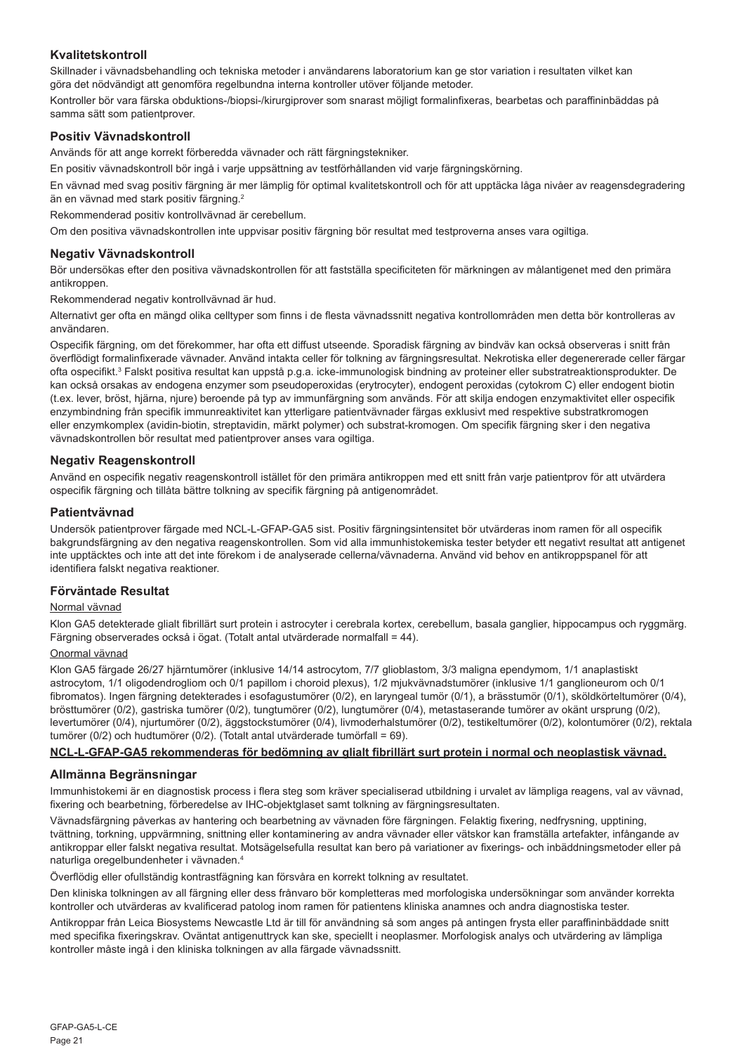## Kvalitetskontroll

Skillnader i vävnadsbehandling och tekniska metoder i användarens laboratorium kan ge stor variation i resultaten vilket kan göra det nödvändigt att genomföra regelbundna interna kontroller utöver följande metoder.

Kontroller bör vara färska obduktions-/biopsi-/kirurgiprover som snarast möjligt formalinfixeras, bearbetas och paraffininbäddas på samma sätt som patientprover.

## Positiv Vävnadskontroll

Används för att ange korrekt förberedda vävnader och rätt färgningstekniker.

En positiv vävnadskontroll bör ingå i varje uppsättning av testförhållanden vid varje färgningskörning.

En vävnad med svag positiv färgning är mer lämplig för optimal kvalitetskontroll och för att upptäcka låga nivåer av reagensdegradering än en vävnad med stark positiv färgning.[2]

Rekommenderad positiv kontrollvävnad är cerebellum.

Om den positiva vävnadskontrollen inte uppvisar positiv färgning bör resultat med testproverna anses vara ogiltiga.

## Negativ Vävnadskontroll

Bör undersökas efter den positiva vävnadskontrollen för att fastställa specificiteten för märkningen av målantigenet med den primära antikroppen.

Rekommenderad negativ kontrollvävnad är hud.

Alternativt ger ofta en mängd olika celltyper som finns i de flesta vävnadssnitt negativa kontrollområden men detta bör kontrolleras av användaren.

Ospecifik färgning, om det förekommer, har ofta ett diffust utseende. Sporadisk färgning av bindväv kan också observeras i snitt från överflödigt formalinfixerade vävnader. Använd intakta celler för tolkning av färgningsresultat. Nekrotiska eller degenererade celler färgar ofta ospecifikt.[3] Falskt positiva resultat kan uppstå p.g.a. icke-immunologisk bindning av proteiner eller substratreaktionsprodukter. De kan också orsakas av endogena enzymer som pseudoperoxidas (erytrocyter), endogent peroxidas (cytokrom C) eller endogent biotin (t.ex. lever, bröst, hjärna, njure) beroende på typ av immunfärgning som används. För att skilja endogen enzymaktivitet eller ospecifik enzymbindning från specifik immunreaktivitet kan ytterligare patientvävnader färgas exklusivt med respektive substratkromogen eller enzymkomplex (avidin-biotin, streptavidin, märkt polymer) och substrat-kromogen. Om specifik färgning sker i den negativa vävnadskontrollen bör resultat med patientprover anses vara ogiltiga.

## Negativ Reagenskontroll

Använd en ospecifik negativ reagenskontroll istället för den primära antikroppen med ett snitt från varje patientprov för att utvärdera ospecifik färgning och tillåta bättre tolkning av specifik färgning på antigenområdet.

## Patientvävnad

Undersök patientprover färgade med NCL-L-GFAP-GA5 sist. Positiv färgningsintensitet bör utvärderas inom ramen för all ospecifik bakgrundsfärgning av den negativa reagenskontrollen. Som vid alla immunhistokemiska tester betyder ett negativt resultat att antigenet inte upptäcktes och inte att det inte förekom i de analyserade cellerna/vävnaderna. Använd vid behov en antikroppspanel för att identifiera falskt negativa reaktioner.

## Förväntade Resultat

Normal vävnad

Klon GA5 detekterade glialt fibrillärt surt protein i astrocyter i cerebrala kortex, cerebellum, basala ganglier, hippocampus och ryggmärg. Färgning observerades också i ögat. (Totalt antal utvärderade normalfall = 44).

Onormal vävnad

Klon GA5 färgade 26/27 hjärntumörer (inklusive 14/14 astrocytom, 7/7 glioblastom, 3/3 maligna ependymom, 1/1 anaplastiskt astrocytom, 1/1 oligodendrogliom och 0/1 papillom i choroid plexus), 1/2 mjukvävnadstumörer (inklusive 1/1 ganglioneurom och 0/1 fibromatos). Ingen färgning detekterades i esofagustumörer (0/2), en laryngeal tumör (0/1), a brässtumör (0/1), sköldkörteltumörer (0/4), brösttumörer (0/2), gastriska tumörer (0/2), tungtumörer (0/2), lungtumörer (0/4), metastaserande tumörer av okänt ursprung (0/2), levertumörer (0/4), njurtumörer (0/2), äggstockstumörer (0/4), livmoderhalstumörer (0/2), testikeltumörer (0/2), kolontumörer (0/2), rektala tumörer (0/2) och hudtumörer (0/2). (Totalt antal utvärderade tumörfall = 69).

**NCL-L-GFAP-GA5 rekommenderas för bedömning av glialt fibrillärt surt protein i normal och neoplastisk vävnad.**

## Allmänna Begränsningar

Immunhistokemi är en diagnostisk process i flera steg som kräver specialiserad utbildning i urvalet av lämpliga reagens, val av vävnad, fixering och bearbetning, förberedelse av IHC-objektglaset samt tolkning av färgningsresultaten.

Vävnadsfärgning påverkas av hantering och bearbetning av vävnaden före färgningen. Felaktig fixering, nedfrysning, upptining, tvättning, torkning, uppvärmning, snittning eller kontaminering av andra vävnader eller vätskor kan framställa artefakter, infångande av antikroppar eller falskt negativa resultat. Motsägelsefulla resultat kan bero på variationer av fixerings- och inbäddningsmetoder eller på naturliga oregelbundenheter i vävnaden.[4]

Överflödig eller ofullständig kontrastfägning kan försvåra en korrekt tolkning av resultatet.

Den kliniska tolkningen av all färgning eller dess frånvaro bör kompletteras med morfologiska undersökningar som använder korrekta kontroller och utvärderas av kvalificerad patolog inom ramen för patientens kliniska anamnes och andra diagnostiska tester.

Antikroppar från Leica Biosystems Newcastle Ltd är till för användning så som anges på antingen frysta eller paraffininbäddade snitt med specifika fixeringskrav. Oväntat antigenuttryck kan ske, speciellt i neoplasmer. Morfologisk analys och utvärdering av lämpliga kontroller måste ingå i den kliniska tolkningen av alla färgade vävnadssnitt.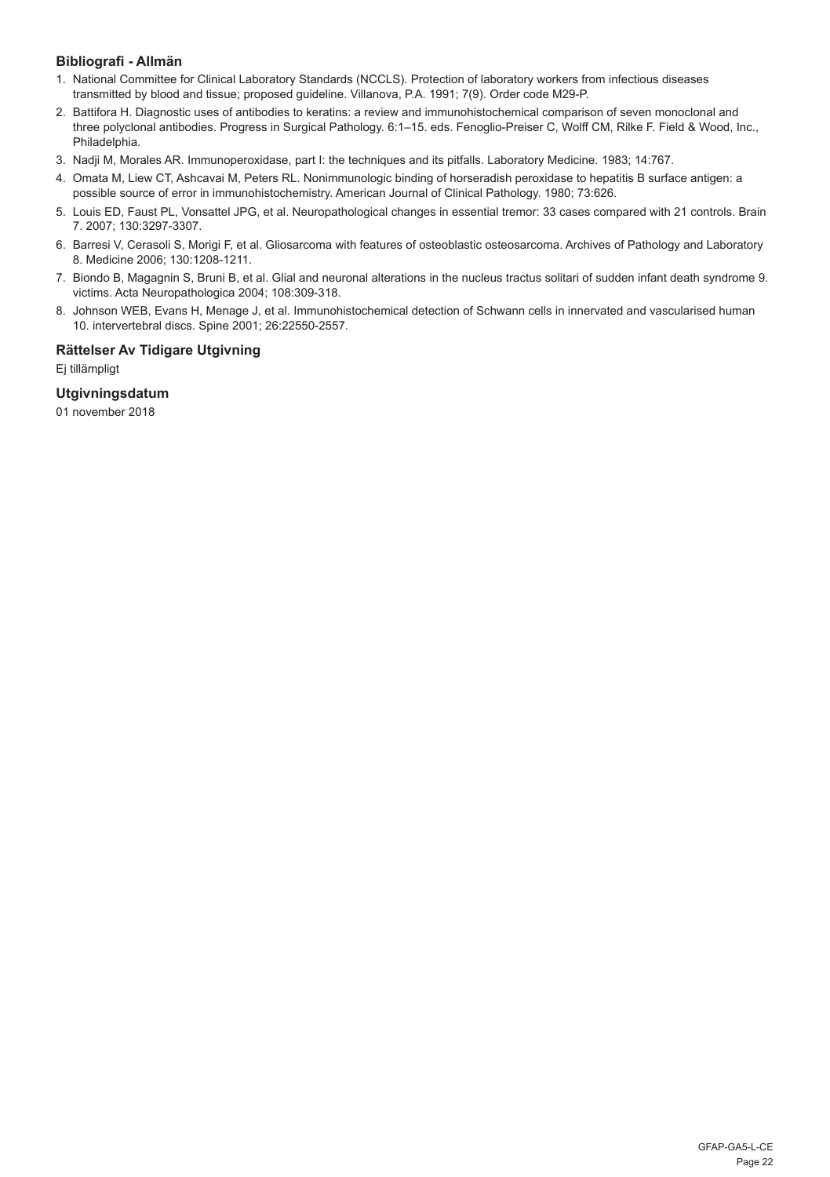### Bibliografi - Allmän

1. National Committee for Clinical Laboratory Standards (NCCLS). Protection of laboratory workers from infectious diseases transmitted by blood and tissue; proposed guideline. Villanova, P.A. 1991; 7(9). Order code M29-P.
2. Battifora H. Diagnostic uses of antibodies to keratins: a review and immunohistochemical comparison of seven monoclonal and three polyclonal antibodies. Progress in Surgical Pathology. 6:1–15. eds. Fenoglio-Preiser C, Wolff CM, Rilke F. Field & Wood, Inc., Philadelphia.
3. Nadji M, Morales AR. Immunoperoxidase, part I: the techniques and its pitfalls. Laboratory Medicine. 1983; 14:767.
4. Omata M, Liew CT, Ashcavai M, Peters RL. Nonimmunologic binding of horseradish peroxidase to hepatitis B surface antigen: a possible source of error in immunohistochemistry. American Journal of Clinical Pathology. 1980; 73:626.
5. Louis ED, Faust PL, Vonsattel JPG, et al. Neuropathological changes in essential tremor: 33 cases compared with 21 controls. Brain 7. 2007; 130:3297-3307.
6. Barresi V, Cerasoli S, Morigi F, et al. Gliosarcoma with features of osteoblastic osteosarcoma. Archives of Pathology and Laboratory 8. Medicine 2006; 130:1208-1211.
7. Biondo B, Magagnin S, Bruni B, et al. Glial and neuronal alterations in the nucleus tractus solitari of sudden infant death syndrome 9. victims. Acta Neuropathologica 2004; 108:309-318.
8. Johnson WEB, Evans H, Menage J, et al. Immunohistochemical detection of Schwann cells in innervated and vascularised human 10. intervertebral discs. Spine 2001; 26:22550-2557.

### Rättelser Av Tidigare Utgivning

Ej tillämpligt

### Utgivningsdatum

01 november 2018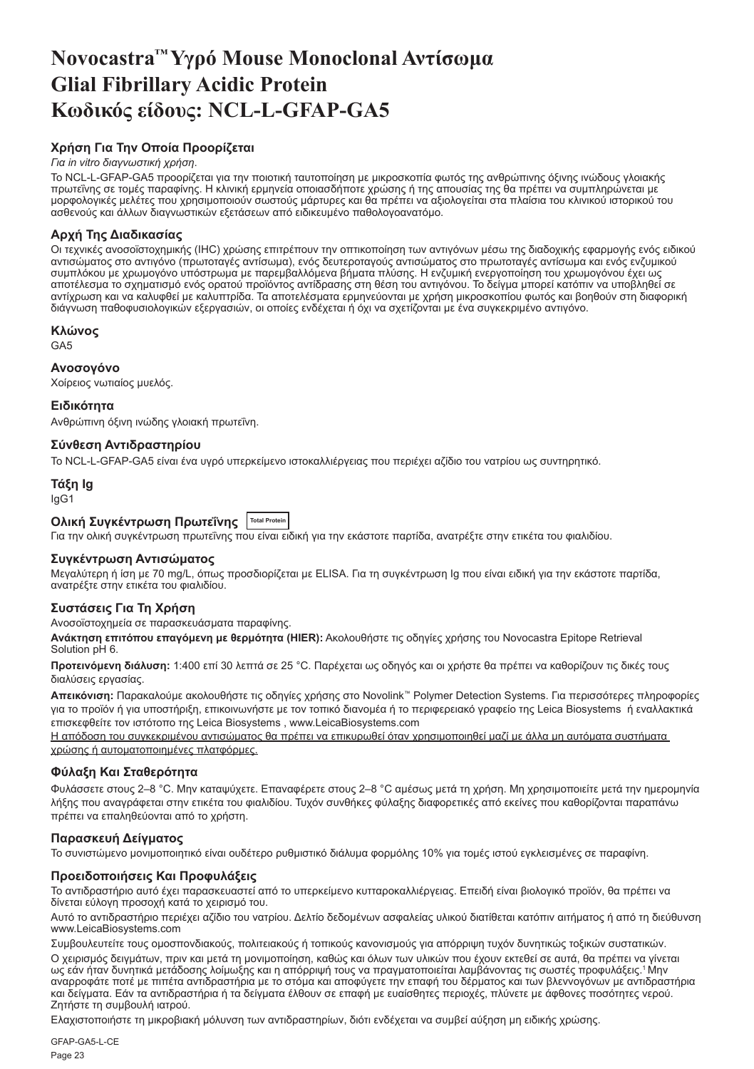# Novocastra™ Υγρό Mouse Monoclonal Αντίσωμα Glial Fibrillary Acidic Protein Κωδικός είδους: NCL-L-GFAP-GA5

## Χρήση Για Την Οποία Προορίζεται

*Για in vitro διαγνωστική χρήση.*

Το NCL-L-GFAP-GA5 προορίζεται για την ποιοτική ταυτοποίηση με μικροσκοπία φωτός της ανθρώπινης όξινης ινώδους γλοιακής πρωτεΐνης σε τομές παραφίνης. Η κλινική ερμηνεία οποιασδήποτε χρώσης ή της απουσίας της θα πρέπει να συμπληρώνεται με μορφολογικές μελέτες που χρησιμοποιούν σωστούς μάρτυρες και θα πρέπει να αξιολογείται στα πλαίσια του κλινικού ιστορικού του ασθενούς και άλλων διαγνωστικών εξετάσεων από ειδικευμένο παθολογοανατόμο.

## Αρχή Της Διαδικασίας

Οι τεχνικές ανοσοϊστοχημικής (IHC) χρώσης επιτρέπουν την οπτικοποίηση των αντιγόνων μέσω της διαδοχικής εφαρμογής ενός ειδικού αντισώματος στο αντιγόνο (πρωτοταγές αντίσωμα), ενός δευτεροταγούς αντισώματος στο πρωτοταγές αντίσωμα και ενός ενζυμικού συμπλόκου με χρωμογόνο υπόστρωμα με παρεμβαλλόμενα βήματα πλύσης. Η ενζυμική ενεργοποίηση του χρωμογόνου έχει ως αποτέλεσμα το σχηματισμό ενός ορατού προϊόντος αντίδρασης στη θέση του αντιγόνου. Το δείγμα μπορεί κατόπιν να υποβληθεί σε αντίχρωση και να καλυφθεί με καλυπτρίδα. Τα αποτελέσματα ερμηνεύονται με χρήση μικροσκοπίου φωτός και βοηθούν στη διαφορική διάγνωση παθοφυσιολογικών εξεργασιών, οι οποίες ενδέχεται ή όχι να σχετίζονται με ένα συγκεκριμένο αντιγόνο.

## Κλώνος

GA5

## Ανοσογόνο

Χοίρειος νωτιαίος μυελός.

## Ειδικότητα

Ανθρώπινη όξινη ινώδης γλοιακή πρωτεΐνη.

## Σύνθεση Αντιδραστηρίου

Το NCL-L-GFAP-GA5 είναι ένα υγρό υπερκείμενο ιστοκαλλιέργειας που περιέχει αζίδιο του νατρίου ως συντηρητικό.

## Τάξη Ig

IgG1

## Ολική Συγκέντρωση Πρωτεΐνης Total Protein

Για την ολική συγκέντρωση πρωτεΐνης που είναι ειδική για την εκάστοτε παρτίδα, ανατρέξτε στην ετικέτα του φιαλιδίου.

## Συγκέντρωση Αντισώματος

Μεγαλύτερη ή ίση με 70 mg/L, όπως προσδιορίζεται με ELISA. Για τη συγκέντρωση Ig που είναι ειδική για την εκάστοτε παρτίδα, ανατρέξτε στην ετικέτα του φιαλιδίου.

## Συστάσεις Για Τη Χρήση

Ανοσοϊστοχημεία σε παρασκευάσματα παραφίνης.

**Ανάκτηση επιτόπου επαγόμενη με θερμότητα (HIER):** Ακολουθήστε τις οδηγίες χρήσης του Novocastra Epitope Retrieval Solution pH 6.

**Προτεινόμενη διάλυση:** 1:400 επί 30 λεπτά σε 25 °C. Παρέχεται ως οδηγός και οι χρήστες θα πρέπει να καθορίζουν τις δικές τους διαλύσεις εργασίας.

**Απεικόνιση:** Παρακαλούμε ακολουθήστε τις οδηγίες χρήσης στο Novolink™ Polymer Detection Systems. Για περισσότερες πληροφορίες για το προϊόν ή για υποστήριξη, επικοινωνήστε με τον τοπικό διανομέα ή το περιφερειακό γραφείο της Leica Biosystems ή εναλλακτικά επισκεφθείτε τον ιστότοπο της Leica Biosystems , www.LeicaBiosystems.com

Η απόδοση του συγκεκριμένου αντισώματος θα πρέπει να επικυρωθεί όταν χρησιμοποιηθεί μαζί με άλλα μη αυτόματα συστήματα χρώσης ή αυτοματοποιημένες πλατφόρμες.

## Φύλαξη Και Σταθερότητα

Φυλάσσετε στους 2–8 °C. Μην καταψύχετε. Επαναφέρετε στους 2–8 °C αμέσως μετά τη χρήση. Μη χρησιμοποιείτε μετά την ημερομηνία λήξης που αναγράφεται στην ετικέτα του φιαλιδίου. Τυχόν συνθήκες φύλαξης διαφορετικές από εκείνες που καθορίζονται παραπάνω πρέπει να επαληθεύονται από το χρήστη.

## Παρασκευή Δείγματος

Το συνιστώμενο μονιμοποιητικό είναι ουδέτερο ρυθμιστικό διάλυμα φορμόλης 10% για τομές ιστού εγκλεισμένες σε παραφίνη.

## Προειδοποιήσεις Και Προφυλάξεις

Το αντιδραστήριο αυτό έχει παρασκευαστεί από το υπερκείμενο κυτταροκαλλιέργειας. Επειδή είναι βιολογικό προϊόν, θα πρέπει να δίνεται εύλογη προσοχή κατά το χειρισμό του.

Αυτό το αντιδραστήριο περιέχει αζίδιο του νατρίου. Δελτίο δεδομένων ασφαλείας υλικού διατίθεται κατόπιν αιτήματος ή από τη διεύθυνση www.LeicaBiosystems.com

Συμβουλευτείτε τους ομοσπονδιακούς, πολιτειακούς ή τοπικούς κανονισμούς για απόρριψη τυχόν δυνητικώς τοξικών συστατικών.

Ο χειρισμός δειγμάτων, πριν και μετά τη μονιμοποίηση, καθώς και όλων των υλικών που έχουν εκτεθεί σε αυτά, θα πρέπει να γίνεται ως εάν ήταν δυνητικά μετάδοσης λοίμωξης και η απόρριψή τους να πραγματοποιείται λαμβάνοντας τις σωστές προφυλάξεις.[1] Μην αναρροφάτε ποτέ με πιπέτα αντιδραστήρια με το στόμα και αποφύγετε την επαφή του δέρματος και των βλεννογόνων με αντιδραστήρια και δείγματα. Εάν τα αντιδραστήρια ή τα δείγματα έλθουν σε επαφή με ευαίσθητες περιοχές, πλύνετε με άφθονες ποσότητες νερού. Ζητήστε τη συμβουλή ιατρού.

Ελαχιστοποιήστε τη μικροβιακή μόλυνση των αντιδραστηρίων, διότι ενδέχεται να συμβεί αύξηση μη ειδικής χρώσης.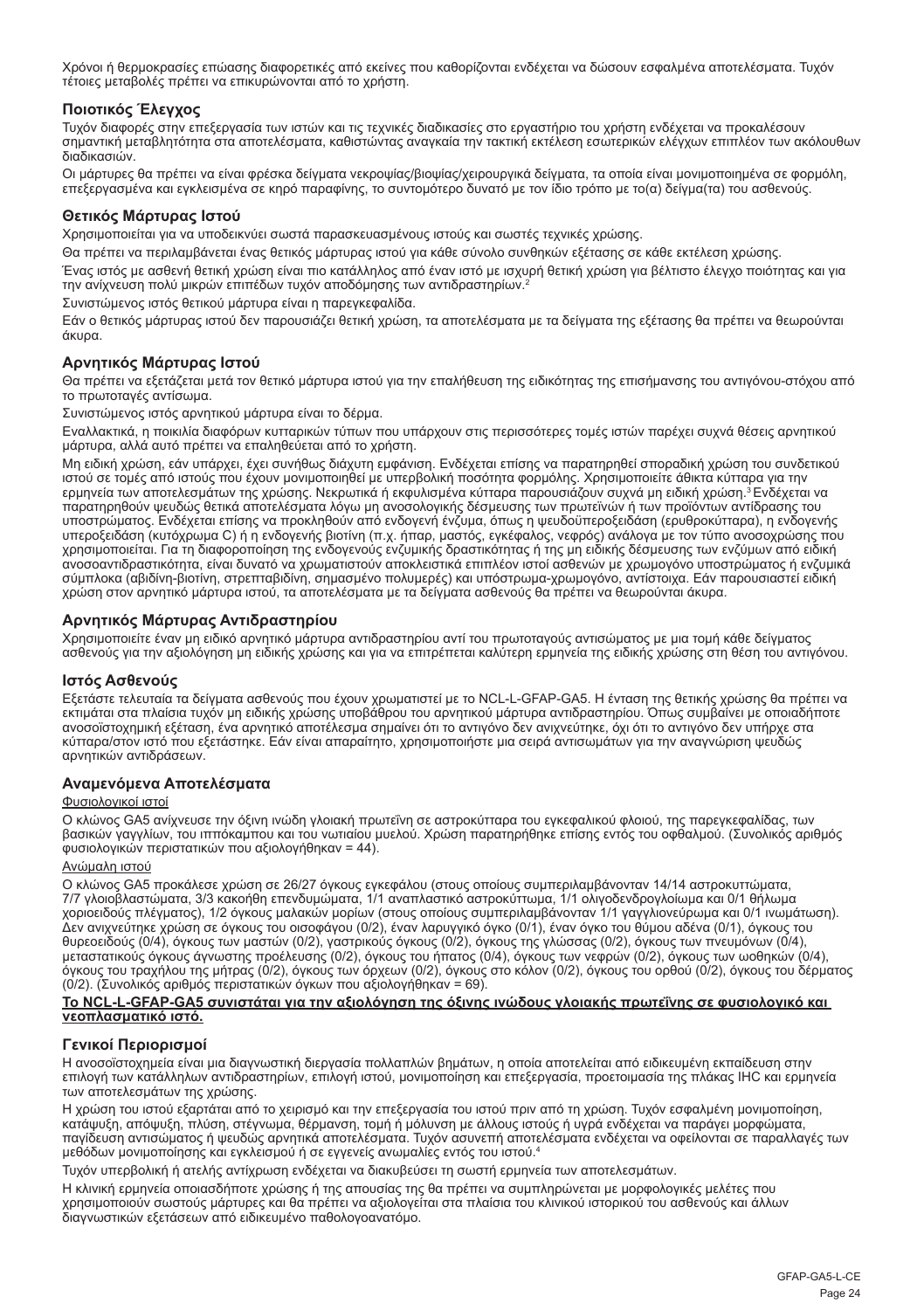Χρόνοι ή θερμοκρασίες επώασης διαφορετικές από εκείνες που καθορίζονται ενδέχεται να δώσουν εσφαλμένα αποτελέσματα. Τυχόν τέτοιες μεταβολές πρέπει να επικυρώνονται από το χρήστη.

## Ποιοτικός Έλεγχος

Τυχόν διαφορές στην επεξεργασία των ιστών και τις τεχνικές διαδικασίες στο εργαστήριο του χρήστη ενδέχεται να προκαλέσουν σημαντική μεταβλητότητα στα αποτελέσματα, καθιστώντας αναγκαία την τακτική εκτέλεση εσωτερικών ελέγχων επιπλέον των ακόλουθων διαδικασιών.

Οι μάρτυρες θα πρέπει να είναι φρέσκα δείγματα νεκροψίας/βιοψίας/χειρουργικά δείγματα, τα οποία είναι μονιμοποιημένα σε φορμόλη, επεξεργασμένα και εγκλεισμένα σε κηρό παραφίνης, το συντομότερο δυνατό με τον ίδιο τρόπο με το(α) δείγμα(τα) του ασθενούς.

## Θετικός Μάρτυρας Ιστού

Χρησιμοποιείται για να υποδεικνύει σωστά παρασκευασμένους ιστούς και σωστές τεχνικές χρώσης.

Θα πρέπει να περιλαμβάνεται ένας θετικός μάρτυρας ιστού για κάθε σύνολο συνθηκών εξέτασης σε κάθε εκτέλεση χρώσης.

Ένας ιστός με ασθενή θετική χρώση είναι πιο κατάλληλος από έναν ιστό με ισχυρή θετική χρώση για βέλτιστο έλεγχο ποιότητας και για την ανίχνευση πολύ μικρών επιπέδων τυχόν αποδόμησης των αντιδραστηρίων.[2]

Συνιστώμενος ιστός θετικού μάρτυρα είναι η παρεγκεφαλίδα.

Εάν ο θετικός μάρτυρας ιστού δεν παρουσιάζει θετική χρώση, τα αποτελέσματα με τα δείγματα της εξέτασης θα πρέπει να θεωρούνται άκυρα.

## Αρνητικός Μάρτυρας Ιστού

Θα πρέπει να εξετάζεται μετά τον θετικό μάρτυρα ιστού για την επαλήθευση της ειδικότητας της επισήμανσης του αντιγόνου-στόχου από το πρωτοταγές αντίσωμα.

Συνιστώμενος ιστός αρνητικού μάρτυρα είναι το δέρμα.

Εναλλακτικά, η ποικιλία διαφόρων κυτταρικών τύπων που υπάρχουν στις περισσότερες τομές ιστών παρέχει συχνά θέσεις αρνητικού μάρτυρα, αλλά αυτό πρέπει να επαληθεύεται από το χρήστη.

Μη ειδική χρώση, εάν υπάρχει, έχει συνήθως διάχυτη εμφάνιση. Ενδέχεται επίσης να παρατηρηθεί σποραδική χρώση του συνδετικού ιστού σε τομές από ιστούς που έχουν μονιμοποιηθεί με υπερβολική ποσότητα φορμόλης. Χρησιμοποιείτε άθικτα κύτταρα για την ερμηνεία των αποτελεσμάτων της χρώσης. Νεκρωτικά ή εκφυλισμένα κύτταρα παρουσιάζουν συχνά μη ειδική χρώση.[3] Ενδέχεται να παρατηρηθούν ψευδώς θετικά αποτελέσματα λόγω μη ανοσολογικής δέσμευσης των πρωτεϊνών ή των προϊόντων αντίδρασης του υποστρώματος. Ενδέχεται επίσης να προκληθούν από ενδογενή ένζυμα, όπως η ψευδοϋπεροξειδάση (ερυθροκύτταρα), η ενδογενής υπεροξειδάση (κυτόχρωμα C) ή η ενδογενής βιοτίνη (π.χ. ήπαρ, μαστός, εγκέφαλος, νεφρός) ανάλογα με τον τύπο ανοσοχρώσης που χρησιμοποιείται. Για τη διαφοροποίηση της ενδογενούς ενζυμικής δραστικότητας ή της μη ειδικής δέσμευσης των ενζύμων από ειδική ανοσοαντιδραστικότητα, είναι δυνατό να χρωματιστούν αποκλειστικά επιπλέον ιστοί ασθενών με χρωμογόνο υποστρώματος ή ενζυμικά σύμπλοκα (αβιδίνη-βιοτίνη, στρεπταβιδίνη, σημασμένο πολυμερές) και υπόστρωμα-χρωμογόνο, αντίστοιχα. Εάν παρουσιαστεί ειδική χρώση στον αρνητικό μάρτυρα ιστού, τα αποτελέσματα με τα δείγματα ασθενούς θα πρέπει να θεωρούνται άκυρα.

## Αρνητικός Μάρτυρας Αντιδραστηρίου

Χρησιμοποιείτε έναν μη ειδικό αρνητικό μάρτυρα αντιδραστηρίου αντί του πρωτοταγούς αντισώματος με μια τομή κάθε δείγματος ασθενούς για την αξιολόγηση μη ειδικής χρώσης και για να επιτρέπεται καλύτερη ερμηνεία της ειδικής χρώσης στη θέση του αντιγόνου.

## Ιστός Ασθενούς

Εξετάστε τελευταία τα δείγματα ασθενούς που έχουν χρωματιστεί με το NCL-L-GFAP-GA5. Η ένταση της θετικής χρώσης θα πρέπει να εκτιμάται στα πλαίσια τυχόν μη ειδικής χρώσης υποβάθρου του αρνητικού μάρτυρα αντιδραστηρίου. Όπως συμβαίνει με οποιαδήποτε ανοσοϊστοχημική εξέταση, ένα αρνητικό αποτέλεσμα σημαίνει ότι το αντιγόνο δεν ανιχνεύτηκε, όχι ότι το αντιγόνο δεν υπήρχε στα κύτταρα/στον ιστό που εξετάστηκε. Εάν είναι απαραίτητο, χρησιμοποιήστε μια σειρά αντισωμάτων για την αναγνώριση ψευδώς αρνητικών αντιδράσεων.

## Αναμενόμενα Αποτελέσματα

Φυσιολογικοί ιστοί

Ο κλώνος GA5 ανίχνευσε την όξινη ινώδη γλοιακή πρωτεΐνη σε αστροκύτταρα του εγκεφαλικού φλοιού, της παρεγκεφαλίδας, των βασικών γαγγλίων, του ιππόκαμπου και του νωτιαίου μυελού. Χρώση παρατηρήθηκε επίσης εντός του οφθαλμού. (Συνολικός αριθμός φυσιολογικών περιστατικών που αξιολογήθηκαν = 44).

Ανώμαλη ιστού

Ο κλώνος GA5 προκάλεσε χρώση σε 26/27 όγκους εγκεφάλου (στους οποίους συμπεριλαμβάνονταν 14/14 αστροκυττώματα, 7/7 γλοιοβλαστώματα, 3/3 κακοήθη επενδυμώματα, 1/1 αναπλαστικό αστροκύττωμα, 1/1 ολιγοδενδρογλοίωμα και 0/1 θήλωμα χοριοειδούς πλέγματος), 1/2 όγκους μαλακών μορίων (στους οποίους συμπεριλαμβάνονταν 1/1 γαγγλιονεύρωμα και 0/1 ινωμάτωση). Δεν ανιχνεύτηκε χρώση σε όγκους του οισοφάγου (0/2), έναν λαρυγγικό όγκο (0/1), έναν όγκο του θύμου αδένα (0/1), όγκους του θυρεοειδούς (0/4), όγκους των μαστών (0/2), γαστρικούς όγκους (0/2), όγκους της γλώσσας (0/2), όγκους των πνευμόνων (0/4), μεταστατικούς όγκους άγνωστης προέλευσης (0/2), όγκους του ήπατος (0/4), όγκους των νεφρών (0/2), όγκους των ωοθηκών (0/4), όγκους του τραχήλου της μήτρας (0/2), όγκους των όρχεων (0/2), όγκους στο κόλον (0/2), όγκους του ορθού (0/2), όγκους του δέρματος (0/2). (Συνολικός αριθμός περιστατικών όγκων που αξιολογήθηκαν = 69).

**Το NCL-L-GFAP-GA5 συνιστάται για την αξιολόγηση της όξινης ινώδους γλοιακής πρωτεΐνης σε φυσιολογικό και νεοπλασματικό ιστό.**

## Γενικοί Περιορισμοί

Η ανοσοϊστοχημεία είναι μια διαγνωστική διεργασία πολλαπλών βημάτων, η οποία αποτελείται από ειδικευμένη εκπαίδευση στην επιλογή των κατάλληλων αντιδραστηρίων, επιλογή ιστού, μονιμοποίηση και επεξεργασία, προετοιμασία της πλάκας IHC και ερμηνεία των αποτελεσμάτων της χρώσης.

Η χρώση του ιστού εξαρτάται από το χειρισμό και την επεξεργασία του ιστού πριν από τη χρώση. Τυχόν εσφαλμένη μονιμοποίηση, κατάψυξη, απόψυξη, πλύση, στέγνωμα, θέρμανση, τομή ή μόλυνση με άλλους ιστούς ή υγρά ενδέχεται να παράγει μορφώματα, παγίδευση αντισώματος ή ψευδώς αρνητικά αποτελέσματα. Τυχόν ασυνεπή αποτελέσματα ενδέχεται να οφείλονται σε παραλλαγές των μεθόδων μονιμοποίησης και εγκλεισμού ή σε εγγενείς ανωμαλίες εντός του ιστού.[4]

Τυχόν υπερβολική ή ατελής αντίχρωση ενδέχεται να διακυβεύσει τη σωστή ερμηνεία των αποτελεσμάτων.

Η κλινική ερμηνεία οποιασδήποτε χρώσης ή της απουσίας της θα πρέπει να συμπληρώνεται με μορφολογικές μελέτες που χρησιμοποιούν σωστούς μάρτυρες και θα πρέπει να αξιολογείται στα πλαίσια του κλινικού ιστορικού του ασθενούς και άλλων διαγνωστικών εξετάσεων από ειδικευμένο παθολογοανατόμο.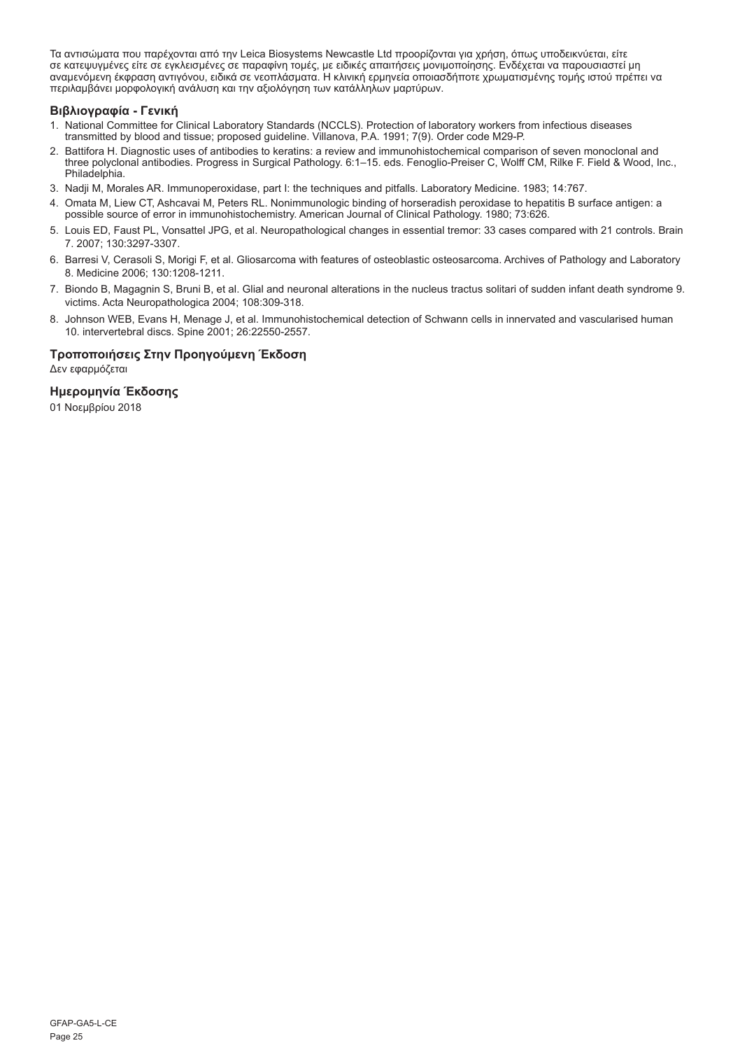Τα αντισώματα που παρέχονται από την Leica Biosystems Newcastle Ltd προορίζονται για χρήση, όπως υποδεικνύεται, είτε σε κατεψυγμένες είτε σε εγκλεισμένες σε παραφίνη τομές, με ειδικές απαιτήσεις μονιμοποίησης. Ενδέχεται να παρουσιαστεί μη αναμενόμενη έκφραση αντιγόνου, ειδικά σε νεοπλάσματα. Η κλινική ερμηνεία οποιασδήποτε χρωματισμένης τομής ιστού πρέπει να περιλαμβάνει μορφολογική ανάλυση και την αξιολόγηση των κατάλληλων μαρτύρων.

## Βιβλιογραφία - Γενική

1. National Committee for Clinical Laboratory Standards (NCCLS). Protection of laboratory workers from infectious diseases transmitted by blood and tissue; proposed guideline. Villanova, P.A. 1991; 7(9). Order code M29-P.
2. Battifora H. Diagnostic uses of antibodies to keratins: a review and immunohistochemical comparison of seven monoclonal and three polyclonal antibodies. Progress in Surgical Pathology. 6:1–15. eds. Fenoglio-Preiser C, Wolff CM, Rilke F. Field & Wood, Inc., Philadelphia.
3. Nadji M, Morales AR. Immunoperoxidase, part I: the techniques and pitfalls. Laboratory Medicine. 1983; 14:767.
4. Omata M, Liew CT, Ashcavai M, Peters RL. Nonimmunologic binding of horseradish peroxidase to hepatitis B surface antigen: a possible source of error in immunohistochemistry. American Journal of Clinical Pathology. 1980; 73:626.
5. Louis ED, Faust PL, Vonsattel JPG, et al. Neuropathological changes in essential tremor: 33 cases compared with 21 controls. Brain 7. 2007; 130:3297-3307.
6. Barresi V, Cerasoli S, Morigi F, et al. Gliosarcoma with features of osteoblastic osteosarcoma. Archives of Pathology and Laboratory 8. Medicine 2006; 130:1208-1211.
7. Biondo B, Magagnin S, Bruni B, et al. Glial and neuronal alterations in the nucleus tractus solitari of sudden infant death syndrome 9. victims. Acta Neuropathologica 2004; 108:309-318.
8. Johnson WEB, Evans H, Menage J, et al. Immunohistochemical detection of Schwann cells in innervated and vascularised human 10. intervertebral discs. Spine 2001; 26:22550-2557.

## Τροποποιήσεις Στην Προηγούμενη Έκδοση

Δεν εφαρμόζεται

## Ημερομηνία Έκδοσης

01 Νοεμβρίου 2018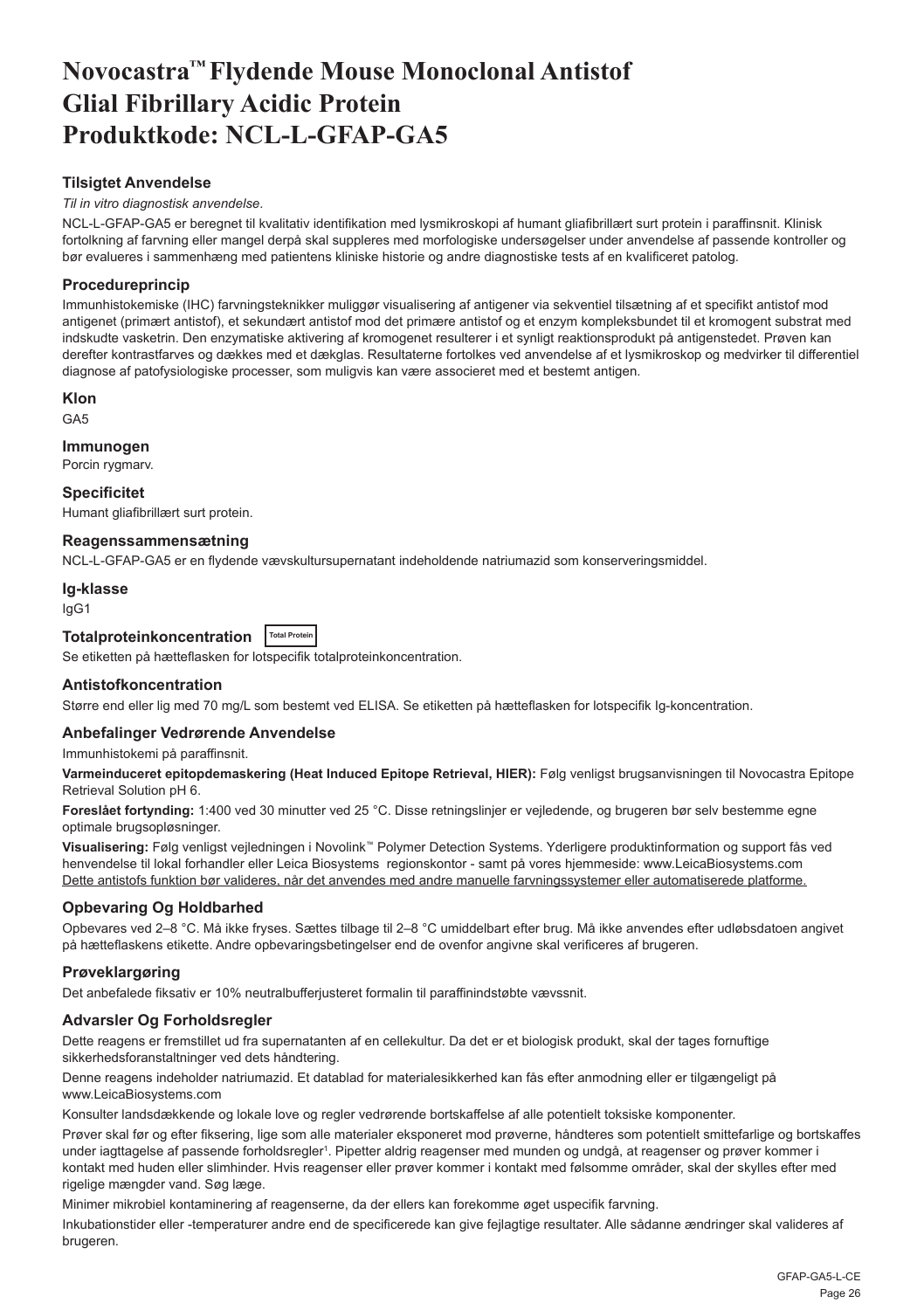# Novocastra™ Flydende Mouse Monoclonal Antistof Glial Fibrillary Acidic Protein Produktkode: NCL-L-GFAP-GA5

## Tilsigtet Anvendelse

*Til in vitro diagnostisk anvendelse*.

NCL-L-GFAP-GA5 er beregnet til kvalitativ identifikation med lysmikroskopi af humant gliafibrillært surt protein i paraffinsnit. Klinisk fortolkning af farvning eller mangel derpå skal suppleres med morfologiske undersøgelser under anvendelse af passende kontroller og bør evalueres i sammenhæng med patientens kliniske historie og andre diagnostiske tests af en kvalificeret patolog.

## Procedureprincip

Immunhistokemiske (IHC) farvningsteknikker muliggør visualisering af antigener via sekventiel tilsætning af et specifikt antistof mod antigenet (primært antistof), et sekundært antistof mod det primære antistof og et enzym kompleksbundet til et kromogent substrat med indskudte vasketrin. Den enzymatiske aktivering af kromogenet resulterer i et synligt reaktionsprodukt på antigenstedet. Prøven kan derefter kontrastfarves og dækkes med et dækglas. Resultaterne fortolkes ved anvendelse af et lysmikroskop og medvirker til differentiel diagnose af patofysiologiske processer, som muligvis kan være associeret med et bestemt antigen.

## Klon

GA5

## Immunogen

Porcin rygmarv.

## Specificitet

Humant gliafibrillært surt protein.

## Reagenssammensætning

NCL-L-GFAP-GA5 er en flydende vævskultursupernatant indeholdende natriumazid som konserveringsmiddel.

## Ig-klasse

IgG1

## Totalproteinkoncentration Total Protein

Se etiketten på hætteflasken for lotspecifik totalproteinkoncentration.

## Antistofkoncentration

Større end eller lig med 70 mg/L som bestemt ved ELISA. Se etiketten på hætteflasken for lotspecifik Ig-koncentration.

## Anbefalinger Vedrørende Anvendelse

Immunhistokemi på paraffinsnit.

**Varmeinduceret epitopdemaskering (Heat Induced Epitope Retrieval, HIER):** Følg venligst brugsanvisningen til Novocastra Epitope Retrieval Solution pH 6.

**Foreslået fortynding:** 1:400 ved 30 minutter ved 25 °C. Disse retningslinjer er vejledende, og brugeren bør selv bestemme egne optimale brugsopløsninger.

**Visualisering:** Følg venligst vejledningen i Novolink™ Polymer Detection Systems. Yderligere produktinformation og support fås ved henvendelse til lokal forhandler eller Leica Biosystems regionskontor - samt på vores hjemmeside: www.LeicaBiosystems.com
Dette antistofs funktion bør valideres, når det anvendes med andre manuelle farvningssystemer eller automatiserede platforme.

## Opbevaring Og Holdbarhed

Opbevares ved 2–8 °C. Må ikke fryses. Sættes tilbage til 2–8 °C umiddelbart efter brug. Må ikke anvendes efter udløbsdatoen angivet på hætteflaskens etikette. Andre opbevaringsbetingelser end de ovenfor angivne skal verificeres af brugeren.

## Prøveklargøring

Det anbefalede fiksativ er 10% neutralbufferjusteret formalin til paraffinindstøbte vævssnit.

## Advarsler Og Forholdsregler

Dette reagens er fremstillet ud fra supernatanten af en cellekultur. Da det er et biologisk produkt, skal der tages fornuftige sikkerhedsforanstaltninger ved dets håndtering.

Denne reagens indeholder natriumazid. Et datablad for materialesikkerhed kan fås efter anmodning eller er tilgængeligt på www.LeicaBiosystems.com

Konsulter landsdækkende og lokale love og regler vedrørende bortskaffelse af alle potentielt toksiske komponenter.

Prøver skal før og efter fiksering, lige som alle materialer eksponeret mod prøverne, håndteres som potentielt smittefarlige og bortskaffes under iagttagelse af passende forholdsregler[1]. Pipetter aldrig reagenser med munden og undgå, at reagenser og prøver kommer i kontakt med huden eller slimhinder. Hvis reagenser eller prøver kommer i kontakt med følsomme områder, skal der skylles efter med rigelige mængder vand. Søg læge.

Minimer mikrobiel kontaminering af reagenserne, da der ellers kan forekomme øget uspecifik farvning.

Inkubationstider eller -temperaturer andre end de specificerede kan give fejlagtige resultater. Alle sådanne ændringer skal valideres af brugeren.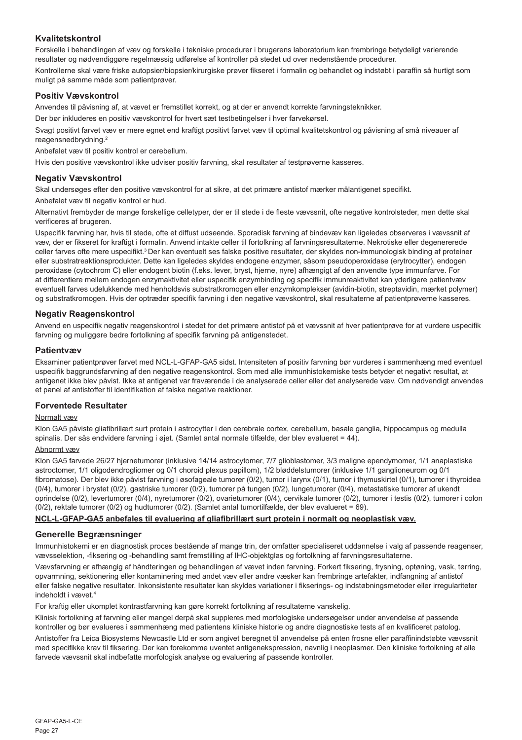## Kvalitetskontrol

Forskelle i behandlingen af væv og forskelle i tekniske procedurer i brugerens laboratorium kan frembringe betydeligt varierende resultater og nødvendiggøre regelmæssig udførelse af kontroller på stedet ud over nedenstående procedurer.

Kontrollerne skal være friske autopsier/biopsier/kirurgiske prøver fikseret i formalin og behandlet og indstøbt i paraffin så hurtigt som muligt på samme måde som patientprøver.

## Positiv Vævskontrol

Anvendes til påvisning af, at vævet er fremstillet korrekt, og at der er anvendt korrekte farvningsteknikker.

Der bør inkluderes en positiv vævskontrol for hvert sæt testbetingelser i hver farvekørsel.

Svagt positivt farvet væv er mere egnet end kraftigt positivt farvet væv til optimal kvalitetskontrol og påvisning af små niveauer af reagensnedbrydning.[2]

Anbefalet væv til positiv kontrol er cerebellum.

Hvis den positive vævskontrol ikke udviser positiv farvning, skal resultater af testprøverne kasseres.

## Negativ Vævskontrol

Skal undersøges efter den positive vævskontrol for at sikre, at det primære antistof mærker målantigenet specifikt.

Anbefalet væv til negativ kontrol er hud.

Alternativt frembyder de mange forskellige celletyper, der er til stede i de fleste vævssnit, ofte negative kontrolsteder, men dette skal verificeres af brugeren.

Uspecifik farvning har, hvis til stede, ofte et diffust udseende. Sporadisk farvning af bindevæv kan ligeledes observeres i vævssnit af væv, der er fikseret for kraftigt i formalin. Anvend intakte celler til fortolkning af farvningsresultaterne. Nekrotiske eller degenererede celler farves ofte mere uspecifikt.[3] Der kan eventuelt ses falske positive resultater, der skyldes non-immunologisk binding af proteiner eller substratreaktionsprodukter. Dette kan ligeledes skyldes endogene enzymer, såsom pseudoperoxidase (erytrocytter), endogen peroxidase (cytochrom C) eller endogent biotin (f.eks. lever, bryst, hjerne, nyre) afhængigt af den anvendte type immunfarve. For at differentiere mellem endogen enzymaktivitet eller uspecifik enzymbinding og specifik immunreaktivitet kan yderligere patientvæv eventuelt farves udelukkende med henholdsvis substratkromogen eller enzymkomplekser (avidin-biotin, streptavidin, mærket polymer) og substratkromogen. Hvis der optræder specifik farvning i den negative vævskontrol, skal resultaterne af patientprøverne kasseres.

## Negativ Reagenskontrol

Anvend en uspecifik negativ reagenskontrol i stedet for det primære antistof på et vævssnit af hver patientprøve for at vurdere uspecifik farvning og muliggøre bedre fortolkning af specifik farvning på antigenstedet.

## Patientvæv

Eksaminer patientprøver farvet med NCL-L-GFAP-GA5 sidst. Intensiteten af positiv farvning bør vurderes i sammenhæng med eventuel uspecifik baggrundsfarvning af den negative reagenskontrol. Som med alle immunhistokemiske tests betyder et negativt resultat, at antigenet ikke blev påvist. Ikke at antigenet var fraværende i de analyserede celler eller det analyserede væv. Om nødvendigt anvendes et panel af antistoffer til identifikation af falske negative reaktioner.

## Forventede Resultater

Normalt væv

Klon GA5 påviste gliafibrillært surt protein i astrocytter i den cerebrale cortex, cerebellum, basale ganglia, hippocampus og medulla spinalis. Der sås endvidere farvning i øjet. (Samlet antal normale tilfælde, der blev evalueret = 44).

Abnormt væv

Klon GA5 farvede 26/27 hjernetumorer (inklusive 14/14 astrocytomer, 7/7 glioblastomer, 3/3 maligne ependymomer, 1/1 anaplastiske astroctomer, 1/1 oligodendrogliomer og 0/1 choroid plexus papillom), 1/2 bløddelstumorer (inklusive 1/1 ganglioneurom og 0/1 fibromatose). Der blev ikke påvist farvning i øsofageale tumorer (0/2), tumor i larynx (0/1), tumor i thymuskirtel (0/1), tumorer i thyroidea (0/4), tumorer i brystet (0/2), gastriske tumorer (0/2), tumorer på tungen (0/2), lungetumorer (0/4), metastatiske tumorer af ukendt oprindelse (0/2), levertumorer (0/4), nyretumorer (0/2), ovarietumorer (0/4), cervikale tumorer (0/2), tumorer i testis (0/2), tumorer i colon (0/2), rektale tumorer (0/2) og hudtumorer (0/2). (Samlet antal tumortilfælde, der blev evalueret = 69).

**NCL-L-GFAP-GA5 anbefales til evaluering af gliafibrillært surt protein i normalt og neoplastisk væv.**

## Generelle Begrænsninger

Immunhistokemi er en diagnostisk proces bestående af mange trin, der omfatter specialiseret uddannelse i valg af passende reagenser, vævsselektion, -fiksering og -behandling samt fremstilling af IHC-objektglas og fortolkning af farvningsresultaterne.

Vævsfarvning er afhængig af håndteringen og behandlingen af vævet inden farvning. Forkert fiksering, frysning, optøning, vask, tørring, opvarmning, sektionering eller kontaminering med andet væv eller andre væsker kan frembringe artefakter, indfangning af antistof eller falske negative resultater. Inkonsistente resultater kan skyldes variationer i fikserings- og indstøbningsmetoder eller irregulariteter indeholdt i vævet.[4]

For kraftig eller ukomplet kontrastfarvning kan gøre korrekt fortolkning af resultaterne vanskelig.

Klinisk fortolkning af farvning eller mangel derpå skal suppleres med morfologiske undersøgelser under anvendelse af passende kontroller og bør evalueres i sammenhæng med patientens kliniske historie og andre diagnostiske tests af en kvalificeret patolog.

Antistoffer fra Leica Biosystems Newcastle Ltd er som angivet beregnet til anvendelse på enten frosne eller paraffinindstøbte vævssnit med specifikke krav til fiksering. Der kan forekomme uventet antigenekspression, navnlig i neoplasmer. Den kliniske fortolkning af alle farvede vævssnit skal indbefatte morfologisk analyse og evaluering af passende kontroller.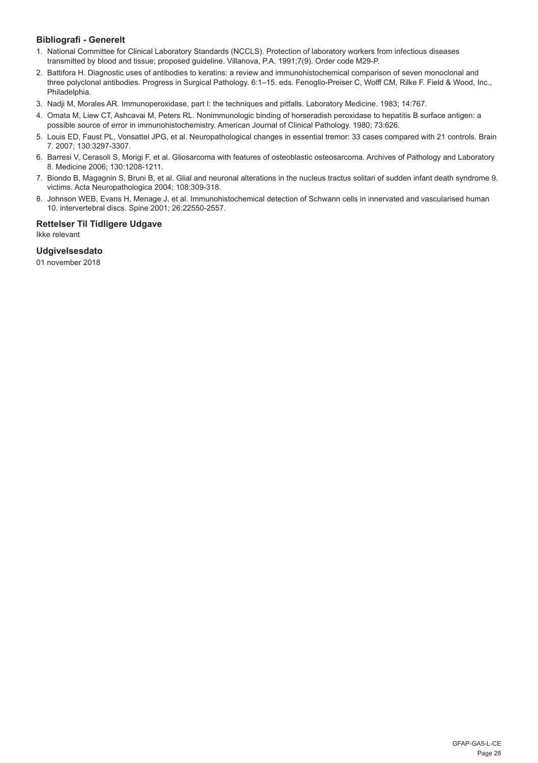### Bibliografi - Generelt

1. National Committee for Clinical Laboratory Standards (NCCLS). Protection of laboratory workers from infectious diseases transmitted by blood and tissue; proposed guideline. Villanova, P.A. 1991;7(9). Order code M29-P.
2. Battifora H. Diagnostic uses of antibodies to keratins: a review and immunohistochemical comparison of seven monoclonal and three polyclonal antibodies. Progress in Surgical Pathology. 6:1–15. eds. Fenoglio-Preiser C, Wolff CM, Rilke F. Field & Wood, Inc., Philadelphia.
3. Nadji M, Morales AR. Immunoperoxidase, part I: the techniques and pitfalls. Laboratory Medicine. 1983; 14:767.
4. Omata M, Liew CT, Ashcavai M, Peters RL. Nonimmunologic binding of horseradish peroxidase to hepatitis B surface antigen: a possible source of error in immunohistochemistry. American Journal of Clinical Pathology. 1980; 73:626.
5. Louis ED, Faust PL, Vonsattel JPG, et al. Neuropathological changes in essential tremor: 33 cases compared with 21 controls. Brain 7. 2007; 130:3297-3307.
6. Barresi V, Cerasoli S, Morigi F, et al. Gliosarcoma with features of osteoblastic osteosarcoma. Archives of Pathology and Laboratory 8. Medicine 2006; 130:1208-1211.
7. Biondo B, Magagnin S, Bruni B, et al. Glial and neuronal alterations in the nucleus tractus solitari of sudden infant death syndrome 9. victims. Acta Neuropathologica 2004; 108:309-318.
8. Johnson WEB, Evans H, Menage J, et al. Immunohistochemical detection of Schwann cells in innervated and vascularised human 10. intervertebral discs. Spine 2001; 26:22550-2557.

### Rettelser Til Tidligere Udgave

Ikke relevant

### Udgivelsesdato

01 november 2018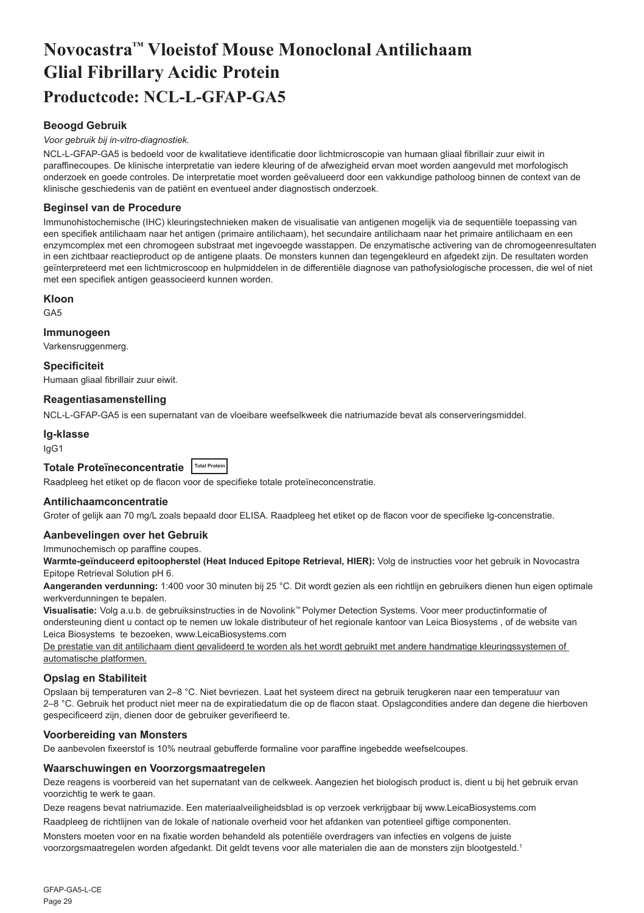# Novocastra™ Vloeistof Mouse Monoclonal Antilichaam Glial Fibrillary Acidic Protein

## Productcode: NCL-L-GFAP-GA5

### Beoogd Gebruik

*Voor gebruik bij in-vitro-diagnostiek.*

NCL-L-GFAP-GA5 is bedoeld voor de kwalitatieve identificatie door lichtmicroscopie van humaan gliaal fibrillair zuur eiwit in paraffinecoupes. De klinische interpretatie van iedere kleuring of de afwezigheid ervan moet worden aangevuld met morfologisch onderzoek en goede controles. De interpretatie moet worden geëvalueerd door een vakkundige patholoog binnen de context van de klinische geschiedenis van de patiënt en eventueel ander diagnostisch onderzoek.

### Beginsel van de Procedure

Immunohistochemische (IHC) kleuringstechnieken maken de visualisatie van antigenen mogelijk via de sequentiële toepassing van een specifiek antilichaam naar het antigen (primaire antilichaam), het secundaire antilichaam naar het primaire antilichaam en een enzymcomplex met een chromogeen substraat met ingevoegde wasstappen. De enzymatische activering van de chromogeenresultaten in een zichtbaar reactieproduct op de antigene plaats. De monsters kunnen dan tegengekleurd en afgedekt zijn. De resultaten worden geïnterpreteerd met een lichtmicroscoop en hulpmiddelen in de differentiële diagnose van pathofysiologische processen, die wel of niet met een specifiek antigen geassocieerd kunnen worden.

### Kloon

GA5

### Immunogeen

Varkensruggenmerg.

### Specificiteit

Humaan gliaal fibrillair zuur eiwit.

### Reagentiasamenstelling

NCL-L-GFAP-GA5 is een supernatant van de vloeibare weefselkweek die natriumazide bevat als conserveringsmiddel.

### Ig-klasse

IgG1

### Totale Proteïneconcentratie

Total Protein

Raadpleeg het etiket op de flacon voor de specifieke totale proteïneconcentratie.

### Antilichaamconcentratie

Groter of gelijk aan 70 mg/L zoals bepaald door ELISA. Raadpleeg het etiket op de flacon voor de specifieke lg-concentratie.

### Aanbevelingen over het Gebruik

Immunochemisch op paraffine coupes.

**Warmte-geïnduceerd epitoopherstel (Heat Induced Epitope Retrieval, HIER):** Volg de instructies voor het gebruik in Novocastra Epitope Retrieval Solution pH 6.

**Aangeranden verdunning:** 1:400 voor 30 minuten bij 25 °C. Dit wordt gezien als een richtlijn en gebruikers dienen hun eigen optimale werkverdunningen te bepalen.

**Visualisatie:** Volg a.u.b. de gebruiksinstructies in de Novolink™ Polymer Detection Systems. Voor meer productinformatie of ondersteuning dient u contact op te nemen uw lokale distributeur of het regionale kantoor van Leica Biosystems , of de website van Leica Biosystems te bezoeken, www.LeicaBiosystems.com

<u>De prestatie van dit antilichaam dient gevalideerd te worden als het wordt gebruikt met andere handmatige kleuringssystemen of automatische platformen.</u>

### Opslag en Stabiliteit

Opslaan bij temperaturen van 2–8 °C. Niet bevriezen. Laat het systeem direct na gebruik terugkeren naar een temperatuur van 2–8 °C. Gebruik het product niet meer na de expiratiedatum die op de flacon staat. Opslagcondities andere dan degene die hierboven gespecificeerd zijn, dienen door de gebruiker geverifieerd te.

### Voorbereiding van Monsters

De aanbevolen fixeerstof is 10% neutraal gebufferde formaline voor paraffine ingebedde weefselcoupes.

### Waarschuwingen en Voorzorgsmaatregelen

Deze reagens is voorbereid van het supernatant van de celkweek. Aangezien het biologisch product is, dient u bij het gebruik ervan voorzichtig te werk te gaan.

Deze reagens bevat natriumazide. Een materiaalveiligheidsblad is op verzoek verkrijgbaar bij www.LeicaBiosystems.com

Raadpleeg de richtlijnen van de lokale of nationale overheid voor het afdanken van potentieel giftige componenten.

Monsters moeten voor en na fixatie worden behandeld als potentiële overdragers van infecties en volgens de juiste voorzorgsmaatregelen worden afgedankt. Dit geldt tevens voor alle materialen die aan de monsters zijn blootgesteld.[1]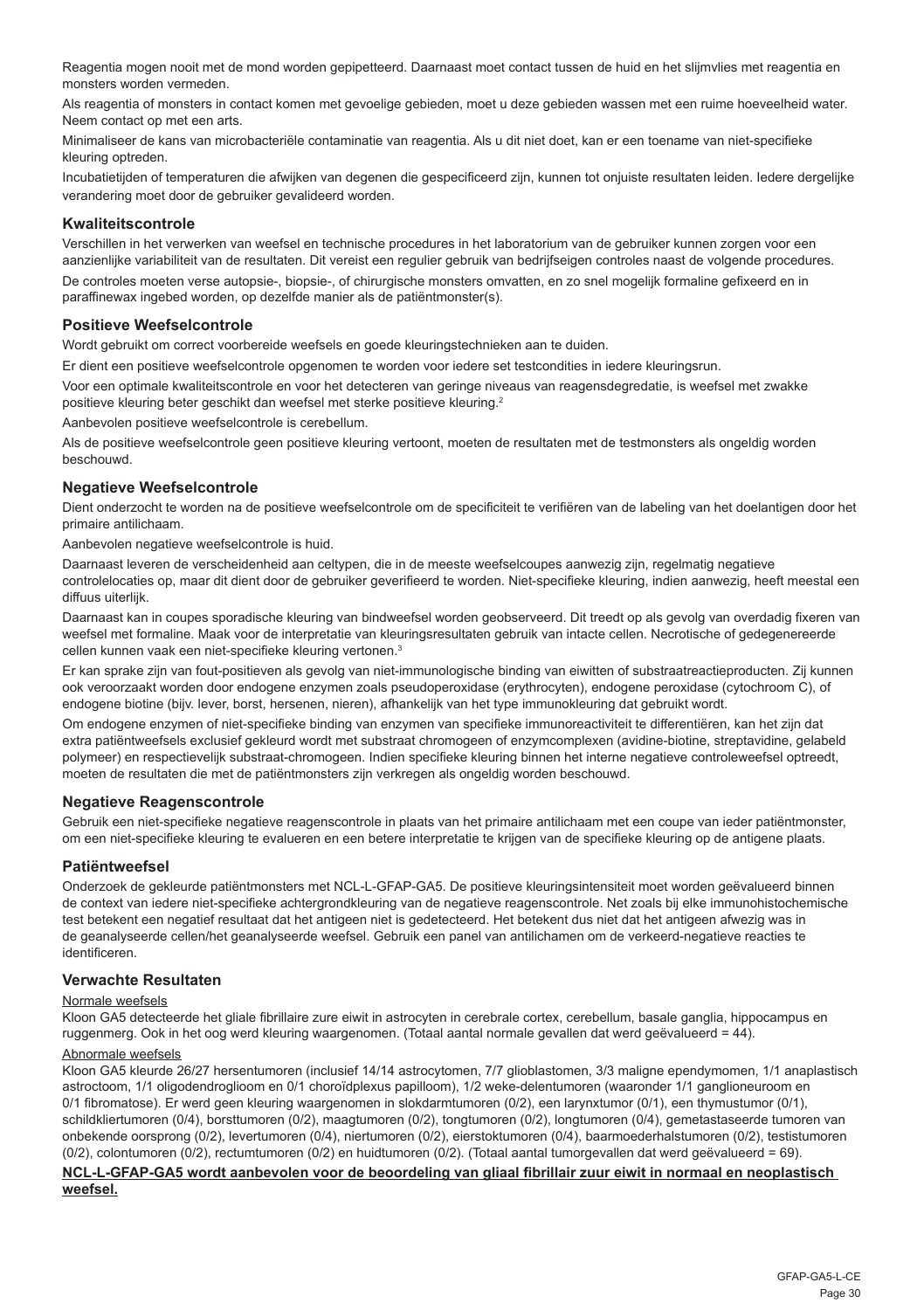Reagentia mogen nooit met de mond worden gepipetteerd. Daarnaast moet contact tussen de huid en het slijmvlies met reagentia en monsters worden vermeden.

Als reagentia of monsters in contact komen met gevoelige gebieden, moet u deze gebieden wassen met een ruime hoeveelheid water. Neem contact op met een arts.

Minimaliseer de kans van microbacteriële contaminatie van reagentia. Als u dit niet doet, kan er een toename van niet-specifieke kleuring optreden.

Incubatietijden of temperaturen die afwijken van degenen die gespecificeerd zijn, kunnen tot onjuiste resultaten leiden. Iedere dergelijke verandering moet door de gebruiker gevalideerd worden.

### Kwaliteitscontrole

Verschillen in het verwerken van weefsel en technische procedures in het laboratorium van de gebruiker kunnen zorgen voor een aanzienlijke variabiliteit van de resultaten. Dit vereist een regulier gebruik van bedrijfseigen controles naast de volgende procedures.

De controles moeten verse autopsie-, biopsie-, of chirurgische monsters omvatten, en zo snel mogelijk formaline gefixeerd en in paraffinewax ingebed worden, op dezelfde manier als de patiëntmonster(s).

### Positieve Weefselcontrole

Wordt gebruikt om correct voorbereide weefsels en goede kleuringstechnieken aan te duiden.

Er dient een positieve weefselcontrole opgenomen te worden voor iedere set testcondities in iedere kleuringsrun.

Voor een optimale kwaliteitscontrole en voor het detecteren van geringe niveaus van reagensdegradatie, is weefsel met zwakke positieve kleuring beter geschikt dan weefsel met sterke positieve kleuring.[2]

Aanbevolen positieve weefselcontrole is cerebellum.

Als de positieve weefselcontrole geen positieve kleuring vertoont, moeten de resultaten met de testmonsters als ongeldig worden beschouwd.

### Negatieve Weefselcontrole

Dient onderzocht te worden na de positieve weefselcontrole om de specificiteit te verifiëren van de labeling van het doelantigen door het primaire antilichaam.

Aanbevolen negatieve weefselcontrole is huid.

Daarnaast leveren de verscheidenheid aan celtypen, die in de meeste weefselcoupes aanwezig zijn, regelmatig negatieve controlelocaties op, maar dit dient door de gebruiker geverifieerd te worden. Niet-specifieke kleuring, indien aanwezig, heeft meestal een diffuus uiterlijk.

Daarnaast kan in coupes sporadische kleuring van bindweefsel worden geobserveerd. Dit treedt op als gevolg van overdadig fixeren van weefsel met formaline. Maak voor de interpretatie van kleuringsresultaten gebruik van intacte cellen. Necrotische of gedegenereerde cellen kunnen vaak een niet-specifieke kleuring vertonen.[3]

Er kan sprake zijn van fout-positieven als gevolg van niet-immunologische binding van eiwitten of substraatreactieproducten. Zij kunnen ook veroorzaakt worden door endogene enzymen zoals pseudoperoxidase (erythrocyten), endogene peroxidase (cytochroom C), of endogene biotine (bijv. lever, borst, hersenen, nieren), afhankelijk van het type immunokleuring dat gebruikt wordt.

Om endogene enzymen of niet-specifieke binding van enzymen van specifieke immunoreactiviteit te differentiëren, kan het zijn dat extra patiëntweefsels exclusief gekleurd wordt met substraat chromogeen of enzymcomplexen (avidine-biotine, streptavidine, gelabeld polymeer) en respectievelijk substraat-chromogeen. Indien specifieke kleuring binnen het interne negatieve controleweefsel optreedt, moeten de resultaten die met de patiëntmonsters zijn verkregen als ongeldig worden beschouwd.

### Negatieve Reagenscontrole

Gebruik een niet-specifieke negatieve reagenscontrole in plaats van het primaire antilichaam met een coupe van ieder patiëntmonster, om een niet-specifieke kleuring te evalueren en een betere interpretatie te krijgen van de specifieke kleuring op de antigene plaats.

### Patiëntweefsel

Onderzoek de gekleurde patiëntmonsters met NCL-L-GFAP-GA5. De positieve kleuringsintensiteit moet worden geëvalueerd binnen de context van iedere niet-specifieke achtergrondkleuring van de negatieve reagenscontrole. Net zoals bij elke immunohistochemische test betekent een negatief resultaat dat het antigeen niet is gedetecteerd. Het betekent dus niet dat het antigeen afwezig was in de geanalyseerde cellen/het geanalyseerde weefsel. Gebruik een panel van antilichamen om de verkeerd-negatieve reacties te identificeren.

### Verwachte Resultaten

Normale weefsels

Kloon GA5 detecteerde het gliale fibrillaire zure eiwit in astrocyten in cerebrale cortex, cerebellum, basale ganglia, hippocampus en ruggenmerg. Ook in het oog werd kleuring waargenomen. (Totaal aantal normale gevallen dat werd geëvalueerd = 44).

Abnormale weefsels

Kloon GA5 kleurde 26/27 hersentumoren (inclusief 14/14 astrocytomen, 7/7 glioblastomen, 3/3 maligne ependymomen, 1/1 anaplastisch astroctoom, 1/1 oligodendroglioom en 0/1 choroïdplexus papilloom), 1/2 weke-delentumoren (waaronder 1/1 ganglioneuroom en 0/1 fibromatose). Er werd geen kleuring waargenomen in slokdarmtumoren (0/2), een larynxtumor (0/1), een thymustumor (0/1), schildkliertumoren (0/4), borsttumoren (0/2), maagtumoren (0/2), tongtumoren (0/2), longtumoren (0/4), gemetastaseerde tumoren van onbekende oorsprong (0/2), levertumoren (0/4), niertumoren (0/2), eierstoktumoren (0/4), baarmoederhalstumoren (0/2), testistumoren (0/2), colontumoren (0/2), rectumtumoren (0/2) en huidtumoren (0/2). (Totaal aantal tumorgevallen dat werd geëvalueerd = 69).

**NCL-L-GFAP-GA5 wordt aanbevolen voor de beoordeling van gliaal fibrillair zuur eiwit in normaal en neoplastisch weefsel.**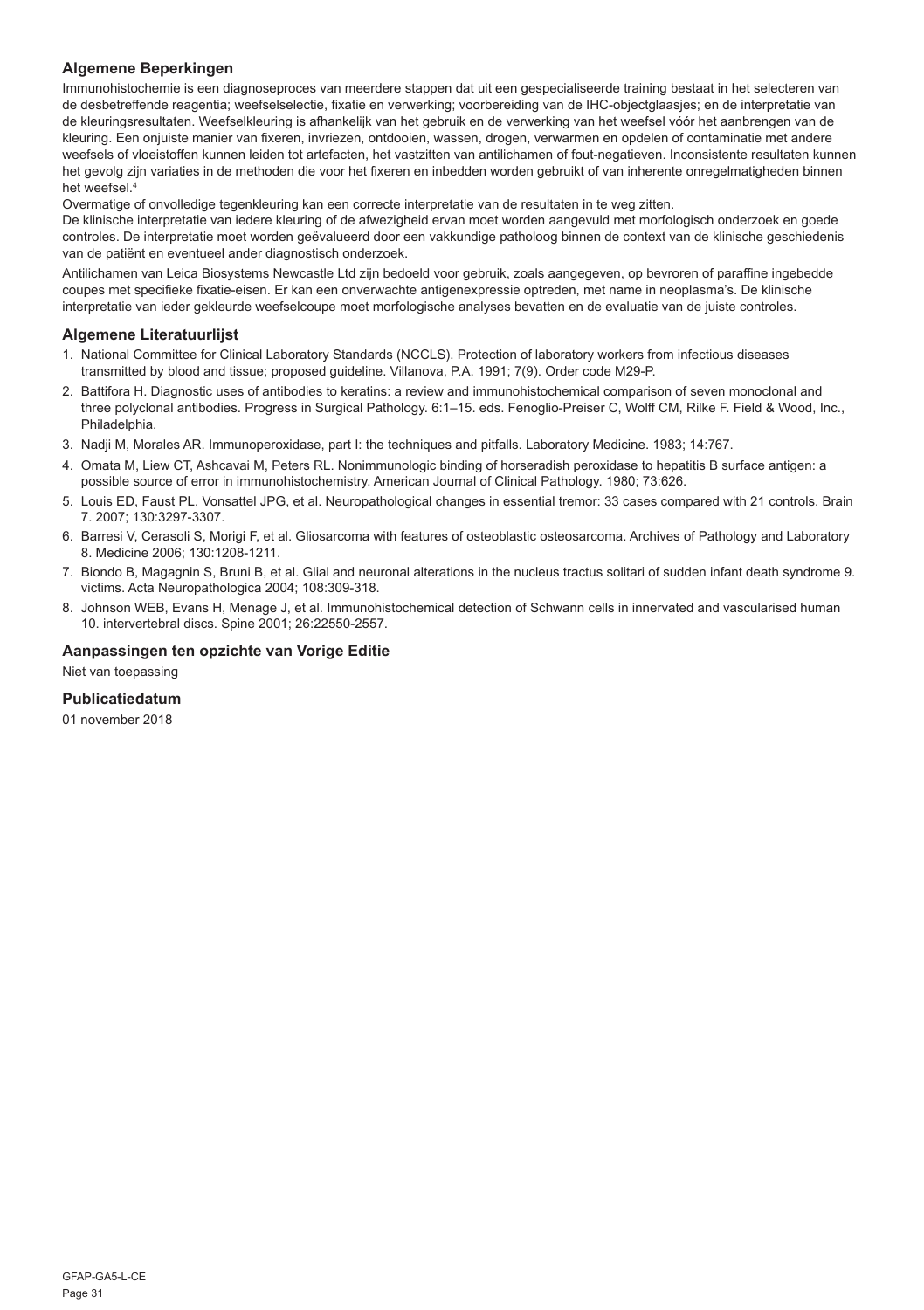## Algemene Beperkingen

Immunohistochemie is een diagnoseproces van meerdere stappen dat uit een gespecialiseerde training bestaat in het selecteren van de desbetreffende reagentia; weefselselectie, fixatie en verwerking; voorbereiding van de IHC-objectglaasjes; en de interpretatie van de kleuringsresultaten. Weefselkleuring is afhankelijk van het gebruik en de verwerking van het weefsel vóór het aanbrengen van de kleuring. Een onjuiste manier van fixeren, invriezen, ontdooien, wassen, drogen, verwarmen en opdelen of contaminatie met andere weefsels of vloeistoffen kunnen leiden tot artefacten, het vastzitten van antilichamen of fout-negatieven. Inconsistente resultaten kunnen het gevolg zijn variaties in de methoden die voor het fixeren en inbedden worden gebruikt of van inherente onregelmatigheden binnen het weefsel.[4]

Overmatige of onvolledige tegenkleuring kan een correcte interpretatie van de resultaten in te weg zitten.

De klinische interpretatie van iedere kleuring of de afwezigheid ervan moet worden aangevuld met morfologisch onderzoek en goede controles. De interpretatie moet worden geëvalueerd door een vakkundige patholoog binnen de context van de klinische geschiedenis van de patiënt en eventueel ander diagnostisch onderzoek.

Antilichamen van Leica Biosystems Newcastle Ltd zijn bedoeld voor gebruik, zoals aangegeven, op bevroren of paraffine ingebedde coupes met specifieke fixatie-eisen. Er kan een onverwachte antigenexpressie optreden, met name in neoplasma's. De klinische interpretatie van ieder gekleurde weefselcoupe moet morfologische analyses bevatten en de evaluatie van de juiste controles.

## Algemene Literatuurlijst

1. National Committee for Clinical Laboratory Standards (NCCLS). Protection of laboratory workers from infectious diseases transmitted by blood and tissue; proposed guideline. Villanova, P.A. 1991; 7(9). Order code M29-P.
2. Battifora H. Diagnostic uses of antibodies to keratins: a review and immunohistochemical comparison of seven monoclonal and three polyclonal antibodies. Progress in Surgical Pathology. 6:1–15. eds. Fenoglio-Preiser C, Wolff CM, Rilke F. Field & Wood, Inc., Philadelphia.
3. Nadji M, Morales AR. Immunoperoxidase, part I: the techniques and pitfalls. Laboratory Medicine. 1983; 14:767.
4. Omata M, Liew CT, Ashcavai M, Peters RL. Nonimmunologic binding of horseradish peroxidase to hepatitis B surface antigen: a possible source of error in immunohistochemistry. American Journal of Clinical Pathology. 1980; 73:626.
5. Louis ED, Faust PL, Vonsattel JPG, et al. Neuropathological changes in essential tremor: 33 cases compared with 21 controls. Brain 7. 2007; 130:3297-3307.
6. Barresi V, Cerasoli S, Morigi F, et al. Gliosarcoma with features of osteoblastic osteosarcoma. Archives of Pathology and Laboratory 8. Medicine 2006; 130:1208-1211.
7. Biondo B, Magagnin S, Bruni B, et al. Glial and neuronal alterations in the nucleus tractus solitari of sudden infant death syndrome 9. victims. Acta Neuropathologica 2004; 108:309-318.
8. Johnson WEB, Evans H, Menage J, et al. Immunohistochemical detection of Schwann cells in innervated and vascularised human 10. intervertebral discs. Spine 2001; 26:22550-2557.

## Aanpassingen ten opzichte van Vorige Editie

Niet van toepassing

## Publicatiedatum

01 november 2018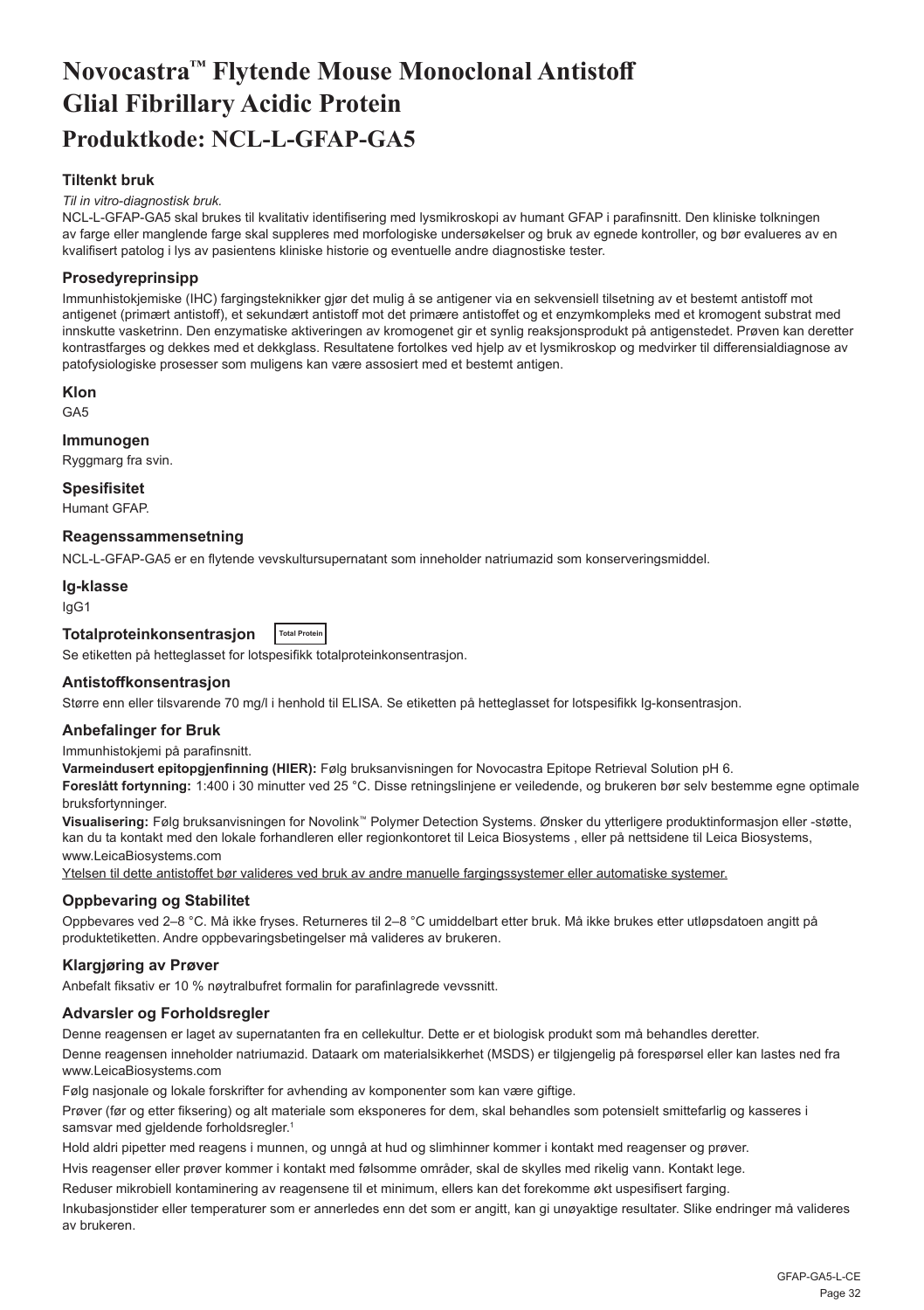# Novocastra™ Flytende Mouse Monoclonal Antistoff Glial Fibrillary Acidic Protein

## Produktkode: NCL-L-GFAP-GA5

### Tiltenkt bruk

*Til in vitro-diagnostisk bruk.*

NCL-L-GFAP-GA5 skal brukes til kvalitativ identifisering med lysmikroskopi av humant GFAP i parafinsnitt. Den kliniske tolkningen av farge eller manglende farge skal suppleres med morfologiske undersøkelser og bruk av egnede kontroller, og bør evalueres av en kvalifisert patolog i lys av pasientens kliniske historie og eventuelle andre diagnostiske tester.

### Prosedyreprinsipp

Immunhistokjemiske (IHC) fargingsteknikker gjør det mulig å se antigener via en sekvensiell tilsetning av et bestemt antistoff mot antigenet (primært antistoff), et sekundært antistoff mot det primære antistoffet og et enzymkompleks med et kromogent substrat med innskutte vasketrinn. Den enzymatiske aktiveringen av kromogenet gir et synlig reaksjonsprodukt på antigenstedet. Prøven kan deretter kontrastfarges og dekkes med et dekkglass. Resultatene fortolkes ved hjelp av et lysmikroskop og medvirker til differensialdiagnose av patofysiologiske prosesser som muligens kan være assosiert med et bestemt antigen.

### Klon

GA5

### Immunogen

Ryggmarg fra svin.

### Spesifisitet

Humant GFAP.

### Reagenssammensetning

NCL-L-GFAP-GA5 er en flytende vevskultursupernatant som inneholder natriumazid som konserveringsmiddel.

### Ig-klasse

IgG1

### Totalproteinkonsentrasjon

Total Protein

Se etiketten på hetteglasset for lotspesifikk totalproteinkonsentrasjon.

### Antistoffkonsentrasjon

Større enn eller tilsvarende 70 mg/l i henhold til ELISA. Se etiketten på hetteglasset for lotspesifikk Ig-konsentrasjon.

### Anbefalinger for Bruk

Immunhistokjemi på parafinsnitt.

**Varmeindusert epitopgjenfinning (HIER):** Følg bruksanvisningen for Novocastra Epitope Retrieval Solution pH 6.

**Foreslått fortynning:** 1:400 i 30 minutter ved 25 °C. Disse retningslinjene er veiledende, og brukeren bør selv bestemme egne optimale bruksfortynninger.

**Visualisering:** Følg bruksanvisningen for Novolink™ Polymer Detection Systems. Ønsker du ytterligere produktinformasjon eller -støtte, kan du ta kontakt med den lokale forhandleren eller regionkontoret til Leica Biosystems , eller på nettsidene til Leica Biosystems, www.LeicaBiosystems.com

Ytelsen til dette antistoffet bør valideres ved bruk av andre manuelle fargingssystemer eller automatiske systemer.

### Oppbevaring og Stabilitet

Oppbevares ved 2–8 °C. Må ikke fryses. Returneres til 2–8 °C umiddelbart etter bruk. Må ikke brukes etter utløpsdatoen angitt på produktetiketten. Andre oppbevaringsbetingelser må valideres av brukeren.

### Klargjøring av Prøver

Anbefalt fiksativ er 10 % nøytralbufret formalin for parafinlagrede vevssnitt.

### Advarsler og Forholdsregler

Denne reagensen er laget av supernatanten fra en cellekultur. Dette er et biologisk produkt som må behandles deretter.

Denne reagensen inneholder natriumazid. Dataark om materialsikkerhet (MSDS) er tilgjengelig på forespørsel eller kan lastes ned fra www.LeicaBiosystems.com

Følg nasjonale og lokale forskrifter for avhending av komponenter som kan være giftige.

Prøver (før og etter fiksering) og alt materiale som eksponeres for dem, skal behandles som potensielt smittefarlig og kasseres i samsvar med gjeldende forholdsregler.[1]

Hold aldri pipetter med reagens i munnen, og unngå at hud og slimhinner kommer i kontakt med reagenser og prøver.

Hvis reagenser eller prøver kommer i kontakt med følsomme områder, skal de skylles med rikelig vann. Kontakt lege.

Reduser mikrobiell kontaminering av reagensene til et minimum, ellers kan det forekomme økt uspesifisert farging.

Inkubasjonstider eller temperaturer som er annerledes enn det som er angitt, kan gi unøyaktige resultater. Slike endringer må valideres av brukeren.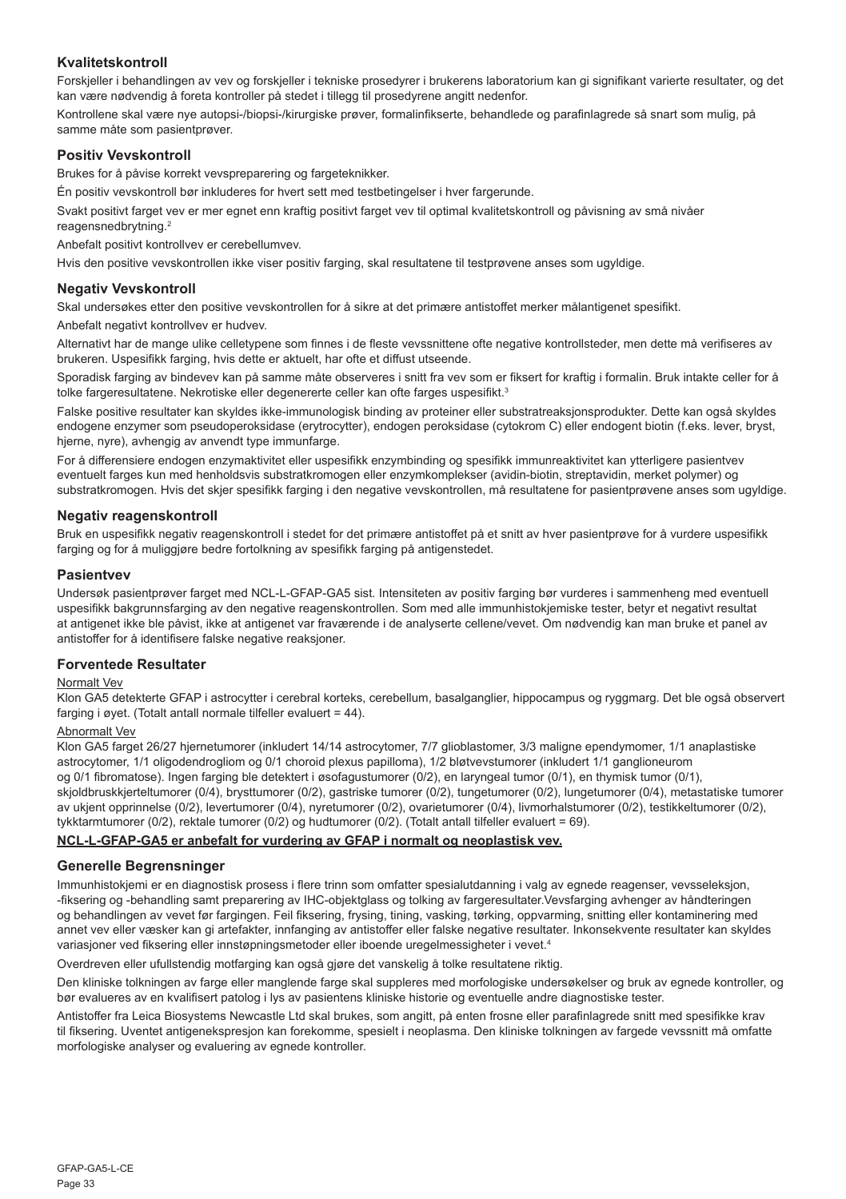## Kvalitetskontroll

Forskjeller i behandlingen av vev og forskjeller i tekniske prosedyrer i brukerens laboratorium kan gi signifikant varierte resultater, og det kan være nødvendig å foreta kontroller på stedet i tillegg til prosedyrene angitt nedenfor.

Kontrollene skal være nye autopsi-/biopsi-/kirurgiske prøver, formalinfikserte, behandlede og parafinlagrede så snart som mulig, på samme måte som pasientprøver.

## Positiv Vevskontroll

Brukes for å påvise korrekt vevspreparering og fargeteknikker.

Én positiv vevskontroll bør inkluderes for hvert sett med testbetingelser i hver fargerunde.

Svakt positivt farget vev er mer egnet enn kraftig positivt farget vev til optimal kvalitetskontroll og påvisning av små nivåer reagensnedbrytning.[2]

Anbefalt positivt kontrollvev er cerebellumvev.

Hvis den positive vevskontrollen ikke viser positiv farging, skal resultatene til testprøvene anses som ugyldige.

## Negativ Vevskontroll

Skal undersøkes etter den positive vevskontrollen for å sikre at det primære antistoffet merker målantigenet spesifikt.

Anbefalt negativt kontrollvev er hudvev.

Alternativt har de mange ulike celletypene som finnes i de fleste vevssnittene ofte negative kontrollsteder, men dette må verifiseres av brukeren. Uspesifikk farging, hvis dette er aktuelt, har ofte et diffust utseende.

Sporadisk farging av bindevev kan på samme måte observeres i snitt fra vev som er fiksert for kraftig i formalin. Bruk intakte celler for å tolke fargeresultatene. Nekrotiske eller degenererte celler kan ofte farges uspesifikt.[3]

Falske positive resultater kan skyldes ikke-immunologisk binding av proteiner eller substratreaksjonsprodukter. Dette kan også skyldes endogene enzymer som pseudoperoksidase (erytrocytter), endogen peroksidase (cytokrom C) eller endogent biotin (f.eks. lever, bryst, hjerne, nyre), avhengig av anvendt type immunfarge.

For å differensiere endogen enzymaktivitet eller uspesifikk enzymbinding og spesifikk immunreaktivitet kan ytterligere pasientvev eventuelt farges kun med henholdsvis substratkromogen eller enzymkomplekser (avidin-biotin, streptavidin, merket polymer) og substratkromogen. Hvis det skjer spesifikk farging i den negative vevskontrollen, må resultatene for pasientprøvene anses som ugyldige.

## Negativ reagenskontroll

Bruk en uspesifikk negativ reagenskontroll i stedet for det primære antistoffet på et snitt av hver pasientprøve for å vurdere uspesifikk farging og for å muliggjøre bedre fortolkning av spesifikk farging på antigenstedet.

## Pasientvev

Undersøk pasientprøver farget med NCL-L-GFAP-GA5 sist. Intensiteten av positiv farging bør vurderes i sammenheng med eventuell uspesifikk bakgrunnsfarging av den negative reagenskontrollen. Som med alle immunhistokjemiske tester, betyr et negativt resultat at antigenet ikke ble påvist, ikke at antigenet var fraværende i de analyserte cellene/vevet. Om nødvendig kan man bruke et panel av antistoffer for å identifisere falske negative reaksjoner.

## Forventede Resultater

Normalt Vev

Klon GA5 detekterte GFAP i astrocytter i cerebral korteks, cerebellum, basalganglier, hippocampus og ryggmarg. Det ble også observert farging i øyet. (Totalt antall normale tilfeller evaluert = 44).

Abnormalt Vev

Klon GA5 farget 26/27 hjernetumorer (inkludert 14/14 astrocytomer, 7/7 glioblastomer, 3/3 maligne ependymomer, 1/1 anaplastiske astrocytomer, 1/1 oligodendrogliom og 0/1 choroid plexus papilloma), 1/2 bløtvevstumorer (inkludert 1/1 ganglioneurom og 0/1 fibromatose). Ingen farging ble detektert i øsofagustumorer (0/2), en laryngeal tumor (0/1), en thymisk tumor (0/1), skjoldbruskkjerteltumorer (0/4), brysttumorer (0/2), gastriske tumorer (0/2), tungetumorer (0/2), lungetumorer (0/4), metastatiske tumorer av ukjent opprinnelse (0/2), levertumorer (0/4), nyretumorer (0/2), ovarietumorer (0/4), livmorhalstumorer (0/2), testikkeltumorer (0/2), tykktarmtumorer (0/2), rektale tumorer (0/2) og hudtumorer (0/2). (Totalt antall tilfeller evaluert = 69).

**NCL-L-GFAP-GA5 er anbefalt for vurdering av GFAP i normalt og neoplastisk vev.**

## Generelle Begrensninger

Immunhistokjemi er en diagnostisk prosess i flere trinn som omfatter spesialutdanning i valg av egnede reagenser, vevsseleksjon, -fiksering og -behandling samt preparering av IHC-objektglass og tolking av fargeresultater.Vevsfarging avhenger av håndteringen og behandlingen av vevet før fargingen. Feil fiksering, frysing, tining, vasking, tørking, oppvarming, snitting eller kontaminering med annet vev eller væsker kan gi artefakter, innfanging av antistoffer eller falske negative resultater. Inkonsekvente resultater kan skyldes variasjoner ved fiksering eller innstøpningsmetoder eller iboende uregelmessigheter i vevet.[4]

Overdreven eller ufullstendig motfarging kan også gjøre det vanskelig å tolke resultatene riktig.

Den kliniske tolkningen av farge eller manglende farge skal suppleres med morfologiske undersøkelser og bruk av egnede kontroller, og bør evalueres av en kvalifisert patolog i lys av pasientens kliniske historie og eventuelle andre diagnostiske tester.

Antistoffer fra Leica Biosystems Newcastle Ltd skal brukes, som angitt, på enten frosne eller parafinlagrede snitt med spesifikke krav til fiksering. Uventet antigenekspresjon kan forekomme, spesielt i neoplasma. Den kliniske tolkningen av fargede vevssnitt må omfatte morfologiske analyser og evaluering av egnede kontroller.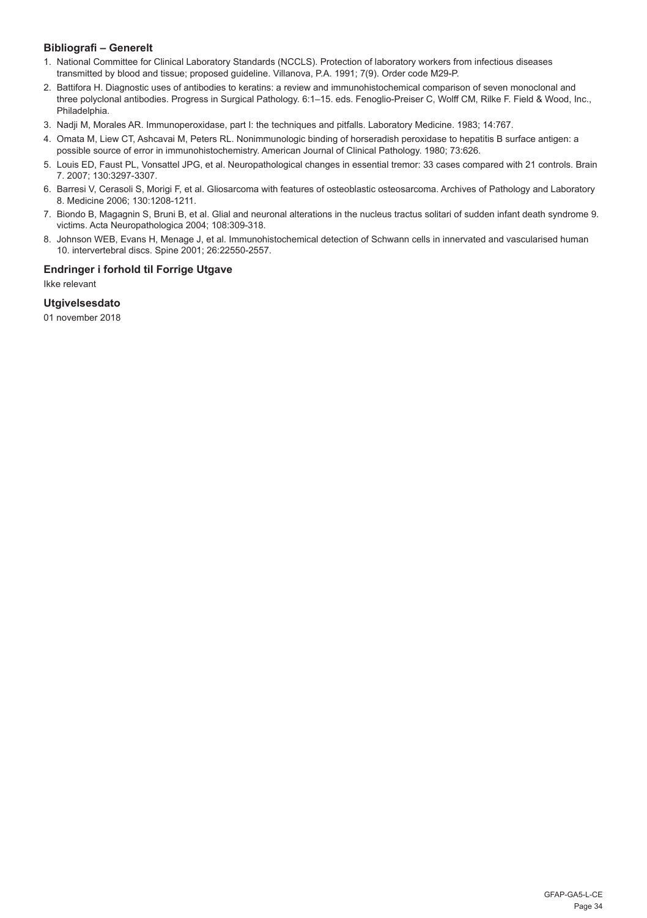### Bibliografi – Generelt

1. National Committee for Clinical Laboratory Standards (NCCLS). Protection of laboratory workers from infectious diseases transmitted by blood and tissue; proposed guideline. Villanova, P.A. 1991; 7(9). Order code M29-P.
2. Battifora H. Diagnostic uses of antibodies to keratins: a review and immunohistochemical comparison of seven monoclonal and three polyclonal antibodies. Progress in Surgical Pathology. 6:1–15. eds. Fenoglio-Preiser C, Wolff CM, Rilke F. Field & Wood, Inc., Philadelphia.
3. Nadji M, Morales AR. Immunoperoxidase, part I: the techniques and pitfalls. Laboratory Medicine. 1983; 14:767.
4. Omata M, Liew CT, Ashcavai M, Peters RL. Nonimmunologic binding of horseradish peroxidase to hepatitis B surface antigen: a possible source of error in immunohistochemistry. American Journal of Clinical Pathology. 1980; 73:626.
5. Louis ED, Faust PL, Vonsattel JPG, et al. Neuropathological changes in essential tremor: 33 cases compared with 21 controls. Brain 7. 2007; 130:3297-3307.
6. Barresi V, Cerasoli S, Morigi F, et al. Gliosarcoma with features of osteoblastic osteosarcoma. Archives of Pathology and Laboratory 8. Medicine 2006; 130:1208-1211.
7. Biondo B, Magagnin S, Bruni B, et al. Glial and neuronal alterations in the nucleus tractus solitari of sudden infant death syndrome 9. victims. Acta Neuropathologica 2004; 108:309-318.
8. Johnson WEB, Evans H, Menage J, et al. Immunohistochemical detection of Schwann cells in innervated and vascularised human 10. intervertebral discs. Spine 2001; 26:22550-2557.

### Endringer i forhold til Forrige Utgave

Ikke relevant

### Utgivelsesdato

01 november 2018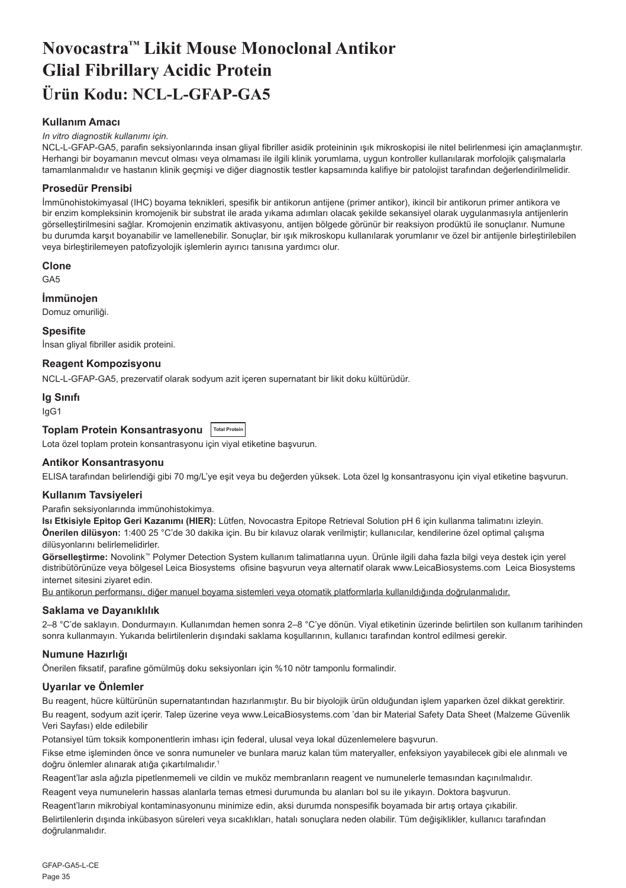// Novocastra™ Likit Mouse Monoclonal Antikor
# Novocastra™ Likit Mouse Monoclonal Antikor Glial Fibrillary Acidic Protein
## Ürün Kodu: NCL-L-GFAP-GA5

### Kullanım Amacı

*In vitro diagnostik kullanımı için.*

NCL-L-GFAP-GA5, parafin seksiyonlarında insan gliyal fibriller asidik proteininin ışık mikroskopisi ile nitel belirlenmesi için amaçlanmıştır. Herhangi bir boyamanın mevcut olması veya olmaması ile ilgili klinik yorumlama, uygun kontroller kullanılarak morfolojik çalışmalarla tamamlanmalıdır ve hastanın klinik geçmişi ve diğer diagnostik testler kapsamında kalifiye bir patolojist tarafından değerlendirilmelidir.

### Prosedür Prensibi

İmmünohistokimyasal (IHC) boyama teknikleri, spesifik bir antikorun antijene (primer antikor), ikincil bir antikorun primer antikora ve bir enzim kompleksinin kromojenik bir substrat ile arada yıkama adımları olacak şekilde sekansiyel olarak uygulanmasıyla antijenlerin görselleştirilmesini sağlar. Kromojenin enzimatik aktivasyonu, antijen bölgede görünür bir reaksiyon prodüktü ile sonuçlanır. Numune bu durumda karşıt boyanabilir ve lamellenebilir. Sonuçlar, bir ışık mikroskopu kullanılarak yorumlanır ve özel bir antijenle birleştirilebilen veya birleştirilemeyen patofizyolojik işlemlerin ayırıcı tanısına yardımcı olur.

### Clone

GA5

### İmmünojen

Domuz omuriliği.

### Spesifite

İnsan gliyal fibriller asidik proteini.

### Reagent Kompozisyonu

NCL-L-GFAP-GA5, prezervatif olarak sodyum azit içeren supernatant bir likit doku kültürüdür.

### Ig Sınıfı

IgG1

### Toplam Protein Konsantrasyonu Total Protein

Lota özel toplam protein konsantrasyonu için viyal etiketine başvurun.

### Antikor Konsantrasyonu

ELISA tarafından belirlendiği gibi 70 mg/L'ye eşit veya bu değerden yüksek. Lota özel Ig konsantrasyonu için viyal etiketine başvurun.

### Kullanım Tavsiyeleri

Parafin seksiyonlarında immünohistokimya.

**Isı Etkisiyle Epitop Geri Kazanımı (HIER):** Lütfen, Novocastra Epitope Retrieval Solution pH 6 için kullanma talimatını izleyin.

**Önerilen dilüsyon:** 1:400 25 °C'de 30 dakika için. Bu bir kılavuz olarak verilmiştir; kullanıcılar, kendilerine özel optimal çalışma dilüsyonlarını belirlemelidirler.

**Görselleştirme:** Novolink™ Polymer Detection System kullanım talimatlarına uyun. Ürünle ilgili daha fazla bilgi veya destek için yerel distribütörünüze veya bölgesel Leica Biosystems ofisine başvurun veya alternatif olarak www.LeicaBiosystems.com Leica Biosystems internet sitesini ziyaret edin.

Bu antikorun performansı, diğer manuel boyama sistemleri veya otomatik platformlarla kullanıldığında doğrulanmalıdır.

### Saklama ve Dayanıklılık

2–8 °C'de saklayın. Dondurmayın. Kullanımdan hemen sonra 2–8 °C'ye dönün. Viyal etiketinin üzerinde belirtilen son kullanım tarihinden sonra kullanmayın. Yukarıda belirtilenlerin dışındaki saklama koşullarının, kullanıcı tarafından kontrol edilmesi gerekir.

### Numune Hazırlığı

Önerilen fiksatif, parafine gömülmüş doku seksiyonları için %10 nötr tamponlu formalindir.

### Uyarılar ve Önlemler

Bu reagent, hücre kültürünün supernatantından hazırlanmıştır. Bu bir biyolojik ürün olduğundan işlem yaparken özel dikkat gerektirir.

Bu reagent, sodyum azit içerir. Talep üzerine veya www.LeicaBiosystems.com 'dan bir Material Safety Data Sheet (Malzeme Güvenlik Veri Sayfası) elde edilebilir

Potansiyel tüm toksik komponentlerin imhası için federal, ulusal veya lokal düzenlemelere başvurun.

Fikse etme işleminden önce ve sonra numuneler ve bunlara maruz kalan tüm materyaller, enfeksiyon yayabilecek gibi ele alınmalı ve doğru önlemler alınarak atığa çıkartılmalıdır.[1]

Reagent'lar asla ağızla pipetlenmemeli ve cildin ve muköz membranların reagent ve numunelerle temasından kaçınılmalıdır.

Reagent veya numunelerin hassas alanlarla temas etmesi durumunda bu alanları bol su ile yıkayın. Doktora başvurun.

Reagent'ların mikrobiyal kontaminasyonunu minimize edin, aksi durumda nonspesifik boyamada bir artış ortaya çıkabilir.

Belirtilenlerin dışında inkübasyon süreleri veya sıcaklıkları, hatalı sonuçlara neden olabilir. Tüm değişiklikler, kullanıcı tarafından doğrulanmalıdır.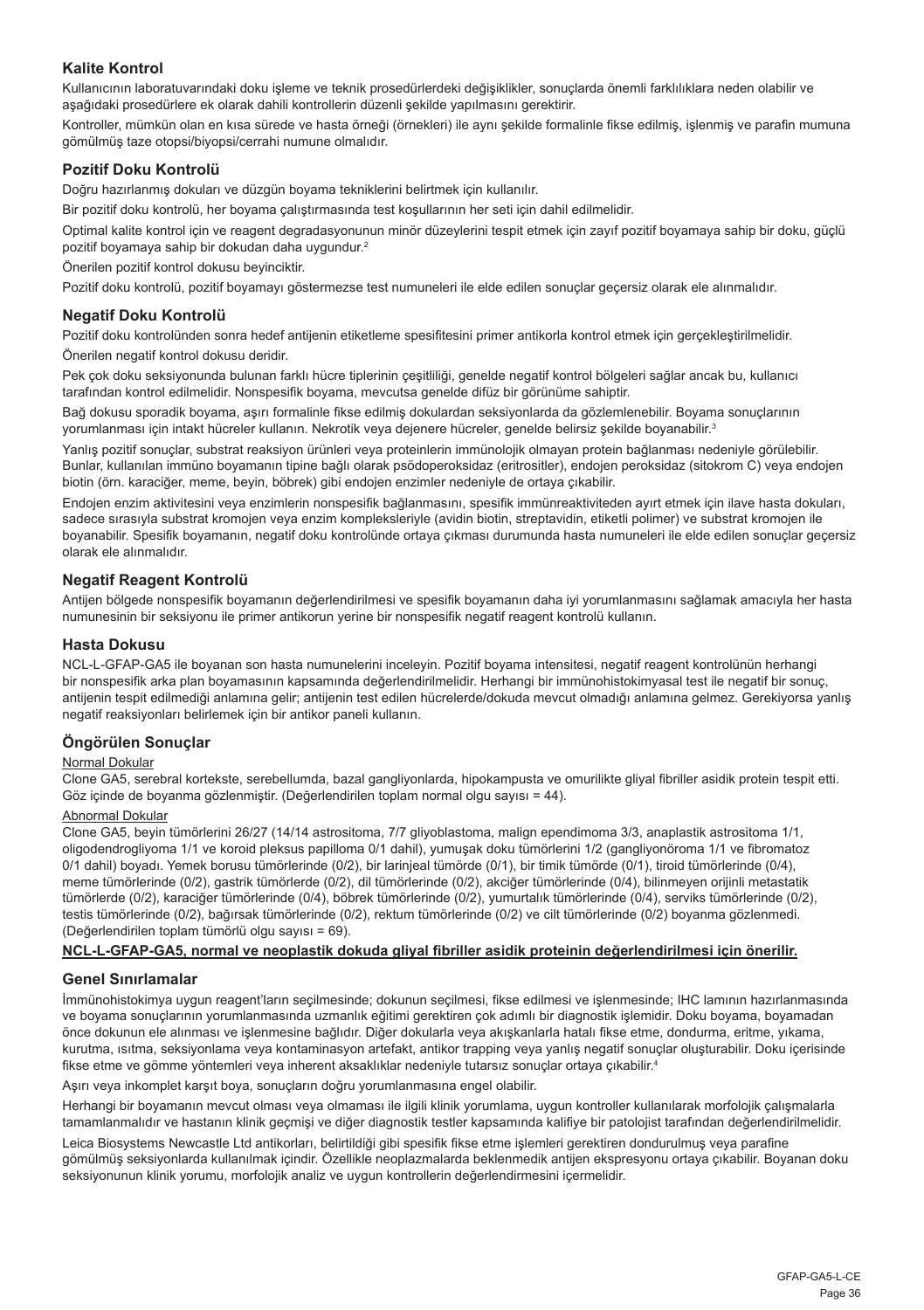## Kalite Kontrol

Kullanıcının laboratuvarındaki doku işleme ve teknik prosedürlerdeki değişiklikler, sonuçlarda önemli farklılıklara neden olabilir ve aşağıdaki prosedürlere ek olarak dahili kontrollerin düzenli şekilde yapılmasını gerektirir.

Kontroller, mümkün olan en kısa sürede ve hasta örneği (örnekleri) ile aynı şekilde formalinle fikse edilmiş, işlenmiş ve parafin mumuna gömülmüş taze otopsi/biyopsi/cerrahi numune olmalıdır.

## Pozitif Doku Kontrolü

Doğru hazırlanmış dokuları ve düzgün boyama tekniklerini belirtmek için kullanılır.

Bir pozitif doku kontrolü, her boyama çalıştırmasında test koşullarının her seti için dahil edilmelidir.

Optimal kalite kontrol için ve reagent degradasyonunun minör düzeylerini tespit etmek için zayıf pozitif boyamaya sahip bir doku, güçlü pozitif boyamaya sahip bir dokudan daha uygundur.[2]

Önerilen pozitif kontrol dokusu beyinciktir.

Pozitif doku kontrolü, pozitif boyamayı göstermezse test numuneleri ile elde edilen sonuçlar geçersiz olarak ele alınmalıdır.

## Negatif Doku Kontrolü

Pozitif doku kontrolünden sonra hedef antijenin etiketleme spesifitesini primer antikorla kontrol etmek için gerçekleştirilmelidir.

Önerilen negatif kontrol dokusu deridir.

Pek çok doku seksiyonunda bulunan farklı hücre tiplerinin çeşitliliği, genelde negatif kontrol bölgeleri sağlar ancak bu, kullanıcı tarafından kontrol edilmelidir. Nonspesifik boyama, mevcutsa genelde difüz bir görünüme sahiptir.

Bağ dokusu sporadik boyama, aşırı formalinle fikse edilmiş dokulardan seksiyonlarda da gözlemlenebilir. Boyama sonuçlarının yorumlanması için intakt hücreler kullanın. Nekrotik veya dejenere hücreler, genelde belirsiz şekilde boyanabilir.[3]

Yanlış pozitif sonuçlar, substrat reaksiyon ürünleri veya proteinlerin immünolojik olmayan protein bağlanması nedeniyle görülebilir. Bunlar, kullanılan immüno boyamanın tipine bağlı olarak psödoperoksidaz (eritrositler), endojen peroksidaz (sitokrom C) veya endojen biotin (örn. karaciğer, meme, beyin, böbrek) gibi endojen enzimler nedeniyle de ortaya çıkabilir.

Endojen enzim aktivitesini veya enzimlerin nonspesifik bağlanmasını, spesifik immünreaktiviteden ayırt etmek için ilave hasta dokuları, sadece sırasıyla substrat kromojen veya enzim kompleksleriyle (avidin biotin, streptavidin, etiketli polimer) ve substrat kromojen ile boyanabilir. Spesifik boyamanın, negatif doku kontrolünde ortaya çıkması durumunda hasta numuneleri ile elde edilen sonuçlar geçersiz olarak ele alınmalıdır.

## Negatif Reagent Kontrolü

Antijen bölgede nonspesifik boyamanın değerlendirilmesi ve spesifik boyamanın daha iyi yorumlanmasını sağlamak amacıyla her hasta numunesinin bir seksiyonu ile primer antikorun yerine bir nonspesifik negatif reagent kontrolü kullanın.

## Hasta Dokusu

NCL-L-GFAP-GA5 ile boyanan son hasta numunelerini inceleyin. Pozitif boyama intensitesi, negatif reagent kontrolünün herhangi bir nonspesifik arka plan boyamasının kapsamında değerlendirilmelidir. Herhangi bir immünohistokimyasal test ile negatif bir sonuç, antijenin tespit edilmediği anlamına gelir; antijenin test edilen hücrelerde/dokuda mevcut olmadığı anlamına gelmez. Gerekiyorsa yanlış negatif reaksiyonları belirlemek için bir antikor paneli kullanın.

## Öngörülen Sonuçlar

Normal Dokular

Clone GA5, serebral kortekste, serebellumda, bazal gangliyonlarda, hipokampusta ve omurilikte gliyal fibriller asidik protein tespit etti. Göz içinde de boyanma gözlenmiştir. (Değerlendirilen toplam normal olgu sayısı = 44).

Abnormal Dokular

Clone GA5, beyin tümörlerini 26/27 (14/14 astrositoma, 7/7 gliyoblastoma, malign ependimoma 3/3, anaplastik astrositoma 1/1, oligodendrogliyoma 1/1 ve koroid pleksus papilloma 0/1 dahil), yumuşak doku tümörlerini 1/2 (gangliyonöroma 1/1 ve fibromatoz 0/1 dahil) boyadı. Yemek borusu tümörlerinde (0/2), bir larinjeal tümörde (0/1), bir timik tümörde (0/1), tiroid tümörlerinde (0/4), meme tümörlerinde (0/2), gastrik tümörlerde (0/2), dil tümörlerinde (0/2), akciğer tümörlerinde (0/4), bilinmeyen orijinli metastatik tümörlerde (0/2), karaciğer tümörlerinde (0/4), böbrek tümörlerinde (0/2), yumurtalık tümörlerinde (0/4), serviks tümörlerinde (0/2), testis tümörlerinde (0/2), bağırsak tümörlerinde (0/2), rektum tümörlerinde (0/2) ve cilt tümörlerinde (0/2) boyanma gözlenmedi. (Değerlendirilen toplam tümörlü olgu sayısı = 69).

**NCL-L-GFAP-GA5, normal ve neoplastik dokuda gliyal fibriller asidik proteinin değerlendirilmesi için önerilir.**

## Genel Sınırlamalar

İmmünohistokimya uygun reagent'ların seçilmesinde; dokunun seçilmesi, fikse edilmesi ve işlenmesinde; IHC lamının hazırlanmasında ve boyama sonuçlarının yorumlanmasında uzmanlık eğitimi gerektiren çok adımlı bir diagnostik işlemidir. Doku boyama, boyamadan önce dokunun ele alınması ve işlenmesine bağlıdır. Diğer dokularla veya akışkanlarla hatalı fikse etme, dondurma, eritme, yıkama, kurutma, ısıtma, seksiyonlama veya kontaminasyon artefakt, antikor trapping veya yanlış negatif sonuçlar oluşturabilir. Doku içerisinde fikse etme ve gömme yöntemleri veya inherent aksaklıklar nedeniyle tutarsız sonuçlar ortaya çıkabilir.[4]

Aşırı veya inkomplet karşıt boya, sonuçların doğru yorumlanmasına engel olabilir.

Herhangi bir boyamanın mevcut olması veya olmaması ile ilgili klinik yorumlama, uygun kontroller kullanılarak morfolojik çalışmalarla tamamlanmalıdır ve hastanın klinik geçmişi ve diğer diagnostik testler kapsamında kalifiye bir patolojist tarafından değerlendirilmelidir.

Leica Biosystems Newcastle Ltd antikorları, belirtildiği gibi spesifik fikse etme işlemleri gerektiren dondurulmuş veya parafine gömülmüş seksiyonlarda kullanılmak içindir. Özellikle neoplazmalarda beklenmedik antijen ekspresyonu ortaya çıkabilir. Boyanan doku seksiyonunun klinik yorumu, morfolojik analiz ve uygun kontrollerin değerlendirmesini içermelidir.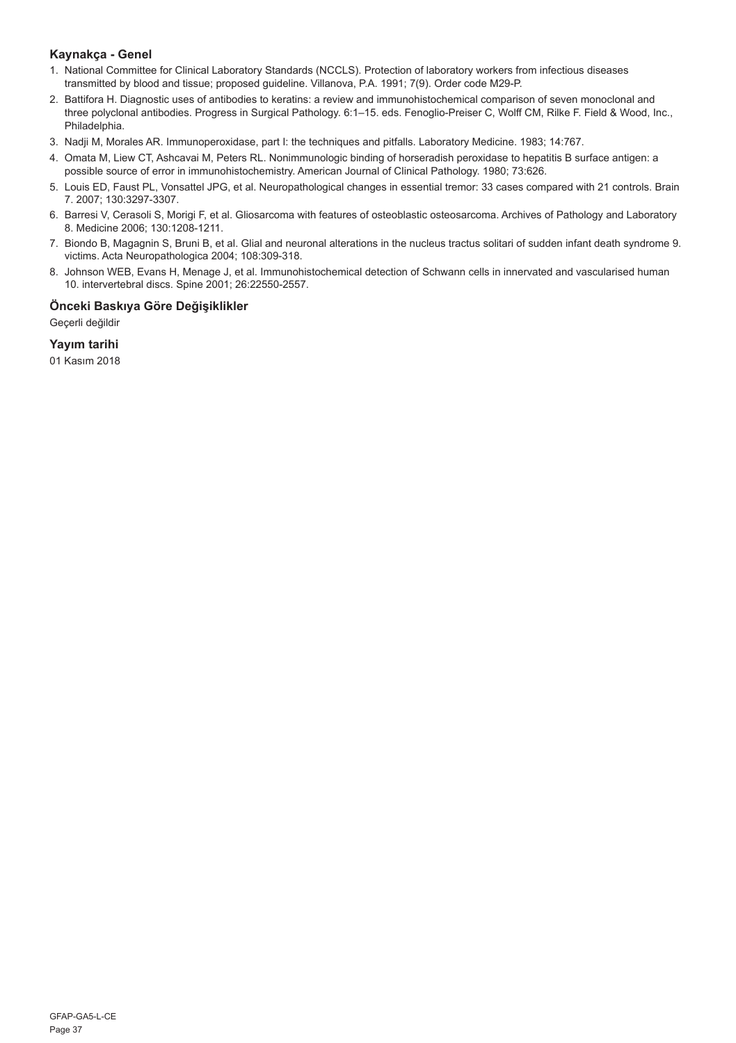## Kaynakça - Genel

1. National Committee for Clinical Laboratory Standards (NCCLS). Protection of laboratory workers from infectious diseases transmitted by blood and tissue; proposed guideline. Villanova, P.A. 1991; 7(9). Order code M29-P.
2. Battifora H. Diagnostic uses of antibodies to keratins: a review and immunohistochemical comparison of seven monoclonal and three polyclonal antibodies. Progress in Surgical Pathology. 6:1–15. eds. Fenoglio-Preiser C, Wolff CM, Rilke F. Field & Wood, Inc., Philadelphia.
3. Nadji M, Morales AR. Immunoperoxidase, part I: the techniques and pitfalls. Laboratory Medicine. 1983; 14:767.
4. Omata M, Liew CT, Ashcavai M, Peters RL. Nonimmunologic binding of horseradish peroxidase to hepatitis B surface antigen: a possible source of error in immunohistochemistry. American Journal of Clinical Pathology. 1980; 73:626.
5. Louis ED, Faust PL, Vonsattel JPG, et al. Neuropathological changes in essential tremor: 33 cases compared with 21 controls. Brain 7. 2007; 130:3297-3307.
6. Barresi V, Cerasoli S, Morigi F, et al. Gliosarcoma with features of osteoblastic osteosarcoma. Archives of Pathology and Laboratory 8. Medicine 2006; 130:1208-1211.
7. Biondo B, Magagnin S, Bruni B, et al. Glial and neuronal alterations in the nucleus tractus solitari of sudden infant death syndrome 9. victims. Acta Neuropathologica 2004; 108:309-318.
8. Johnson WEB, Evans H, Menage J, et al. Immunohistochemical detection of Schwann cells in innervated and vascularised human 10. intervertebral discs. Spine 2001; 26:22550-2557.

## Önceki Baskıya Göre Değişiklikler

Geçerli değildir

## Yayım tarihi

01 Kasım 2018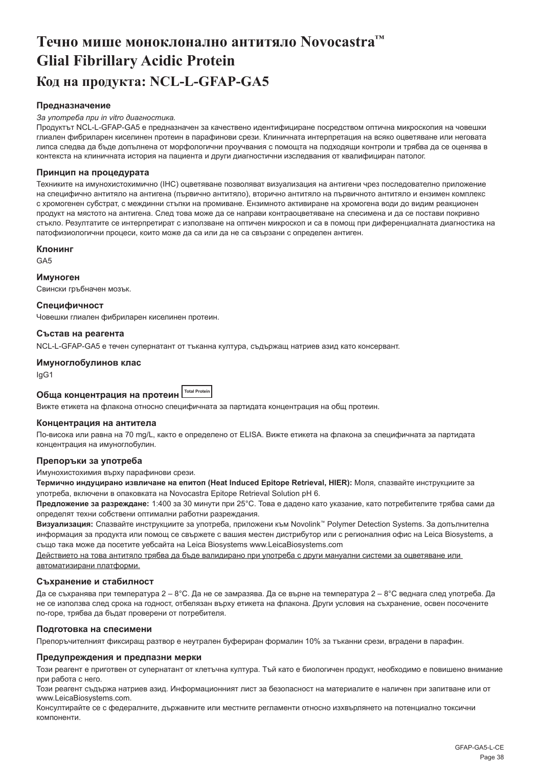# Течно мише моноклонално антитяло Novocastra™ Glial Fibrillary Acidic Protein

# Код на продукта: NCL-L-GFAP-GA5

### Предназначение

*За употреба при in vitro диагностика.*

Продуктът NCL-L-GFAP-GA5 е предназначен за качествено идентифициране посредством оптична микроскопия на човешки глиален фибриларен киселинен протеин в парафинови срези. Клиничната интерпретация на всяко оцветяване или неговата липса следва да бъде допълнена от морфологични проучвания с помощта на подходящи контроли и трябва да се оценява в контекста на клиничната история на пациента и други диагностични изследвания от квалифициран патолог.

### Принцип на процедурата

Техниките на имунохистохимично (IHC) оцветяване позволяват визуализация на антигени чрез последователно приложение на специфично антитяло на антигена (първично антитяло), вторично антитяло на първичното антитяло и ензимен комплекс с хромогенен субстрат, с междинни стъпки на промиване. Ензимното активиране на хромогена води до видим реакционен продукт на мястото на антигена. След това може да се направи контраоцветяване на спесимена и да се постави покривно стъкло. Резултатите се интерпретират с използване на оптичен микроскоп и са в помощ при диференциалната диагностика на патофизиологични процеси, които може да са или да не са свързани с определен антиген.

### Клонинг

GA5

### Имуноген

Свински гръбначен мозък.

### Специфичност

Човешки глиален фибриларен киселинен протеин.

### Състав на реагента

NCL-L-GFAP-GA5 е течен супернатант от тъканна култура, съдържащ натриев азид като консервант.

### Имуноглобулинов клас

IgG1

### Обща концентрация на протеин Total Protein

Вижте етикета на флакона относно специфичната за партидата концентрация на общ протеин.

### Концентрация на антитела

По-висока или равна на 70 mg/L, както е определено от ELISA. Вижте етикета на флакона за специфичната за партидата концентрация на имуноглобулин.

### Препоръки за употреба

Имунохистохимия върху парафинови срези.

**Термично индуцирано извличане на епитоп (Heat Induced Epitope Retrieval, HIER):** Моля, спазвайте инструкциите за употреба, включени в опаковката на Novocastra Epitope Retrieval Solution pH 6.

**Предложение за разреждане:** 1:400 за 30 минути при 25°C. Това е дадено като указание, като потребителите трябва сами да определят техни собствени оптимални работни разреждания.

**Визуализация:** Спазвайте инструкциите за употреба, приложени към Novolink™ Polymer Detection Systems. За допълнителна информация за продукта или помощ се свържете с вашия местен дистрибутор или с регионалния офис на Leica Biosystems, а също така може да посетите уебсайта на Leica Biosystems www.LeicaBiosystems.com

Действието на това антитяло трябва да бъде валидирано при употреба с други мануални системи за оцветяване или автоматизирани платформи.

### Съхранение и стабилност

Да се съхранява при температура 2 – 8°C. Да не се замразява. Да се върне на температура 2 – 8°C веднага след употреба. Да не се използва след срока на годност, отбелязан върху етикета на флакона. Други условия на съхранение, освен посочените по-горе, трябва да бъдат проверени от потребителя.

### Подготовка на спесимени

Препоръчителният фиксиращ разтвор е неутрален буфериран формалин 10% за тъканни срези, вградени в парафин.

### Предупреждения и предпазни мерки

Този реагент е приготвен от супернатант от клетъчна култура. Тъй като е биологичен продукт, необходимо е повишено внимание при работа с него.

Този реагент съдържа натриев азид. Информационният лист за безопасност на материалите е наличен при запитване или от www.LeicaBiosystems.com.

Консултирайте се с федералните, държавните или местните регламенти относно изхвърлянето на потенциално токсични компоненти.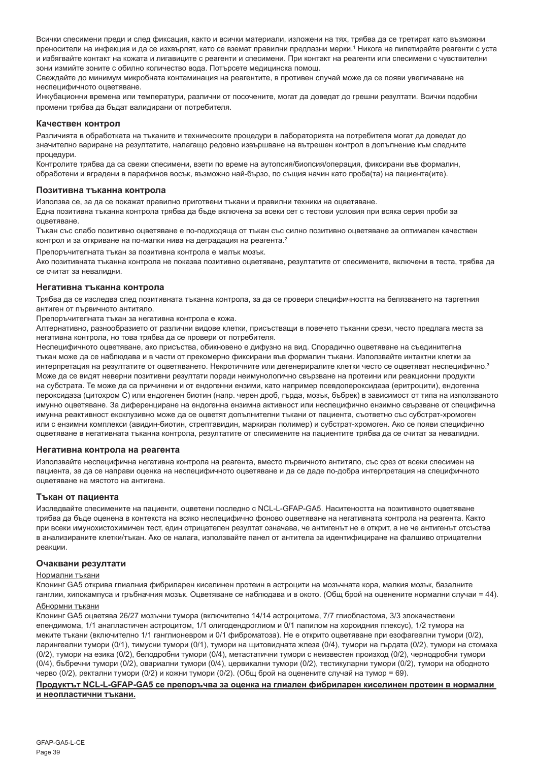Всички спесимени преди и след фиксация, както и всички материали, изложени на тях, трябва да се третират като възможни преносители на инфекция и да се изхвърлят, като се вземат правилни предпазни мерки.[1] Никога не пипетирайте реагенти с уста и избягвайте контакт на кожата и лигавиците с реагенти и спесимени. При контакт на реагенти или спесимени с чувствителни зони измийте зоните с обилно количество вода. Потърсете медицинска помощ.

Свеждайте до минимум микробната контаминация на реагентите, в противен случай може да се появи увеличаване на неспецифичното оцветяване.

Инкубационни времена или температури, различни от посочените, могат да доведат до грешни резултати. Всички подобни промени трябва да бъдат валидирани от потребителя.

### Качествен контрол

Различията в обработката на тъканите и техническите процедури в лабораторията на потребителя могат да доведат до значително вариране на резултатите, налагащо редовно извършване на вътрешен контрол в допълнение към следните процедури.

Контролите трябва да са свежи спесимени, взети по време на аутопсия/биопсия/операция, фиксирани във формалин, обработени и вградени в парафинов восък, възможно най-бързо, по същия начин като проба(та) на пациента(ите).

### Позитивна тъканна контрола

Използва се, за да се покажат правилно приготвени тъкани и правилни техники на оцветяване.

Една позитивна тъканна контрола трябва да бъде включена за всеки сет с тестови условия при всяка серия проби за оцветяване.

Тъкан със слабо позитивно оцветяване е по-подходяща от тъкан със силно позитивно оцветяване за оптимален качествен контрол и за откриване на по-малки нива на деградация на реагента.[2]

Препоръчителната тъкан за позитивна контрола е малък мозък.

Ако позитивната тъканна контрола не показва позитивно оцветяване, резултатите от спесимените, включени в теста, трябва да се считат за невалидни.

### Негативна тъканна контрола

Трябва да се изследва след позитивната тъканна контрола, за да се провери специфичността на белязването на таргетния антиген от първичното антитяло.

Препоръчителната тъкан за негативна контрола е кожа.

Алтернативно, разнообразието от различни видове клетки, присъстващи в повечето тъканни срези, често предлага места за негативна контрола, но това трябва да се провери от потребителя.

Неспецифичното оцветяване, ако присъства, обикновено е дифузно на вид. Спорадично оцветяване на съединителна тъкан може да се наблюдава и в части от прекомерно фиксирани във формалин тъкани. Използвайте интактни клетки за интерпретация на резултатите от оцветяването. Некротичните или дегенериралите клетки често се оцветяват неспецифично.[3] Може да се видят неверни позитивни резултати поради неимунологично свързване на протеини или реакционни продукти на субстрата. Те може да са причинени и от ендогенни ензими, като например псевдопероксидаза (еритроцити), ендогенна пероксидаза (цитохром C) или ендогенен биотин (напр. черен дроб, гърда, мозък, бъбрек) в зависимост от типа на използваното имунно оцветяване. За диференциране на ендогенна ензимна активност или неспецифично ензимно свързване от специфична имунна реактивност ексклузивно може да се оцветят допълнителни тъкани от пациента, съответно със субстрат-хромоген или с ензимни комплекси (авидин-биотин, стрептавидин, маркиран полимер) и субстрат-хромоген. Ако се появи специфично оцветяване в негативната тъканна контрола, резултатите от спесимените на пациентите трябва да се считат за невалидни.

### Негативна контрола на реагента

Използвайте неспецифична негативна контрола на реагента, вместо първичното антитяло, със срез от всеки спесимен на пациента, за да се направи оценка на неспецифичното оцветяване и да се даде по-добра интерпретация на специфичното оцветяване на мястото на антигена.

### Тъкан от пациента

Изследвайте спесимените на пациенти, оцветени последно с NCL-L-GFAP-GA5. Наситеността на позитивното оцветяване трябва да бъде оценена в контекста на всяко неспецифично фоново оцветяване на негативната контрола на реагента. Както при всеки имунохистохимичен тест, един отрицателен резултат означава, че антигенът не е открит, а не че антигенът отсъства в анализираните клетки/тъкан. Ако се налага, използвайте панел от антитела за идентифициране на фалшиво отрицателни реакции.

### Очаквани резултати

Нормални тъкани

Клонинг GA5 открива глиалния фибриларен киселинен протеин в астроцити на мозъчната кора, малкия мозък, базалните ганглии, хипокампуса и гръбначния мозък. Оцветяване се наблюдава и в окото. (Общ брой на оценените нормални случаи = 44).

Абнормни тъкани

Клонинг GA5 оцветява 26/27 мозъчни тумора (включително 14/14 астроцитома, 7/7 глиобластома, 3/3 злокачествени епендимома, 1/1 анапластичен астроцитом, 1/1 олигодендроглиом и 0/1 папилом на хороидния плексус), 1/2 тумора на меките тъкани (включително 1/1 ганглионевром и 0/1 фиброматоза). Не е открито оцветяване при езофагеални тумори (0/2), ларингеални тумори (0/1), тимусни тумори (0/1), тумори на щитовидната жлеза (0/4), тумори на гърдата (0/2), тумори на стомаха (0/2), тумори на езика (0/2), белодробни тумори (0/4), метастатични тумори с неизвестен произход (0/2), чернодробни тумори (0/4), бъбречни тумори (0/2), овариални тумори (0/4), цервикални тумори (0/2), тестикуларни тумори (0/2), тумори на ободното черво (0/2), ректални тумори (0/2) и кожни тумори (0/2). (Общ брой на оценените случаи на тумор = 69).

**Продуктът NCL-L-GFAP-GA5 се препоръчва за оценка на глиален фибриларен киселинен протеин в нормални и неопластични тъкани.**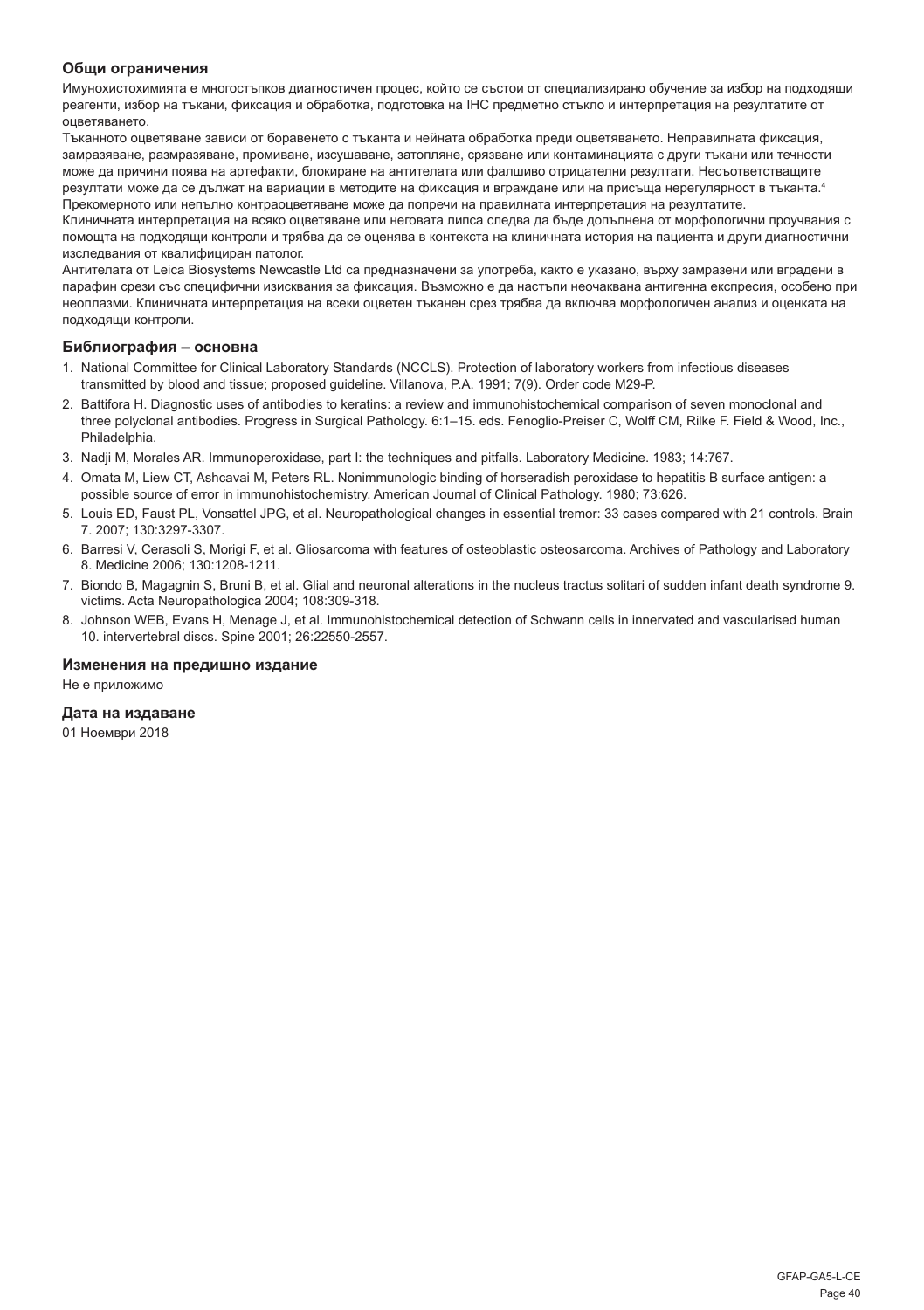### Общи ограничения

Имунохистохимията е многостъпков диагностичен процес, който се състои от специализирано обучение за избор на подходящи реагенти, избор на тъкани, фиксация и обработка, подготовка на IHC предметно стъкло и интерпретация на резултатите от оцветяването.

Тъканното оцветяване зависи от боравенето с тъканта и нейната обработка преди оцветяването. Неправилната фиксация, замразяване, размразяване, промиване, изсушаване, затопляне, срязване или контаминацията с други тъкани или течности може да причини поява на артефакти, блокиране на антителата или фалшиво отрицателни резултати. Несъответстващите резултати може да се дължат на вариации в методите на фиксация и вграждане или на присъща нерегулярност в тъканта.[4]

Прекомерното или непълно контраоцветяване може да попречи на правилната интерпретация на резултатите.

Клиничната интерпретация на всяко оцветяване или неговата липса следва да бъде допълнена от морфологични проучвания с помощта на подходящи контроли и трябва да се оценява в контекста на клиничната история на пациента и други диагностични изследвания от квалифициран патолог.

Антителата от Leica Biosystems Newcastle Ltd са предназначени за употреба, както е указано, върху замразени или вградени в парафин срези със специфични изисквания за фиксация. Възможно е да настъпи неочаквана антигенна експресия, особено при неоплазми. Клиничната интерпретация на всеки оцветен тъканен срез трябва да включва морфологичен анализ и оценката на подходящи контроли.

### Библиография – основна

1. National Committee for Clinical Laboratory Standards (NCCLS). Protection of laboratory workers from infectious diseases transmitted by blood and tissue; proposed guideline. Villanova, P.A. 1991; 7(9). Order code M29-P.
2. Battifora H. Diagnostic uses of antibodies to keratins: a review and immunohistochemical comparison of seven monoclonal and three polyclonal antibodies. Progress in Surgical Pathology. 6:1–15. eds. Fenoglio-Preiser C, Wolff CM, Rilke F. Field & Wood, Inc., Philadelphia.
3. Nadji M, Morales AR. Immunoperoxidase, part I: the techniques and pitfalls. Laboratory Medicine. 1983; 14:767.
4. Omata M, Liew CT, Ashcavai M, Peters RL. Nonimmunologic binding of horseradish peroxidase to hepatitis B surface antigen: a possible source of error in immunohistochemistry. American Journal of Clinical Pathology. 1980; 73:626.
5. Louis ED, Faust PL, Vonsattel JPG, et al. Neuropathological changes in essential tremor: 33 cases compared with 21 controls. Brain 7. 2007; 130:3297-3307.
6. Barresi V, Cerasoli S, Morigi F, et al. Gliosarcoma with features of osteoblastic osteosarcoma. Archives of Pathology and Laboratory 8. Medicine 2006; 130:1208-1211.
7. Biondo B, Magagnin S, Bruni B, et al. Glial and neuronal alterations in the nucleus tractus solitari of sudden infant death syndrome 9. victims. Acta Neuropathologica 2004; 108:309-318.
8. Johnson WEB, Evans H, Menage J, et al. Immunohistochemical detection of Schwann cells in innervated and vascularised human 10. intervertebral discs. Spine 2001; 26:22550-2557.

### Изменения на предишно издание

Не е приложимо

### Дата на издаване

01 Ноември 2018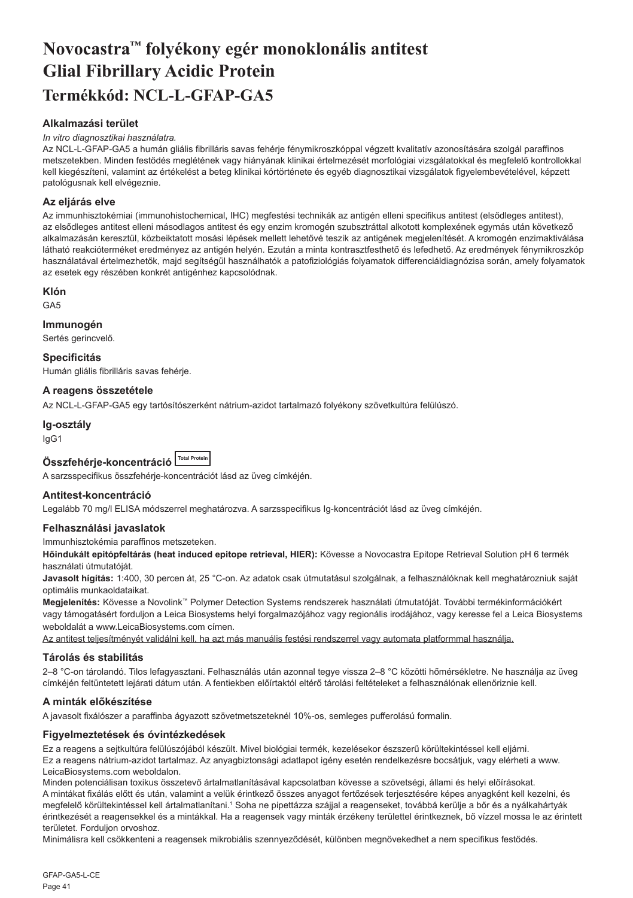# Novocastra™ folyékony egér monoklonális antitest Glial Fibrillary Acidic Protein

# Termékkód: NCL-L-GFAP-GA5

## Alkalmazási terület

*In vitro diagnosztikai használatra.*

Az NCL-L-GFAP-GA5 a humán gliális fibrilláris savas fehérje fénymikroszkóppal végzett kvalitatív azonosítására szolgál paraffinos metszetekben. Minden festődés meglétének vagy hiányának klinikai értelmezését morfológiai vizsgálatokkal és megfelelő kontrollokkal kell kiegészíteni, valamint az értékelést a beteg klinikai kórtörténete és egyéb diagnosztikai vizsgálatok figyelembevételével, képzett patológusnak kell elvégeznie.

## Az eljárás elve

Az immunhisztokémiai (immunohistochemical, IHC) megfestési technikák az antigén elleni specifikus antitest (elsődleges antitest), az elsődleges antitest elleni másodlagos antitest és egy enzim kromogén szubsztráttal alkotott komplexének egymás után következő alkalmazásán keresztül, közbeiktatott mosási lépések mellett lehetővé teszik az antigének megjelenítését. A kromogén enzimaktiválása látható reakcióterméket eredményez az antigén helyén. Ezután a minta kontrasztfesthető és lefedhető. Az eredmények fénymikroszkóp használatával értelmezhetők, majd segítségül használhatók a patofiziológiás folyamatok differenciáldiagnózisa során, amely folyamatok az esetek egy részében konkrét antigénhez kapcsolódnak.

## Klón

GA5

## Immunogén

Sertés gerincvelő.

## Specificitás

Humán gliális fibrilláris savas fehérje.

## A reagens összetétele

Az NCL-L-GFAP-GA5 egy tartósítószerként nátrium-azidot tartalmazó folyékony szövetkultúra felülúszó.

## Ig-osztály

IgG1

## Összfehérje-koncentráció Total Protein

A sarzsspecifikus összfehérje-koncentrációt lásd az üveg címkéjén.

## Antitest-koncentráció

Legalább 70 mg/l ELISA módszerrel meghatározva. A sarzsspecifikus Ig-koncentrációt lásd az üveg címkéjén.

## Felhasználási javaslatok

Immunhisztokémia paraffinos metszeteken.

**Hőindukált epitópfeltárás (heat induced epitope retrieval, HIER):** Kövesse a Novocastra Epitope Retrieval Solution pH 6 termék használati útmutatóját.

**Javasolt hígítás:** 1:400, 30 percen át, 25 °C-on. Az adatok csak útmutatásul szolgálnak, a felhasználóknak kell meghatározniuk saját optimális munkaoldataikat.

**Megjelenítés:** Kövesse a Novolink™ Polymer Detection Systems rendszerek használati útmutatóját. További termékinformációkért vagy támogatásért forduljon a Leica Biosystems helyi forgalmazójához vagy regionális irodájához, vagy keresse fel a Leica Biosystems weboldalát a www.LeicaBiosystems.com címen.

Az antitest teljesítményét validálni kell, ha azt más manuális festési rendszerrel vagy automata platformmal használja.

## Tárolás és stabilitás

2–8 °C-on tárolandó. Tilos lefagyasztani. Felhasználás után azonnal tegye vissza 2–8 °C közötti hőmérsékletre. Ne használja az üveg címkéjén feltüntetett lejárati dátum után. A fentiekben előírtaktól eltérő tárolási feltételeket a felhasználónak ellenőriznie kell.

## A minták előkészítése

A javasolt fixálószer a paraffinba ágyazott szövetmetszeteknél 10%-os, semleges pufferolású formalin.

## Figyelmeztetések és óvintézkedések

Ez a reagens a sejtkultúra felülúszójából készült. Mivel biológiai termék, kezelésekor észszerű körültekintéssel kell eljárni.

Ez a reagens nátrium-azidot tartalmaz. Az anyagbiztonsági adatlapot igény esetén rendelkezésre bocsátjuk, vagy elérheti a www.LeicaBiosystems.com weboldalon.

Minden potenciálisan toxikus összetevő ártalmatlanításával kapcsolatban kövesse a szövetségi, állami és helyi előírásokat.

A mintákat fixálás előtt és után, valamint a velük érintkező összes anyagot fertőzések terjesztésére képes anyagként kell kezelni, és megfelelő körültekintéssel kell ártalmatlanítani.[1] Soha ne pipettázza szájjal a reagenseket, továbbá kerülje a bőr és a nyálkahártyák érintkezését a reagensekkel és a mintákkal. Ha a reagensek vagy minták érzékeny területtel érintkeznek, bő vízzel mossa le az érintett területet. Forduljon orvoshoz.

Minimálisra kell csökkenteni a reagensek mikrobiális szennyeződését, különben megnövekedhet a nem specifikus festődés.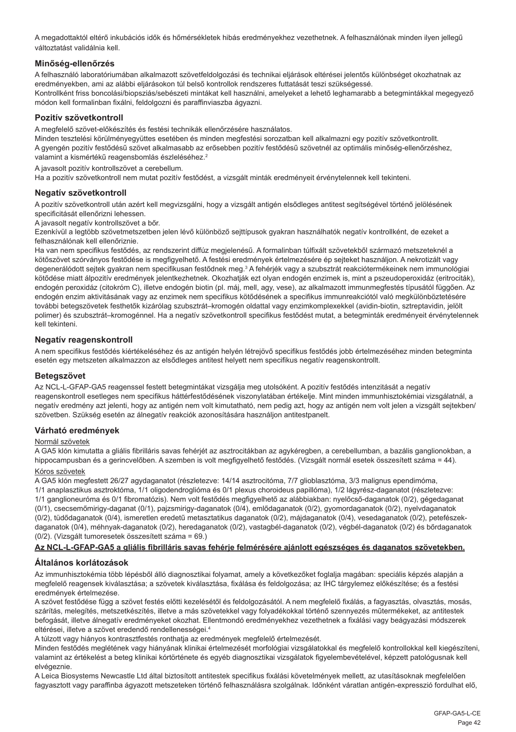A megadottaktól eltérő inkubációs idők és hőmérsékletek hibás eredményekhez vezethetnek. A felhasználónak minden ilyen jellegű változtatást validálnia kell.

## Minőség-ellenőrzés

A felhasználó laboratóriumában alkalmazott szövetfeldolgozási és technikai eljárások eltérései jelentős különbséget okozhatnak az eredményekben, ami az alábbi eljárásokon túl belső kontrollok rendszeres futtatását teszi szükségessé.
Kontrollként friss boncolási/biopsziás/sebészeti mintákat kell használni, amelyeket a lehető leghamarabb a betegmintákkal megegyező módon kell formalinban fixálni, feldolgozni és paraffinviaszba ágyazni.

## Pozitív szövetkontroll

A megfelelő szövet-előkészítés és festési technikák ellenőrzésére használatos.
Minden tesztelési körülményegyüttes esetében és minden megfestési sorozatban kell alkalmazni egy pozitív szövetkontrollt.
A gyengén pozitív festődésű szövet alkalmasabb az erősebben pozitív festődésű szövetnél az optimális minőség-ellenőrzéshez, valamint a kismértékű reagensbomlás észleléséhez.[2]

A javasolt pozitív kontrollszövet a cerebellum.
Ha a pozitív szövetkontroll nem mutat pozitív festődést, a vizsgált minták eredményeit érvénytelennek kell tekinteni.

## Negatív szövetkontroll

A pozitív szövetkontroll után azért kell megvizsgálni, hogy a vizsgált antigén elsődleges antitest segítségével történő jelölésének specificitását ellenőrizni lehessen.
A javasolt negatív kontrollszövet a bőr.
Ezenkívül a legtöbb szövetmetszetben jelen lévő különböző sejttípusok gyakran használhatók negatív kontrollként, de ezeket a felhasználónak kell ellenőriznie.
Ha van nem specifikus festődés, az rendszerint diffúz megjelenésű. A formalinban túlfixált szövetekből származó metszeteknél a kötőszövet szórványos festődése is megfigyelhető. A festési eredmények értelmezésére ép sejteket használjon. A nekrotizált vagy degenerálódott sejtek gyakran nem specifikusan festődnek meg.[3] A fehérjék vagy a szubsztrát reakciótermékeinek nem immunológiai kötődése miatt álpozitív eredmények jelentkezhetnek. Okozhatják ezt olyan endogén enzimek is, mint a pszeudoperoxidáz (eritrociták), endogén peroxidáz (citokróm C), illetve endogén biotin (pl. máj, mell, agy, vese), az alkalmazott immunmegfestés típusától függően. Az endogén enzim aktivitásának vagy az enzimek nem specifikus kötődésének a specifikus immunreakciótól való megkülönböztetésére további betegszövetek festhetők kizárólag szubsztrát–kromogén oldattal vagy enzimkomplexekkel (avidin-biotin, sztreptavidin, jelölt polimer) és szubsztrát–kromogénnel. Ha a negatív szövetkontroll specifikus festődést mutat, a betegminták eredményeit érvénytelennek kell tekinteni.

## Negatív reagenskontroll

A nem specifikus festődés kiértékeléséhez és az antigén helyén létrejövő specifikus festődés jobb értelmezéséhez minden betegminta esetén egy metszeten alkalmazzon az elsődleges antitest helyett nem specifikus negatív reagenskontrollt.

## Betegszövet

Az NCL-L-GFAP-GA5 reagenssel festett betegmintákat vizsgálja meg utolsóként. A pozitív festődés intenzitását a negatív reagenskontroll esetleges nem specifikus háttérfestődésének viszonylatában értékelje. Mint minden immunhisztokémiai vizsgálatnál, a negatív eredmény azt jelenti, hogy az antigén nem volt kimutatható, nem pedig azt, hogy az antigén nem volt jelen a vizsgált sejtekben/szövetben. Szükség esetén az álnegatív reakciók azonosítására használjon antitestpanelt.

## Várható eredmények

Normál szövetek

A GA5 klón kimutatta a gliális fibrilláris savas fehérjét az asztrocitákban az agykéregben, a cerebellumban, a bazális ganglionokban, a hippocampusban és a gerincvelőben. A szemben is volt megfigyelhető festődés. (Vizsgált normál esetek összesített száma = 44).

Kóros szövetek

A GA5 klón megfestett 26/27 agydaganatot (részletezve: 14/14 asztrocitóma, 7/7 glioblasztóma, 3/3 malignus ependimóma, 1/1 anaplasztikus asztroktóma, 1/1 oligodendroglióma és 0/1 plexus choroideus papillóma), 1/2 lágyrész-daganatot (részletezve: 1/1 ganglioneuróma és 0/1 fibromatózis). Nem volt festődés megfigyelhető az alábbiakban: nyelőcső-daganatok (0/2), gégedaganat (0/1), csecsemőmirigy-daganat (0/1), pajzsmirigy-daganatok (0/4), emlődaganatok (0/2), gyomordaganatok (0/2), nyelvdaganatok (0/2), tüdődaganatok (0/4), ismeretlen eredetű metasztatikus daganatok (0/2), májdaganatok (0/4), vesedaganatok (0/2), petefészek-daganatok (0/4), méhnyak-daganatok (0/2), heredaganatok (0/2), vastagbél-daganatok (0/2), végbél-daganatok (0/2) és bőrdaganatok (0/2). (Vizsgált tumoresetek összesített száma = 69.)

**Az NCL-L-GFAP-GA5 a gliális fibrilláris savas fehérje felmérésére ajánlott egészséges és daganatos szövetekben.**

## Általános korlátozások

Az immunhisztokémia több lépésből álló diagnosztikai folyamat, amely a következőket foglalja magában: speciális képzés alapján a megfelelő reagensek kiválasztása; a szövetek kiválasztása, fixálása és feldolgozása; az IHC tárgylemez előkészítése; és a festési eredmények értelmezése.
A szövet festődése függ a szövet festés előtti kezelésétől és feldolgozásától. A nem megfelelő fixálás, a fagyasztás, olvasztás, mosás, szárítás, melegítés, metszetkészítés, illetve a más szövetekkel vagy folyadékokkal történő szennyezés műtermékeket, az antitestek befogását, illetve álnegatív eredményeket okozhat. Ellentmondó eredményekhez vezethetnek a fixálási vagy beágyazási módszerek eltérései, illetve a szövet eredendő rendellenességei.[4]
A túlzott vagy hiányos kontrasztfestés ronthatja az eredmények megfelelő értelmezését.
Minden festődés meglétének vagy hiányának klinikai értelmezését morfológiai vizsgálatokkal és megfelelő kontrollokkal kell kiegészíteni, valamint az értékelést a beteg klinikai kórtörténete és egyéb diagnosztikai vizsgálatok figyelembevételével, képzett patológusnak kell elvégeznie.
A Leica Biosystems Newcastle Ltd által biztosított antitestek specifikus fixálási követelmények mellett, az utasításoknak megfelelően fagyasztott vagy paraffinba ágyazott metszeteken történő felhasználásra szolgálnak. Időnként váratlan antigén-expresszió fordulhat elő,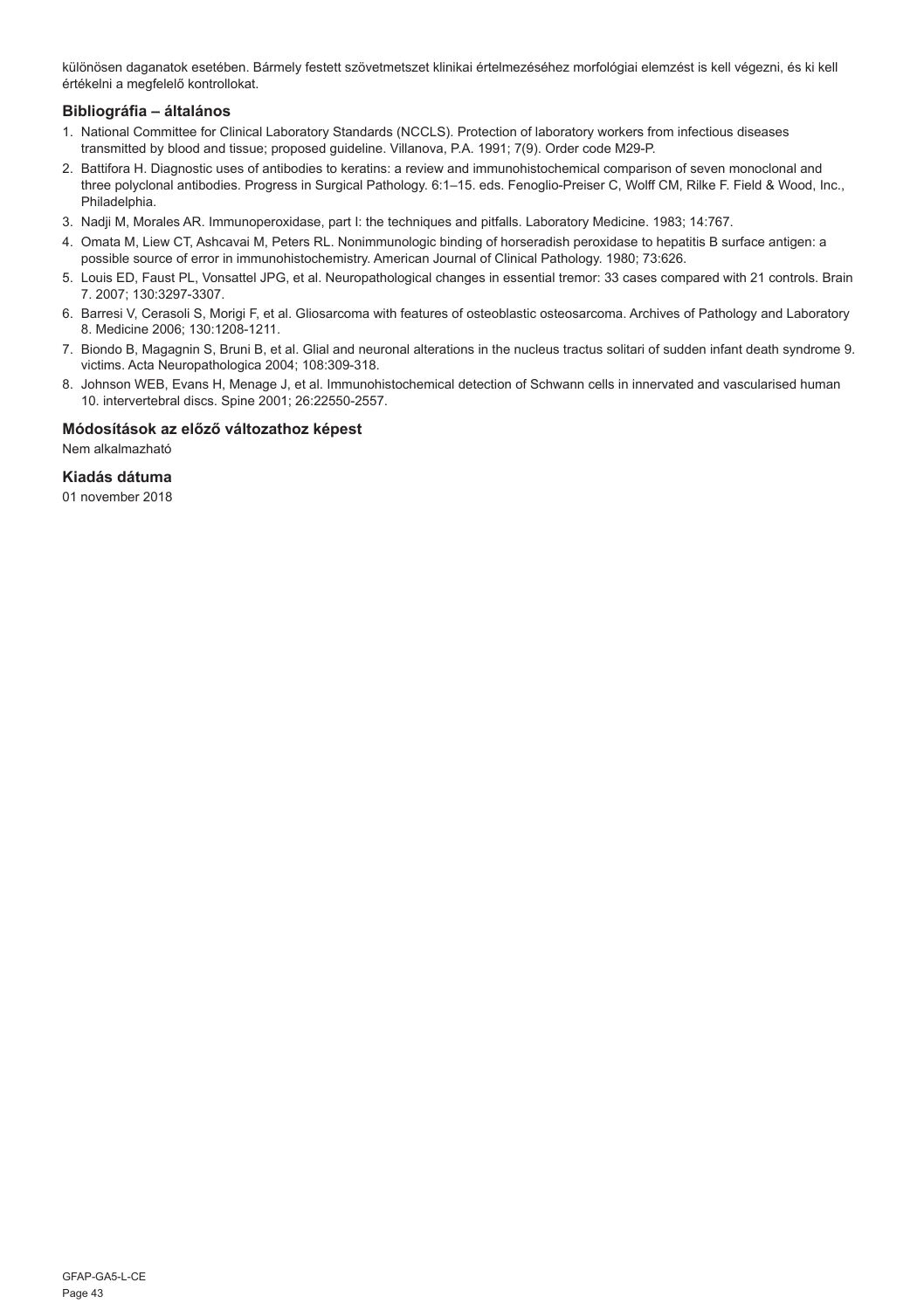különösen daganatok esetében. Bármely festett szövetmetszet klinikai értelmezéséhez morfológiai elemzést is kell végezni, és ki kell értékelni a megfelelő kontrollokat.

### Bibliográfia – általános

1. National Committee for Clinical Laboratory Standards (NCCLS). Protection of laboratory workers from infectious diseases transmitted by blood and tissue; proposed guideline. Villanova, P.A. 1991; 7(9). Order code M29-P.
2. Battifora H. Diagnostic uses of antibodies to keratins: a review and immunohistochemical comparison of seven monoclonal and three polyclonal antibodies. Progress in Surgical Pathology. 6:1–15. eds. Fenoglio-Preiser C, Wolff CM, Rilke F. Field & Wood, Inc., Philadelphia.
3. Nadji M, Morales AR. Immunoperoxidase, part I: the techniques and pitfalls. Laboratory Medicine. 1983; 14:767.
4. Omata M, Liew CT, Ashcavai M, Peters RL. Nonimmunologic binding of horseradish peroxidase to hepatitis B surface antigen: a possible source of error in immunohistochemistry. American Journal of Clinical Pathology. 1980; 73:626.
5. Louis ED, Faust PL, Vonsattel JPG, et al. Neuropathological changes in essential tremor: 33 cases compared with 21 controls. Brain 7. 2007; 130:3297-3307.
6. Barresi V, Cerasoli S, Morigi F, et al. Gliosarcoma with features of osteoblastic osteosarcoma. Archives of Pathology and Laboratory 8. Medicine 2006; 130:1208-1211.
7. Biondo B, Magagnin S, Bruni B, et al. Glial and neuronal alterations in the nucleus tractus solitari of sudden infant death syndrome 9. victims. Acta Neuropathologica 2004; 108:309-318.
8. Johnson WEB, Evans H, Menage J, et al. Immunohistochemical detection of Schwann cells in innervated and vascularised human 10. intervertebral discs. Spine 2001; 26:22550-2557.

### Módosítások az előző változathoz képest

Nem alkalmazható

### Kiadás dátuma

01 november 2018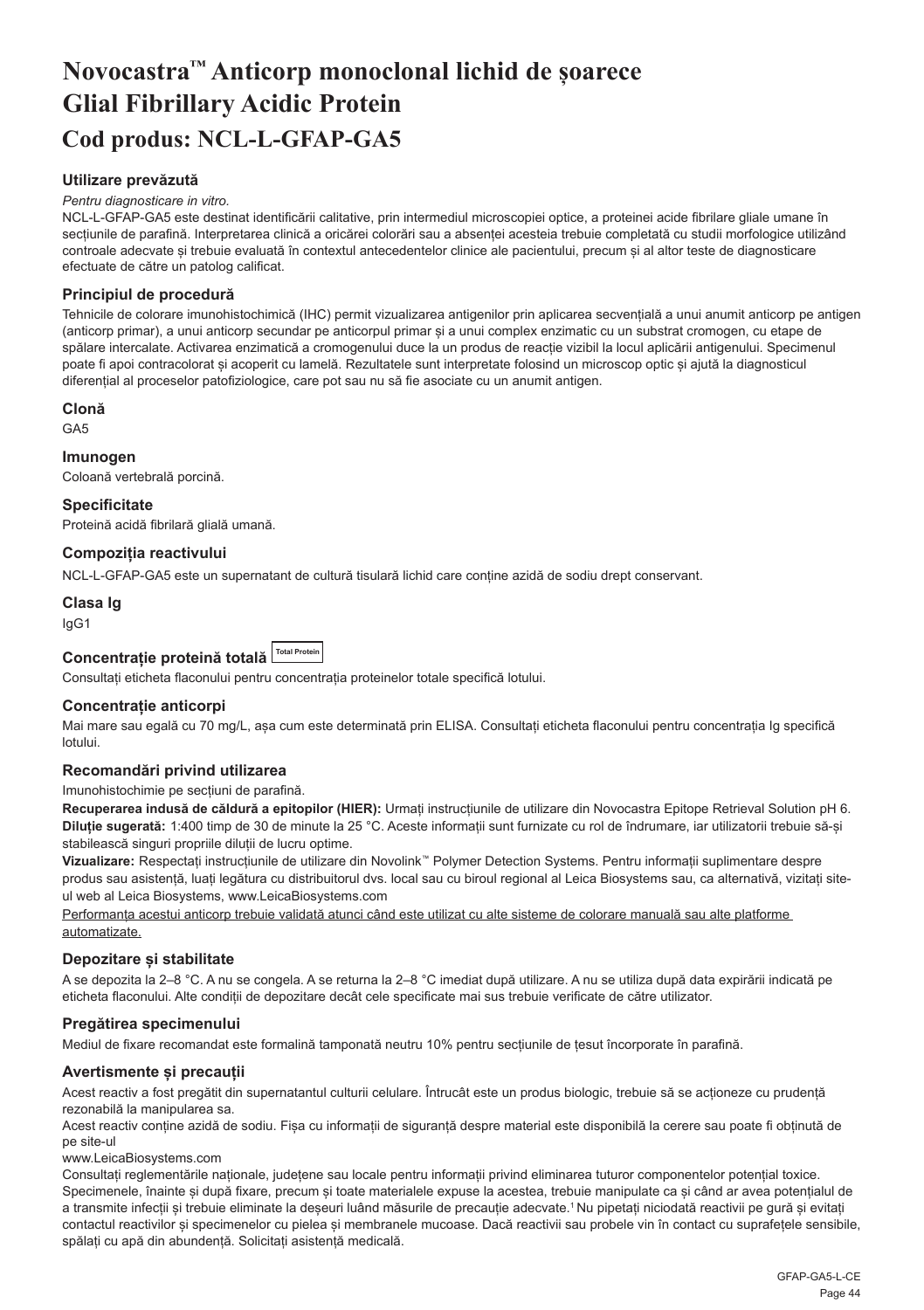# Novocastra™ Anticorp monoclonal lichid de șoarece Glial Fibrillary Acidic Protein

## Cod produs: NCL-L-GFAP-GA5

### Utilizare prevăzută

*Pentru diagnosticare in vitro.*

NCL-L-GFAP-GA5 este destinat identificării calitative, prin intermediul microscopiei optice, a proteinei acide fibrilare gliale umane în secțiunile de parafină. Interpretarea clinică a oricărei colorări sau a absenței acesteia trebuie completată cu studii morfologice utilizând controale adecvate și trebuie evaluată în contextul antecedentelor clinice ale pacientului, precum și al altor teste de diagnosticare efectuate de către un patolog calificat.

### Principiul de procedură

Tehnicile de colorare imunohistochimică (IHC) permit vizualizarea antigenilor prin aplicarea secvențială a unui anumit anticorp pe antigen (anticorp primar), a unui anticorp secundar pe anticorpul primar și a unui complex enzimatic cu un substrat cromogen, cu etape de spălare intercalate. Activarea enzimatică a cromogenului duce la un produs de reacție vizibil la locul aplicării antigenului. Specimenul poate fi apoi contracolorat și acoperit cu lamelă. Rezultatele sunt interpretate folosind un microscop optic și ajută la diagnosticul diferențial al proceselor patofiziologice, care pot sau nu să fie asociate cu un anumit antigen.

### Clonă

GA5

### Imunogen

Coloană vertebrală porcină.

### Specificitate

Proteină acidă fibrilară glială umană.

### Compoziția reactivului

NCL-L-GFAP-GA5 este un supernatant de cultură tisulară lichid care conține azidă de sodiu drept conservant.

### Clasa Ig

IgG1

### Concentrație proteină totală Total Protein

Consultați eticheta flaconului pentru concentrația proteinelor totale specifică lotului.

### Concentrație anticorpi

Mai mare sau egală cu 70 mg/L, așa cum este determinată prin ELISA. Consultați eticheta flaconului pentru concentrația Ig specifică lotului.

### Recomandări privind utilizarea

Imunohistochimie pe secțiuni de parafină.

**Recuperarea indusă de căldură a epitopilor (HIER):** Urmați instrucțiunile de utilizare din Novocastra Epitope Retrieval Solution pH 6.

**Diluție sugerată:** 1:400 timp de 30 de minute la 25 °C. Aceste informații sunt furnizate cu rol de îndrumare, iar utilizatorii trebuie să-și stabilească singuri propriile diluții de lucru optime.

**Vizualizare:** Respectați instrucțiunile de utilizare din Novolink™ Polymer Detection Systems. Pentru informații suplimentare despre produs sau asistență, luați legătura cu distribuitorul dvs. local sau cu biroul regional al Leica Biosystems sau, ca alternativă, vizitați site-ul web al Leica Biosystems, www.LeicaBiosystems.com

Performanța acestui anticorp trebuie validată atunci când este utilizat cu alte sisteme de colorare manuală sau alte platforme automatizate.

### Depozitare și stabilitate

A se depozita la 2–8 °C. A nu se congela. A se returna la 2–8 °C imediat după utilizare. A nu se utiliza după data expirării indicată pe eticheta flaconului. Alte condiții de depozitare decât cele specificate mai sus trebuie verificate de către utilizator.

### Pregătirea specimenului

Mediul de fixare recomandat este formalină tamponată neutru 10% pentru secțiunile de țesut încorporate în parafină.

### Avertismente și precauții

Acest reactiv a fost pregătit din supernatantul culturii celulare. Întrucât este un produs biologic, trebuie să se acționeze cu prudență rezonabilă la manipularea sa.

Acest reactiv conține azidă de sodiu. Fișa cu informații de siguranță despre material este disponibilă la cerere sau poate fi obținută de pe site-ul
www.LeicaBiosystems.com

Consultați reglementările naționale, județene sau locale pentru informații privind eliminarea tuturor componentelor potențial toxice. Specimenele, înainte și după fixare, precum și toate materialele expuse la acestea, trebuie manipulate ca și când ar avea potențialul de a transmite infecții și trebuie eliminate la deșeuri luând măsurile de precauție adecvate.[1] Nu pipetați niciodată reactivii pe gură și evitați contactul reactivilor și specimenelor cu pielea și membranele mucoase. Dacă reactivii sau probele vin în contact cu suprafețele sensibile, spălați cu apă din abundență. Solicitați asistență medicală.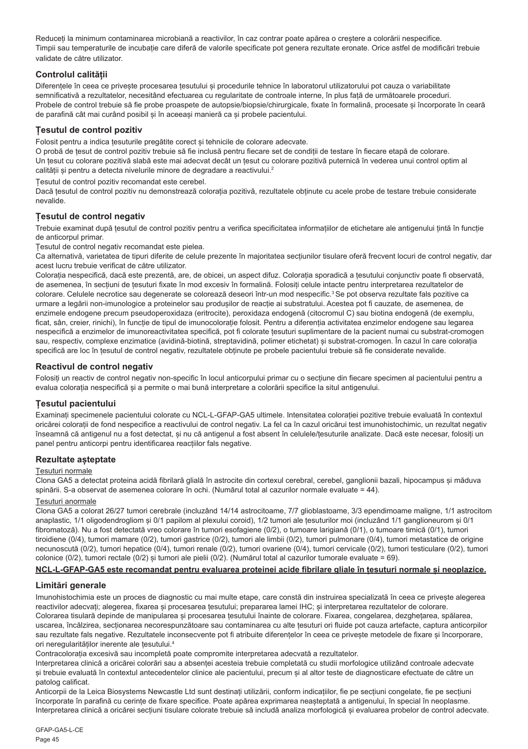Reduceți la minimum contaminarea microbiană a reactivilor, în caz contrar poate apărea o creștere a colorării nespecifice.
Timpii sau temperaturile de incubație care diferă de valorile specificate pot genera rezultate eronate. Orice astfel de modificări trebuie validate de către utilizator.

## Controlul calității

Diferențele în ceea ce privește procesarea țesutului și procedurile tehnice în laboratorul utilizatorului pot cauza o variabilitate semnificativă a rezultatelor, necesitând efectuarea cu regularitate de controale interne, în plus față de următoarele proceduri.
Probele de control trebuie să fie probe proaspete de autopsie/biopsie/chirurgicale, fixate în formalină, procesate și încorporate în ceară de parafină cât mai curând posibil și în aceeași manieră ca și probele pacientului.

## Țesutul de control pozitiv

Folosit pentru a indica țesuturile pregătite corect și tehnicile de colorare adecvate.
O probă de țesut de control pozitiv trebuie să fie inclusă pentru fiecare set de condiții de testare în fiecare etapă de colorare.
Un țesut cu colorare pozitivă slabă este mai adecvat decât un țesut cu colorare pozitivă puternică în vederea unui control optim al calității și pentru a detecta nivelurile minore de degradare a reactivului.[2]

Țesutul de control pozitiv recomandat este cerebel.
Dacă țesutul de control pozitiv nu demonstrează colorația pozitivă, rezultatele obținute cu acele probe de testare trebuie considerate nevalide.

## Țesutul de control negativ

Trebuie examinat după țesutul de control pozitiv pentru a verifica specificitatea informațiilor de etichetare ale antigenului țintă în funcție de anticorpul primar.
Țesutul de control negativ recomandat este pielea.
Ca alternativă, varietatea de tipuri diferite de celule prezente în majoritatea secțiunilor tisulare oferă frecvent locuri de control negativ, dar acest lucru trebuie verificat de către utilizator.
Colorația nespecifică, dacă este prezentă, are, de obicei, un aspect difuz. Colorația sporadică a țesutului conjunctiv poate fi observată, de asemenea, în secțiuni de țesuturi fixate în mod excesiv în formalină. Folosiți celule intacte pentru interpretarea rezultatelor de colorare. Celulele necrotice sau degenerate se colorează deseori într-un mod nespecific.[3] Se pot observa rezultate fals pozitive ca urmare a legării non-imunologice a proteinelor sau produșilor de reacție ai substratului. Acestea pot fi cauzate, de asemenea, de enzimele endogene precum pseudoperoxidaza (eritrocite), peroxidaza endogenă (citocromul C) sau biotina endogenă (de exemplu, ficat, sân, creier, rinichi), în funcție de tipul de imunocolorație folosit. Pentru a diferenția activitatea enzimelor endogene sau legarea nespecifică a enzimelor de imunoreactivitatea specifică, pot fi colorate țesuturi suplimentare de la pacient numai cu substrat-cromogen sau, respectiv, complexe enzimatice (avidină-biotină, streptavidină, polimer etichetat) și substrat-cromogen. În cazul în care colorația specifică are loc în țesutul de control negativ, rezultatele obținute pe probele pacientului trebuie să fie considerate nevalide.

## Reactivul de control negativ

Folosiți un reactiv de control negativ non-specific în locul anticorpului primar cu o secțiune din fiecare specimen al pacientului pentru a evalua colorația nespecifică și a permite o mai bună interpretare a colorării specifice la situl antigenului.

## Țesutul pacientului

Examinați specimenele pacientului colorate cu NCL-L-GFAP-GA5 ultimele. Intensitatea colorației pozitive trebuie evaluată în contextul oricărei colorații de fond nespecifice a reactivului de control negativ. La fel ca în cazul oricărui test imunohistochimic, un rezultat negativ înseamnă că antigenul nu a fost detectat, și nu că antigenul a fost absent în celulele/țesuturile analizate. Dacă este necesar, folosiți un panel pentru anticorpi pentru identificarea reacțiilor fals negative.

## Rezultate așteptate

Țesuturi normale

Clona GA5 a detectat proteina acidă fibrilară glială în astrocite din cortexul cerebral, cerebel, ganglionii bazali, hipocampus și măduva spinării. S-a observat de asemenea colorare în ochi. (Numărul total al cazurilor normale evaluate = 44).

Țesuturi anormale

Clona GA5 a colorat 26/27 tumori cerebrale (incluzând 14/14 astrocitoame, 7/7 glioblastoame, 3/3 ependimoame maligne, 1/1 astrocitom anaplastic, 1/1 oligodendrogliom și 0/1 papilom al plexului coroid), 1/2 tumori ale țesuturilor moi (incluzând 1/1 ganglioneurom și 0/1 fibromatoză). Nu a fost detectată vreo colorare în tumori esofagiene (0/2), o tumoare larigiană (0/1), o tumoare timică (0/1), tumori tiroidiene (0/4), tumori mamare (0/2), tumori gastrice (0/2), tumori ale limbii (0/2), tumori pulmonare (0/4), tumori metastatice de origine necunoscută (0/2), tumori hepatice (0/4), tumori renale (0/2), tumori ovariene (0/4), tumori cervicale (0/2), tumori testiculare (0/2), tumori colonice (0/2), tumori rectale (0/2) și tumori ale pielii (0/2). (Numărul total al cazurilor tumorale evaluate = 69).

**NCL-L-GFAP-GA5 este recomandat pentru evaluarea proteinei acide fibrilare gliale în țesuturi normale și neoplazice.**

## Limitări generale

Imunohistochimia este un proces de diagnostic cu mai multe etape, care constă din instruirea specializată în ceea ce privește alegerea reactivilor adecvați; alegerea, fixarea și procesarea țesutului; prepararea lamei IHC; și interpretarea rezultatelor de colorare.
Colorarea tisulară depinde de manipularea și procesarea țesutului înainte de colorare. Fixarea, congelarea, dezghețarea, spălarea, uscarea, încălzirea, secționarea necorespunzătoare sau contaminarea cu alte țesuturi ori fluide pot cauza artefacte, captura anticorpilor sau rezultate fals negative. Rezultatele inconsecvente pot fi atribuite diferențelor în ceea ce privește metodele de fixare și încorporare, ori neregularităților inerente ale țesutului.[4]
Contracolorația excesivă sau incompletă poate compromite interpretarea adecvată a rezultatelor.
Interpretarea clinică a oricărei colorări sau a absenței acesteia trebuie completată cu studii morfologice utilizând controale adecvate și trebuie evaluată în contextul antecedentelor clinice ale pacientului, precum și al altor teste de diagnosticare efectuate de către un patolog calificat.
Anticorpii de la Leica Biosystems Newcastle Ltd sunt destinați utilizării, conform indicațiilor, fie pe secțiuni congelate, fie pe secțiuni încorporate în parafină cu cerințe de fixare specifice. Poate apărea exprimarea neașteptată a antigenului, în special în neoplasme. Interpretarea clinică a oricărei secțiuni tisulare colorate trebuie să includă analiza morfologică și evaluarea probelor de control adecvate.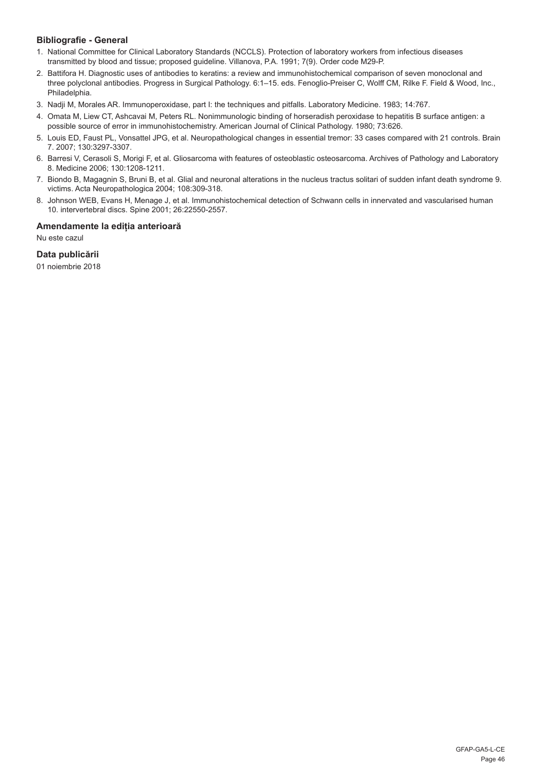### Bibliografie - General

1. National Committee for Clinical Laboratory Standards (NCCLS). Protection of laboratory workers from infectious diseases transmitted by blood and tissue; proposed guideline. Villanova, P.A. 1991; 7(9). Order code M29-P.
2. Battifora H. Diagnostic uses of antibodies to keratins: a review and immunohistochemical comparison of seven monoclonal and three polyclonal antibodies. Progress in Surgical Pathology. 6:1–15. eds. Fenoglio-Preiser C, Wolff CM, Rilke F. Field & Wood, Inc., Philadelphia.
3. Nadji M, Morales AR. Immunoperoxidase, part I: the techniques and pitfalls. Laboratory Medicine. 1983; 14:767.
4. Omata M, Liew CT, Ashcavai M, Peters RL. Nonimmunologic binding of horseradish peroxidase to hepatitis B surface antigen: a possible source of error in immunohistochemistry. American Journal of Clinical Pathology. 1980; 73:626.
5. Louis ED, Faust PL, Vonsattel JPG, et al. Neuropathological changes in essential tremor: 33 cases compared with 21 controls. Brain 7. 2007; 130:3297-3307.
6. Barresi V, Cerasoli S, Morigi F, et al. Gliosarcoma with features of osteoblastic osteosarcoma. Archives of Pathology and Laboratory 8. Medicine 2006; 130:1208-1211.
7. Biondo B, Magagnin S, Bruni B, et al. Glial and neuronal alterations in the nucleus tractus solitari of sudden infant death syndrome 9. victims. Acta Neuropathologica 2004; 108:309-318.
8. Johnson WEB, Evans H, Menage J, et al. Immunohistochemical detection of Schwann cells in innervated and vascularised human 10. intervertebral discs. Spine 2001; 26:22550-2557.

### Amendamente la ediția anterioară

Nu este cazul

### Data publicării

01 noiembrie 2018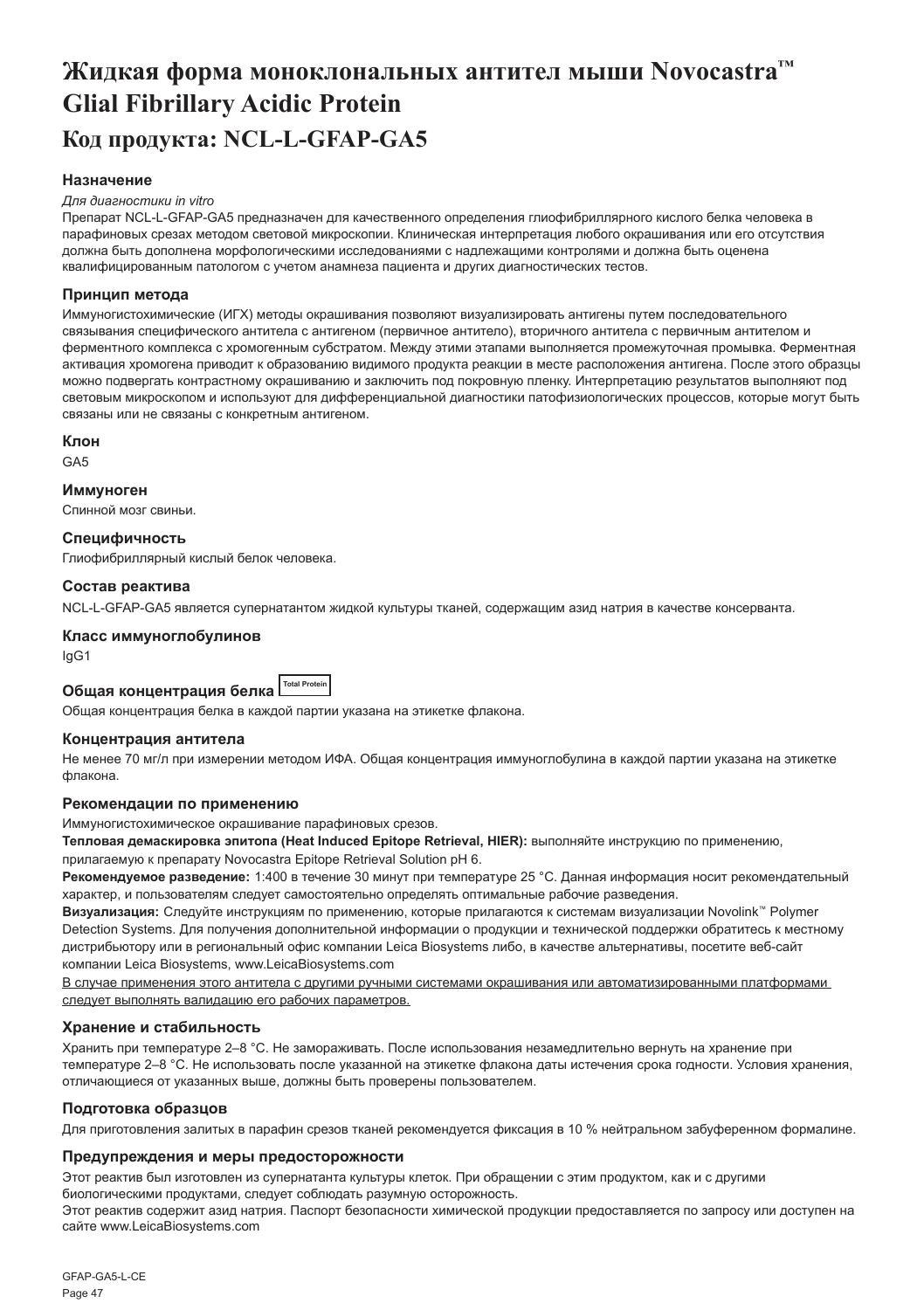# Жидкая форма моноклональных антител мыши Novocastra™ Glial Fibrillary Acidic Protein

# Код продукта: NCL-L-GFAP-GA5

### Назначение

*Для диагностики in vitro*

Препарат NCL-L-GFAP-GA5 предназначен для качественного определения глиофибриллярного кислого белка человека в парафиновых срезах методом световой микроскопии. Клиническая интерпретация любого окрашивания или его отсутствия должна быть дополнена морфологическими исследованиями с надлежащими контролями и должна быть оценена квалифицированным патологом с учетом анамнеза пациента и других диагностических тестов.

### Принцип метода

Иммуногистохимические (ИГХ) методы окрашивания позволяют визуализировать антигены путем последовательного связывания специфического антитела с антигеном (первичное антитело), вторичного антитела с первичным антителом и ферментного комплекса с хромогенным субстратом. Между этими этапами выполняется промежуточная промывка. Ферментная активация хромогена приводит к образованию видимого продукта реакции в месте расположения антигена. После этого образцы можно подвергать контрастному окрашиванию и заключить под покровную пленку. Интерпретацию результатов выполняют под световым микроскопом и используют для дифференциальной диагностики патофизиологических процессов, которые могут быть связаны или не связаны с конкретным антигеном.

### Клон

GA5

### Иммуноген

Спинной мозг свиньи.

### Специфичность

Глиофибриллярный кислый белок человека.

### Состав реактива

NCL-L-GFAP-GA5 является супернатантом жидкой культуры тканей, содержащим азид натрия в качестве консерванта.

### Класс иммуноглобулинов

IgG1

### Общая концентрация белка Total Protein

Общая концентрация белка в каждой партии указана на этикетке флакона.

### Концентрация антитела

Не менее 70 мг/л при измерении методом ИФА. Общая концентрация иммуноглобулина в каждой партии указана на этикетке флакона.

### Рекомендации по применению

Иммуногистохимическое окрашивание парафиновых срезов.

**Тепловая демаскировка эпитопа (Heat Induced Epitope Retrieval, HIER):** выполняйте инструкцию по применению, прилагаемую к препарату Novocastra Epitope Retrieval Solution pH 6.

**Рекомендуемое разведение:** 1:400 в течение 30 минут при температуре 25 °C. Данная информация носит рекомендательный характер, и пользователям следует самостоятельно определять оптимальные рабочие разведения.

**Визуализация:** Следуйте инструкциям по применению, которые прилагаются к системам визуализации Novolink™ Polymer Detection Systems. Для получения дополнительной информации о продукции и технической поддержки обратитесь к местному дистрибьютору или в региональный офис компании Leica Biosystems либо, в качестве альтернативы, посетите веб-сайт компании Leica Biosystems, www.LeicaBiosystems.com

<u>В случае применения этого антитела с другими ручными системами окрашивания или автоматизированными платформами следует выполнять валидацию его рабочих параметров.</u>

### Хранение и стабильность

Хранить при температуре 2–8 °C. Не замораживать. После использования незамедлительно вернуть на хранение при температуре 2–8 °C. Не использовать после указанной на этикетке флакона даты истечения срока годности. Условия хранения, отличающиеся от указанных выше, должны быть проверены пользователем.

### Подготовка образцов

Для приготовления залитых в парафин срезов тканей рекомендуется фиксация в 10 % нейтральном забуференном формалине.

### Предупреждения и меры предосторожности

Этот реактив был изготовлен из супернатанта культуры клеток. При обращении с этим продуктом, как и с другими биологическими продуктами, следует соблюдать разумную осторожность.

Этот реактив содержит азид натрия. Паспорт безопасности химической продукции предоставляется по запросу или доступен на сайте www.LeicaBiosystems.com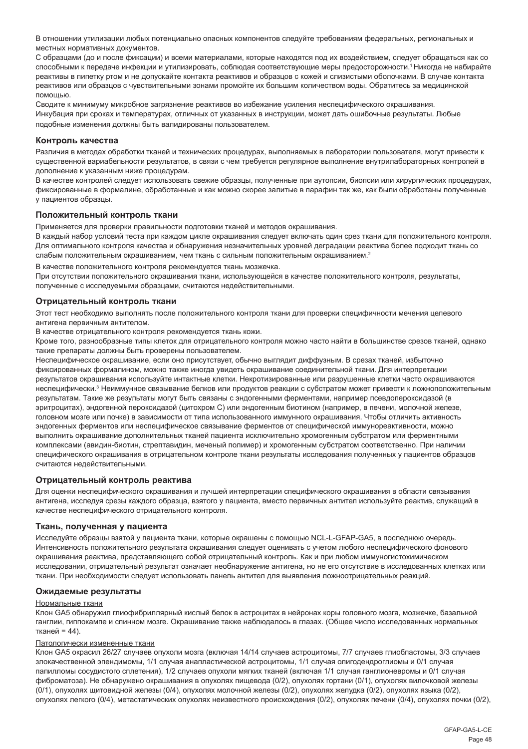В отношении утилизации любых потенциально опасных компонентов следуйте требованиям федеральных, региональных и местных нормативных документов.

С образцами (до и после фиксации) и всеми материалами, которые находятся под их воздействием, следует обращаться как со способными к передаче инфекции и утилизировать, соблюдая соответствующие меры предосторожности.[1] Никогда не набирайте реактивы в пипетку ртом и не допускайте контакта реактивов и образцов с кожей и слизистыми оболочками. В случае контакта реактивов или образцов с чувствительными зонами промойте их большим количеством воды. Обратитесь за медицинской помощью.

Сводите к минимуму микробное загрязнение реактивов во избежание усиления неспецифического окрашивания.

Инкубация при сроках и температурах, отличных от указанных в инструкции, может дать ошибочные результаты. Любые подобные изменения должны быть валидированы пользователем.

## Контроль качества

Различия в методах обработки тканей и технических процедурах, выполняемых в лаборатории пользователя, могут привести к существенной вариабельности результатов, в связи с чем требуется регулярное выполнение внутрилабораторных контролей в дополнение к указанным ниже процедурам.

В качестве контролей следует использовать свежие образцы, полученные при аутопсии, биопсии или хирургических процедурах, фиксированные в формалине, обработанные и как можно скорее залитые в парафин так же, как были обработаны полученные у пациентов образцы.

## Положительный контроль ткани

Применяется для проверки правильности подготовки тканей и методов окрашивания.

В каждый набор условий теста при каждом цикле окрашивания следует включать один срез ткани для положительного контроля. Для оптимального контроля качества и обнаружения незначительных уровней деградации реактива более подходит ткань со слабым положительным окрашиванием, чем ткань с сильным положительным окрашиванием.[2]

В качестве положительного контроля рекомендуется ткань мозжечка.

При отсутствии положительного окрашивания ткани, использующейся в качестве положительного контроля, результаты, полученные с исследуемыми образцами, считаются недействительными.

## Отрицательный контроль ткани

Этот тест необходимо выполнять после положительного контроля ткани для проверки специфичности мечения целевого антигена первичным антителом.

В качестве отрицательного контроля рекомендуется ткань кожи.

Кроме того, разнообразные типы клеток для отрицательного контроля можно часто найти в большинстве срезов тканей, однако такие препараты должны быть проверены пользователем.

Неспецифическое окрашивание, если оно присутствует, обычно выглядит диффузным. В срезах тканей, избыточно фиксированных формалином, можно также иногда увидеть окрашивание соединительной ткани. Для интерпретации результатов окрашивания используйте интактные клетки. Некротизированные или разрушенные клетки часто окрашиваются неспецифически.[3] Неиммунное связывание белков или продуктов реакции с субстратом может привести к ложноположительным результатам. Такие же результаты могут быть связаны с эндогенными ферментами, например псевдопероксидазой (в эритроцитах), эндогенной пероксидазой (цитохром C) или эндогенным биотином (например, в печени, молочной железе, головном мозге или почке) в зависимости от типа использованного иммунного окрашивания. Чтобы отличить активность эндогенных ферментов или неспецифическое связывание ферментов от специфической иммунореактивности, можно выполнить окрашивание дополнительных тканей пациента исключительно хромогенным субстратом или ферментными комплексами (авидин-биотин, стрептавидин, меченый полимер) и хромогенным субстратом соответственно. При наличии специфического окрашивания в отрицательном контроле ткани результаты исследования полученных у пациентов образцов считаются недействительными.

## Отрицательный контроль реактива

Для оценки неспецифического окрашивания и лучшей интерпретации специфического окрашивания в области связывания антигена, исследуя срезы каждого образца, взятого у пациента, вместо первичных антител используйте реактив, служащий в качестве неспецифического отрицательного контроля.

## Ткань, полученная у пациента

Исследуйте образцы взятой у пациента ткани, которые окрашены с помощью NCL-L-GFAP-GA5, в последнюю очередь. Интенсивность положительного результата окрашивания следует оценивать с учетом любого неспецифического фонового окрашивания реактива, представляющего собой отрицательный контроль. Как и при любом иммуногистохимическом исследовании, отрицательный результат означает необнаружение антигена, но не его отсутствие в исследованных клетках или ткани. При необходимости следует использовать панель антител для выявления ложноотрицательных реакций.

## Ожидаемые результаты

Нормальные ткани

Клон GA5 обнаружил глиофибриллярный кислый белок в астроцитах в нейронах коры головного мозга, мозжечке, базальной ганглии, гиппокампе и спинном мозге. Окрашивание также наблюдалось в глазах. (Общее число исследованных нормальных тканей = 44).

Патологически измененные ткани

Клон GA5 окрасил 26/27 случаев опухоли мозга (включая 14/14 случаев астроцитомы, 7/7 случаев глиобластомы, 3/3 случаев злокачественной эпендимомы, 1/1 случая анапластической астроцитомы, 1/1 случая олигодендроглиомы и 0/1 случая папилломы сосудистого сплетения), 1/2 случаев опухоли мягких тканей (включая 1/1 случая ганглионевромы и 0/1 случая фиброматоза). Не обнаружено окрашивания в опухолях пищевода (0/2), опухолях гортани (0/1), опухолях вилочковой железы (0/1), опухолях щитовидной железы (0/4), опухолях молочной железы (0/2), опухолях желудка (0/2), опухолях языка (0/2), опухолях легкого (0/4), метастатических опухолях неизвестного происхождения (0/2), опухолях печени (0/4), опухолях почки (0/2),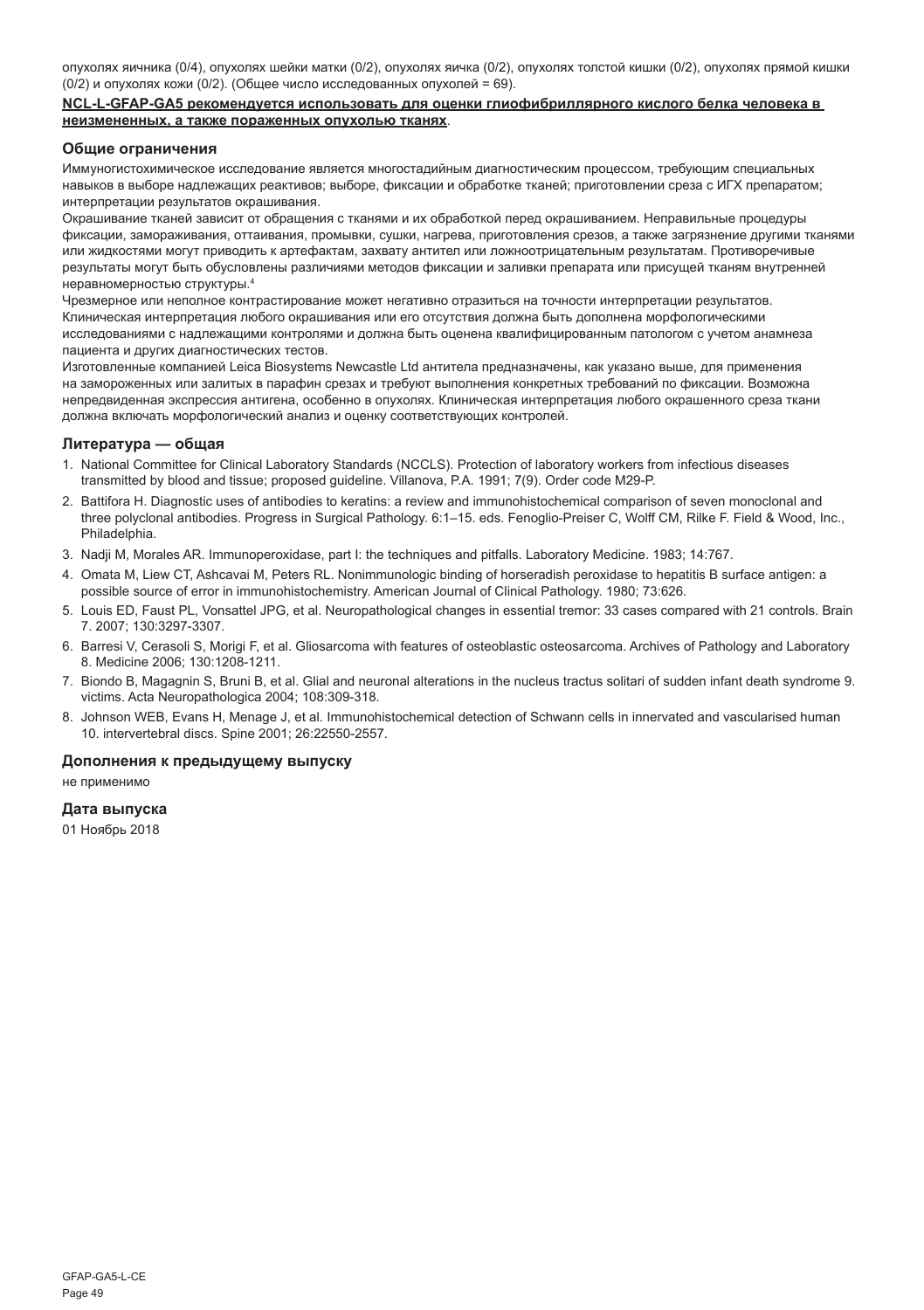опухолях яичника (0/4), опухолях шейки матки (0/2), опухолях яичка (0/2), опухолях толстой кишки (0/2), опухолях прямой кишки (0/2) и опухолях кожи (0/2). (Общее число исследованных опухолей = 69).

**NCL-L-GFAP-GA5 рекомендуется использовать для оценки глиофибриллярного кислого белка человека в неизмененных, а также пораженных опухолью тканях**.

## Общие ограничения

Иммуногистохимическое исследование является многостадийным диагностическим процессом, требующим специальных навыков в выборе надлежащих реактивов; выборе, фиксации и обработке тканей; приготовлении среза с ИГХ препаратом; интерпретации результатов окрашивания.

Окрашивание тканей зависит от обращения с тканями и их обработкой перед окрашиванием. Неправильные процедуры фиксации, замораживания, оттаивания, промывки, сушки, нагрева, приготовления срезов, а также загрязнение другими тканями или жидкостями могут приводить к артефактам, захвату антител или ложноотрицательным результатам. Противоречивые результаты могут быть обусловлены различиями методов фиксации и заливки препарата или присущей тканям внутренней неравномерностью структуры.[4]

Чрезмерное или неполное контрастирование может негативно отразиться на точности интерпретации результатов. Клиническая интерпретация любого окрашивания или его отсутствия должна быть дополнена морфологическими исследованиями с надлежащими контролями и должна быть оценена квалифицированным патологом с учетом анамнеза пациента и других диагностических тестов.

Изготовленные компанией Leica Biosystems Newcastle Ltd антитела предназначены, как указано выше, для применения на замороженных или залитых в парафин срезах и требуют выполнения конкретных требований по фиксации. Возможна непредвиденная экспрессия антигена, особенно в опухолях. Клиническая интерпретация любого окрашенного среза ткани должна включать морфологический анализ и оценку соответствующих контролей.

## Литература — общая

1. National Committee for Clinical Laboratory Standards (NCCLS). Protection of laboratory workers from infectious diseases transmitted by blood and tissue; proposed guideline. Villanova, P.A. 1991; 7(9). Order code M29-P.
2. Battifora H. Diagnostic uses of antibodies to keratins: a review and immunohistochemical comparison of seven monoclonal and three polyclonal antibodies. Progress in Surgical Pathology. 6:1–15. eds. Fenoglio-Preiser C, Wolff CM, Rilke F. Field & Wood, Inc., Philadelphia.
3. Nadji M, Morales AR. Immunoperoxidase, part I: the techniques and pitfalls. Laboratory Medicine. 1983; 14:767.
4. Omata M, Liew CT, Ashcavai M, Peters RL. Nonimmunologic binding of horseradish peroxidase to hepatitis B surface antigen: a possible source of error in immunohistochemistry. American Journal of Clinical Pathology. 1980; 73:626.
5. Louis ED, Faust PL, Vonsattel JPG, et al. Neuropathological changes in essential tremor: 33 cases compared with 21 controls. Brain 7. 2007; 130:3297-3307.
6. Barresi V, Cerasoli S, Morigi F, et al. Gliosarcoma with features of osteoblastic osteosarcoma. Archives of Pathology and Laboratory 8. Medicine 2006; 130:1208-1211.
7. Biondo B, Magagnin S, Bruni B, et al. Glial and neuronal alterations in the nucleus tractus solitari of sudden infant death syndrome 9. victims. Acta Neuropathologica 2004; 108:309-318.
8. Johnson WEB, Evans H, Menage J, et al. Immunohistochemical detection of Schwann cells in innervated and vascularised human 10. intervertebral discs. Spine 2001; 26:22550-2557.

## Дополнения к предыдущему выпуску

не применимо

## Дата выпуска

01 Ноябрь 2018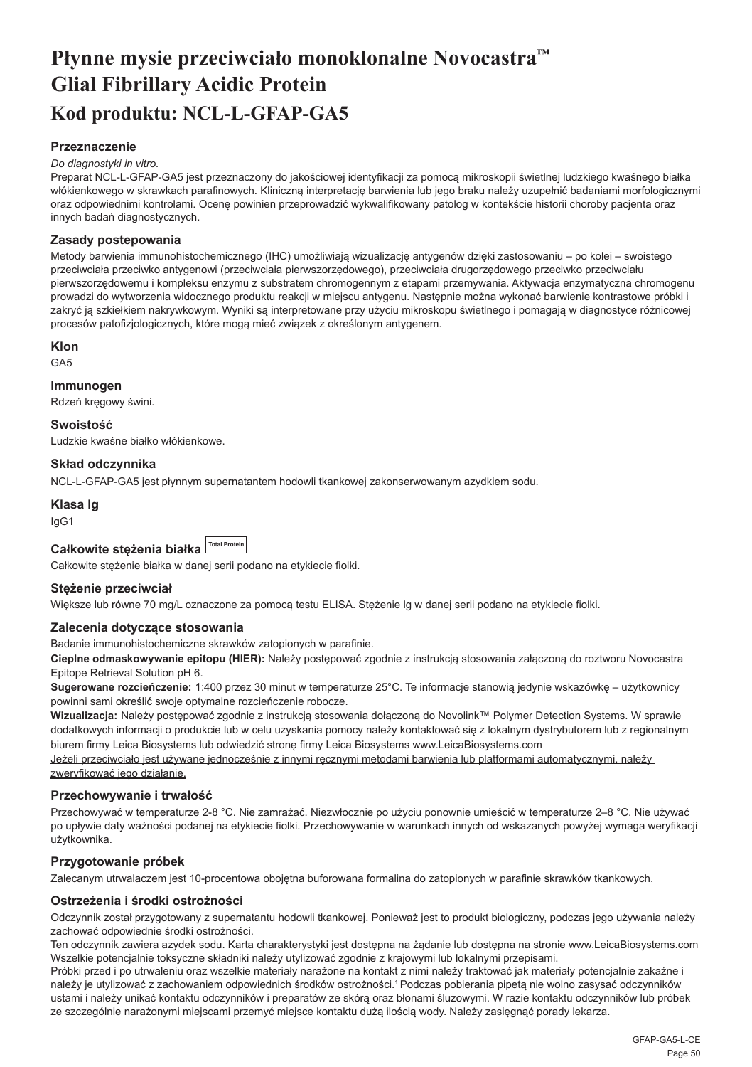# Płynne mysie przeciwciało monoklonalne Novocastra™ Glial Fibrillary Acidic Protein

## Kod produktu: NCL-L-GFAP-GA5

### Przeznaczenie

*Do diagnostyki in vitro.*

Preparat NCL-L-GFAP-GA5 jest przeznaczony do jakościowej identyfikacji za pomocą mikroskopii świetlnej ludzkiego kwaśnego białka włókienkowego w skrawkach parafinowych. Kliniczną interpretację barwienia lub jego braku należy uzupełnić badaniami morfologicznymi oraz odpowiednimi kontrolami. Ocenę powinien przeprowadzić wykwalifikowany patolog w kontekście historii choroby pacjenta oraz innych badań diagnostycznych.

### Zasady postepowania

Metody barwienia immunohistochemicznego (IHC) umożliwiają wizualizację antygenów dzięki zastosowaniu – po kolei – swoistego przeciwciała przeciwko antygenowi (przeciwciała pierwszorzędowego), przeciwciała drugorzędowego przeciwko przeciwciału pierwszorzędowemu i kompleksu enzymu z substratem chromogennym z etapami przemywania. Aktywacja enzymatyczna chromogenu prowadzi do wytworzenia widocznego produktu reakcji w miejscu antygenu. Następnie można wykonać barwienie kontrastowe próbki i zakryć ją szkiełkiem nakrywkowym. Wyniki są interpretowane przy użyciu mikroskopu świetlnego i pomagają w diagnostyce różnicowej procesów patofizjologicznych, które mogą mieć związek z określonym antygenem.

### Klon

GA5

### Immunogen

Rdzeń kręgowy świni.

### Swoistość

Ludzkie kwaśne białko włókienkowe.

### Skład odczynnika

NCL-L-GFAP-GA5 jest płynnym supernatantem hodowli tkankowej zakonserwowanym azydkiem sodu.

### Klasa Ig

IgG1

### Całkowite stężenia białka Total Protein

Całkowite stężenie białka w danej serii podano na etykiecie fiolki.

### Stężenie przeciwciał

Większe lub równe 70 mg/L oznaczone za pomocą testu ELISA. Stężenie Ig w danej serii podano na etykiecie fiolki.

### Zalecenia dotyczące stosowania

Badanie immunohistochemiczne skrawków zatopionych w parafinie.

**Cieplne odmaskowywanie epitopu (HIER):** Należy postępować zgodnie z instrukcją stosowania załączoną do roztworu Novocastra Epitope Retrieval Solution pH 6.

**Sugerowane rozcieńczenie:** 1:400 przez 30 minut w temperaturze 25°C. Te informacje stanowią jedynie wskazówkę – użytkownicy powinni sami określić swoje optymalne rozcieńczenie robocze.

**Wizualizacja:** Należy postępować zgodnie z instrukcją stosowania dołączoną do Novolink™ Polymer Detection Systems. W sprawie dodatkowych informacji o produkcie lub w celu uzyskania pomocy należy kontaktować się z lokalnym dystrybutorem lub z regionalnym biurem firmy Leica Biosystems lub odwiedzić stronę firmy Leica Biosystems www.LeicaBiosystems.com

<u>Jeżeli przeciwciało jest używane jednocześnie z innymi ręcznymi metodami barwienia lub platformami automatycznymi, należy zweryfikować jego działanie.</u>

### Przechowywanie i trwałość

Przechowywać w temperaturze 2-8 °C. Nie zamrażać. Niezwłocznie po użyciu ponownie umieścić w temperaturze 2–8 °C. Nie używać po upływie daty ważności podanej na etykiecie fiolki. Przechowywanie w warunkach innych od wskazanych powyżej wymaga weryfikacji użytkownika.

### Przygotowanie próbek

Zalecanym utrwalaczem jest 10-procentowa obojętna buforowana formalina do zatopionych w parafinie skrawków tkankowych.

### Ostrzeżenia i środki ostrożności

Odczynnik został przygotowany z supernatantu hodowli tkankowej. Ponieważ jest to produkt biologiczny, podczas jego używania należy zachować odpowiednie środki ostrożności.

Ten odczynnik zawiera azydek sodu. Karta charakterystyki jest dostępna na żądanie lub dostępna na stronie www.LeicaBiosystems.com

Wszelkie potencjalnie toksyczne składniki należy utylizować zgodnie z krajowymi lub lokalnymi przepisami.

Próbki przed i po utrwaleniu oraz wszelkie materiały narażone na kontakt z nimi należy traktować jak materiały potencjalnie zakaźne i należy je utylizować z zachowaniem odpowiednich środków ostrożności.[1] Podczas pobierania pipetą nie wolno zasysać odczynników ustami i należy unikać kontaktu odczynników i preparatów ze skórą oraz błonami śluzowymi. W razie kontaktu odczynników lub próbek ze szczególnie narażonymi miejscami przemyć miejsce kontaktu dużą ilością wody. Należy zasięgnąć porady lekarza.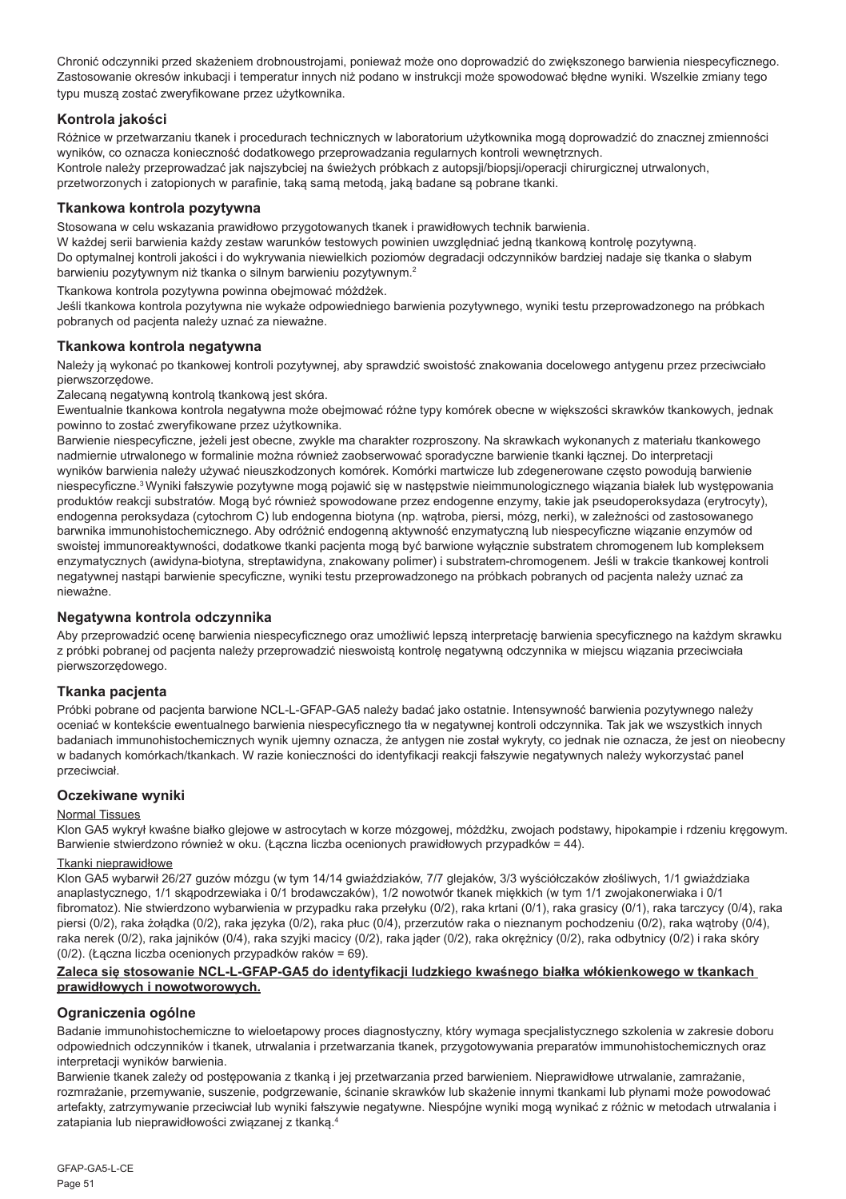Chronić odczynniki przed skażeniem drobnoustrojami, ponieważ może ono doprowadzić do zwiększonego barwienia niespecyficznego. Zastosowanie okresów inkubacji i temperatur innych niż podano w instrukcji może spowodować błędne wyniki. Wszelkie zmiany tego typu muszą zostać zweryfikowane przez użytkownika.

## Kontrola jakości

Różnice w przetwarzaniu tkanek i procedurach technicznych w laboratorium użytkownika mogą doprowadzić do znacznej zmienności wyników, co oznacza konieczność dodatkowego przeprowadzania regularnych kontroli wewnętrznych.
Kontrole należy przeprowadzać jak najszybciej na świeżych próbkach z autopsji/biopsji/operacji chirurgicznej utrwalonych, przetworzonych i zatopionych w parafinie, taką samą metodą, jaką badane są pobrane tkanki.

## Tkankowa kontrola pozytywna

Stosowana w celu wskazania prawidłowo przygotowanych tkanek i prawidłowych technik barwienia.
W każdej serii barwienia każdy zestaw warunków testowych powinien uwzględniać jedną tkankową kontrolę pozytywną.
Do optymalnej kontroli jakości i do wykrywania niewielkich poziomów degradacji odczynników bardziej nadaje się tkanka o słabym barwieniu pozytywnym niż tkanka o silnym barwieniu pozytywnym.[2]

Tkankowa kontrola pozytywna powinna obejmować móżdżek.
Jeśli tkankowa kontrola pozytywna nie wykaże odpowiedniego barwienia pozytywnego, wyniki testu przeprowadzonego na próbkach pobranych od pacjenta należy uznać za nieważne.

## Tkankowa kontrola negatywna

Należy ją wykonać po tkankowej kontroli pozytywnej, aby sprawdzić swoistość znakowania docelowego antygenu przez przeciwciało pierwszorzędowe.
Zalecaną negatywną kontrolą tkankową jest skóra.
Ewentualnie tkankowa kontrola negatywna może obejmować różne typy komórek obecne w większości skrawków tkankowych, jednak powinno to zostać zweryfikowane przez użytkownika.
Barwienie niespecyficzne, jeżeli jest obecne, zwykle ma charakter rozproszony. Na skrawkach wykonanych z materiału tkankowego nadmiernie utrwalonego w formalinie można również zaobserwować sporadyczne barwienie tkanki łącznej. Do interpretacji wyników barwienia należy używać nieuszkodzonych komórek. Komórki martwicze lub zdegenerowane często powodują barwienie niespecyficzne.[3] Wyniki fałszywie pozytywne mogą pojawić się w następstwie nieimmunologicznego wiązania białek lub występowania produktów reakcji substratów. Mogą być również spowodowane przez endogenne enzymy, takie jak pseudoperoksydaza (erytrocyty), endogenna peroksydaza (cytochrom C) lub endogenna biotyna (np. wątroba, piersi, mózg, nerki), w zależności od zastosowanego barwnika immunohistochemicznego. Aby odróżnić endogenną aktywność enzymatyczną lub niespecyficzne wiązanie enzymów od swoistej immunoreaktywności, dodatkowe tkanki pacjenta mogą być barwione wyłącznie substratem chromogenem lub kompleksem enzymatycznych (awidyna-biotyna, streptawidyna, znakowany polimer) i substratem-chromogenem. Jeśli w trakcie tkankowej kontroli negatywnej nastąpi barwienie specyficzne, wyniki testu przeprowadzonego na próbkach pobranych od pacjenta należy uznać za nieważne.

## Negatywna kontrola odczynnika

Aby przeprowadzić ocenę barwienia niespecyficznego oraz umożliwić lepszą interpretację barwienia specyficznego na każdym skrawku z próbki pobranej od pacjenta należy przeprowadzić nieswoistą kontrolę negatywną odczynnika w miejscu wiązania przeciwciała pierwszorzędowego.

## Tkanka pacjenta

Próbki pobrane od pacjenta barwione NCL-L-GFAP-GA5 należy badać jako ostatnie. Intensywność barwienia pozytywnego należy oceniać w kontekście ewentualnego barwienia niespecyficznego tła w negatywnej kontroli odczynnika. Tak jak we wszystkich innych badaniach immunohistochemicznych wynik ujemny oznacza, że antygen nie został wykryty, co jednak nie oznacza, że jest on nieobecny w badanych komórkach/tkankach. W razie konieczności do identyfikacji reakcji fałszywie negatywnych należy wykorzystać panel przeciwciał.

## Oczekiwane wyniki

Normal Tissues

Klon GA5 wykrył kwaśne białko glejowe w astrocytach w korze mózgowej, móżdżku, zwojach podstawy, hipokampie i rdzeniu kręgowym. Barwienie stwierdzono również w oku. (Łączna liczba ocenionych prawidłowych przypadków = 44).

Tkanki nieprawidłowe

Klon GA5 wybarwił 26/27 guzów mózgu (w tym 14/14 gwiaździaków, 7/7 glejaków, 3/3 wyściółczaków złośliwych, 1/1 gwiaździaka anaplastycznego, 1/1 skąpodrzewiaka i 0/1 brodawczaków), 1/2 nowotwór tkanek miękkich (w tym 1/1 zwojakonerwiaka i 0/1 fibromatoz). Nie stwierdzono wybarwienia w przypadku raka przełyku (0/2), raka krtani (0/1), raka grasicy (0/1), raka tarczycy (0/4), raka piersi (0/2), raka żołądka (0/2), raka języka (0/2), raka płuc (0/4), przerzutów raka o nieznanym pochodzeniu (0/2), raka wątroby (0/4), raka nerek (0/2), raka jajników (0/4), raka szyjki macicy (0/2), raka jąder (0/2), raka okrężnicy (0/2), raka odbytnicy (0/2) i raka skóry (0/2). (Łączna liczba ocenionych przypadków raków = 69).

**Zaleca się stosowanie NCL-L-GFAP-GA5 do identyfikacji ludzkiego kwaśnego białka włókienkowego w tkankach prawidłowych i nowotworowych.**

## Ograniczenia ogólne

Badanie immunohistochemiczne to wieloetapowy proces diagnostyczny, który wymaga specjalistycznego szkolenia w zakresie doboru odpowiednich odczynników i tkanek, utrwalania i przetwarzania tkanek, przygotowywania preparatów immunohistochemicznych oraz interpretacji wyników barwienia.
Barwienie tkanek zależy od postępowania z tkanką i jej przetwarzania przed barwieniem. Nieprawidłowe utrwalanie, zamrażanie, rozmrażanie, przemywanie, suszenie, podgrzewanie, ścinanie skrawków lub skażenie innymi tkankami lub płynami może powodować artefakty, zatrzymywanie przeciwciał lub wyniki fałszywie negatywne. Niespójne wyniki mogą wynikać z różnic w metodach utrwalania i zatapiania lub nieprawidłowości związanej z tkanką.[4]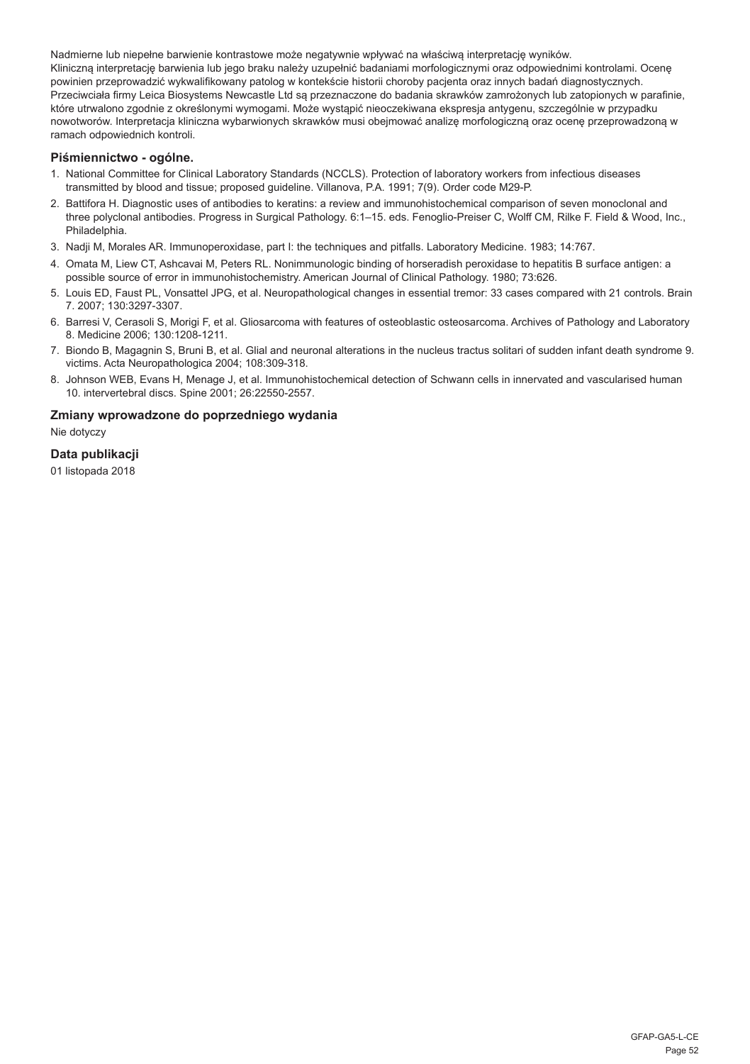Nadmierne lub niepełne barwienie kontrastowe może negatywnie wpływać na właściwą interpretację wyników.
Kliniczną interpretację barwienia lub jego braku należy uzupełnić badaniami morfologicznymi oraz odpowiednimi kontrolami. Ocenę powinien przeprowadzić wykwalifikowany patolog w kontekście historii choroby pacjenta oraz innych badań diagnostycznych.
Przeciwciała firmy Leica Biosystems Newcastle Ltd są przeznaczone do badania skrawków zamrożonych lub zatopionych w parafinie, które utrwalono zgodnie z określonymi wymogami. Może wystąpić nieoczekiwana ekspresja antygenu, szczególnie w przypadku nowotworów. Interpretacja kliniczna wybarwionych skrawków musi obejmować analizę morfologiczną oraz ocenę przeprowadzoną w ramach odpowiednich kontroli.

## Piśmiennictwo - ogólne.

1. National Committee for Clinical Laboratory Standards (NCCLS). Protection of laboratory workers from infectious diseases transmitted by blood and tissue; proposed guideline. Villanova, P.A. 1991; 7(9). Order code M29-P.
2. Battifora H. Diagnostic uses of antibodies to keratins: a review and immunohistochemical comparison of seven monoclonal and three polyclonal antibodies. Progress in Surgical Pathology. 6:1–15. eds. Fenoglio-Preiser C, Wolff CM, Rilke F. Field & Wood, Inc., Philadelphia.
3. Nadji M, Morales AR. Immunoperoxidase, part I: the techniques and pitfalls. Laboratory Medicine. 1983; 14:767.
4. Omata M, Liew CT, Ashcavai M, Peters RL. Nonimmunologic binding of horseradish peroxidase to hepatitis B surface antigen: a possible source of error in immunohistochemistry. American Journal of Clinical Pathology. 1980; 73:626.
5. Louis ED, Faust PL, Vonsattel JPG, et al. Neuropathological changes in essential tremor: 33 cases compared with 21 controls. Brain 7. 2007; 130:3297-3307.
6. Barresi V, Cerasoli S, Morigi F, et al. Gliosarcoma with features of osteoblastic osteosarcoma. Archives of Pathology and Laboratory 8. Medicine 2006; 130:1208-1211.
7. Biondo B, Magagnin S, Bruni B, et al. Glial and neuronal alterations in the nucleus tractus solitari of sudden infant death syndrome 9. victims. Acta Neuropathologica 2004; 108:309-318.
8. Johnson WEB, Evans H, Menage J, et al. Immunohistochemical detection of Schwann cells in innervated and vascularised human 10. intervertebral discs. Spine 2001; 26:22550-2557.

## Zmiany wprowadzone do poprzedniego wydania

Nie dotyczy

## Data publikacji

01 listopada 2018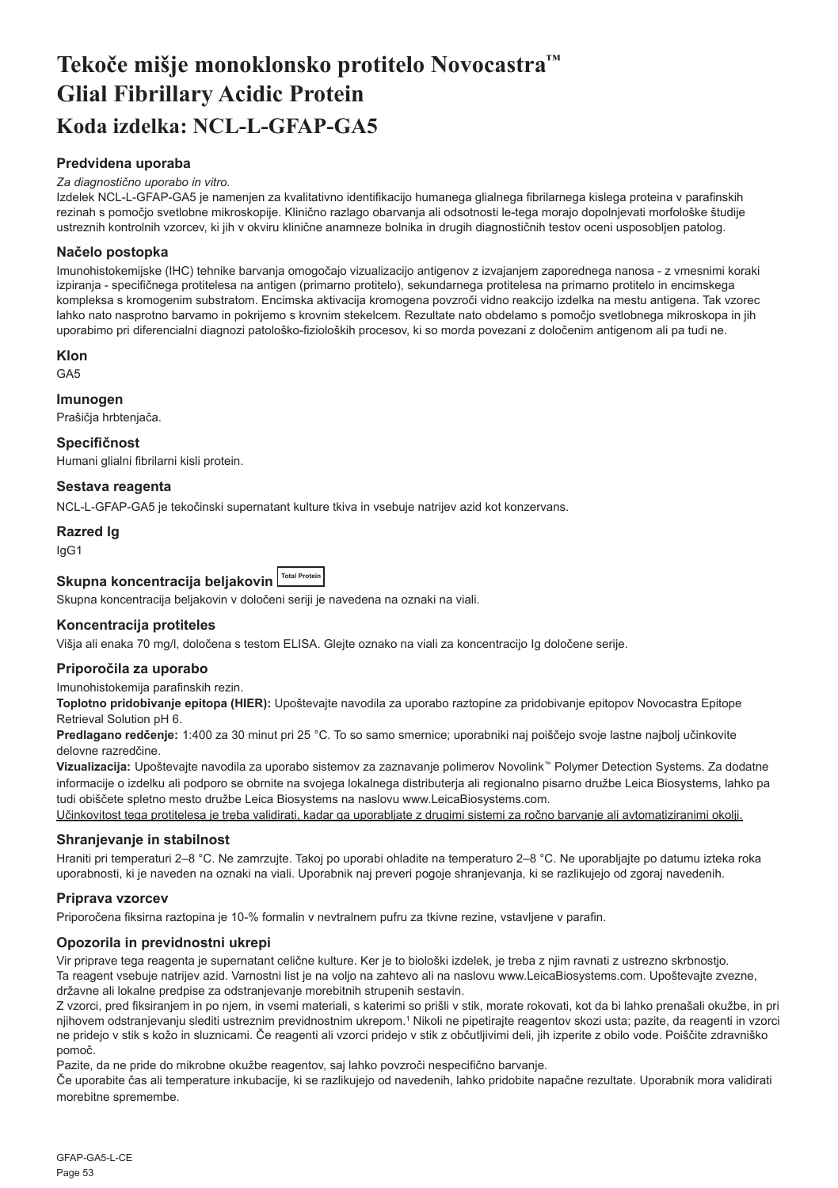# Tekoče mišje monoklonsko protitelo Novocastra™ Glial Fibrillary Acidic Protein

## Koda izdelka: NCL-L-GFAP-GA5

### Predvidena uporaba

*Za diagnostično uporabo in vitro.*

Izdelek NCL-L-GFAP-GA5 je namenjen za kvalitativno identifikacijo humanega glialnega fibrilarnega kislega proteina v parafinskih rezinah s pomočjo svetlobne mikroskopije. Klinično razlago obarvanja ali odsotnosti le-tega morajo dopolnjevati morfološke študije ustreznih kontrolnih vzorcev, ki jih v okviru klinične anamneze bolnika in drugih diagnostičnih testov oceni usposobljen patolog.

### Načelo postopka

Imunohistokemijske (IHC) tehnike barvanja omogočajo vizualizacijo antigenov z izvajanjem zaporednega nanosa - z vmesnimi koraki izpiranja - specifičnega protitelesa na antigen (primarno protitelo), sekundarnega protitelesa na primarno protitelo in encimskega kompleksa s kromogenim substratom. Encimska aktivacija kromogena povzroči vidno reakcijo izdelka na mestu antigena. Tak vzorec lahko nato nasprotno barvamo in pokrijemo s krovnim stekelcem. Rezultate nato obdelamo s pomočjo svetlobnega mikroskopa in jih uporabimo pri diferencialni diagnozi patološko-fizioloških procesov, ki so morda povezani z določenim antigenom ali pa tudi ne.

### Klon

GA5

### Imunogen

Prašičja hrbtenjača.

### Specifičnost

Humani glialni fibrilarni kisli protein.

### Sestava reagenta

NCL-L-GFAP-GA5 je tekočinski supernatant kulture tkiva in vsebuje natrijev azid kot konzervans.

### Razred Ig

IgG1

### Skupna koncentracija beljakovin Total Protein

Skupna koncentracija beljakovin v določeni seriji je navedena na oznaki na viali.

### Koncentracija protiteles

Višja ali enaka 70 mg/l, določena s testom ELISA. Glejte oznako na viali za koncentracijo Ig določene serije.

### Priporočila za uporabo

Imunohistokemija parafinskih rezin.

**Toplotno pridobivanje epitopa (HIER):** Upoštevajte navodila za uporabo raztopine za pridobivanje epitopov Novocastra Epitope Retrieval Solution pH 6.

**Predlagano redčenje:** 1:400 za 30 minut pri 25 °C. To so samo smernice; uporabniki naj poiščejo svoje lastne najbolj učinkovite delovne razredčine.

**Vizualizacija:** Upoštevajte navodila za uporabo sistemov za zaznavanje polimerov Novolink™ Polymer Detection Systems. Za dodatne informacije o izdelku ali podporo se obrnite na svojega lokalnega distributerja ali regionalno pisarno družbe Leica Biosystems, lahko pa tudi obiščete spletno mesto družbe Leica Biosystems na naslovu www.LeicaBiosystems.com.

<u>Učinkovitost tega protitelesa je treba validirati, kadar ga uporabljate z drugimi sistemi za ročno barvanje ali avtomatiziranimi okolji.</u>

### Shranjevanje in stabilnost

Hraniti pri temperaturi 2–8 °C. Ne zamrzujte. Takoj po uporabi ohladite na temperaturo 2–8 °C. Ne uporabljajte po datumu izteka roka uporabnosti, ki je naveden na oznaki na viali. Uporabnik naj preveri pogoje shranjevanja, ki se razlikujejo od zgoraj navedenih.

### Priprava vzorcev

Priporočena fiksirna raztopina je 10-% formalin v nevtralnem pufru za tkivne rezine, vstavljene v parafin.

### Opozorila in previdnostni ukrepi

Vir priprave tega reagenta je supernatant celične kulture. Ker je to biološki izdelek, je treba z njim ravnati z ustrezno skrbnostjo.

Ta reagent vsebuje natrijev azid. Varnostni list je na voljo na zahtevo ali na naslovu www.LeicaBiosystems.com. Upoštevajte zvezne, državne ali lokalne predpise za odstranjevanje morebitnih strupenih sestavin.

Z vzorci, pred fiksiranjem in po njem, in vsemi materiali, s katerimi so prišli v stik, morate rokovati, kot da bi lahko prenašali okužbe, in pri njihovem odstranjevanju slediti ustreznim previdnostnim ukrepom.[1] Nikoli ne pipetirajte reagentov skozi usta; pazite, da reagenti in vzorci ne pridejo v stik s kožo in sluznicami. Če reagenti ali vzorci pridejo v stik z občutljivimi deli, jih izperite z obilo vode. Poiščite zdravniško pomoč.

Pazite, da ne pride do mikrobne okužbe reagentov, saj lahko povzroči nespecifično barvanje.

Če uporabite čas ali temperature inkubacije, ki se razlikujejo od navedenih, lahko pridobite napačne rezultate. Uporabnik mora validirati morebitne spremembe.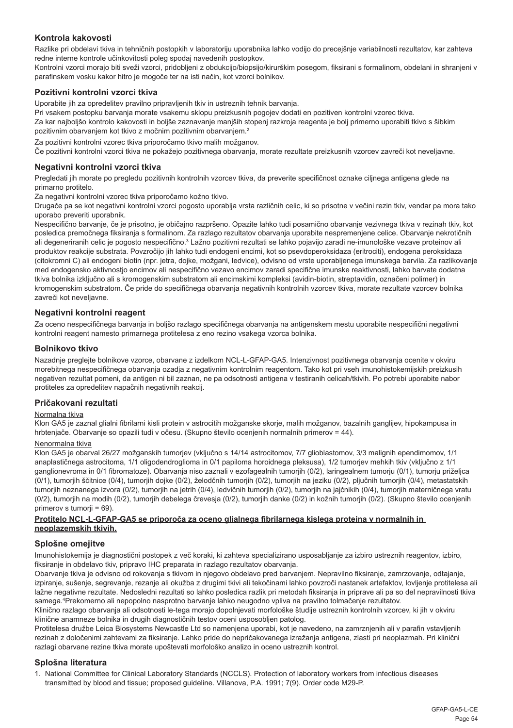## Kontrola kakovosti

Razlike pri obdelavi tkiva in tehničnih postopkih v laboratoriju uporabnika lahko vodijo do precejšnje variabilnosti rezultatov, kar zahteva redne interne kontrole učinkovitosti poleg spodaj navedenih postopkov.

Kontrolni vzorci morajo biti sveži vzorci, pridobljeni z obdukcijo/biopsijo/kirurškim posegom, fiksirani s formalinom, obdelani in shranjeni v parafinskem vosku kakor hitro je mogoče ter na isti način, kot vzorci bolnikov.

### Pozitivni kontrolni vzorci tkiva

Uporabite jih za opredelitev pravilno pripravljenih tkiv in ustreznih tehnik barvanja.

Pri vsakem postopku barvanja morate vsakemu sklopu preizkusnih pogojev dodati en pozitiven kontrolni vzorec tkiva.

Za kar najboljšo kontrolo kakovosti in boljše zaznavanje manjših stopenj razkroja reagenta je bolj primerno uporabiti tkivo s šibkim pozitivnim obarvanjem kot tkivo z močnim pozitivnim obarvanjem.[2]

Za pozitivni kontrolni vzorec tkiva priporočamo tkivo malih možganov.

Če pozitivni kontrolni vzorci tkiva ne pokažejo pozitivnega obarvanja, morate rezultate preizkusnih vzorcev zavreči kot neveljavne.

### Negativni kontrolni vzorci tkiva

Pregledati jih morate po pregledu pozitivnih kontrolnih vzorcev tkiva, da preverite specifičnost oznake ciljnega antigena glede na primarno protitelo.

Za negativni kontrolni vzorec tkiva priporočamo kožno tkivo.

Drugače pa se kot negativni kontrolni vzorci pogosto uporablja vrsta različnih celic, ki so prisotne v večini rezin tkiv, vendar pa mora tako uporabo preveriti uporabnik.

Nespecifično barvanje, če je prisotno, je običajno razpršeno. Opazite lahko tudi posamično obarvanje vezivnega tkiva v rezinah tkiv, kot posledica premočnega fiksiranja s formalinom. Za razlago rezultatov obarvanja uporabite nespremenjene celice. Obarvanje nekrotičnih ali degeneriranih celic je pogosto nespecifično.[3] Lažno pozitivni rezultati se lahko pojavijo zaradi ne-imunološke vezave proteinov ali produktov reakcije substrata. Povzročijo jih lahko tudi endogeni encimi, kot so psevdoperoksidaza (eritrociti), endogena peroksidaza (citokromni C) ali endogeni biotin (npr. jetra, dojke, možgani, ledvice), odvisno od vrste uporabljenega imunskega barvila. Za razlikovanje med endogensko aktivnostjo encimov ali nespecifično vezavo encimov zaradi specifične imunske reaktivnosti, lahko barvate dodatna tkiva bolnika izključno ali s kromogenskim substratom ali encimskimi kompleksi (avidin-biotin, streptavidin, označeni polimer) in kromogenskim substratom. Če pride do specifičnega obarvanja negativnih kontrolnih vzorcev tkiva, morate rezultate vzorcev bolnika zavreči kot neveljavne.

### Negativni kontrolni reagent

Za oceno nespecifičnega barvanja in boljšo razlago specifičnega obarvanja na antigenskem mestu uporabite nespecifični negativni kontrolni reagent namesto primarnega protitelesa z eno rezino vsakega vzorca bolnika.

### Bolnikovo tkivo

Nazadnje preglejte bolnikove vzorce, obarvane z izdelkom NCL-L-GFAP-GA5. Intenzivnost pozitivnega obarvanja ocenite v okviru morebitnega nespecifičnega obarvanja ozadja z negativnim kontrolnim reagentom. Tako kot pri vseh imunohistokemijskih preizkusih negativen rezultat pomeni, da antigen ni bil zaznan, ne pa odsotnosti antigena v testiranih celicah/tkivih. Po potrebi uporabite nabor protiteles za opredelitev napačnih negativnih reakcij.

### Pričakovani rezultati

Normalna tkiva

Klon GA5 je zaznal glialni fibrilarni kisli protein v astrocitih možganske skorje, malih možganov, bazalnih ganglijev, hipokampusa in hrbtenjače. Obarvanje so opazili tudi v očesu. (Skupno število ocenjenih normalnih primerov = 44).

Nenormalna tkiva

Klon GA5 je obarval 26/27 možganskih tumorjev (vključno s 14/14 astrocitomov, 7/7 glioblastomov, 3/3 malignih ependimomov, 1/1 anaplastičnega astrocitoma, 1/1 oligodendroglioma in 0/1 papiloma horoidnega pleksusa), 1/2 tumorjev mehkih tkiv (vključno z 1/1 ganglionevroma in 0/1 fibromatoze). Obarvanja niso zaznali v ezofagealnih tumorjih (0/2), laringealnem tumorju (0/1), tumorju priželjca (0/1), tumorjih ščitnice (0/4), tumorjih dojke (0/2), želodčnih tumorjih (0/2), tumorjih na jeziku (0/2), pljučnih tumorjih (0/4), metastatskih tumorjih neznanega izvora (0/2), tumorjih na jetrih (0/4), ledvičnih tumorjih (0/2), tumorjih na jajčnikih (0/4), tumorjih materničnega vratu (0/2), tumorjih na modih (0/2), tumorjih debelega črevesja (0/2), tumorjih danke (0/2) in kožnih tumorjih (0/2). (Skupno število ocenjenih primerov s tumorji = 69).

**<u>Protitelo NCL-L-GFAP-GA5 se priporoča za oceno glialnega fibrilarnega kislega proteina v normalnih in neoplazemskih tkivih.</u>**

## Splošne omejitve

Imunohistokemija je diagnostični postopek z več koraki, ki zahteva specializirano usposabljanje za izbiro ustreznih reagentov, izbiro, fiksiranje in obdelavo tkiv, pripravo IHC preparata in razlago rezultatov obarvanja.

Obarvanje tkiva je odvisno od rokovanja s tkivom in njegovo obdelavo pred barvanjem. Nepravilno fiksiranje, zamrzovanje, odtajanje, izpiranje, sušenje, segrevanje, rezanje ali okužba z drugimi tkivi ali tekočinami lahko povzroči nastanek artefaktov, lovljenje protitelesa ali lažne negativne rezultate. Nedosledni rezultati so lahko posledica razlik pri metodah fiksiranja in priprave ali pa so del nepravilnosti tkiva samega.[4]Prekomerno ali nepopolno nasprotno barvanje lahko neugodno vpliva na pravilno tolmačenje rezultatov.

Klinično razlago obarvanja ali odsotnosti le-tega morajo dopolnjevati morfološke študije ustreznih kontrolnih vzorcev, ki jih v okviru klinične anamneze bolnika in drugih diagnostičnih testov oceni usposobljen patolog.

Protitelesa družbe Leica Biosystems Newcastle Ltd so namenjena uporabi, kot je navedeno, na zamrznjenih ali v parafin vstavljenih rezinah z določenimi zahtevami za fiksiranje. Lahko pride do nepričakovanega izražanja antigena, zlasti pri neoplazmah. Pri klinični razlagi obarvane rezine tkiva morate upoštevati morfološko analizo in oceno ustreznih kontrol.

## Splošna literatura

1. National Committee for Clinical Laboratory Standards (NCCLS). Protection of laboratory workers from infectious diseases transmitted by blood and tissue; proposed guideline. Villanova, P.A. 1991; 7(9). Order code M29-P.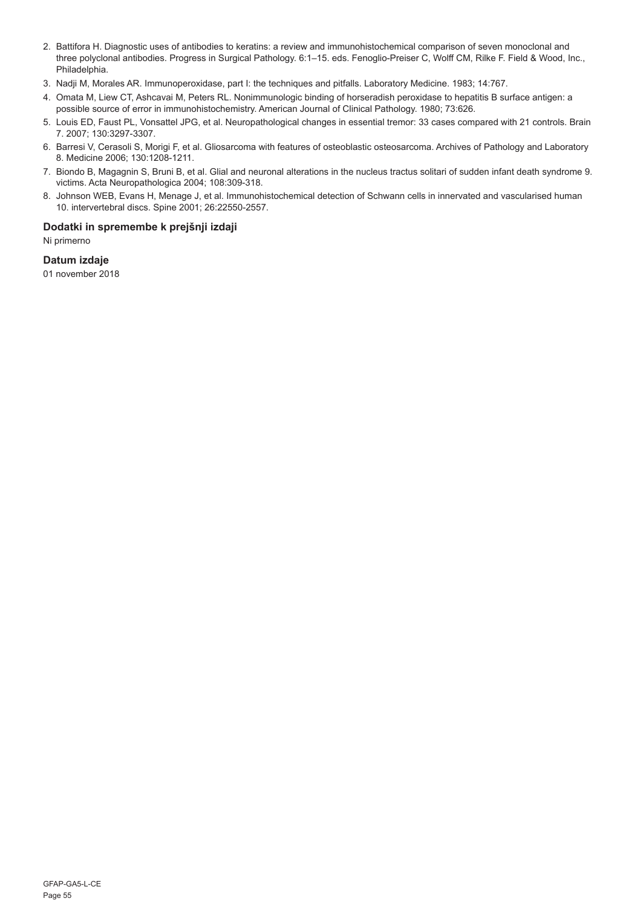2. Battifora H. Diagnostic uses of antibodies to keratins: a review and immunohistochemical comparison of seven monoclonal and three polyclonal antibodies. Progress in Surgical Pathology. 6:1–15. eds. Fenoglio-Preiser C, Wolff CM, Rilke F. Field & Wood, Inc., Philadelphia.
3. Nadji M, Morales AR. Immunoperoxidase, part I: the techniques and pitfalls. Laboratory Medicine. 1983; 14:767.
4. Omata M, Liew CT, Ashcavai M, Peters RL. Nonimmunologic binding of horseradish peroxidase to hepatitis B surface antigen: a possible source of error in immunohistochemistry. American Journal of Clinical Pathology. 1980; 73:626.
5. Louis ED, Faust PL, Vonsattel JPG, et al. Neuropathological changes in essential tremor: 33 cases compared with 21 controls. Brain 7. 2007; 130:3297-3307.
6. Barresi V, Cerasoli S, Morigi F, et al. Gliosarcoma with features of osteoblastic osteosarcoma. Archives of Pathology and Laboratory 8. Medicine 2006; 130:1208-1211.
7. Biondo B, Magagnin S, Bruni B, et al. Glial and neuronal alterations in the nucleus tractus solitari of sudden infant death syndrome 9. victims. Acta Neuropathologica 2004; 108:309-318.
8. Johnson WEB, Evans H, Menage J, et al. Immunohistochemical detection of Schwann cells in innervated and vascularised human 10. intervertebral discs. Spine 2001; 26:22550-2557.

### Dodatki in spremembe k prejšnji izdaji

Ni primerno

### Datum izdaje

01 november 2018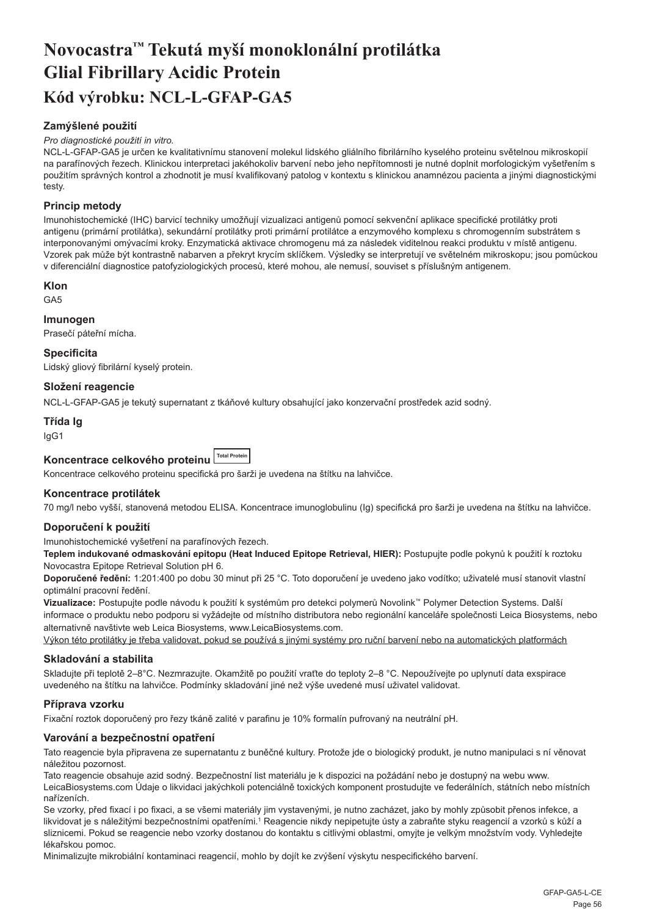# Novocastra™ Tekutá myší monoklonální protilátka Glial Fibrillary Acidic Protein

## Kód výrobku: NCL-L-GFAP-GA5

### Zamýšlené použití

*Pro diagnostické použití in vitro.*

NCL-L-GFAP-GA5 je určen ke kvalitativnímu stanovení molekul lidského gliálního fibrilárního kyselého proteinu světelnou mikroskopií na parafínových řezech. Klinickou interpretaci jakéhokoliv barvení nebo jeho nepřítomnosti je nutné doplnit morfologickým vyšetřením s použitím správných kontrol a zhodnotit je musí kvalifikovaný patolog v kontextu s klinickou anamnézou pacienta a jinými diagnostickými testy.

### Princip metody

Imunohistochemické (IHC) barvicí techniky umožňují vizualizaci antigenů pomocí sekvenční aplikace specifické protilátky proti antigenu (primární protilátka), sekundární protilátky proti primární protilátce a enzymového komplexu s chromogenním substrátem s interponovanými omývacími kroky. Enzymatická aktivace chromogenu má za následek viditelnou reakci produktu v místě antigenu. Vzorek pak může být kontrastně nabarven a překryt krycím sklíčkem. Výsledky se interpretují ve světelném mikroskopu; jsou pomůckou v diferenciální diagnostice patofyziologických procesů, které mohou, ale nemusí, souviset s příslušným antigenem.

### Klon

GA5

### Imunogen

Prasečí páteřní mícha.

### Specificita

Lidský gliový fibrilární kyselý protein.

### Složení reagencie

NCL-L-GFAP-GA5 je tekutý supernatant z tkáňové kultury obsahující jako konzervační prostředek azid sodný.

### Třída Ig

IgG1

### Koncentrace celkového proteinu Total Protein

Koncentrace celkového proteinu specifická pro šarži je uvedena na štítku na lahvičce.

### Koncentrace protilátek

70 mg/l nebo vyšší, stanovená metodou ELISA. Koncentrace imunoglobulinu (Ig) specifická pro šarži je uvedena na štítku na lahvičce.

### Doporučení k použití

Imunohistochemické vyšetření na parafínových řezech.

**Teplem indukované odmaskování epitopu (Heat Induced Epitope Retrieval, HIER):** Postupujte podle pokynů k použití k roztoku Novocastra Epitope Retrieval Solution pH 6.

**Doporučené ředění:** 1:201:400 po dobu 30 minut při 25 °C. Toto doporučení je uvedeno jako vodítko; uživatelé musí stanovit vlastní optimální pracovní ředění.

**Vizualizace:** Postupujte podle návodu k použití k systémům pro detekci polymerů Novolink™ Polymer Detection Systems. Další informace o produktu nebo podporu si vyžádejte od místního distributora nebo regionální kanceláře společnosti Leica Biosystems, nebo alternativně navštivte web Leica Biosystems, www.LeicaBiosystems.com.

Výkon této protilátky je třeba validovat, pokud se používá s jinými systémy pro ruční barvení nebo na automatických platformách

### Skladování a stabilita

Skladujte při teplotě 2–8°C. Nezmrazujte. Okamžitě po použití vraťte do teploty 2–8 °C. Nepoužívejte po uplynutí data exspirace uvedeného na štítku na lahvičce. Podmínky skladování jiné než výše uvedené musí uživatel validovat.

### Příprava vzorku

Fixační roztok doporučený pro řezy tkáně zalité v parafinu je 10% formalín pufrovaný na neutrální pH.

### Varování a bezpečnostní opatření

Tato reagencie byla připravena ze supernatantu z buněčné kultury. Protože jde o biologický produkt, je nutno manipulaci s ní věnovat náležitou pozornost.

Tato reagencie obsahuje azid sodný. Bezpečnostní list materiálu je k dispozici na požádání nebo je dostupný na webu www. LeicaBiosystems.com Údaje o likvidaci jakýchkoli potenciálně toxických komponent prostudujte ve federálních, státních nebo místních nařízeních.

Se vzorky, před fixací i po fixaci, a se všemi materiály jim vystavenými, je nutno zacházet, jako by mohly způsobit přenos infekce, a likvidovat je s náležitými bezpečnostními opatřeními.[1] Reagencie nikdy nepipetujte ústy a zabraňte styku reagencií a vzorků s kůží a sliznicemi. Pokud se reagencie nebo vzorky dostanou do kontaktu s citlivými oblastmi, omyjte je velkým množstvím vody. Vyhledejte lékařskou pomoc.

Minimalizujte mikrobiální kontaminaci reagencií, mohlo by dojít ke zvýšení výskytu nespecifického barvení.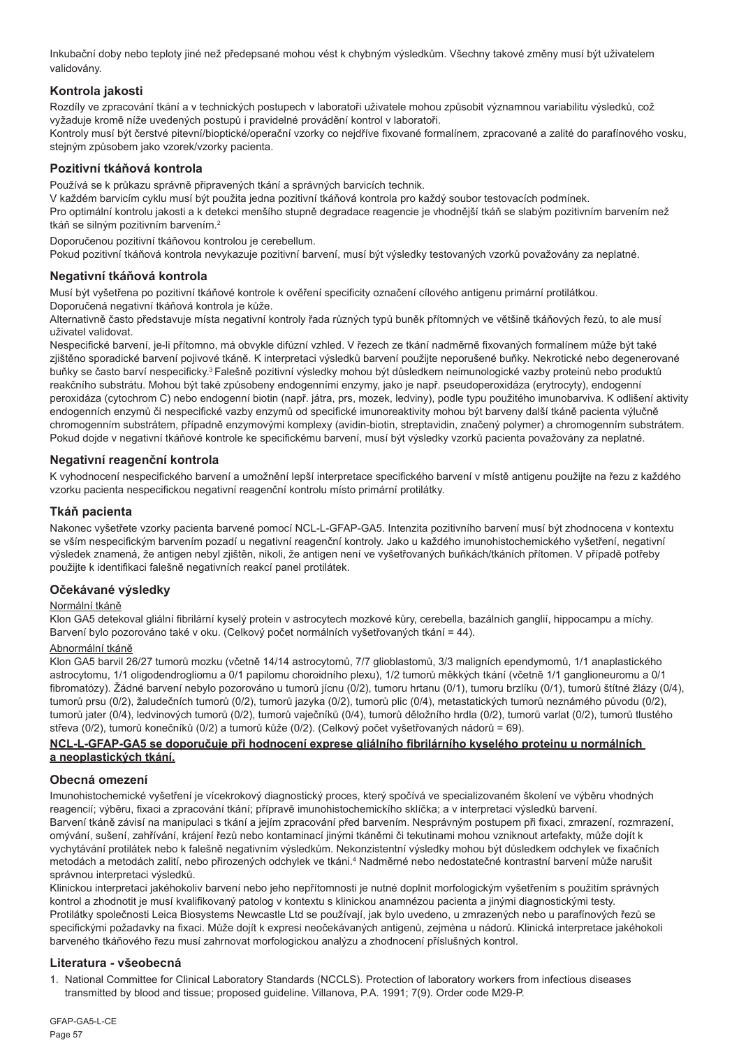Inkubační doby nebo teploty jiné než předepsané mohou vést k chybným výsledkům. Všechny takové změny musí být uživatelem validovány.

## Kontrola jakosti

Rozdíly ve zpracování tkání a v technických postupech v laboratoři uživatele mohou způsobit významnou variabilitu výsledků, což vyžaduje kromě níže uvedených postupů i pravidelné provádění kontrol v laboratoři.

Kontroly musí být čerstvé pitevní/bioptické/operační vzorky co nejdříve fixované formalínem, zpracované a zalité do parafínového vosku, stejným způsobem jako vzorek/vzorky pacienta.

## Pozitivní tkáňová kontrola

Používá se k průkazu správně připravených tkání a správných barvicích technik.

V každém barvicím cyklu musí být použita jedna pozitivní tkáňová kontrola pro každý soubor testovacích podmínek.

Pro optimální kontrolu jakosti a k detekci menšího stupně degradace reagencie je vhodnější tkáň se slabým pozitivním barvením než tkáň se silným pozitivním barvením.[2]

Doporučenou pozitivní tkáňovou kontrolou je cerebellum.

Pokud pozitivní tkáňová kontrola nevykazuje pozitivní barvení, musí být výsledky testovaných vzorků považovány za neplatné.

## Negativní tkáňová kontrola

Musí být vyšetřena po pozitivní tkáňové kontrole k ověření specificity označení cílového antigenu primární protilátkou.

Doporučená negativní tkáňová kontrola je kůže.

Alternativně často představuje místa negativní kontroly řada různých typů buněk přítomných ve většině tkáňových řezů, to ale musí uživatel validovat.

Nespecifické barvení, je-li přítomno, má obvykle difúzní vzhled. V řezech ze tkání nadměrně fixovaných formalínem může být také zjištěno sporadické barvení pojivové tkáně. K interpretaci výsledků barvení použijte neporušené buňky. Nekrotické nebo degenerované buňky se často barví nespecificky.[3] Falešně pozitivní výsledky mohou být důsledkem neimunologické vazby proteinů nebo produktů reakčního substrátu. Mohou být také způsobeny endogenními enzymy, jako je např. pseudoperoxidáza (erytrocyty), endogenní peroxidáza (cytochrom C) nebo endogenní biotin (např. játra, prs, mozek, ledviny), podle typu použitého imunobarviva. K odlišení aktivity endogenních enzymů či nespecifické vazby enzymů od specifické imunoreaktivity mohou být barveny další tkáně pacienta výlučně chromogenním substrátem, případně enzymovými komplexy (avidin-biotin, streptavidin, značený polymer) a chromogenním substrátem. Pokud dojde v negativní tkáňové kontrole ke specifickému barvení, musí být výsledky vzorků pacienta považovány za neplatné.

## Negativní reagenční kontrola

K vyhodnocení nespecifického barvení a umožnění lepší interpretace specifického barvení v místě antigenu použijte na řezu z každého vzorku pacienta nespecifickou negativní reagenční kontrolu místo primární protilátky.

## Tkáň pacienta

Nakonec vyšetřete vzorky pacienta barvené pomocí NCL-L-GFAP-GA5. Intenzita pozitivního barvení musí být zhodnocena v kontextu se vším nespecifickým barvením pozadí u negativní reagenční kontroly. Jako u každého imunohistochemického vyšetření, negativní výsledek znamená, že antigen nebyl zjištěn, nikoli, že antigen není ve vyšetřovaných buňkách/tkáních přítomen. V případě potřeby použijte k identifikaci falešně negativních reakcí panel protilátek.

## Očekávané výsledky

Normální tkáně

Klon GA5 detekoval gliální fibrilární kyselý protein v astrocytech mozkové kůry, cerebella, bazálních ganglií, hippocampu a míchy. Barvení bylo pozorováno také v oku. (Celkový počet normálních vyšetřovaných tkání = 44).

Abnormální tkáně

Klon GA5 barvil 26/27 tumorů mozku (včetně 14/14 astrocytomů, 7/7 glioblastomů, 3/3 maligních ependymomů, 1/1 anaplastického astrocytomu, 1/1 oligodendrogliomu a 0/1 papilomu choroidního plexu), 1/2 tumorů měkkých tkání (včetně 1/1 ganglioneuromu a 0/1 fibromatózy). Žádné barvení nebylo pozorováno u tumorů jícnu (0/2), tumoru hrtanu (0/1), tumoru brzlíku (0/1), tumorů štítné žlázy (0/4), tumorů prsu (0/2), žaludečních tumorů (0/2), tumorů jazyka (0/2), tumorů plic (0/4), metastatických tumorů neznámého původu (0/2), tumorů jater (0/4), ledvinových tumorů (0/2), tumorů vaječníků (0/4), tumorů děložního hrdla (0/2), tumorů varlat (0/2), tumorů tlustého střeva (0/2), tumorů konečníků (0/2) a tumorů kůže (0/2). (Celkový počet vyšetřovaných nádorů = 69).

**NCL-L-GFAP-GA5 se doporučuje při hodnocení exprese gliálního fibrilárního kyselého proteinu u normálních a neoplastických tkání.**

## Obecná omezení

Imunohistochemické vyšetření je vícekrokový diagnostický proces, který spočívá ve specializovaném školení ve výběru vhodných reagencií; výběru, fixaci a zpracování tkání; přípravě imunohistochemických sklíčka; a v interpretaci výsledků barvení.

Barvení tkáně závisí na manipulaci s tkání a jejím zpracování před barvením. Nesprávným postupem při fixaci, zmrazení, rozmrazení, omývání, sušení, zahřívání, krájení řezů nebo kontaminací jinými tkáněmi či tekutinami mohou vzniknout artefakty, může dojít k vychytávání protilátek nebo k falešně negativním výsledkům. Nekonzistentní výsledky mohou být důsledkem odchylek ve fixačních metodách a metodách zalití, nebo přirozených odchylek ve tkáni.[4] Nadměrné nebo nedostatečné kontrastní barvení může narušit správnou interpretaci výsledků.

Klinickou interpretaci jakéhokoliv barvení nebo jeho nepřítomnosti je nutné doplnit morfologickým vyšetřením s použitím správných kontrol a zhodnotit je musí kvalifikovaný patolog v kontextu s klinickou anamnézou pacienta a jinými diagnostickými testy.

Protilátky společnosti Leica Biosystems Newcastle Ltd se používají, jak bylo uvedeno, u zmrazených nebo u parafínových řezů se specifickými požadavky na fixaci. Může dojít k expresi neočekávaných antigenů, zejména u nádorů. Klinická interpretace jakéhokoli barveného tkáňového řezu musí zahrnovat morfologickou analýzu a zhodnocení příslušných kontrol.

## Literatura - všeobecná

1. National Committee for Clinical Laboratory Standards (NCCLS). Protection of laboratory workers from infectious diseases transmitted by blood and tissue; proposed guideline. Villanova, P.A. 1991; 7(9). Order code M29-P.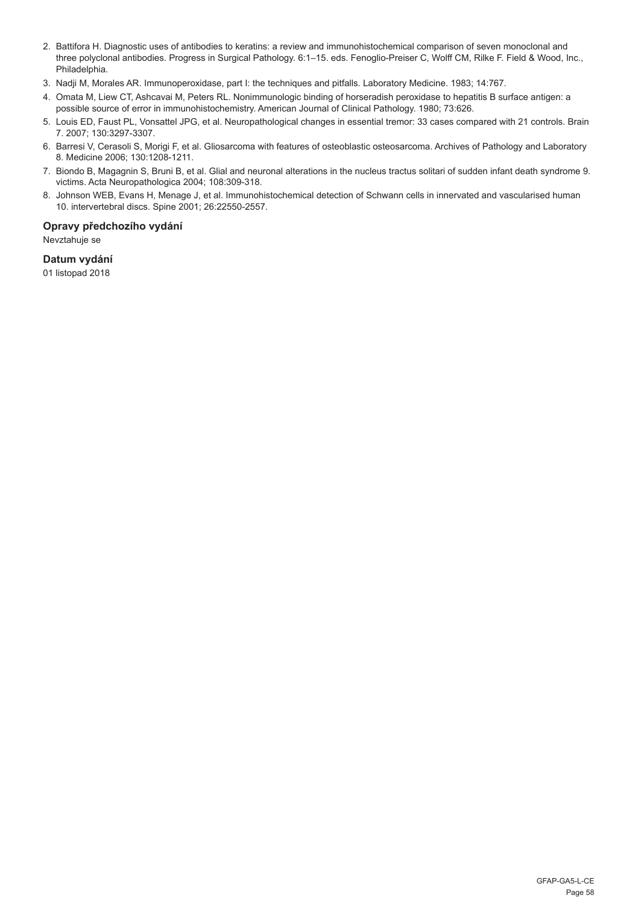2. Battifora H. Diagnostic uses of antibodies to keratins: a review and immunohistochemical comparison of seven monoclonal and three polyclonal antibodies. Progress in Surgical Pathology. 6:1–15. eds. Fenoglio-Preiser C, Wolff CM, Rilke F. Field & Wood, Inc., Philadelphia.
3. Nadji M, Morales AR. Immunoperoxidase, part I: the techniques and pitfalls. Laboratory Medicine. 1983; 14:767.
4. Omata M, Liew CT, Ashcavai M, Peters RL. Nonimmunologic binding of horseradish peroxidase to hepatitis B surface antigen: a possible source of error in immunohistochemistry. American Journal of Clinical Pathology. 1980; 73:626.
5. Louis ED, Faust PL, Vonsattel JPG, et al. Neuropathological changes in essential tremor: 33 cases compared with 21 controls. Brain 7. 2007; 130:3297-3307.
6. Barresi V, Cerasoli S, Morigi F, et al. Gliosarcoma with features of osteoblastic osteosarcoma. Archives of Pathology and Laboratory 8. Medicine 2006; 130:1208-1211.
7. Biondo B, Magagnin S, Bruni B, et al. Glial and neuronal alterations in the nucleus tractus solitari of sudden infant death syndrome 9. victims. Acta Neuropathologica 2004; 108:309-318.
8. Johnson WEB, Evans H, Menage J, et al. Immunohistochemical detection of Schwann cells in innervated and vascularised human 10. intervertebral discs. Spine 2001; 26:22550-2557.

### Opravy předchozího vydání

Nevztahuje se

### Datum vydání

01 listopad 2018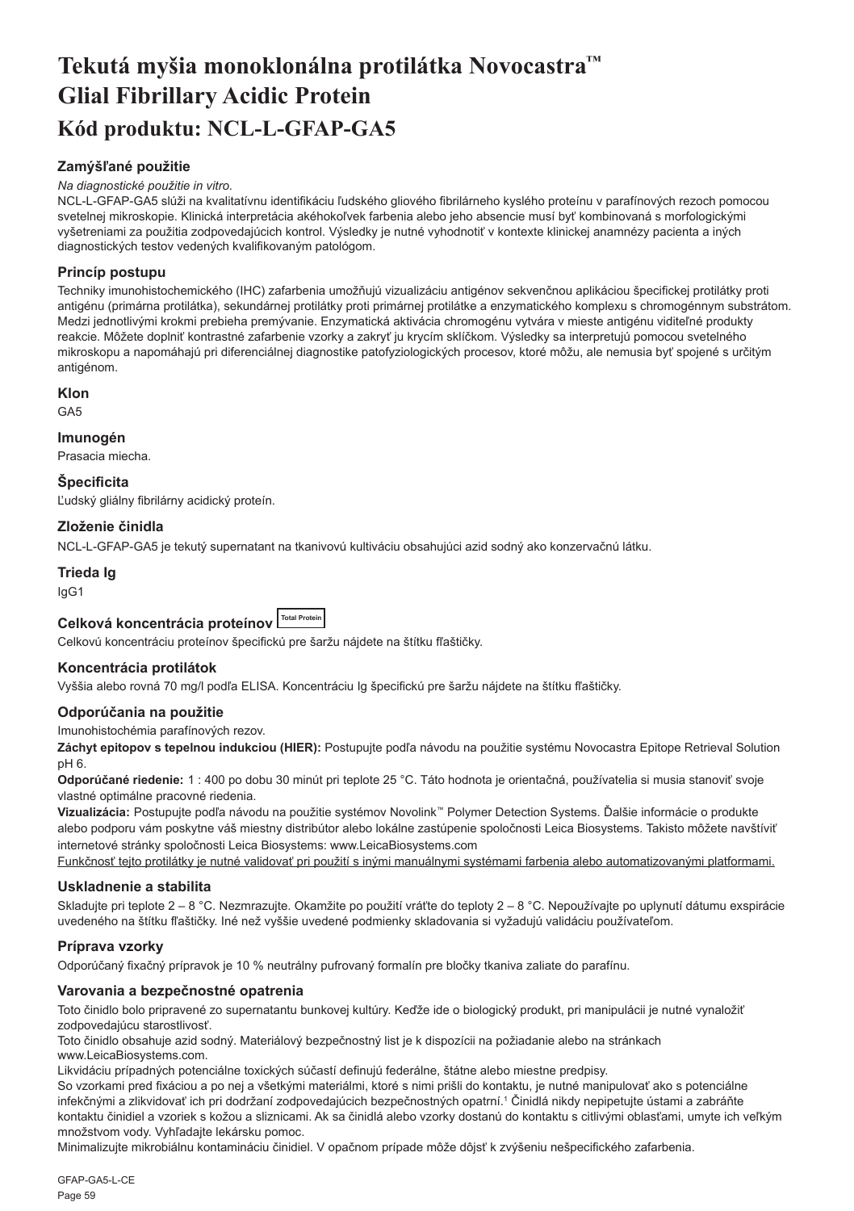# Tekutá myšia monoklonálna protilátka Novocastra™ Glial Fibrillary Acidic Protein

# Kód produktu: NCL-L-GFAP-GA5

### Zamýšľané použitie

*Na diagnostické použitie in vitro.*

NCL-L-GFAP-GA5 slúži na kvalitatívnu identifikáciu ľudského gliového fibrilárneho kyslého proteínu v parafínových rezoch pomocou svetelnej mikroskopie. Klinická interpretácia akéhokoľvek farbenia alebo jeho absencie musí byť kombinovaná s morfologickými vyšetreniami za použitia zodpovedajúcich kontrol. Výsledky je nutné vyhodnotiť v kontexte klinickej anamnézy pacienta a iných diagnostických testov vedených kvalifikovaným patológom.

### Princíp postupu

Techniky imunohistochemického (IHC) zafarbenia umožňujú vizualizáciu antigénov sekvenčnou aplikáciou špecifickej protilátky proti antigénu (primárna protilátka), sekundárnej protilátky proti primárnej protilátke a enzymatického komplexu s chromogénnym substrátom. Medzi jednotlivými krokmi prebieha premývanie. Enzymatická aktivácia chromogénu vytvára v mieste antigénu viditeľné produkty reakcie. Môžete doplniť kontrastné zafarbenie vzorky a zakryť ju krycím sklíčkom. Výsledky sa interpretujú pomocou svetelného mikroskopu a napomáhajú pri diferenciálnej diagnostike patofyziologických procesov, ktoré môžu, ale nemusia byť spojené s určitým antigénom.

### Klon

GA5

### Imunogén

Prasacia miecha.

### Špecificita

Ľudský gliálny fibrilárny acidický proteín.

### Zloženie činidla

NCL-L-GFAP-GA5 je tekutý supernatant na tkanivovú kultiváciu obsahujúci azid sodný ako konzervačnú látku.

### Trieda Ig

IgG1

### Celková koncentrácia proteínov Total Protein

Celkovú koncentráciu proteínov špecifickú pre šaržu nájdete na štítku fľaštičky.

### Koncentrácia protilátok

Vyššia alebo rovná 70 mg/l podľa ELISA. Koncentráciu Ig špecifickú pre šaržu nájdete na štítku fľaštičky.

### Odporúčania na použitie

Imunohistochémia parafínových rezov.

**Záchyt epitopov s tepelnou indukciou (HIER):** Postupujte podľa návodu na použitie systému Novocastra Epitope Retrieval Solution pH 6.

**Odporúčané riedenie:** 1 : 400 po dobu 30 minút pri teplote 25 °C. Táto hodnota je orientačná, používatelia si musia stanoviť svoje vlastné optimálne pracovné riedenia.

**Vizualizácia:** Postupujte podľa návodu na použitie systémov Novolink™ Polymer Detection Systems. Ďalšie informácie o produkte alebo podporu vám poskytne váš miestny distribútor alebo lokálne zastúpenie spoločnosti Leica Biosystems. Takisto môžete navštíviť internetové stránky spoločnosti Leica Biosystems: www.LeicaBiosystems.com

<u>Funkčnosť tejto protilátky je nutné validovať pri použití s inými manuálnymi systémami farbenia alebo automatizovanými platformami.</u>

### Uskladnenie a stabilita

Skladujte pri teplote 2 – 8 °C. Nezmrazujte. Okamžite po použití vráťte do teploty 2 – 8 °C. Nepoužívajte po uplynutí dátumu exspirácie uvedeného na štítku fľaštičky. Iné než vyššie uvedené podmienky skladovania si vyžadujú validáciu používateľom.

### Príprava vzorky

Odporúčaný fixačný prípravok je 10 % neutrálny pufrovaný formalín pre bločky tkaniva zaliate do parafínu.

### Varovania a bezpečnostné opatrenia

Toto činidlo bolo pripravené zo supernatantu bunkovej kultúry. Keďže ide o biologický produkt, pri manipulácii je nutné vynaložiť zodpovedajúcu starostlivosť.

Toto činidlo obsahuje azid sodný. Materiálový bezpečnostný list je k dispozícii na požiadanie alebo na stránkach www.LeicaBiosystems.com.

Likvidáciu prípadných potenciálne toxických súčastí definujú federálne, štátne alebo miestne predpisy.

So vzorkami pred fixáciou a po nej a všetkými materiálmi, ktoré s nimi prišli do kontaktu, je nutné manipulovať ako s potenciálne infekčnými a zlikvidovať ich pri dodržaní zodpovedajúcich bezpečnostných opatrení.[1] Činidlá nikdy nepipetujte ústami a zabráňte kontaktu činidiel a vzoriek s kožou a sliznicami. Ak sa činidlá alebo vzorky dostanú do kontaktu s citlivými oblasťami, umyte ich veľkým množstvom vody. Vyhľadajte lekársku pomoc.

Minimalizujte mikrobiálnu kontamináciu činidiel. V opačnom prípade môže dôjsť k zvýšeniu nešpecifického zafarbenia.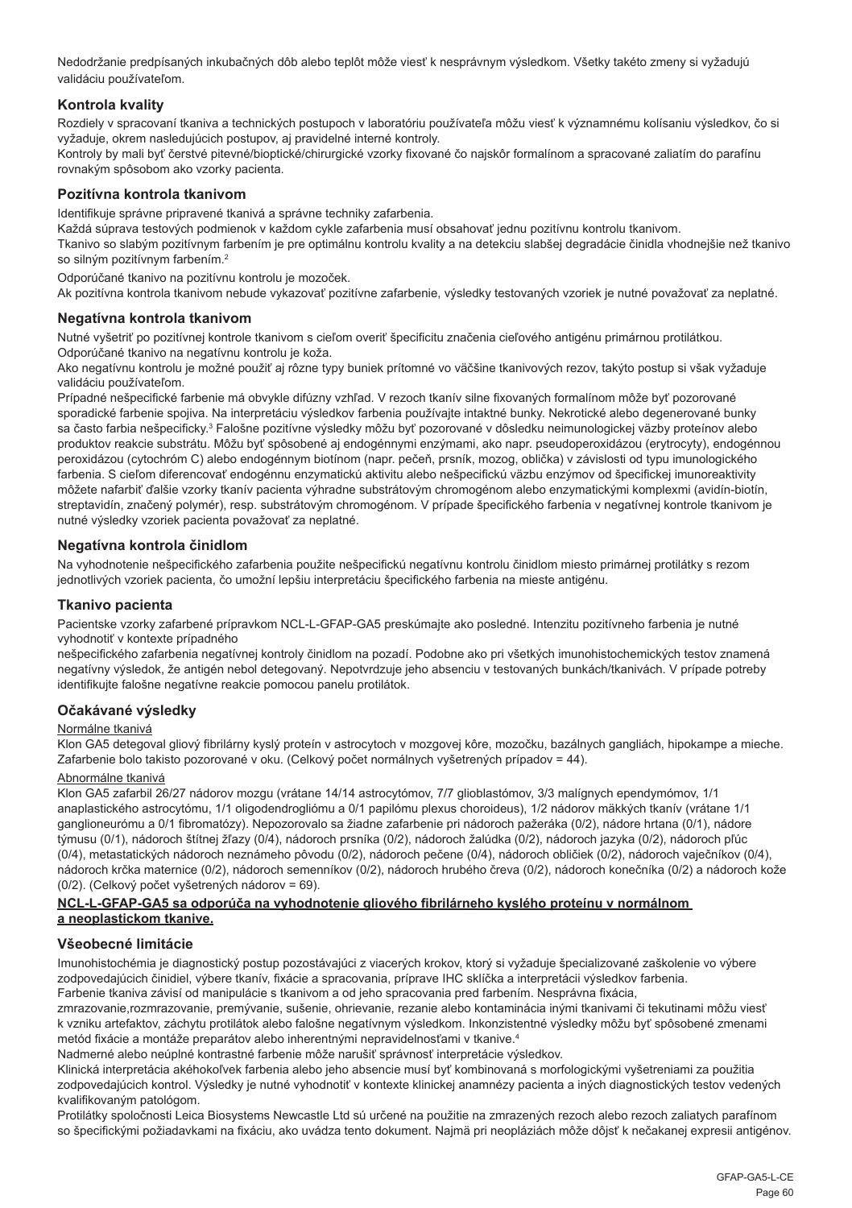Nedodržanie predpísaných inkubačných dôb alebo teplôt môže viesť k nesprávnym výsledkom. Všetky takéto zmeny si vyžadujú validáciu používateľom.

### Kontrola kvality

Rozdiely v spracovaní tkaniva a technických postupoch v laboratóriu používateľa môžu viesť k významnému kolísaniu výsledkov, čo si vyžaduje, okrem nasledujúcich postupov, aj pravidelné interné kontroly.
Kontroly by mali byť čerstvé pitevné/bioptické/chirurgické vzorky fixované čo najskôr formalínom a spracované zaliatím do parafínu rovnakým spôsobom ako vzorky pacienta.

### Pozitívna kontrola tkanivom

Identifikuje správne pripravené tkanivá a správne techniky zafarbenia.
Každá súprava testových podmienok v každom cykle zafarbenia musí obsahovať jednu pozitívnu kontrolu tkanivom.
Tkanivo so slabým pozitívnym farbením je pre optimálnu kontrolu kvality a na detekciu slabšej degradácie činidla vhodnejšie než tkanivo so silným pozitívnym farbením.[2]

Odporúčané tkanivo na pozitívnu kontrolu je mozoček.
Ak pozitívna kontrola tkanivom nebude vykazovať pozitívne zafarbenie, výsledky testovaných vzoriek je nutné považovať za neplatné.

### Negatívna kontrola tkanivom

Nutné vyšetriť po pozitívnej kontrole tkanivom s cieľom overiť špecificitu značenia cieľového antigénu primárnou protilátkou.
Odporúčané tkanivo na negatívnu kontrolu je koža.
Ako negatívnu kontrolu je možné použiť aj rôzne typy buniek prítomné vo väčšine tkanivových rezov, takýto postup si však vyžaduje validáciu používateľom.
Prípadné nešpecifické farbenie má obvykle difúzny vzhľad. V rezoch tkanív silne fixovaných formalínom môže byť pozorované sporadické farbenie spojiva. Na interpretáciu výsledkov farbenia používajte intaktné bunky. Nekrotické alebo degenerované bunky sa často farbia nešpecificky.[3] Falošne pozitívne výsledky môžu byť pozorované v dôsledku neimunologickej väzby proteínov alebo produktov reakcie substrátu. Môžu byť spôsobené aj endogénnymi enzýmami, ako napr. pseudoperoxidázou (erytrocyty), endogénnou peroxidázou (cytochróm C) alebo endogénnym biotínom (napr. pečeň, prsník, mozog, oblička) v závislosti od typu imunologického farbenia. S cieľom diferencovať endogénnu enzymatickú aktivitu alebo nešpecifickú väzbu enzýmov od špecifickej imunoreaktivity môžete nafarbiť ďalšie vzorky tkanív pacienta výhradne substrátovým chromogénom alebo enzymatickými komplexmi (avidín-biotín, streptavidín, značený polymér), resp. substrátovým chromogénom. V prípade špecifického farbenia v negatívnej kontrole tkanivom je nutné výsledky vzoriek pacienta považovať za neplatné.

### Negatívna kontrola činidlom

Na vyhodnotenie nešpecifického zafarbenia použite nešpecifickú negatívnu kontrolu činidlom miesto primárnej protilátky s rezom jednotlivých vzoriek pacienta, čo umožní lepšiu interpretáciu špecifického farbenia na mieste antigénu.

### Tkanivo pacienta

Pacientske vzorky zafarbené prípravkom NCL-L-GFAP-GA5 preskúmajte ako posledné. Intenzitu pozitívneho farbenia je nutné vyhodnotiť v kontexte prípadného
nešpecifického zafarbenia negatívnej kontroly činidlom na pozadí. Podobne ako pri všetkých imunohistochemických testov znamená negatívny výsledok, že antigén nebol detegovaný. Nepotvrdzuje jeho absenciu v testovaných bunkách/tkanivách. V prípade potreby identifikujte falošne negatívne reakcie pomocou panelu protilátok.

### Očakávané výsledky

Normálne tkanivá

Klon GA5 detegoval gliový fibrilárny kyslý proteín v astrocytoch v mozgovej kôre, mozočku, bazálnych gangliách, hipokampe a mieche. Zafarbenie bolo takisto pozorované v oku. (Celkový počet normálnych vyšetrených prípadov = 44).

Abnormálne tkanivá

Klon GA5 zafarbil 26/27 nádorov mozgu (vrátane 14/14 astrocytómov, 7/7 glioblastómov, 3/3 malígnych ependymómov, 1/1 anaplastického astrocytómu, 1/1 oligodendrogliómu a 0/1 papilómu plexus choroideus), 1/2 nádorov mäkkých tkanív (vrátane 1/1 ganglioneurómu a 0/1 fibromatózy). Nepozorovalo sa žiadne zafarbenie pri nádoroch pažeráka (0/2), nádore hrtana (0/1), nádore týmusu (0/1), nádoroch štítnej žľazy (0/4), nádoroch prsníka (0/2), nádoroch žalúdka (0/2), nádoroch jazyka (0/2), nádoroch pľúc (0/4), metastatických nádoroch neznámeho pôvodu (0/2), nádoroch pečene (0/4), nádoroch obličiek (0/2), nádoroch vaječníkov (0/4), nádoroch krčka maternice (0/2), nádoroch semenníkov (0/2), nádoroch hrubého čreva (0/2), nádoroch konečníka (0/2) a nádoroch kože (0/2). (Celkový počet vyšetrených nádorov = 69).

**NCL-L-GFAP-GA5 sa odporúča na vyhodnotenie gliového fibrilárneho kyslého proteínu v normálnom a neoplastickom tkanive.**

### Všeobecné limitácie

Imunohistochémia je diagnostický postup pozostávajúci z viacerých krokov, ktorý si vyžaduje špecializované zaškolenie vo výbere zodpovedajúcich činidiel, výbere tkanív, fixácie a spracovania, príprave IHC sklíčka a interpretácii výsledkov farbenia.
Farbenie tkaniva závisí od manipulácie s tkanivom a od jeho spracovania pred farbením. Nesprávna fixácia, zmrazovanie,rozmrazovanie, premývanie, sušenie, ohrievanie, rezanie alebo kontaminácia inými tkanivami či tekutinami môžu viesť k vzniku artefaktov, záchytu protilátok alebo falošne negatívnym výsledkom. Inkonzistentné výsledky môžu byť spôsobené zmenami metód fixácie a montáže preparátov alebo inherentnými nepravidelnosťami v tkanive.[4]
Nadmerné alebo neúplné kontrastné farbenie môže narušiť správnosť interpretácie výsledkov.
Klinická interpretácia akéhokoľvek farbenia alebo jeho absencie musí byť kombinovaná s morfologickými vyšetreniami za použitia zodpovedajúcich kontrol. Výsledky je nutné vyhodnotiť v kontexte klinickej anamnézy pacienta a iných diagnostických testov vedených kvalifikovaným patológom.
Protilátky spoločnosti Leica Biosystems Newcastle Ltd sú určené na použitie na zmrazených rezoch alebo rezoch zaliatych parafínom so špecifickými požiadavkami na fixáciu, ako uvádza tento dokument. Najmä pri neopláziách môže dôjsť k nečakanej expresii antigénov.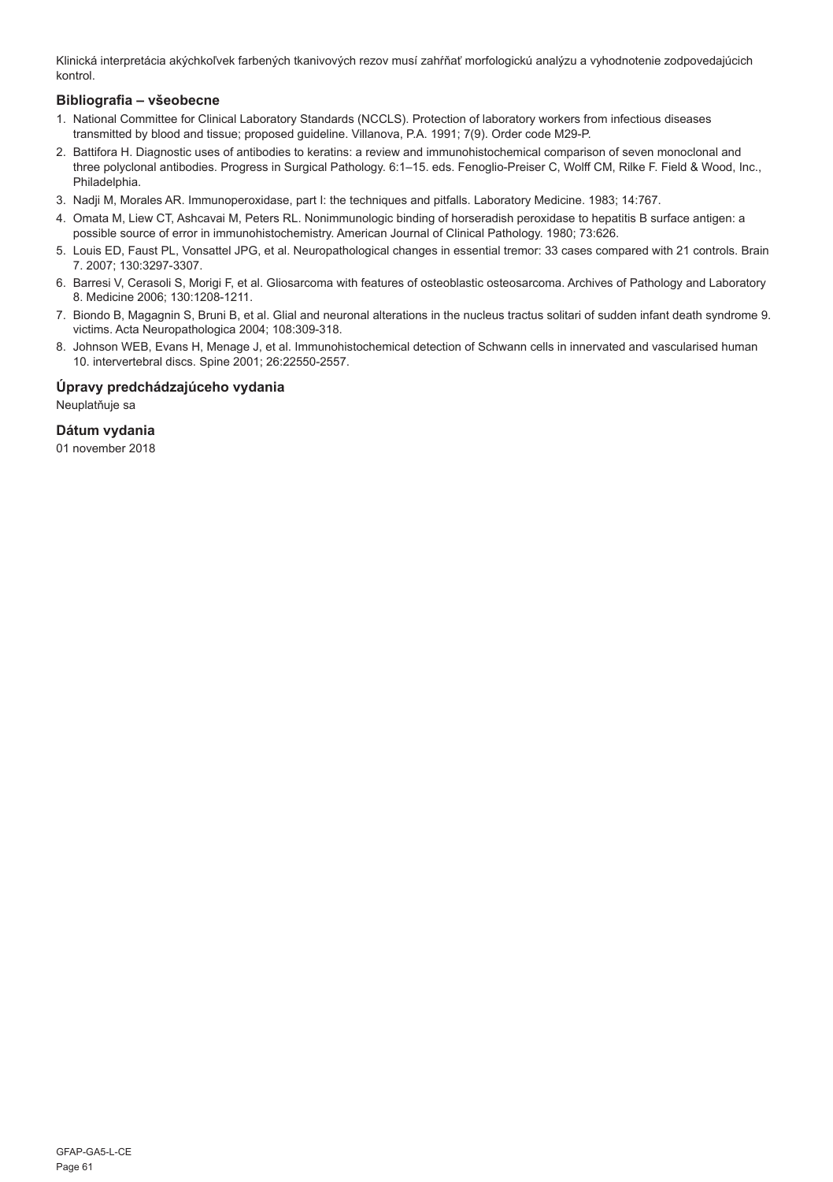Klinická interpretácia akýchkoľvek farbených tkanivových rezov musí zahŕňať morfologickú analýzu a vyhodnotenie zodpovedajúcich kontrol.

## Bibliografia – všeobecne

1. National Committee for Clinical Laboratory Standards (NCCLS). Protection of laboratory workers from infectious diseases transmitted by blood and tissue; proposed guideline. Villanova, P.A. 1991; 7(9). Order code M29-P.
2. Battifora H. Diagnostic uses of antibodies to keratins: a review and immunohistochemical comparison of seven monoclonal and three polyclonal antibodies. Progress in Surgical Pathology. 6:1–15. eds. Fenoglio-Preiser C, Wolff CM, Rilke F. Field & Wood, Inc., Philadelphia.
3. Nadji M, Morales AR. Immunoperoxidase, part I: the techniques and pitfalls. Laboratory Medicine. 1983; 14:767.
4. Omata M, Liew CT, Ashcavai M, Peters RL. Nonimmunologic binding of horseradish peroxidase to hepatitis B surface antigen: a possible source of error in immunohistochemistry. American Journal of Clinical Pathology. 1980; 73:626.
5. Louis ED, Faust PL, Vonsattel JPG, et al. Neuropathological changes in essential tremor: 33 cases compared with 21 controls. Brain 7. 2007; 130:3297-3307.
6. Barresi V, Cerasoli S, Morigi F, et al. Gliosarcoma with features of osteoblastic osteosarcoma. Archives of Pathology and Laboratory 8. Medicine 2006; 130:1208-1211.
7. Biondo B, Magagnin S, Bruni B, et al. Glial and neuronal alterations in the nucleus tractus solitari of sudden infant death syndrome 9. victims. Acta Neuropathologica 2004; 108:309-318.
8. Johnson WEB, Evans H, Menage J, et al. Immunohistochemical detection of Schwann cells in innervated and vascularised human 10. intervertebral discs. Spine 2001; 26:22550-2557.

## Úpravy predchádzajúceho vydania

Neuplatňuje sa

## Dátum vydania

01 november 2018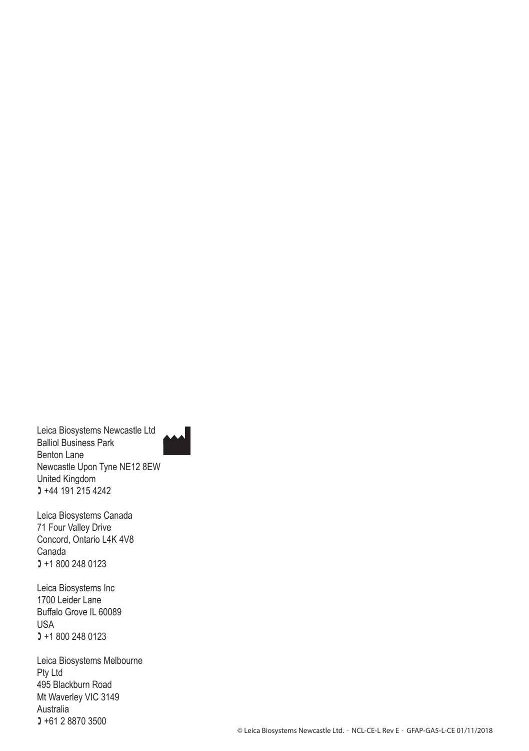Leica Biosystems Newcastle Ltd
Balliol Business Park
Benton Lane
Newcastle Upon Tyne NE12 8EW
United Kingdom
+44 191 215 4242

Leica Biosystems Canada
71 Four Valley Drive
Concord, Ontario L4K 4V8
Canada
+1 800 248 0123

Leica Biosystems Inc
1700 Leider Lane
Buffalo Grove IL 60089
USA
+1 800 248 0123

Leica Biosystems Melbourne
Pty Ltd
495 Blackburn Road
Mt Waverley VIC 3149
Australia
+61 2 8870 3500

© Leica Biosystems Newcastle Ltd. · NCL-CE-L Rev E · GFAP-GA5-L-CE 01/11/2018